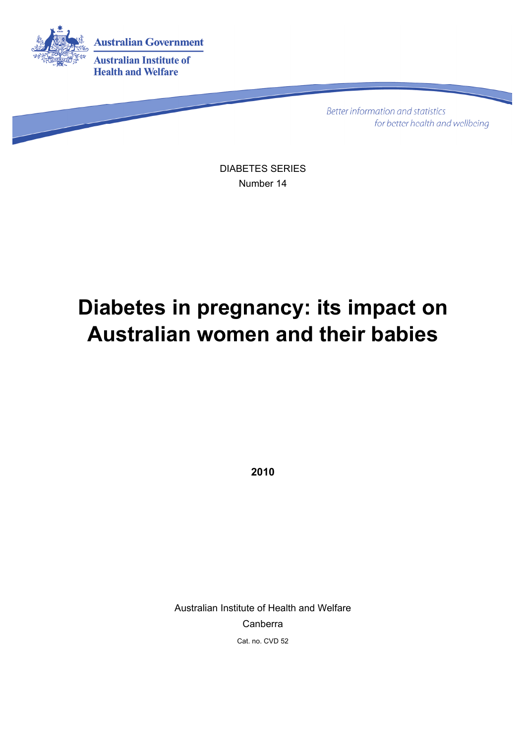Australian Government

Australian Institute of Health and Welfare

*Better information and statistics for better health and wellbeing*

DIABETES SERIES
Number 14

# Diabetes in pregnancy: its impact on Australian women and their babies

**2010**

Australian Institute of Health and Welfare
Canberra
Cat. no. CVD 52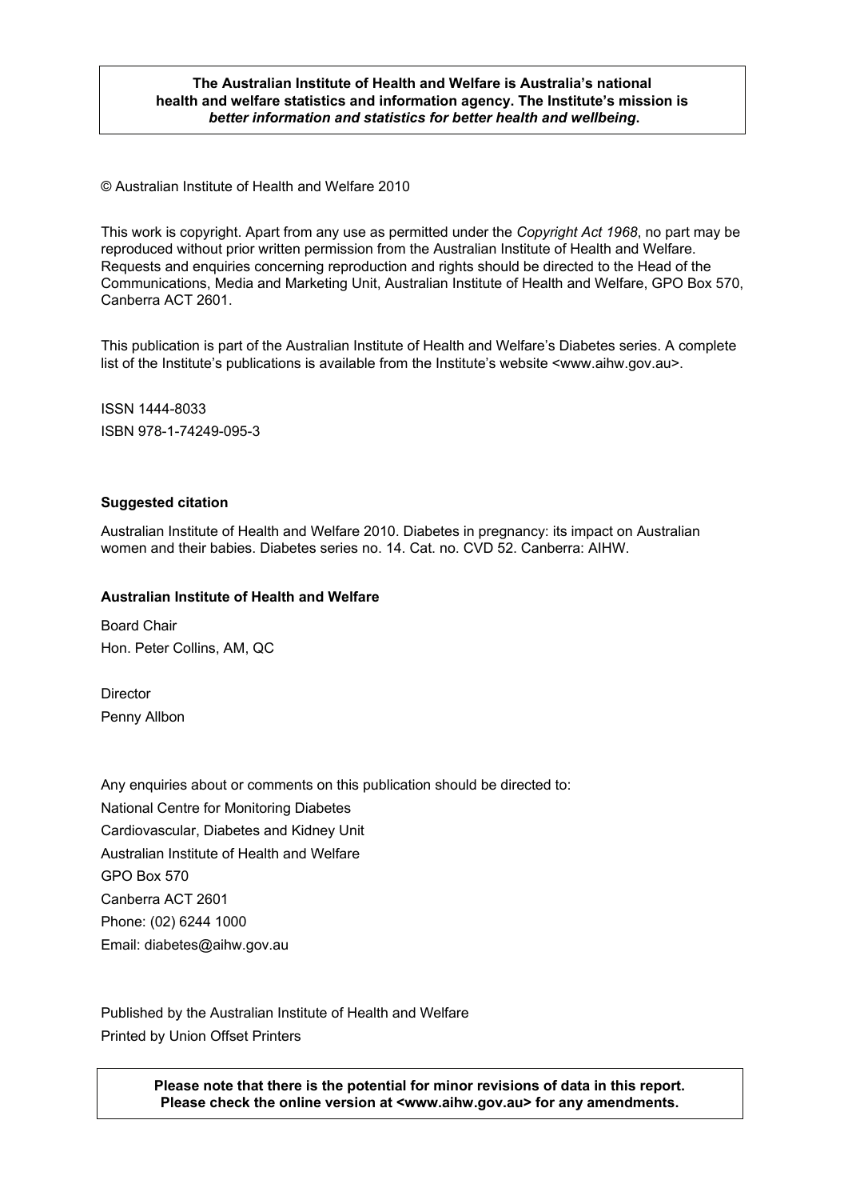**The Australian Institute of Health and Welfare is Australia's national health and welfare statistics and information agency. The Institute's mission is *better information and statistics for better health and wellbeing*.**

© Australian Institute of Health and Welfare 2010

This work is copyright. Apart from any use as permitted under the *Copyright Act 1968*, no part may be reproduced without prior written permission from the Australian Institute of Health and Welfare. Requests and enquiries concerning reproduction and rights should be directed to the Head of the Communications, Media and Marketing Unit, Australian Institute of Health and Welfare, GPO Box 570, Canberra ACT 2601.

This publication is part of the Australian Institute of Health and Welfare's Diabetes series. A complete list of the Institute's publications is available from the Institute's website <www.aihw.gov.au>.

ISSN 1444-8033

ISBN 978-1-74249-095-3

**Suggested citation**

Australian Institute of Health and Welfare 2010. Diabetes in pregnancy: its impact on Australian women and their babies. Diabetes series no. 14. Cat. no. CVD 52. Canberra: AIHW.

**Australian Institute of Health and Welfare**

Board Chair
Hon. Peter Collins, AM, QC

Director
Penny Allbon

Any enquiries about or comments on this publication should be directed to:
National Centre for Monitoring Diabetes
Cardiovascular, Diabetes and Kidney Unit
Australian Institute of Health and Welfare
GPO Box 570
Canberra ACT 2601
Phone: (02) 6244 1000
Email: diabetes@aihw.gov.au

Published by the Australian Institute of Health and Welfare
Printed by Union Offset Printers

**Please note that there is the potential for minor revisions of data in this report. Please check the online version at <www.aihw.gov.au> for any amendments.**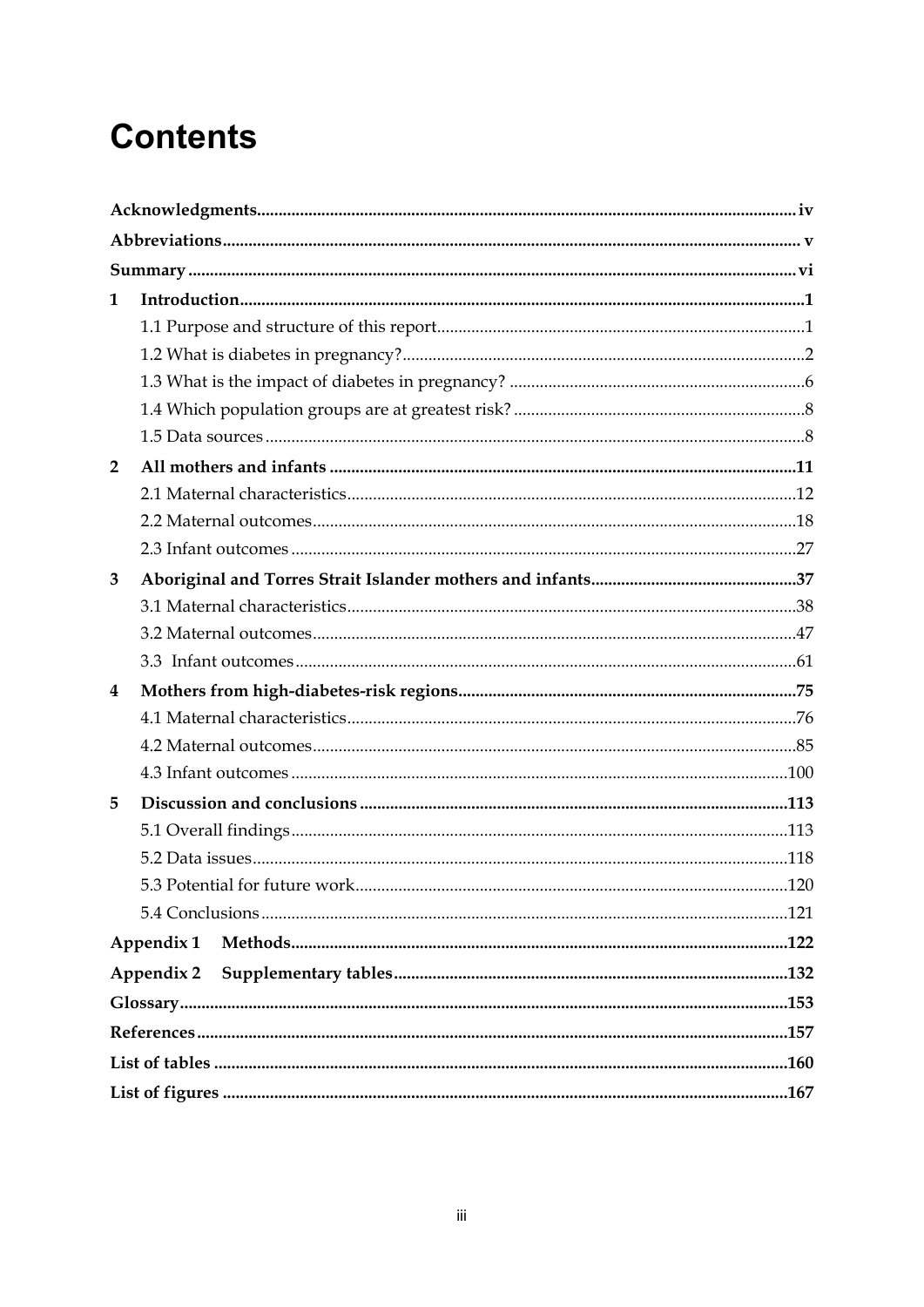# Contents

**Acknowledgments** ... iv

**Abbreviations** ... v

**Summary** ... vi

**1 Introduction** ... 1

- 1.1 Purpose and structure of this report ... 1
- 1.2 What is diabetes in pregnancy? ... 2
- 1.3 What is the impact of diabetes in pregnancy? ... 6
- 1.4 Which population groups are at greatest risk? ... 8
- 1.5 Data sources ... 8

**2 All mothers and infants** ... 11

- 2.1 Maternal characteristics ... 12
- 2.2 Maternal outcomes ... 18
- 2.3 Infant outcomes ... 27

**3 Aboriginal and Torres Strait Islander mothers and infants** ... 37

- 3.1 Maternal characteristics ... 38
- 3.2 Maternal outcomes ... 47
- 3.3 Infant outcomes ... 61

**4 Mothers from high-diabetes-risk regions** ... 75

- 4.1 Maternal characteristics ... 76
- 4.2 Maternal outcomes ... 85
- 4.3 Infant outcomes ... 100

**5 Discussion and conclusions** ... 113

- 5.1 Overall findings ... 113
- 5.2 Data issues ... 118
- 5.3 Potential for future work ... 120
- 5.4 Conclusions ... 121

**Appendix 1 Methods** ... 122

**Appendix 2 Supplementary tables** ... 132

**Glossary** ... 153

**References** ... 157

**List of tables** ... 160

**List of figures** ... 167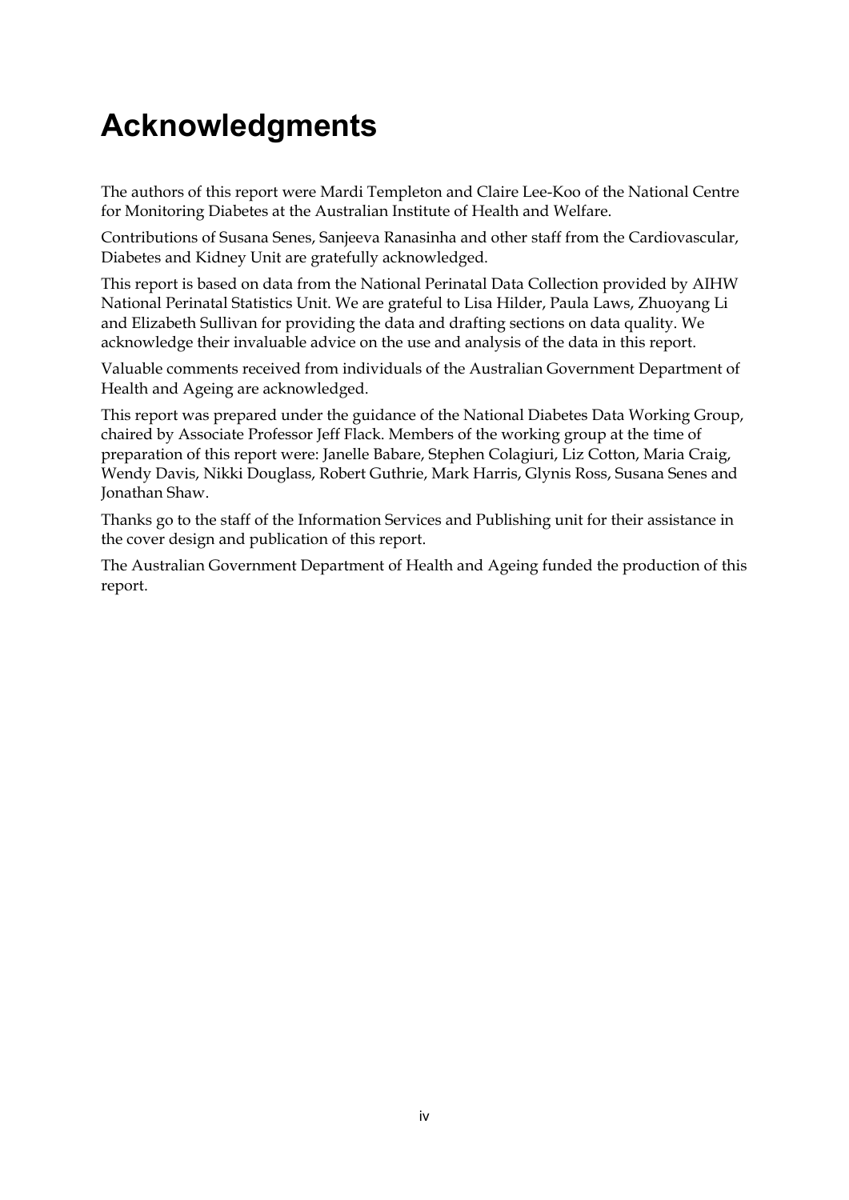# Acknowledgments

The authors of this report were Mardi Templeton and Claire Lee-Koo of the National Centre for Monitoring Diabetes at the Australian Institute of Health and Welfare.

Contributions of Susana Senes, Sanjeeva Ranasinha and other staff from the Cardiovascular, Diabetes and Kidney Unit are gratefully acknowledged.

This report is based on data from the National Perinatal Data Collection provided by AIHW National Perinatal Statistics Unit. We are grateful to Lisa Hilder, Paula Laws, Zhuoyang Li and Elizabeth Sullivan for providing the data and drafting sections on data quality. We acknowledge their invaluable advice on the use and analysis of the data in this report.

Valuable comments received from individuals of the Australian Government Department of Health and Ageing are acknowledged.

This report was prepared under the guidance of the National Diabetes Data Working Group, chaired by Associate Professor Jeff Flack. Members of the working group at the time of preparation of this report were: Janelle Babare, Stephen Colagiuri, Liz Cotton, Maria Craig, Wendy Davis, Nikki Douglass, Robert Guthrie, Mark Harris, Glynis Ross, Susana Senes and Jonathan Shaw.

Thanks go to the staff of the Information Services and Publishing unit for their assistance in the cover design and publication of this report.

The Australian Government Department of Health and Ageing funded the production of this report.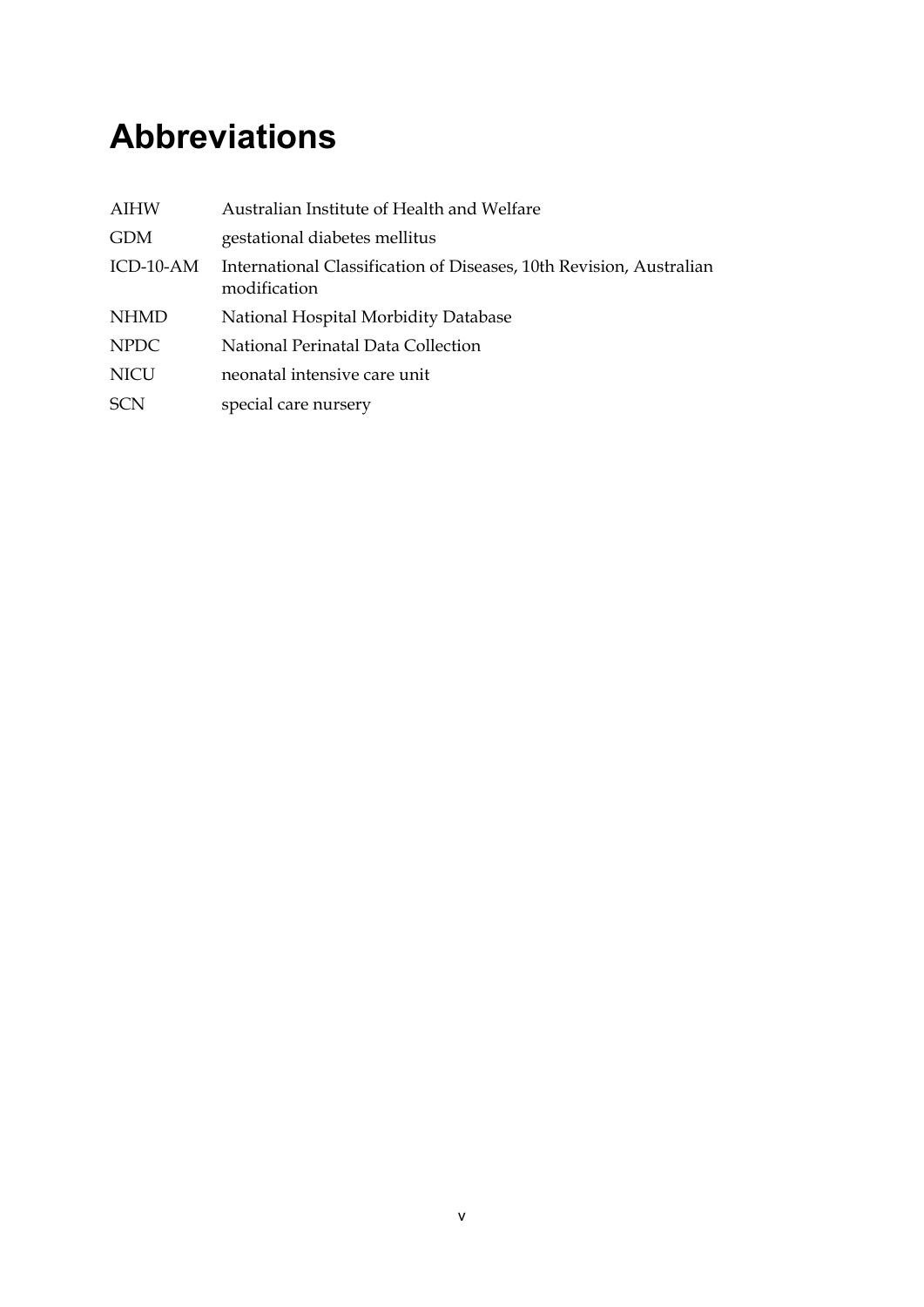# Abbreviations

| | |
|---|---|
| AIHW | Australian Institute of Health and Welfare |
| GDM | gestational diabetes mellitus |
| ICD-10-AM | International Classification of Diseases, 10th Revision, Australian modification |
| NHMD | National Hospital Morbidity Database |
| NPDC | National Perinatal Data Collection |
| NICU | neonatal intensive care unit |
| SCN | special care nursery |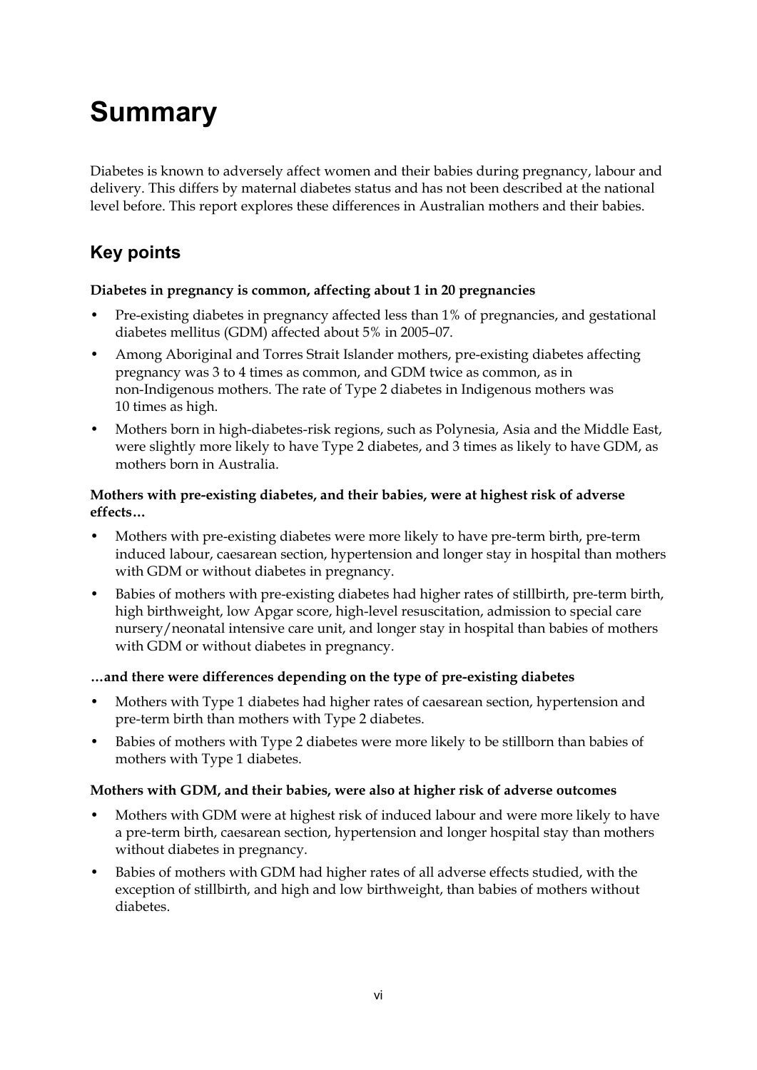# Summary

Diabetes is known to adversely affect women and their babies during pregnancy, labour and delivery. This differs by maternal diabetes status and has not been described at the national level before. This report explores these differences in Australian mothers and their babies.

## Key points

**Diabetes in pregnancy is common, affecting about 1 in 20 pregnancies**

- Pre-existing diabetes in pregnancy affected less than 1% of pregnancies, and gestational diabetes mellitus (GDM) affected about 5% in 2005–07.
- Among Aboriginal and Torres Strait Islander mothers, pre-existing diabetes affecting pregnancy was 3 to 4 times as common, and GDM twice as common, as in non-Indigenous mothers. The rate of Type 2 diabetes in Indigenous mothers was 10 times as high.
- Mothers born in high-diabetes-risk regions, such as Polynesia, Asia and the Middle East, were slightly more likely to have Type 2 diabetes, and 3 times as likely to have GDM, as mothers born in Australia.

**Mothers with pre-existing diabetes, and their babies, were at highest risk of adverse effects…**

- Mothers with pre-existing diabetes were more likely to have pre-term birth, pre-term induced labour, caesarean section, hypertension and longer stay in hospital than mothers with GDM or without diabetes in pregnancy.
- Babies of mothers with pre-existing diabetes had higher rates of stillbirth, pre-term birth, high birthweight, low Apgar score, high-level resuscitation, admission to special care nursery/neonatal intensive care unit, and longer stay in hospital than babies of mothers with GDM or without diabetes in pregnancy.

**…and there were differences depending on the type of pre-existing diabetes**

- Mothers with Type 1 diabetes had higher rates of caesarean section, hypertension and pre-term birth than mothers with Type 2 diabetes.
- Babies of mothers with Type 2 diabetes were more likely to be stillborn than babies of mothers with Type 1 diabetes.

**Mothers with GDM, and their babies, were also at higher risk of adverse outcomes**

- Mothers with GDM were at highest risk of induced labour and were more likely to have a pre-term birth, caesarean section, hypertension and longer hospital stay than mothers without diabetes in pregnancy.
- Babies of mothers with GDM had higher rates of all adverse effects studied, with the exception of stillbirth, and high and low birthweight, than babies of mothers without diabetes.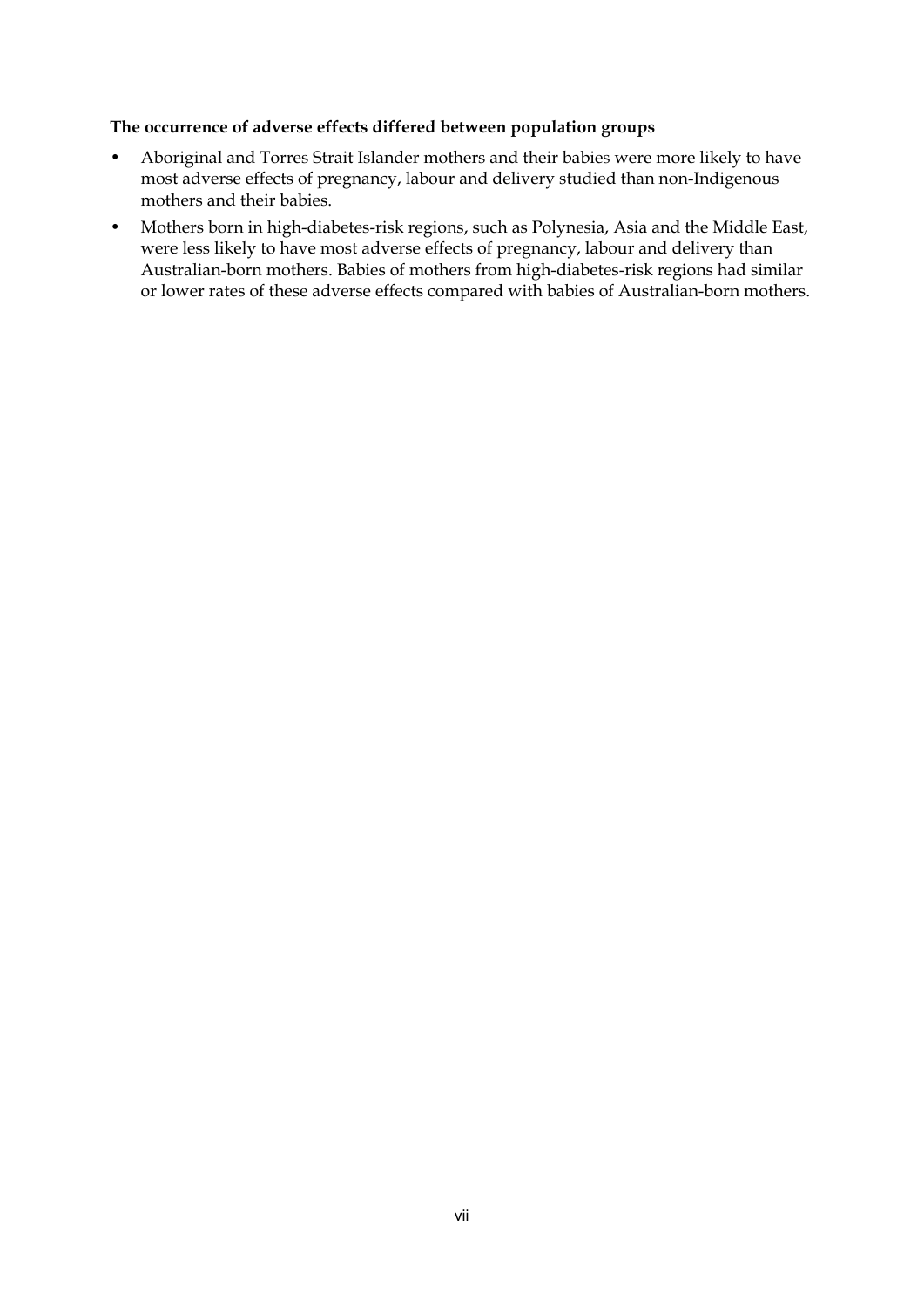**The occurrence of adverse effects differed between population groups**

- Aboriginal and Torres Strait Islander mothers and their babies were more likely to have most adverse effects of pregnancy, labour and delivery studied than non-Indigenous mothers and their babies.
- Mothers born in high-diabetes-risk regions, such as Polynesia, Asia and the Middle East, were less likely to have most adverse effects of pregnancy, labour and delivery than Australian-born mothers. Babies of mothers from high-diabetes-risk regions had similar or lower rates of these adverse effects compared with babies of Australian-born mothers.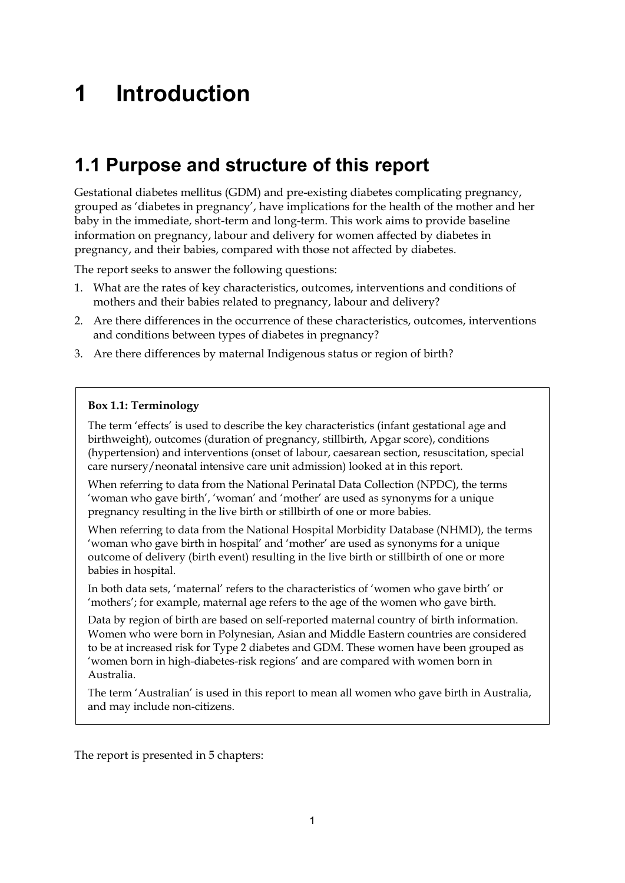# 1 Introduction

## 1.1 Purpose and structure of this report

Gestational diabetes mellitus (GDM) and pre-existing diabetes complicating pregnancy, grouped as 'diabetes in pregnancy', have implications for the health of the mother and her baby in the immediate, short-term and long-term. This work aims to provide baseline information on pregnancy, labour and delivery for women affected by diabetes in pregnancy, and their babies, compared with those not affected by diabetes.

The report seeks to answer the following questions:

1. What are the rates of key characteristics, outcomes, interventions and conditions of mothers and their babies related to pregnancy, labour and delivery?
2. Are there differences in the occurrence of these characteristics, outcomes, interventions and conditions between types of diabetes in pregnancy?
3. Are there differences by maternal Indigenous status or region of birth?

**Box 1.1: Terminology**

The term 'effects' is used to describe the key characteristics (infant gestational age and birthweight), outcomes (duration of pregnancy, stillbirth, Apgar score), conditions (hypertension) and interventions (onset of labour, caesarean section, resuscitation, special care nursery/neonatal intensive care unit admission) looked at in this report.

When referring to data from the National Perinatal Data Collection (NPDC), the terms 'woman who gave birth', 'woman' and 'mother' are used as synonyms for a unique pregnancy resulting in the live birth or stillbirth of one or more babies.

When referring to data from the National Hospital Morbidity Database (NHMD), the terms 'woman who gave birth in hospital' and 'mother' are used as synonyms for a unique outcome of delivery (birth event) resulting in the live birth or stillbirth of one or more babies in hospital.

In both data sets, 'maternal' refers to the characteristics of 'women who gave birth' or 'mothers'; for example, maternal age refers to the age of the women who gave birth.

Data by region of birth are based on self-reported maternal country of birth information. Women who were born in Polynesian, Asian and Middle Eastern countries are considered to be at increased risk for Type 2 diabetes and GDM. These women have been grouped as 'women born in high-diabetes-risk regions' and are compared with women born in Australia.

The term 'Australian' is used in this report to mean all women who gave birth in Australia, and may include non-citizens.

The report is presented in 5 chapters: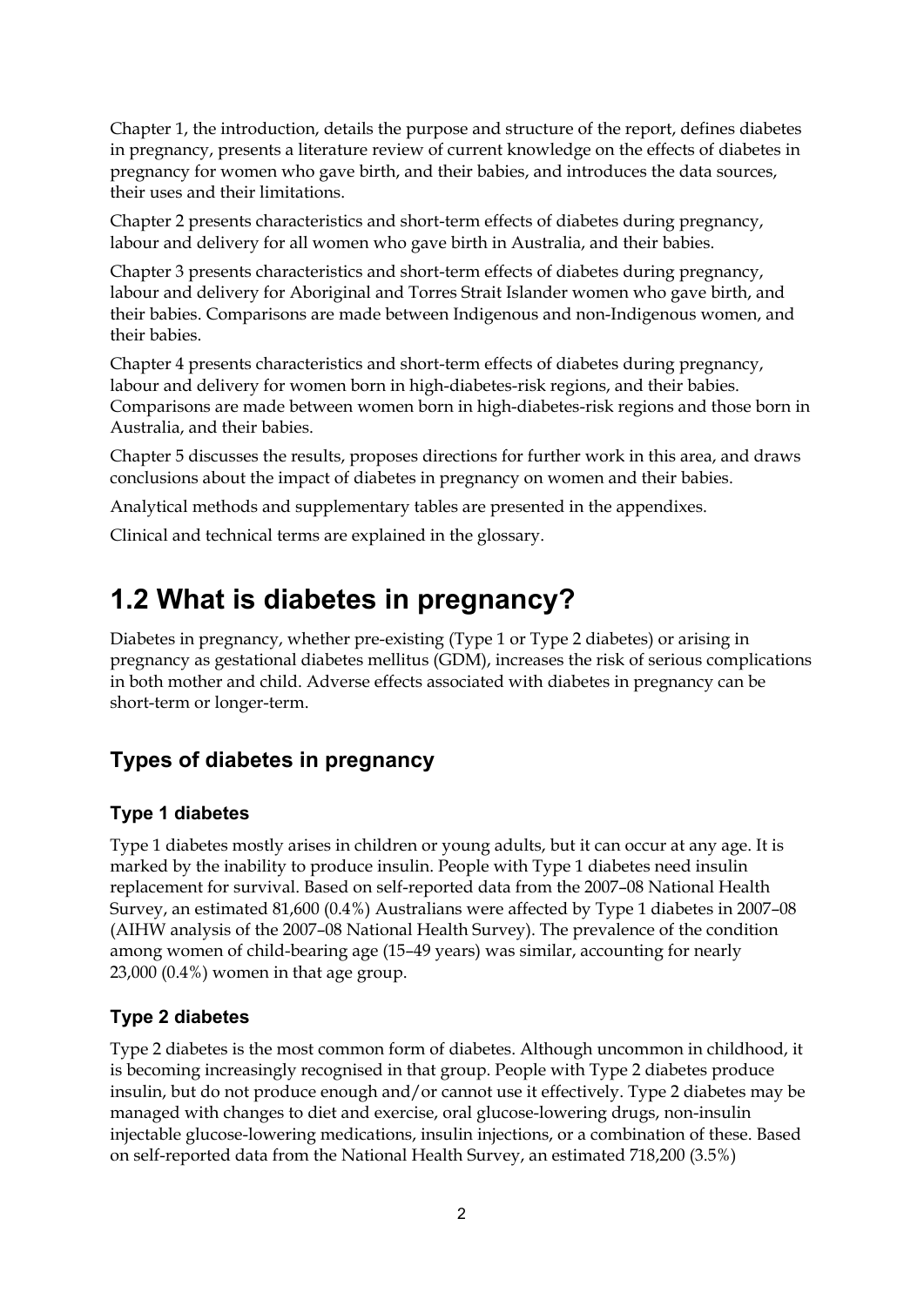Chapter 1, the introduction, details the purpose and structure of the report, defines diabetes in pregnancy, presents a literature review of current knowledge on the effects of diabetes in pregnancy for women who gave birth, and their babies, and introduces the data sources, their uses and their limitations.

Chapter 2 presents characteristics and short-term effects of diabetes during pregnancy, labour and delivery for all women who gave birth in Australia, and their babies.

Chapter 3 presents characteristics and short-term effects of diabetes during pregnancy, labour and delivery for Aboriginal and Torres Strait Islander women who gave birth, and their babies. Comparisons are made between Indigenous and non-Indigenous women, and their babies.

Chapter 4 presents characteristics and short-term effects of diabetes during pregnancy, labour and delivery for women born in high-diabetes-risk regions, and their babies. Comparisons are made between women born in high-diabetes-risk regions and those born in Australia, and their babies.

Chapter 5 discusses the results, proposes directions for further work in this area, and draws conclusions about the impact of diabetes in pregnancy on women and their babies.

Analytical methods and supplementary tables are presented in the appendixes.

Clinical and technical terms are explained in the glossary.

# 1.2 What is diabetes in pregnancy?

Diabetes in pregnancy, whether pre-existing (Type 1 or Type 2 diabetes) or arising in pregnancy as gestational diabetes mellitus (GDM), increases the risk of serious complications in both mother and child. Adverse effects associated with diabetes in pregnancy can be short-term or longer-term.

## Types of diabetes in pregnancy

### Type 1 diabetes

Type 1 diabetes mostly arises in children or young adults, but it can occur at any age. It is marked by the inability to produce insulin. People with Type 1 diabetes need insulin replacement for survival. Based on self-reported data from the 2007–08 National Health Survey, an estimated 81,600 (0.4%) Australians were affected by Type 1 diabetes in 2007–08 (AIHW analysis of the 2007–08 National Health Survey). The prevalence of the condition among women of child-bearing age (15–49 years) was similar, accounting for nearly 23,000 (0.4%) women in that age group.

### Type 2 diabetes

Type 2 diabetes is the most common form of diabetes. Although uncommon in childhood, it is becoming increasingly recognised in that group. People with Type 2 diabetes produce insulin, but do not produce enough and/or cannot use it effectively. Type 2 diabetes may be managed with changes to diet and exercise, oral glucose-lowering drugs, non-insulin injectable glucose-lowering medications, insulin injections, or a combination of these. Based on self-reported data from the National Health Survey, an estimated 718,200 (3.5%)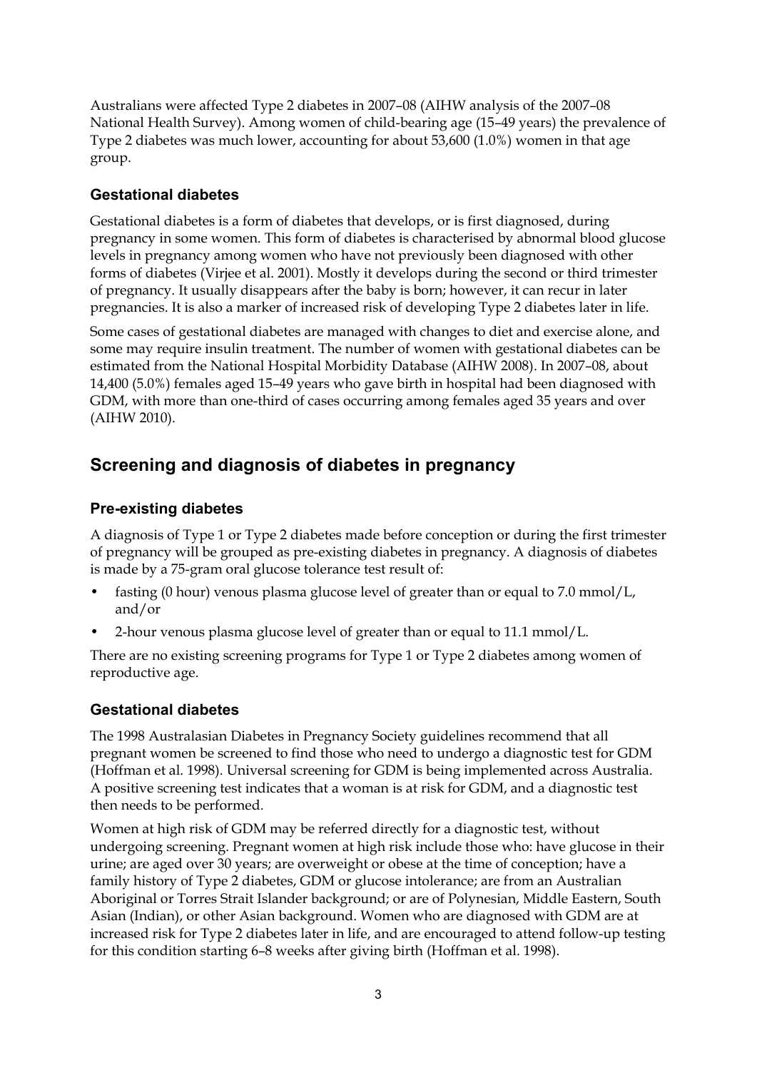Australians were affected Type 2 diabetes in 2007–08 (AIHW analysis of the 2007–08 National Health Survey). Among women of child-bearing age (15–49 years) the prevalence of Type 2 diabetes was much lower, accounting for about 53,600 (1.0%) women in that age group.

### Gestational diabetes

Gestational diabetes is a form of diabetes that develops, or is first diagnosed, during pregnancy in some women. This form of diabetes is characterised by abnormal blood glucose levels in pregnancy among women who have not previously been diagnosed with other forms of diabetes (Virjee et al. 2001). Mostly it develops during the second or third trimester of pregnancy. It usually disappears after the baby is born; however, it can recur in later pregnancies. It is also a marker of increased risk of developing Type 2 diabetes later in life.

Some cases of gestational diabetes are managed with changes to diet and exercise alone, and some may require insulin treatment. The number of women with gestational diabetes can be estimated from the National Hospital Morbidity Database (AIHW 2008). In 2007–08, about 14,400 (5.0%) females aged 15–49 years who gave birth in hospital had been diagnosed with GDM, with more than one-third of cases occurring among females aged 35 years and over (AIHW 2010).

## Screening and diagnosis of diabetes in pregnancy

### Pre-existing diabetes

A diagnosis of Type 1 or Type 2 diabetes made before conception or during the first trimester of pregnancy will be grouped as pre-existing diabetes in pregnancy. A diagnosis of diabetes is made by a 75-gram oral glucose tolerance test result of:

- fasting (0 hour) venous plasma glucose level of greater than or equal to 7.0 mmol/L, and/or
- 2-hour venous plasma glucose level of greater than or equal to 11.1 mmol/L.

There are no existing screening programs for Type 1 or Type 2 diabetes among women of reproductive age.

### Gestational diabetes

The 1998 Australasian Diabetes in Pregnancy Society guidelines recommend that all pregnant women be screened to find those who need to undergo a diagnostic test for GDM (Hoffman et al. 1998). Universal screening for GDM is being implemented across Australia. A positive screening test indicates that a woman is at risk for GDM, and a diagnostic test then needs to be performed.

Women at high risk of GDM may be referred directly for a diagnostic test, without undergoing screening. Pregnant women at high risk include those who: have glucose in their urine; are aged over 30 years; are overweight or obese at the time of conception; have a family history of Type 2 diabetes, GDM or glucose intolerance; are from an Australian Aboriginal or Torres Strait Islander background; or are of Polynesian, Middle Eastern, South Asian (Indian), or other Asian background. Women who are diagnosed with GDM are at increased risk for Type 2 diabetes later in life, and are encouraged to attend follow-up testing for this condition starting 6–8 weeks after giving birth (Hoffman et al. 1998).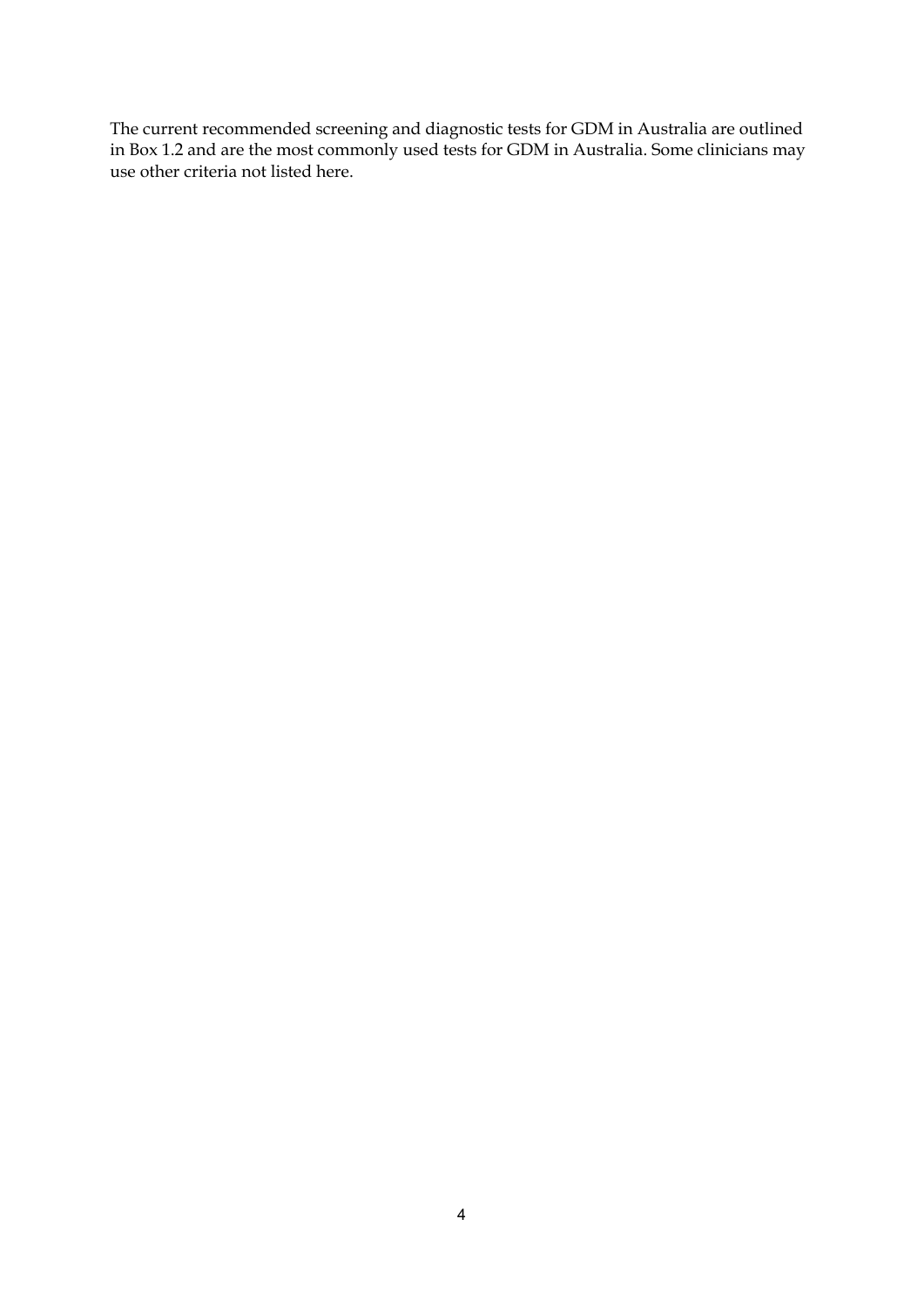The current recommended screening and diagnostic tests for GDM in Australia are outlined in Box 1.2 and are the most commonly used tests for GDM in Australia. Some clinicians may use other criteria not listed here.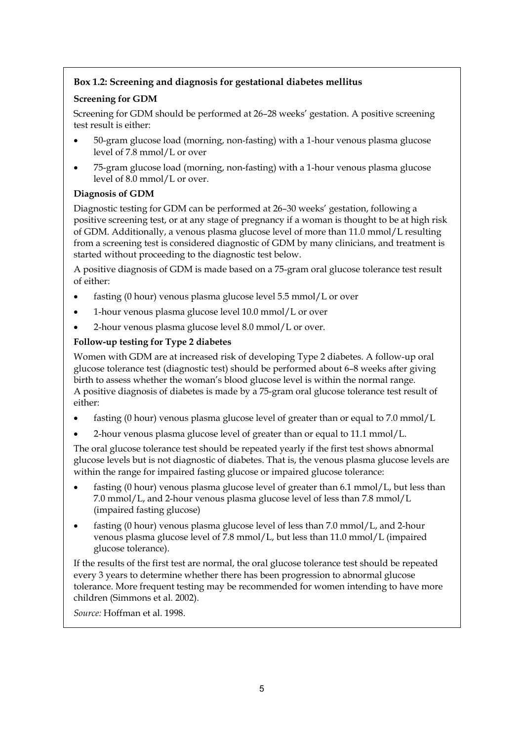### Box 1.2: Screening and diagnosis for gestational diabetes mellitus

**Screening for GDM**

Screening for GDM should be performed at 26–28 weeks' gestation. A positive screening test result is either:

- 50-gram glucose load (morning, non-fasting) with a 1-hour venous plasma glucose level of 7.8 mmol/L or over
- 75-gram glucose load (morning, non-fasting) with a 1-hour venous plasma glucose level of 8.0 mmol/L or over.

**Diagnosis of GDM**

Diagnostic testing for GDM can be performed at 26–30 weeks' gestation, following a positive screening test, or at any stage of pregnancy if a woman is thought to be at high risk of GDM. Additionally, a venous plasma glucose level of more than 11.0 mmol/L resulting from a screening test is considered diagnostic of GDM by many clinicians, and treatment is started without proceeding to the diagnostic test below.

A positive diagnosis of GDM is made based on a 75-gram oral glucose tolerance test result of either:

- fasting (0 hour) venous plasma glucose level 5.5 mmol/L or over
- 1-hour venous plasma glucose level 10.0 mmol/L or over
- 2-hour venous plasma glucose level 8.0 mmol/L or over.

**Follow-up testing for Type 2 diabetes**

Women with GDM are at increased risk of developing Type 2 diabetes. A follow-up oral glucose tolerance test (diagnostic test) should be performed about 6–8 weeks after giving birth to assess whether the woman's blood glucose level is within the normal range. A positive diagnosis of diabetes is made by a 75-gram oral glucose tolerance test result of either:

- fasting (0 hour) venous plasma glucose level of greater than or equal to 7.0 mmol/L
- 2-hour venous plasma glucose level of greater than or equal to 11.1 mmol/L.

The oral glucose tolerance test should be repeated yearly if the first test shows abnormal glucose levels but is not diagnostic of diabetes. That is, the venous plasma glucose levels are within the range for impaired fasting glucose or impaired glucose tolerance:

- fasting (0 hour) venous plasma glucose level of greater than 6.1 mmol/L, but less than 7.0 mmol/L, and 2-hour venous plasma glucose level of less than 7.8 mmol/L (impaired fasting glucose)
- fasting (0 hour) venous plasma glucose level of less than 7.0 mmol/L, and 2-hour venous plasma glucose level of 7.8 mmol/L, but less than 11.0 mmol/L (impaired glucose tolerance).

If the results of the first test are normal, the oral glucose tolerance test should be repeated every 3 years to determine whether there has been progression to abnormal glucose tolerance. More frequent testing may be recommended for women intending to have more children (Simmons et al. 2002).

*Source:* Hoffman et al. 1998.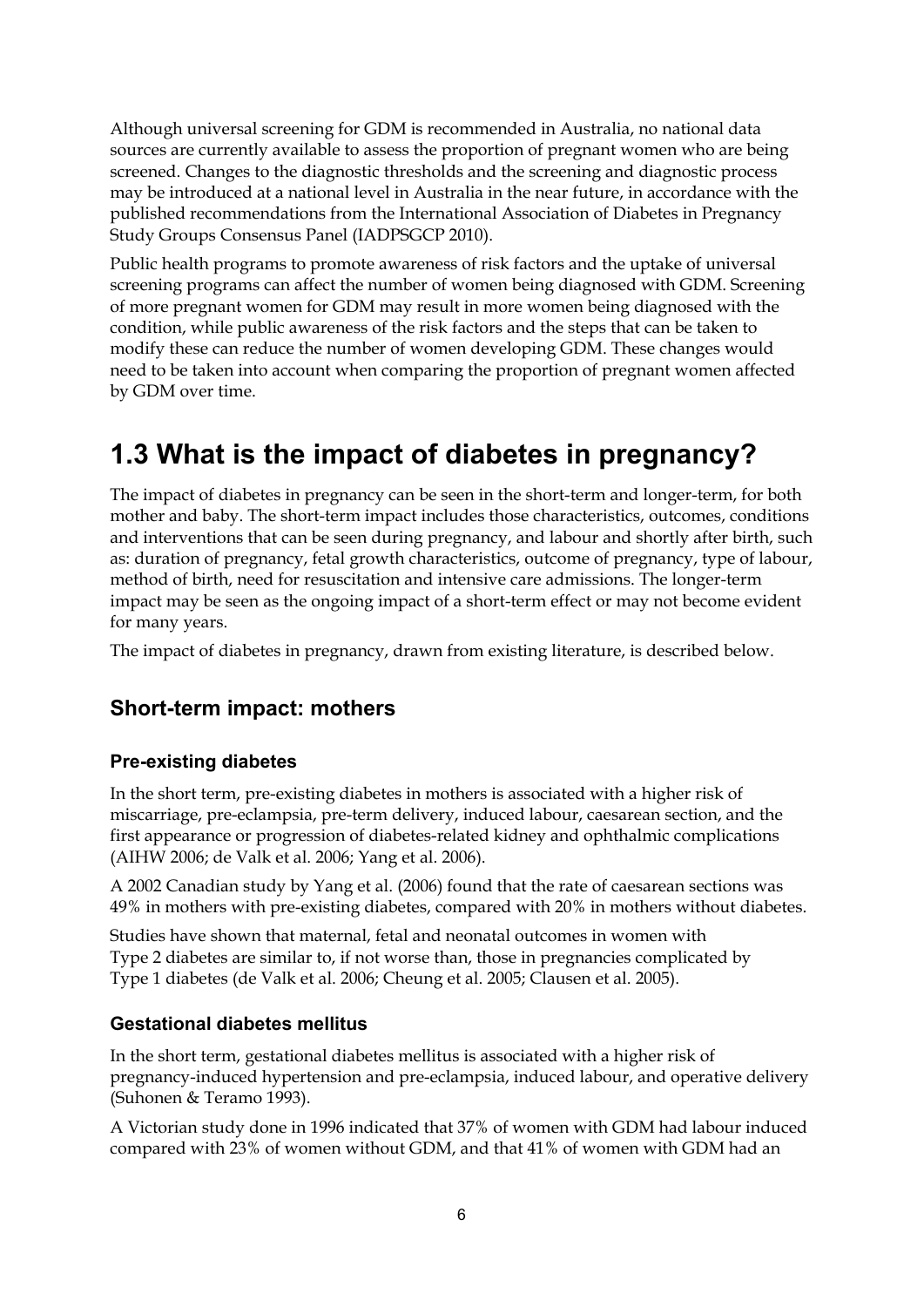Although universal screening for GDM is recommended in Australia, no national data sources are currently available to assess the proportion of pregnant women who are being screened. Changes to the diagnostic thresholds and the screening and diagnostic process may be introduced at a national level in Australia in the near future, in accordance with the published recommendations from the International Association of Diabetes in Pregnancy Study Groups Consensus Panel (IADPSGCP 2010).

Public health programs to promote awareness of risk factors and the uptake of universal screening programs can affect the number of women being diagnosed with GDM. Screening of more pregnant women for GDM may result in more women being diagnosed with the condition, while public awareness of the risk factors and the steps that can be taken to modify these can reduce the number of women developing GDM. These changes would need to be taken into account when comparing the proportion of pregnant women affected by GDM over time.

# 1.3 What is the impact of diabetes in pregnancy?

The impact of diabetes in pregnancy can be seen in the short-term and longer-term, for both mother and baby. The short-term impact includes those characteristics, outcomes, conditions and interventions that can be seen during pregnancy, and labour and shortly after birth, such as: duration of pregnancy, fetal growth characteristics, outcome of pregnancy, type of labour, method of birth, need for resuscitation and intensive care admissions. The longer-term impact may be seen as the ongoing impact of a short-term effect or may not become evident for many years.

The impact of diabetes in pregnancy, drawn from existing literature, is described below.

## Short-term impact: mothers

### Pre-existing diabetes

In the short term, pre-existing diabetes in mothers is associated with a higher risk of miscarriage, pre-eclampsia, pre-term delivery, induced labour, caesarean section, and the first appearance or progression of diabetes-related kidney and ophthalmic complications (AIHW 2006; de Valk et al. 2006; Yang et al. 2006).

A 2002 Canadian study by Yang et al. (2006) found that the rate of caesarean sections was 49% in mothers with pre-existing diabetes, compared with 20% in mothers without diabetes.

Studies have shown that maternal, fetal and neonatal outcomes in women with Type 2 diabetes are similar to, if not worse than, those in pregnancies complicated by Type 1 diabetes (de Valk et al. 2006; Cheung et al. 2005; Clausen et al. 2005).

### Gestational diabetes mellitus

In the short term, gestational diabetes mellitus is associated with a higher risk of pregnancy-induced hypertension and pre-eclampsia, induced labour, and operative delivery (Suhonen & Teramo 1993).

A Victorian study done in 1996 indicated that 37% of women with GDM had labour induced compared with 23% of women without GDM, and that 41% of women with GDM had an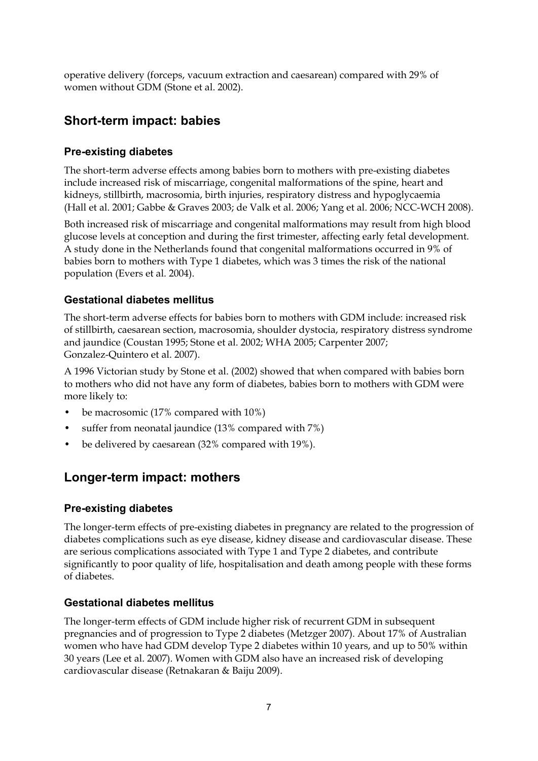operative delivery (forceps, vacuum extraction and caesarean) compared with 29% of women without GDM (Stone et al. 2002).

## Short-term impact: babies

### Pre-existing diabetes

The short-term adverse effects among babies born to mothers with pre-existing diabetes include increased risk of miscarriage, congenital malformations of the spine, heart and kidneys, stillbirth, macrosomia, birth injuries, respiratory distress and hypoglycaemia (Hall et al. 2001; Gabbe & Graves 2003; de Valk et al. 2006; Yang et al. 2006; NCC-WCH 2008).

Both increased risk of miscarriage and congenital malformations may result from high blood glucose levels at conception and during the first trimester, affecting early fetal development. A study done in the Netherlands found that congenital malformations occurred in 9% of babies born to mothers with Type 1 diabetes, which was 3 times the risk of the national population (Evers et al. 2004).

### Gestational diabetes mellitus

The short-term adverse effects for babies born to mothers with GDM include: increased risk of stillbirth, caesarean section, macrosomia, shoulder dystocia, respiratory distress syndrome and jaundice (Coustan 1995; Stone et al. 2002; WHA 2005; Carpenter 2007; Gonzalez-Quintero et al. 2007).

A 1996 Victorian study by Stone et al. (2002) showed that when compared with babies born to mothers who did not have any form of diabetes, babies born to mothers with GDM were more likely to:

- be macrosomic (17% compared with 10%)
- suffer from neonatal jaundice (13% compared with 7%)
- be delivered by caesarean (32% compared with 19%).

## Longer-term impact: mothers

### Pre-existing diabetes

The longer-term effects of pre-existing diabetes in pregnancy are related to the progression of diabetes complications such as eye disease, kidney disease and cardiovascular disease. These are serious complications associated with Type 1 and Type 2 diabetes, and contribute significantly to poor quality of life, hospitalisation and death among people with these forms of diabetes.

### Gestational diabetes mellitus

The longer-term effects of GDM include higher risk of recurrent GDM in subsequent pregnancies and of progression to Type 2 diabetes (Metzger 2007). About 17% of Australian women who have had GDM develop Type 2 diabetes within 10 years, and up to 50% within 30 years (Lee et al. 2007). Women with GDM also have an increased risk of developing cardiovascular disease (Retnakaran & Baiju 2009).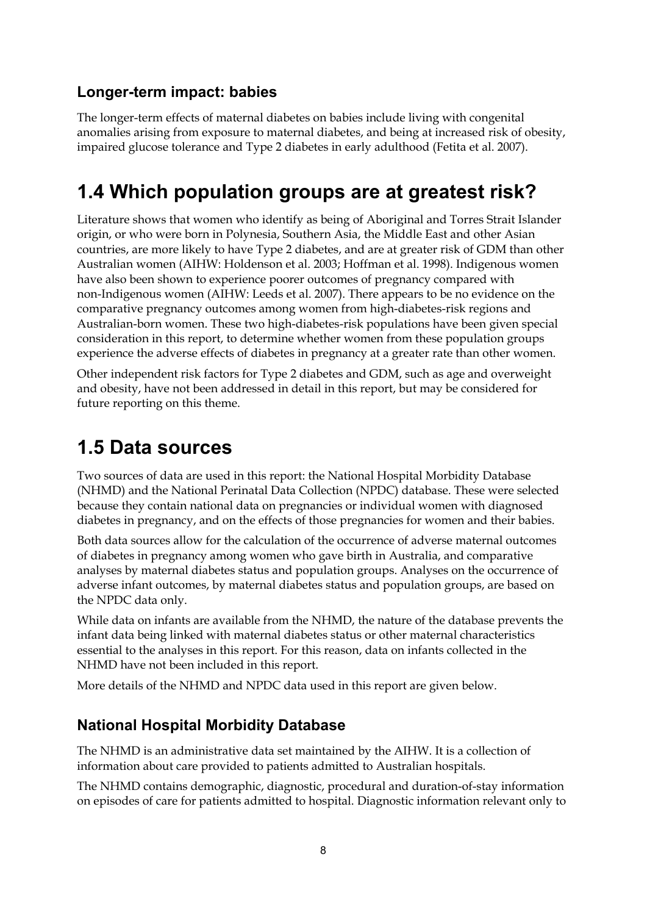### Longer-term impact: babies

The longer-term effects of maternal diabetes on babies include living with congenital anomalies arising from exposure to maternal diabetes, and being at increased risk of obesity, impaired glucose tolerance and Type 2 diabetes in early adulthood (Fetita et al. 2007).

## 1.4 Which population groups are at greatest risk?

Literature shows that women who identify as being of Aboriginal and Torres Strait Islander origin, or who were born in Polynesia, Southern Asia, the Middle East and other Asian countries, are more likely to have Type 2 diabetes, and are at greater risk of GDM than other Australian women (AIHW: Holdenson et al. 2003; Hoffman et al. 1998). Indigenous women have also been shown to experience poorer outcomes of pregnancy compared with non-Indigenous women (AIHW: Leeds et al. 2007). There appears to be no evidence on the comparative pregnancy outcomes among women from high-diabetes-risk regions and Australian-born women. These two high-diabetes-risk populations have been given special consideration in this report, to determine whether women from these population groups experience the adverse effects of diabetes in pregnancy at a greater rate than other women.

Other independent risk factors for Type 2 diabetes and GDM, such as age and overweight and obesity, have not been addressed in detail in this report, but may be considered for future reporting on this theme.

## 1.5 Data sources

Two sources of data are used in this report: the National Hospital Morbidity Database (NHMD) and the National Perinatal Data Collection (NPDC) database. These were selected because they contain national data on pregnancies or individual women with diagnosed diabetes in pregnancy, and on the effects of those pregnancies for women and their babies.

Both data sources allow for the calculation of the occurrence of adverse maternal outcomes of diabetes in pregnancy among women who gave birth in Australia, and comparative analyses by maternal diabetes status and population groups. Analyses on the occurrence of adverse infant outcomes, by maternal diabetes status and population groups, are based on the NPDC data only.

While data on infants are available from the NHMD, the nature of the database prevents the infant data being linked with maternal diabetes status or other maternal characteristics essential to the analyses in this report. For this reason, data on infants collected in the NHMD have not been included in this report.

More details of the NHMD and NPDC data used in this report are given below.

### National Hospital Morbidity Database

The NHMD is an administrative data set maintained by the AIHW. It is a collection of information about care provided to patients admitted to Australian hospitals.

The NHMD contains demographic, diagnostic, procedural and duration-of-stay information on episodes of care for patients admitted to hospital. Diagnostic information relevant only to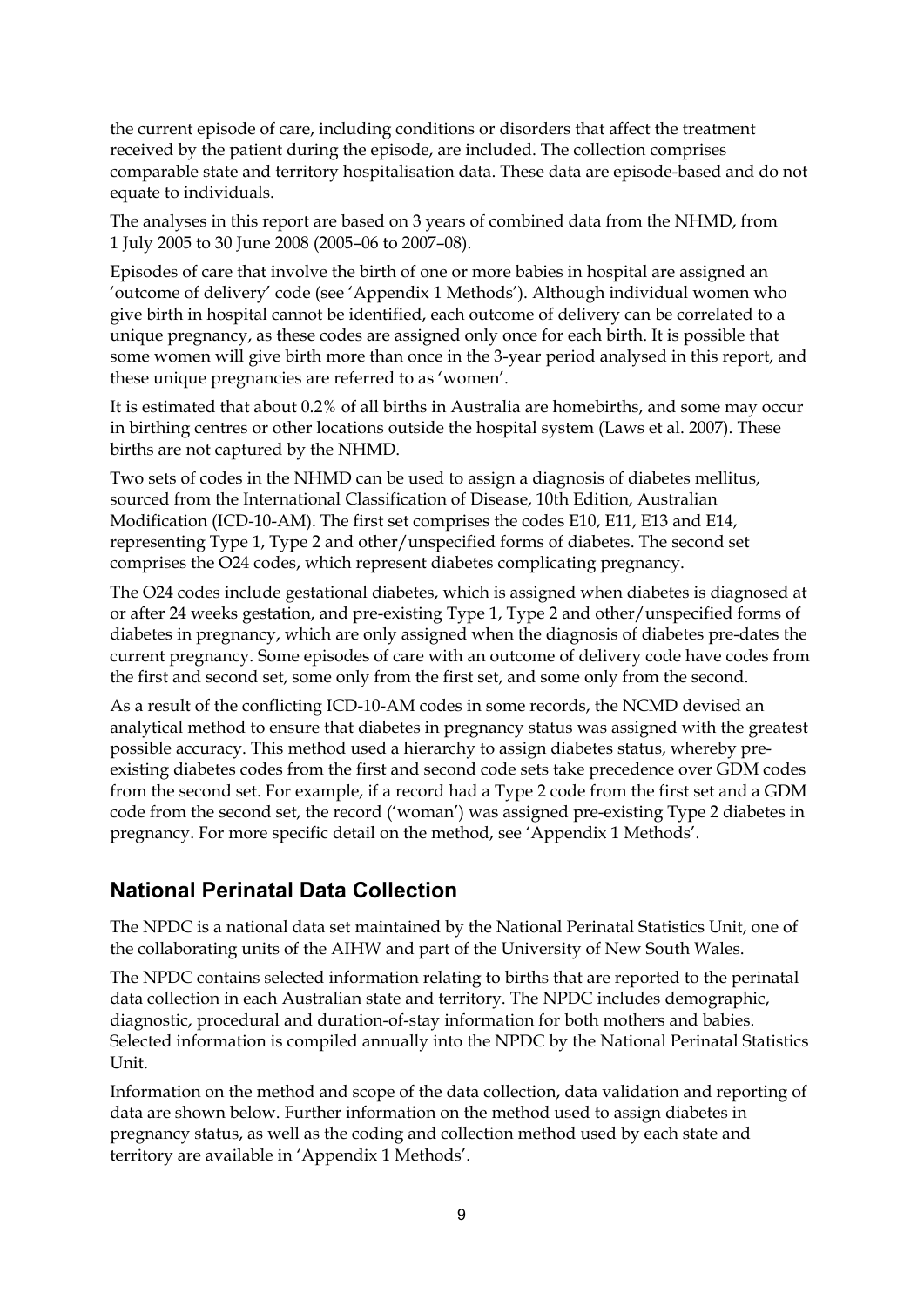the current episode of care, including conditions or disorders that affect the treatment received by the patient during the episode, are included. The collection comprises comparable state and territory hospitalisation data. These data are episode-based and do not equate to individuals.

The analyses in this report are based on 3 years of combined data from the NHMD, from 1 July 2005 to 30 June 2008 (2005–06 to 2007–08).

Episodes of care that involve the birth of one or more babies in hospital are assigned an 'outcome of delivery' code (see 'Appendix 1 Methods'). Although individual women who give birth in hospital cannot be identified, each outcome of delivery can be correlated to a unique pregnancy, as these codes are assigned only once for each birth. It is possible that some women will give birth more than once in the 3-year period analysed in this report, and these unique pregnancies are referred to as 'women'.

It is estimated that about 0.2% of all births in Australia are homebirths, and some may occur in birthing centres or other locations outside the hospital system (Laws et al. 2007). These births are not captured by the NHMD.

Two sets of codes in the NHMD can be used to assign a diagnosis of diabetes mellitus, sourced from the International Classification of Disease, 10th Edition, Australian Modification (ICD-10-AM). The first set comprises the codes E10, E11, E13 and E14, representing Type 1, Type 2 and other/unspecified forms of diabetes. The second set comprises the O24 codes, which represent diabetes complicating pregnancy.

The O24 codes include gestational diabetes, which is assigned when diabetes is diagnosed at or after 24 weeks gestation, and pre-existing Type 1, Type 2 and other/unspecified forms of diabetes in pregnancy, which are only assigned when the diagnosis of diabetes pre-dates the current pregnancy. Some episodes of care with an outcome of delivery code have codes from the first and second set, some only from the first set, and some only from the second.

As a result of the conflicting ICD-10-AM codes in some records, the NCMD devised an analytical method to ensure that diabetes in pregnancy status was assigned with the greatest possible accuracy. This method used a hierarchy to assign diabetes status, whereby pre-existing diabetes codes from the first and second code sets take precedence over GDM codes from the second set. For example, if a record had a Type 2 code from the first set and a GDM code from the second set, the record ('woman') was assigned pre-existing Type 2 diabetes in pregnancy. For more specific detail on the method, see 'Appendix 1 Methods'.

## National Perinatal Data Collection

The NPDC is a national data set maintained by the National Perinatal Statistics Unit, one of the collaborating units of the AIHW and part of the University of New South Wales.

The NPDC contains selected information relating to births that are reported to the perinatal data collection in each Australian state and territory. The NPDC includes demographic, diagnostic, procedural and duration-of-stay information for both mothers and babies. Selected information is compiled annually into the NPDC by the National Perinatal Statistics Unit.

Information on the method and scope of the data collection, data validation and reporting of data are shown below. Further information on the method used to assign diabetes in pregnancy status, as well as the coding and collection method used by each state and territory are available in 'Appendix 1 Methods'.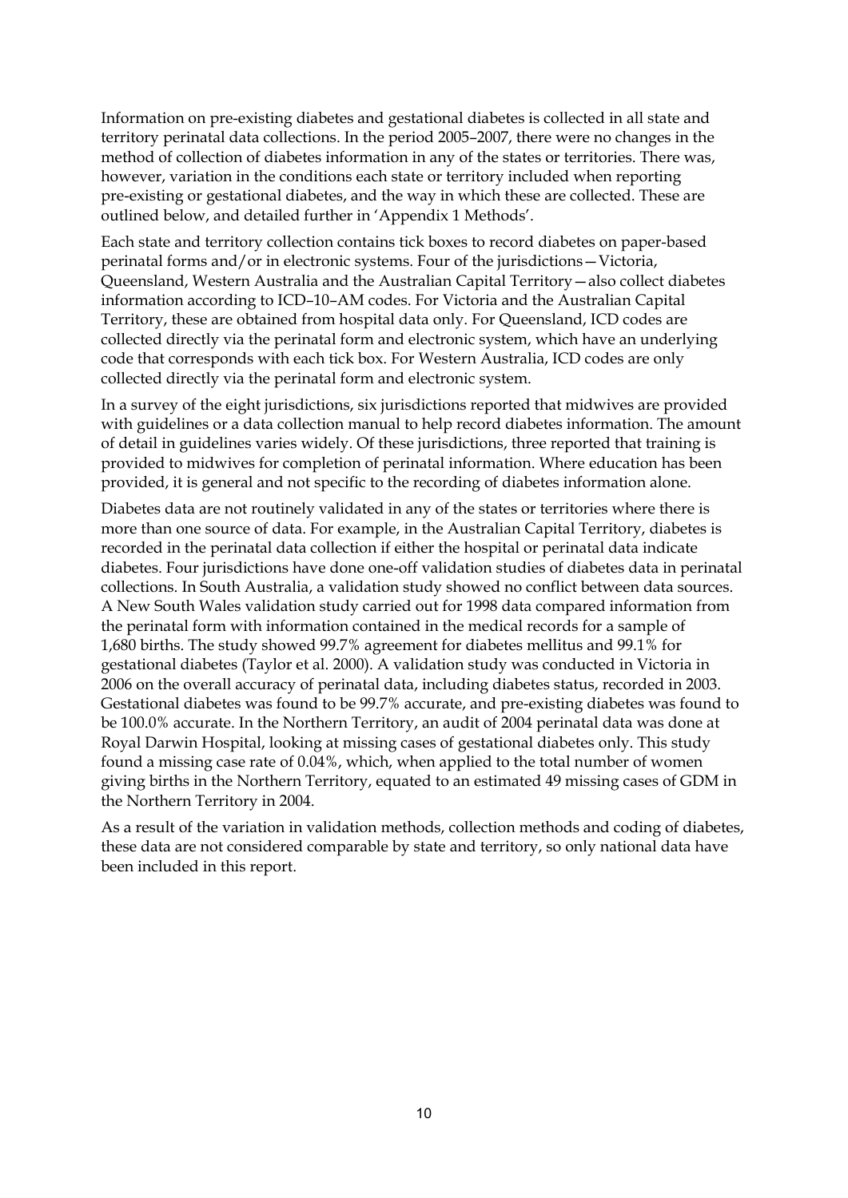Information on pre-existing diabetes and gestational diabetes is collected in all state and territory perinatal data collections. In the period 2005–2007, there were no changes in the method of collection of diabetes information in any of the states or territories. There was, however, variation in the conditions each state or territory included when reporting pre-existing or gestational diabetes, and the way in which these are collected. These are outlined below, and detailed further in 'Appendix 1 Methods'.

Each state and territory collection contains tick boxes to record diabetes on paper-based perinatal forms and/or in electronic systems. Four of the jurisdictions—Victoria, Queensland, Western Australia and the Australian Capital Territory—also collect diabetes information according to ICD–10–AM codes. For Victoria and the Australian Capital Territory, these are obtained from hospital data only. For Queensland, ICD codes are collected directly via the perinatal form and electronic system, which have an underlying code that corresponds with each tick box. For Western Australia, ICD codes are only collected directly via the perinatal form and electronic system.

In a survey of the eight jurisdictions, six jurisdictions reported that midwives are provided with guidelines or a data collection manual to help record diabetes information. The amount of detail in guidelines varies widely. Of these jurisdictions, three reported that training is provided to midwives for completion of perinatal information. Where education has been provided, it is general and not specific to the recording of diabetes information alone.

Diabetes data are not routinely validated in any of the states or territories where there is more than one source of data. For example, in the Australian Capital Territory, diabetes is recorded in the perinatal data collection if either the hospital or perinatal data indicate diabetes. Four jurisdictions have done one-off validation studies of diabetes data in perinatal collections. In South Australia, a validation study showed no conflict between data sources. A New South Wales validation study carried out for 1998 data compared information from the perinatal form with information contained in the medical records for a sample of 1,680 births. The study showed 99.7% agreement for diabetes mellitus and 99.1% for gestational diabetes (Taylor et al. 2000). A validation study was conducted in Victoria in 2006 on the overall accuracy of perinatal data, including diabetes status, recorded in 2003. Gestational diabetes was found to be 99.7% accurate, and pre-existing diabetes was found to be 100.0% accurate. In the Northern Territory, an audit of 2004 perinatal data was done at Royal Darwin Hospital, looking at missing cases of gestational diabetes only. This study found a missing case rate of 0.04%, which, when applied to the total number of women giving births in the Northern Territory, equated to an estimated 49 missing cases of GDM in the Northern Territory in 2004.

As a result of the variation in validation methods, collection methods and coding of diabetes, these data are not considered comparable by state and territory, so only national data have been included in this report.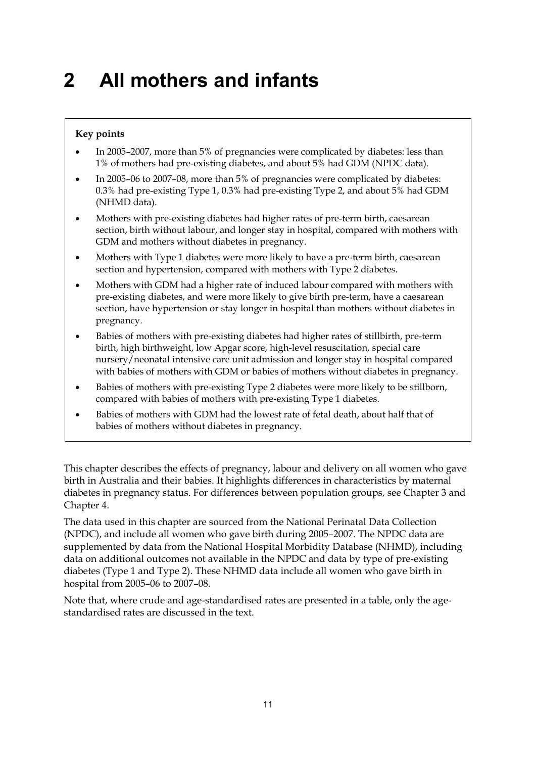# 2 All mothers and infants

**Key points**

- In 2005–2007, more than 5% of pregnancies were complicated by diabetes: less than 1% of mothers had pre-existing diabetes, and about 5% had GDM (NPDC data).
- In 2005–06 to 2007–08, more than 5% of pregnancies were complicated by diabetes: 0.3% had pre-existing Type 1, 0.3% had pre-existing Type 2, and about 5% had GDM (NHMD data).
- Mothers with pre-existing diabetes had higher rates of pre-term birth, caesarean section, birth without labour, and longer stay in hospital, compared with mothers with GDM and mothers without diabetes in pregnancy.
- Mothers with Type 1 diabetes were more likely to have a pre-term birth, caesarean section and hypertension, compared with mothers with Type 2 diabetes.
- Mothers with GDM had a higher rate of induced labour compared with mothers with pre-existing diabetes, and were more likely to give birth pre-term, have a caesarean section, have hypertension or stay longer in hospital than mothers without diabetes in pregnancy.
- Babies of mothers with pre-existing diabetes had higher rates of stillbirth, pre-term birth, high birthweight, low Apgar score, high-level resuscitation, special care nursery/neonatal intensive care unit admission and longer stay in hospital compared with babies of mothers with GDM or babies of mothers without diabetes in pregnancy.
- Babies of mothers with pre-existing Type 2 diabetes were more likely to be stillborn, compared with babies of mothers with pre-existing Type 1 diabetes.
- Babies of mothers with GDM had the lowest rate of fetal death, about half that of babies of mothers without diabetes in pregnancy.

This chapter describes the effects of pregnancy, labour and delivery on all women who gave birth in Australia and their babies. It highlights differences in characteristics by maternal diabetes in pregnancy status. For differences between population groups, see Chapter 3 and Chapter 4.

The data used in this chapter are sourced from the National Perinatal Data Collection (NPDC), and include all women who gave birth during 2005–2007. The NPDC data are supplemented by data from the National Hospital Morbidity Database (NHMD), including data on additional outcomes not available in the NPDC and data by type of pre-existing diabetes (Type 1 and Type 2). These NHMD data include all women who gave birth in hospital from 2005–06 to 2007–08.

Note that, where crude and age-standardised rates are presented in a table, only the age-standardised rates are discussed in the text.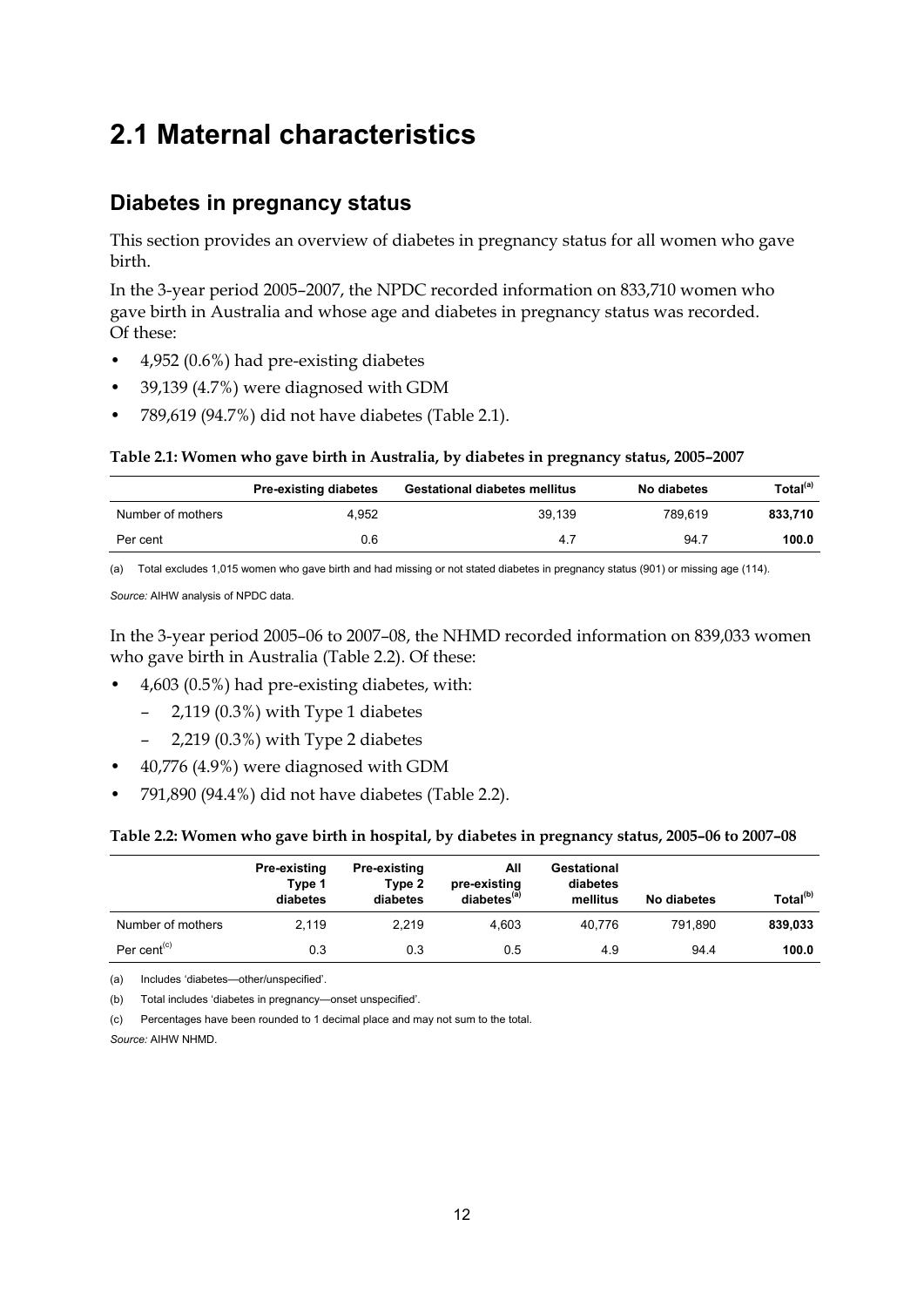# 2.1 Maternal characteristics

## Diabetes in pregnancy status

This section provides an overview of diabetes in pregnancy status for all women who gave birth.

In the 3-year period 2005–2007, the NPDC recorded information on 833,710 women who gave birth in Australia and whose age and diabetes in pregnancy status was recorded. Of these:

- 4,952 (0.6%) had pre-existing diabetes
- 39,139 (4.7%) were diagnosed with GDM
- 789,619 (94.7%) did not have diabetes (Table 2.1).

**Table 2.1: Women who gave birth in Australia, by diabetes in pregnancy status, 2005–2007**

| | Pre-existing diabetes | Gestational diabetes mellitus | No diabetes | Total[(a)] |
|---|---|---|---|---|
| Number of mothers | 4,952 | 39,139 | 789,619 | **833,710** |
| Per cent | 0.6 | 4.7 | 94.7 | **100.0** |

(a) Total excludes 1,015 women who gave birth and had missing or not stated diabetes in pregnancy status (901) or missing age (114).

*Source:* AIHW analysis of NPDC data.

In the 3-year period 2005–06 to 2007–08, the NHMD recorded information on 839,033 women who gave birth in Australia (Table 2.2). Of these:

- 4,603 (0.5%) had pre-existing diabetes, with:
  - 2,119 (0.3%) with Type 1 diabetes
  - 2,219 (0.3%) with Type 2 diabetes
- 40,776 (4.9%) were diagnosed with GDM
- 791,890 (94.4%) did not have diabetes (Table 2.2).

**Table 2.2: Women who gave birth in hospital, by diabetes in pregnancy status, 2005–06 to 2007–08**

| | Pre-existing Type 1 diabetes | Pre-existing Type 2 diabetes | All pre-existing diabetes[(a)] | Gestational diabetes mellitus | No diabetes | Total[(b)] |
|---|---|---|---|---|---|---|
| Number of mothers | 2,119 | 2,219 | 4,603 | 40,776 | 791,890 | **839,033** |
| Per cent[(c)] | 0.3 | 0.3 | 0.5 | 4.9 | 94.4 | **100.0** |

(a) Includes 'diabetes—other/unspecified'.

(b) Total includes 'diabetes in pregnancy—onset unspecified'.

(c) Percentages have been rounded to 1 decimal place and may not sum to the total.

*Source:* AIHW NHMD.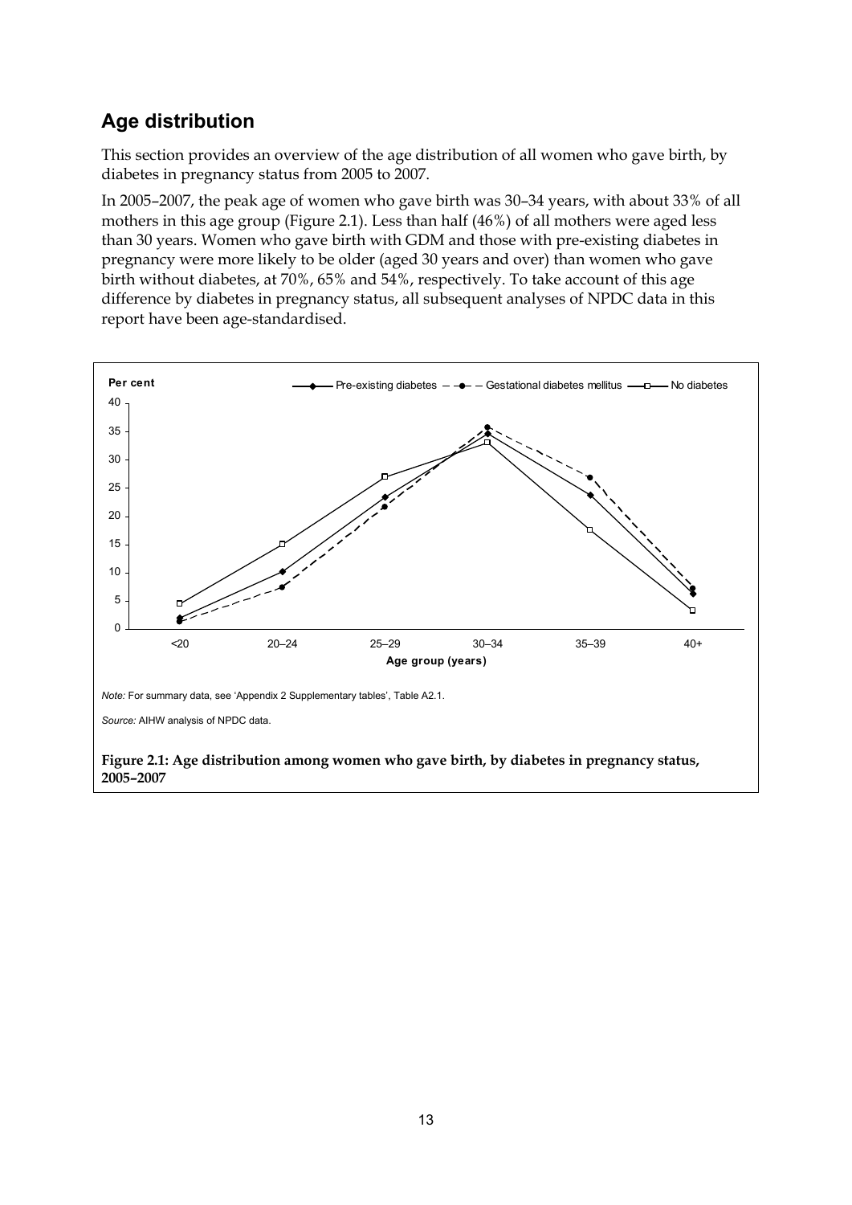## Age distribution

This section provides an overview of the age distribution of all women who gave birth, by diabetes in pregnancy status from 2005 to 2007.

In 2005–2007, the peak age of women who gave birth was 30–34 years, with about 33% of all mothers in this age group (Figure 2.1). Less than half (46%) of all mothers were aged less than 30 years. Women who gave birth with GDM and those with pre-existing diabetes in pregnancy were more likely to be older (aged 30 years and over) than women who gave birth without diabetes, at 70%, 65% and 54%, respectively. To take account of this age difference by diabetes in pregnancy status, all subsequent analyses of NPDC data in this report have been age-standardised.

*Note:* For summary data, see 'Appendix 2 Supplementary tables', Table A2.1.

*Source:* AIHW analysis of NPDC data.

**Figure 2.1: Age distribution among women who gave birth, by diabetes in pregnancy status, 2005–2007**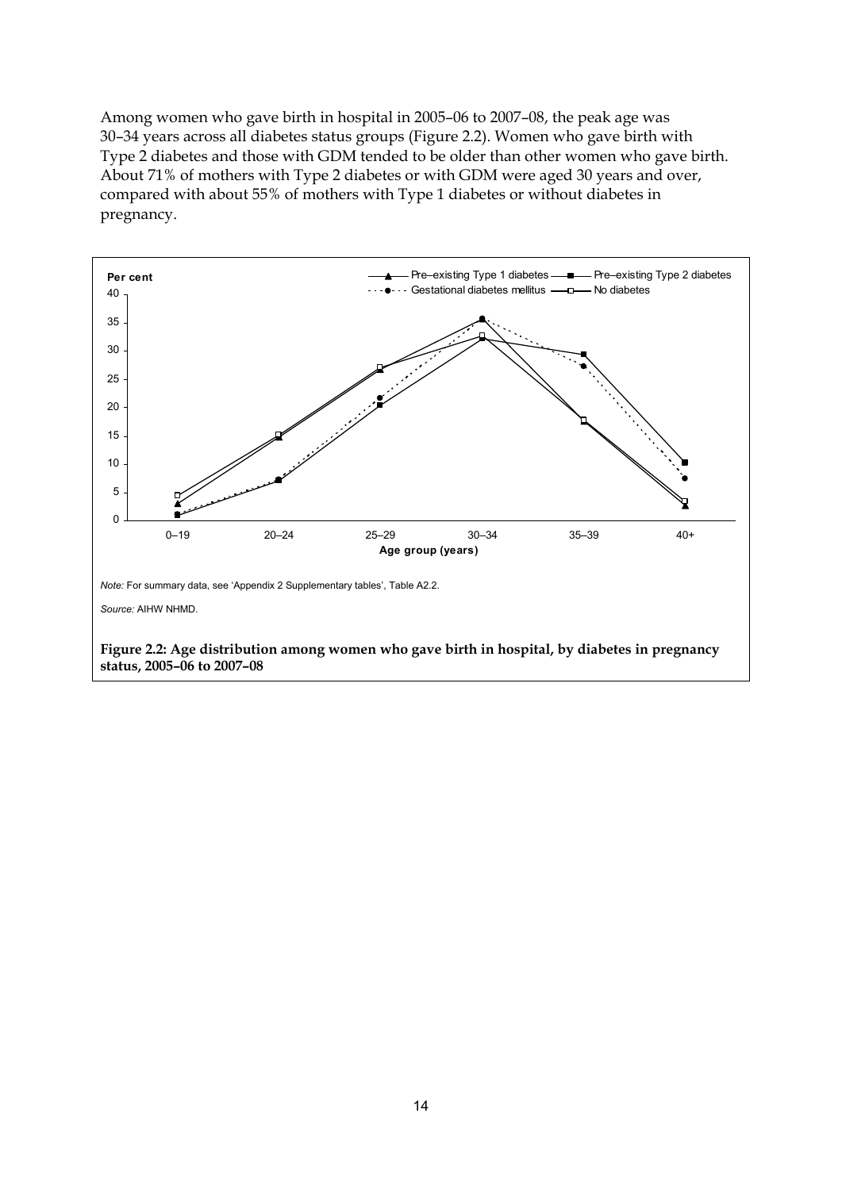Among women who gave birth in hospital in 2005–06 to 2007–08, the peak age was 30–34 years across all diabetes status groups (Figure 2.2). Women who gave birth with Type 2 diabetes and those with GDM tended to be older than other women who gave birth. About 71% of mothers with Type 2 diabetes or with GDM were aged 30 years and over, compared with about 55% of mothers with Type 1 diabetes or without diabetes in pregnancy.

*Note:* For summary data, see 'Appendix 2 Supplementary tables', Table A2.2.

*Source:* AIHW NHMD.

**Figure 2.2: Age distribution among women who gave birth in hospital, by diabetes in pregnancy status, 2005–06 to 2007–08**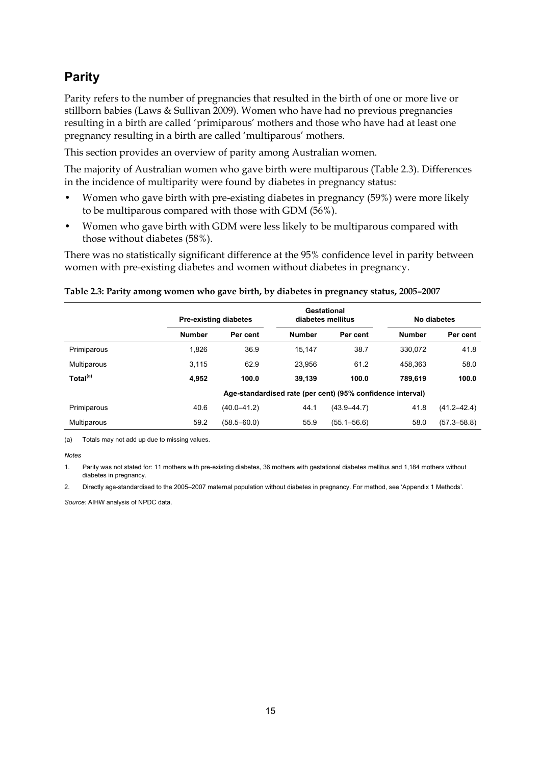## Parity

Parity refers to the number of pregnancies that resulted in the birth of one or more live or stillborn babies (Laws & Sullivan 2009). Women who have had no previous pregnancies resulting in a birth are called 'primiparous' mothers and those who have had at least one pregnancy resulting in a birth are called 'multiparous' mothers.

This section provides an overview of parity among Australian women.

The majority of Australian women who gave birth were multiparous (Table 2.3). Differences in the incidence of multiparity were found by diabetes in pregnancy status:

- Women who gave birth with pre-existing diabetes in pregnancy (59%) were more likely to be multiparous compared with those with GDM (56%).
- Women who gave birth with GDM were less likely to be multiparous compared with those without diabetes (58%).

There was no statistically significant difference at the 95% confidence level in parity between women with pre-existing diabetes and women without diabetes in pregnancy.

**Table 2.3: Parity among women who gave birth, by diabetes in pregnancy status, 2005–2007**

| | Pre-existing diabetes | | Gestational diabetes mellitus | | No diabetes | |
|---|---|---|---|---|---|---|
| | **Number** | **Per cent** | **Number** | **Per cent** | **Number** | **Per cent** |
| Primiparous | 1,826 | 36.9 | 15,147 | 38.7 | 330,072 | 41.8 |
| Multiparous | 3,115 | 62.9 | 23,956 | 61.2 | 458,363 | 58.0 |
| **Total[(a)]** | **4,952** | **100.0** | **39,139** | **100.0** | **789,619** | **100.0** |
| | Age-standardised rate (per cent) (95% confidence interval) | | | | | |
| Primiparous | 40.6 | (40.0–41.2) | 44.1 | (43.9–44.7) | 41.8 | (41.2–42.4) |
| Multiparous | 59.2 | (58.5–60.0) | 55.9 | (55.1–56.6) | 58.0 | (57.3–58.8) |

(a) Totals may not add up due to missing values.

*Notes*

1. Parity was not stated for: 11 mothers with pre-existing diabetes, 36 mothers with gestational diabetes mellitus and 1,184 mothers without diabetes in pregnancy.
2. Directly age-standardised to the 2005–2007 maternal population without diabetes in pregnancy. For method, see 'Appendix 1 Methods'.

*Source:* AIHW analysis of NPDC data.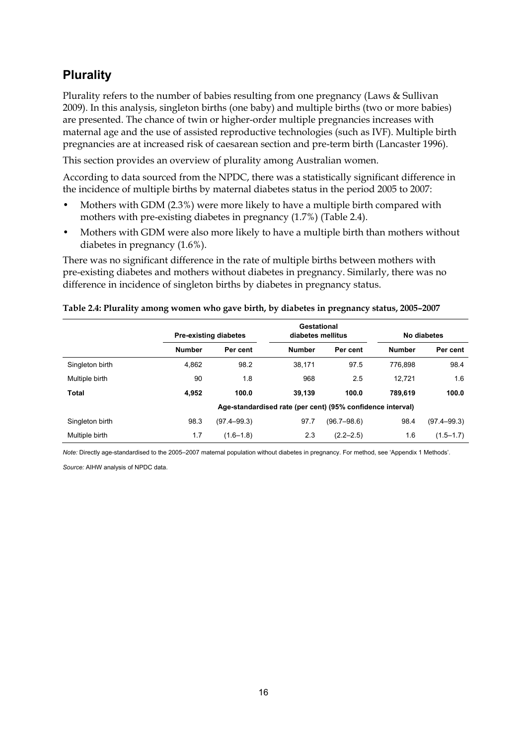## Plurality

Plurality refers to the number of babies resulting from one pregnancy (Laws & Sullivan 2009). In this analysis, singleton births (one baby) and multiple births (two or more babies) are presented. The chance of twin or higher-order multiple pregnancies increases with maternal age and the use of assisted reproductive technologies (such as IVF). Multiple birth pregnancies are at increased risk of caesarean section and pre-term birth (Lancaster 1996).

This section provides an overview of plurality among Australian women.

According to data sourced from the NPDC, there was a statistically significant difference in the incidence of multiple births by maternal diabetes status in the period 2005 to 2007:

- Mothers with GDM (2.3%) were more likely to have a multiple birth compared with mothers with pre-existing diabetes in pregnancy (1.7%) (Table 2.4).
- Mothers with GDM were also more likely to have a multiple birth than mothers without diabetes in pregnancy (1.6%).

There was no significant difference in the rate of multiple births between mothers with pre-existing diabetes and mothers without diabetes in pregnancy. Similarly, there was no difference in incidence of singleton births by diabetes in pregnancy status.

**Table 2.4: Plurality among women who gave birth, by diabetes in pregnancy status, 2005–2007**

| | Pre-existing diabetes | | Gestational diabetes mellitus | | No diabetes | |
|---|---|---|---|---|---|---|
| | **Number** | **Per cent** | **Number** | **Per cent** | **Number** | **Per cent** |
| Singleton birth | 4,862 | 98.2 | 38,171 | 97.5 | 776,898 | 98.4 |
| Multiple birth | 90 | 1.8 | 968 | 2.5 | 12,721 | 1.6 |
| **Total** | **4,952** | **100.0** | **39,139** | **100.0** | **789,619** | **100.0** |
| | Age-standardised rate (per cent) (95% confidence interval) | | | | | |
| Singleton birth | 98.3 | (97.4–99.3) | 97.7 | (96.7–98.6) | 98.4 | (97.4–99.3) |
| Multiple birth | 1.7 | (1.6–1.8) | 2.3 | (2.2–2.5) | 1.6 | (1.5–1.7) |

*Note:* Directly age-standardised to the 2005–2007 maternal population without diabetes in pregnancy. For method, see 'Appendix 1 Methods'.

*Source:* AIHW analysis of NPDC data.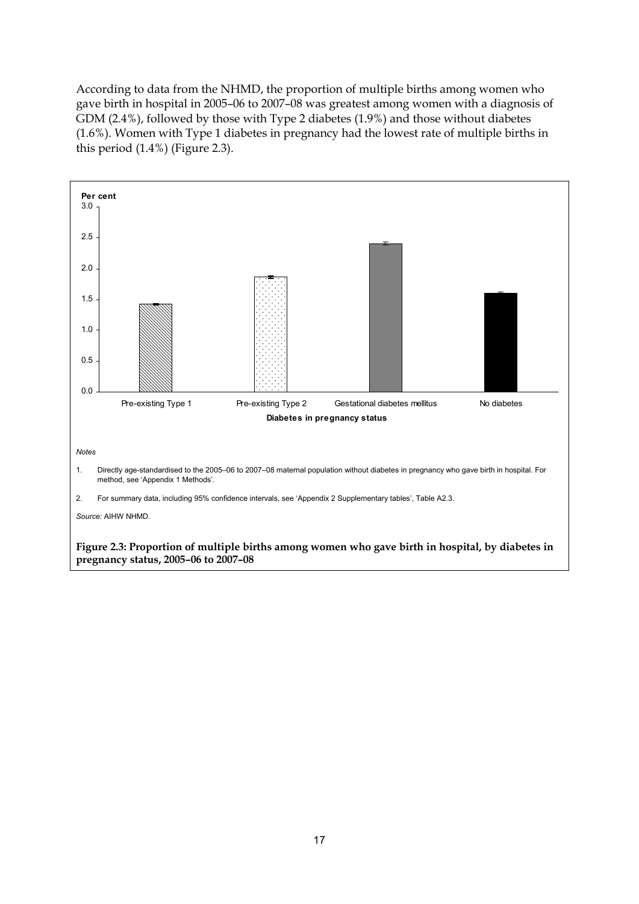According to data from the NHMD, the proportion of multiple births among women who gave birth in hospital in 2005–06 to 2007–08 was greatest among women with a diagnosis of GDM (2.4%), followed by those with Type 2 diabetes (1.9%) and those without diabetes (1.6%). Women with Type 1 diabetes in pregnancy had the lowest rate of multiple births in this period (1.4%) (Figure 2.3).

*Notes*

1. Directly age-standardised to the 2005–06 to 2007–08 maternal population without diabetes in pregnancy who gave birth in hospital. For method, see 'Appendix 1 Methods'.
2. For summary data, including 95% confidence intervals, see 'Appendix 2 Supplementary tables', Table A2.3.

*Source:* AIHW NHMD.

**Figure 2.3: Proportion of multiple births among women who gave birth in hospital, by diabetes in pregnancy status, 2005–06 to 2007–08**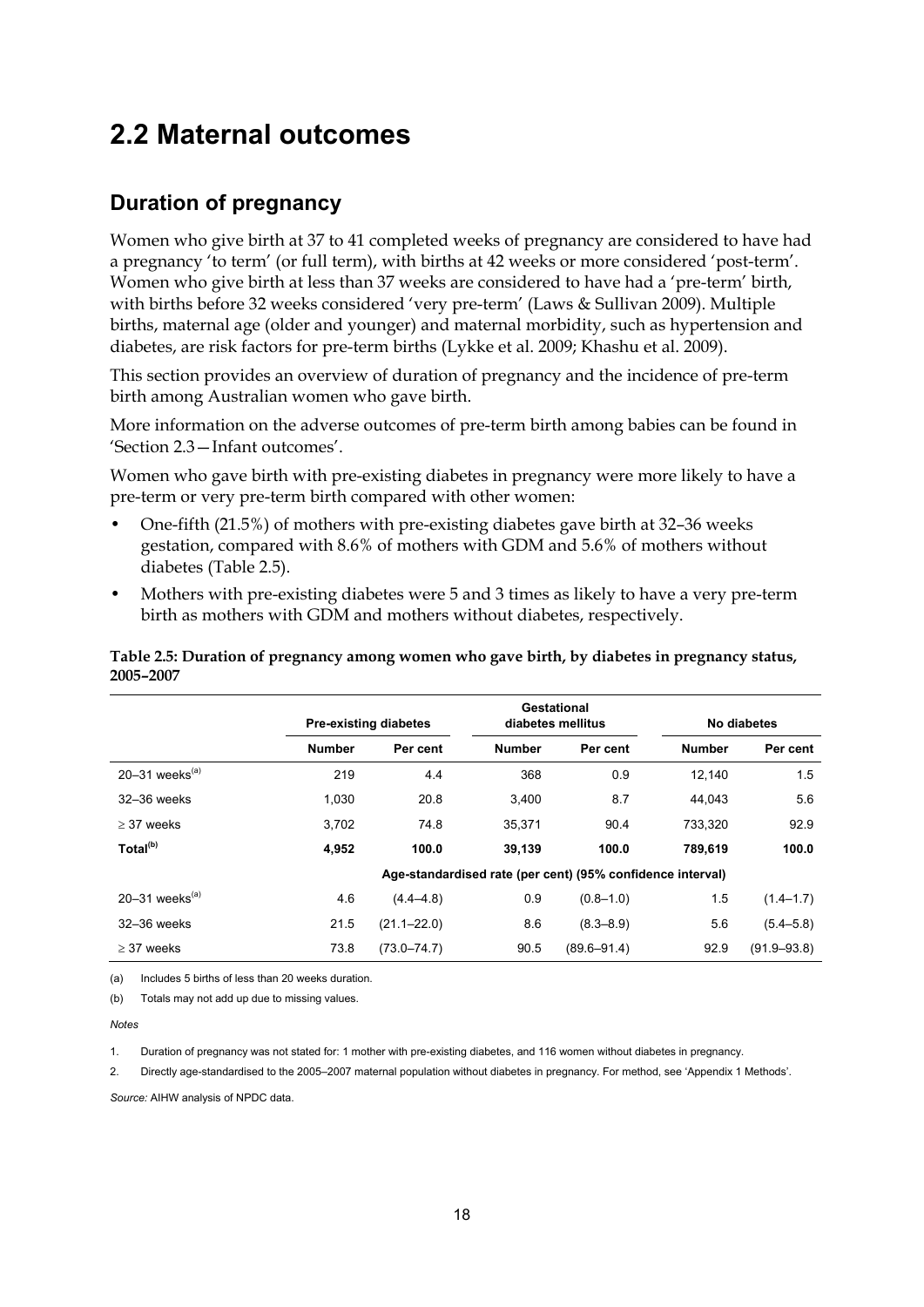# 2.2 Maternal outcomes

## Duration of pregnancy

Women who give birth at 37 to 41 completed weeks of pregnancy are considered to have had a pregnancy 'to term' (or full term), with births at 42 weeks or more considered 'post-term'. Women who give birth at less than 37 weeks are considered to have had a 'pre-term' birth, with births before 32 weeks considered 'very pre-term' (Laws & Sullivan 2009). Multiple births, maternal age (older and younger) and maternal morbidity, such as hypertension and diabetes, are risk factors for pre-term births (Lykke et al. 2009; Khashu et al. 2009).

This section provides an overview of duration of pregnancy and the incidence of pre-term birth among Australian women who gave birth.

More information on the adverse outcomes of pre-term birth among babies can be found in 'Section 2.3—Infant outcomes'.

Women who gave birth with pre-existing diabetes in pregnancy were more likely to have a pre-term or very pre-term birth compared with other women:

- One-fifth (21.5%) of mothers with pre-existing diabetes gave birth at 32–36 weeks gestation, compared with 8.6% of mothers with GDM and 5.6% of mothers without diabetes (Table 2.5).
- Mothers with pre-existing diabetes were 5 and 3 times as likely to have a very pre-term birth as mothers with GDM and mothers without diabetes, respectively.

**Table 2.5: Duration of pregnancy among women who gave birth, by diabetes in pregnancy status, 2005–2007**

| | Pre-existing diabetes | | Gestational diabetes mellitus | | No diabetes | |
|---|---|---|---|---|---|---|
| | **Number** | **Per cent** | **Number** | **Per cent** | **Number** | **Per cent** |
| 20–31 weeks[(a)] | 219 | 4.4 | 368 | 0.9 | 12,140 | 1.5 |
| 32–36 weeks | 1,030 | 20.8 | 3,400 | 8.7 | 44,043 | 5.6 |
| ≥ 37 weeks | 3,702 | 74.8 | 35,371 | 90.4 | 733,320 | 92.9 |
| **Total[(b)]** | **4,952** | **100.0** | **39,139** | **100.0** | **789,619** | **100.0** |
| | Age-standardised rate (per cent) (95% confidence interval) | | | | | |
| 20–31 weeks[(a)] | 4.6 | (4.4–4.8) | 0.9 | (0.8–1.0) | 1.5 | (1.4–1.7) |
| 32–36 weeks | 21.5 | (21.1–22.0) | 8.6 | (8.3–8.9) | 5.6 | (5.4–5.8) |
| ≥ 37 weeks | 73.8 | (73.0–74.7) | 90.5 | (89.6–91.4) | 92.9 | (91.9–93.8) |

(a) Includes 5 births of less than 20 weeks duration.

(b) Totals may not add up due to missing values.

*Notes*

1. Duration of pregnancy was not stated for: 1 mother with pre-existing diabetes, and 116 women without diabetes in pregnancy.
2. Directly age-standardised to the 2005–2007 maternal population without diabetes in pregnancy. For method, see 'Appendix 1 Methods'.

*Source:* AIHW analysis of NPDC data.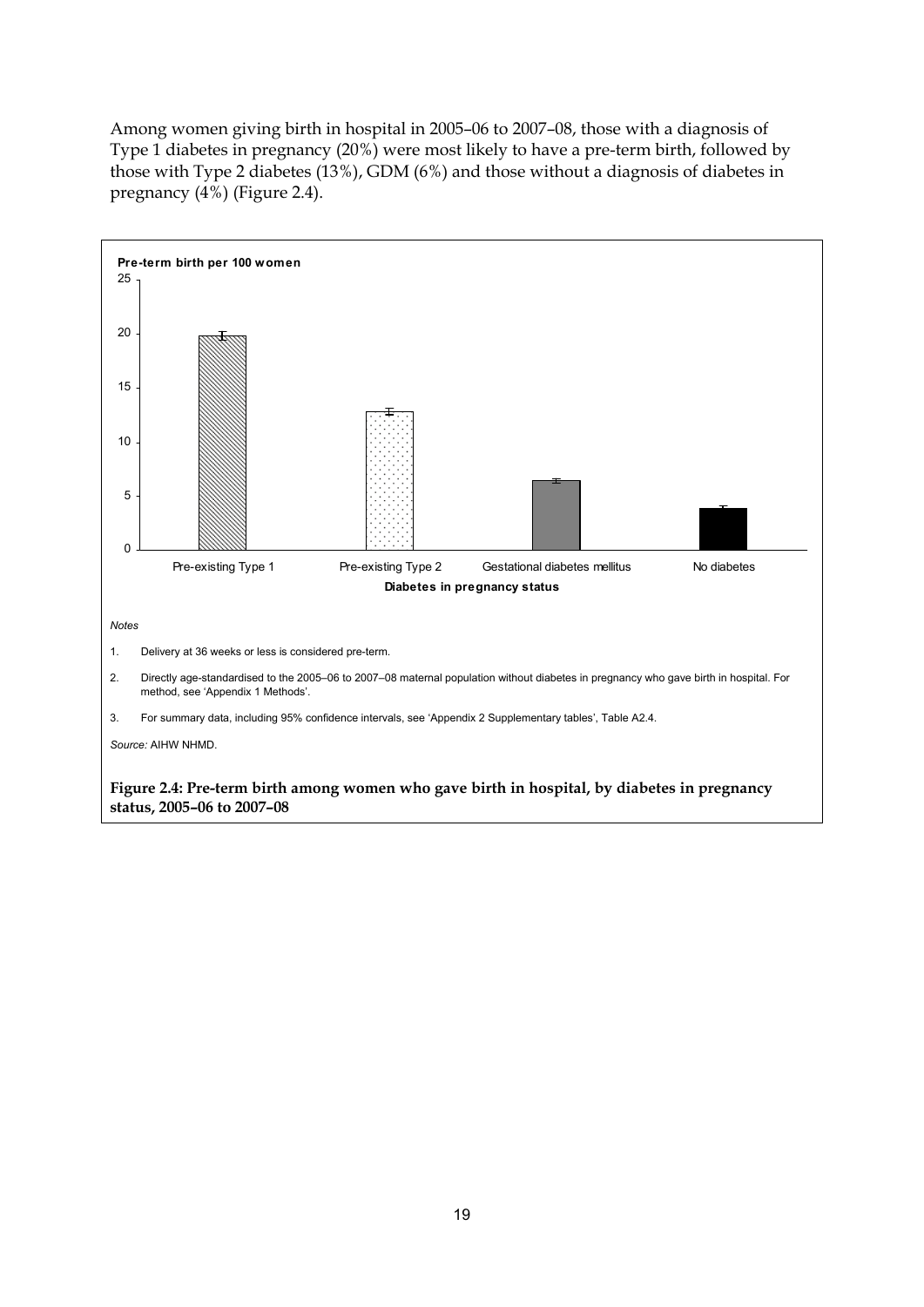Among women giving birth in hospital in 2005–06 to 2007–08, those with a diagnosis of Type 1 diabetes in pregnancy (20%) were most likely to have a pre-term birth, followed by those with Type 2 diabetes (13%), GDM (6%) and those without a diagnosis of diabetes in pregnancy (4%) (Figure 2.4).

*Notes*

1. Delivery at 36 weeks or less is considered pre-term.
2. Directly age-standardised to the 2005–06 to 2007–08 maternal population without diabetes in pregnancy who gave birth in hospital. For method, see 'Appendix 1 Methods'.
3. For summary data, including 95% confidence intervals, see 'Appendix 2 Supplementary tables', Table A2.4.

*Source:* AIHW NHMD.

**Figure 2.4: Pre-term birth among women who gave birth in hospital, by diabetes in pregnancy status, 2005–06 to 2007–08**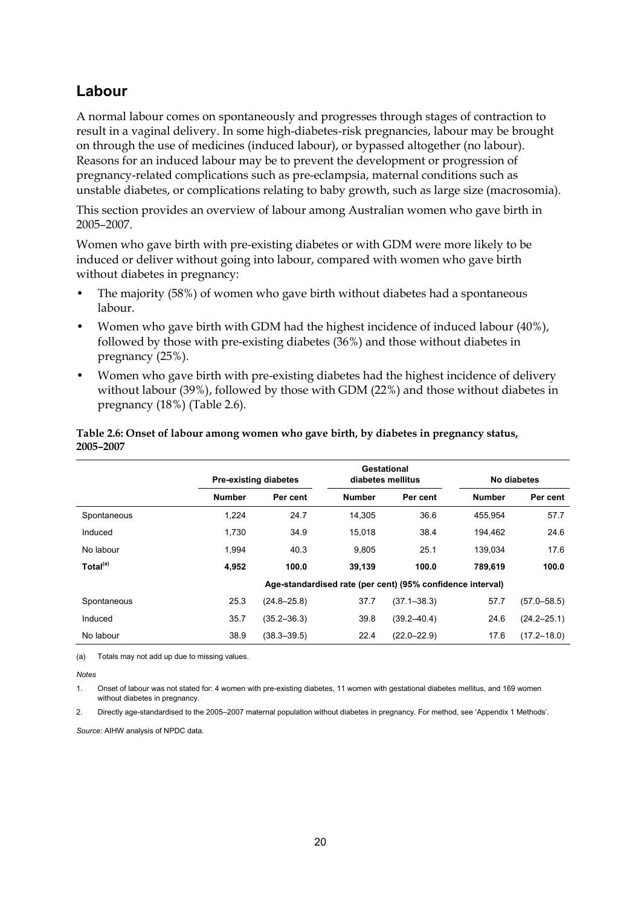## Labour

A normal labour comes on spontaneously and progresses through stages of contraction to result in a vaginal delivery. In some high-diabetes-risk pregnancies, labour may be brought on through the use of medicines (induced labour), or bypassed altogether (no labour). Reasons for an induced labour may be to prevent the development or progression of pregnancy-related complications such as pre-eclampsia, maternal conditions such as unstable diabetes, or complications relating to baby growth, such as large size (macrosomia).

This section provides an overview of labour among Australian women who gave birth in 2005–2007.

Women who gave birth with pre-existing diabetes or with GDM were more likely to be induced or deliver without going into labour, compared with women who gave birth without diabetes in pregnancy:

- The majority (58%) of women who gave birth without diabetes had a spontaneous labour.
- Women who gave birth with GDM had the highest incidence of induced labour (40%), followed by those with pre-existing diabetes (36%) and those without diabetes in pregnancy (25%).
- Women who gave birth with pre-existing diabetes had the highest incidence of delivery without labour (39%), followed by those with GDM (22%) and those without diabetes in pregnancy (18%) (Table 2.6).

**Table 2.6: Onset of labour among women who gave birth, by diabetes in pregnancy status, 2005–2007**

| | Pre-existing diabetes | | Gestational diabetes mellitus | | No diabetes | |
|---|---|---|---|---|---|---|
| | **Number** | **Per cent** | **Number** | **Per cent** | **Number** | **Per cent** |
| Spontaneous | 1,224 | 24.7 | 14,305 | 36.6 | 455,954 | 57.7 |
| Induced | 1,730 | 34.9 | 15,018 | 38.4 | 194,462 | 24.6 |
| No labour | 1,994 | 40.3 | 9,805 | 25.1 | 139,034 | 17.6 |
| **Total[(a)]** | **4,952** | **100.0** | **39,139** | **100.0** | **789,619** | **100.0** |
| | **Age-standardised rate (per cent) (95% confidence interval)** | | | | | |
| Spontaneous | 25.3 | (24.8–25.8) | 37.7 | (37.1–38.3) | 57.7 | (57.0–58.5) |
| Induced | 35.7 | (35.2–36.3) | 39.8 | (39.2–40.4) | 24.6 | (24.2–25.1) |
| No labour | 38.9 | (38.3–39.5) | 22.4 | (22.0–22.9) | 17.6 | (17.2–18.0) |

(a) Totals may not add up due to missing values.

*Notes*

1. Onset of labour was not stated for: 4 women with pre-existing diabetes, 11 women with gestational diabetes mellitus, and 169 women without diabetes in pregnancy.

2. Directly age-standardised to the 2005–2007 maternal population without diabetes in pregnancy. For method, see 'Appendix 1 Methods'.

*Source:* AIHW analysis of NPDC data.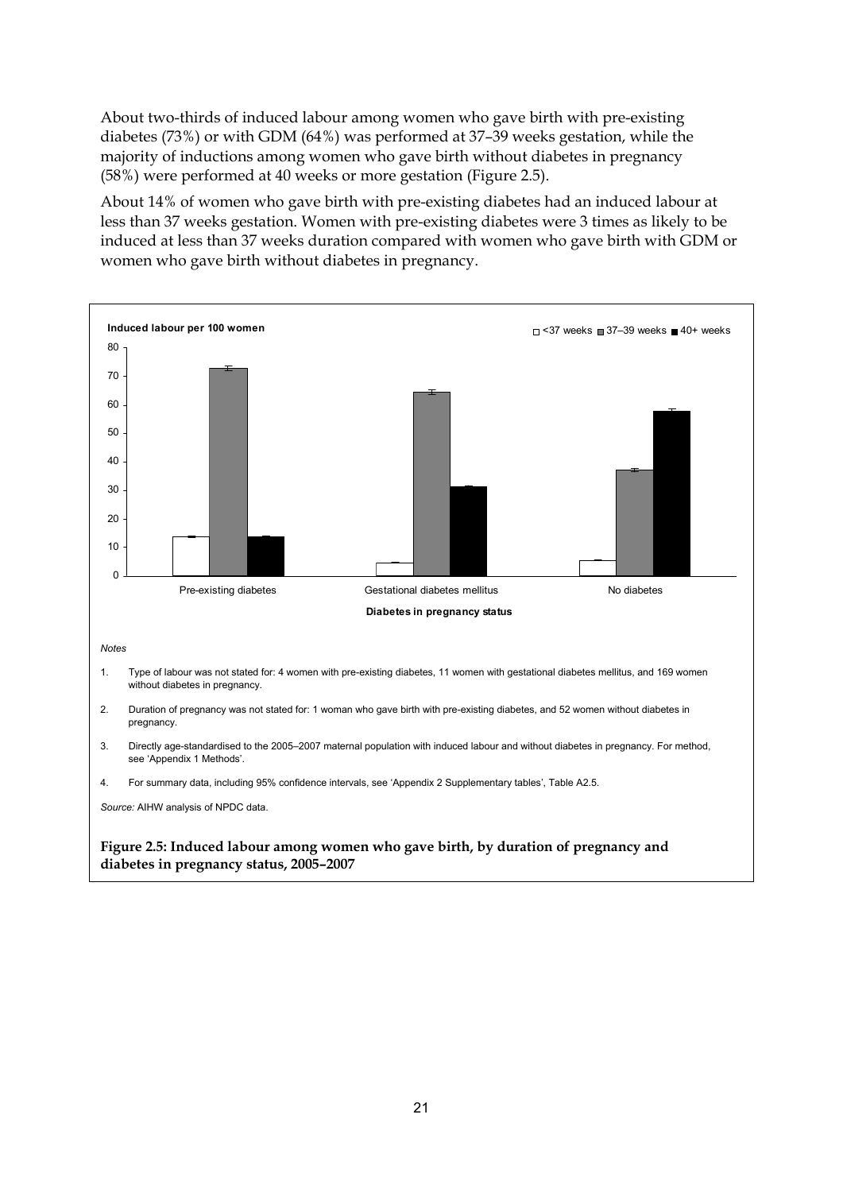About two-thirds of induced labour among women who gave birth with pre-existing diabetes (73%) or with GDM (64%) was performed at 37–39 weeks gestation, while the majority of inductions among women who gave birth without diabetes in pregnancy (58%) were performed at 40 weeks or more gestation (Figure 2.5).

About 14% of women who gave birth with pre-existing diabetes had an induced labour at less than 37 weeks gestation. Women with pre-existing diabetes were 3 times as likely to be induced at less than 37 weeks duration compared with women who gave birth with GDM or women who gave birth without diabetes in pregnancy.

*Notes*

1. Type of labour was not stated for: 4 women with pre-existing diabetes, 11 women with gestational diabetes mellitus, and 169 women without diabetes in pregnancy.
2. Duration of pregnancy was not stated for: 1 woman who gave birth with pre-existing diabetes, and 52 women without diabetes in pregnancy.
3. Directly age-standardised to the 2005–2007 maternal population with induced labour and without diabetes in pregnancy. For method, see 'Appendix 1 Methods'.
4. For summary data, including 95% confidence intervals, see 'Appendix 2 Supplementary tables', Table A2.5.

*Source:* AIHW analysis of NPDC data.

**Figure 2.5: Induced labour among women who gave birth, by duration of pregnancy and diabetes in pregnancy status, 2005–2007**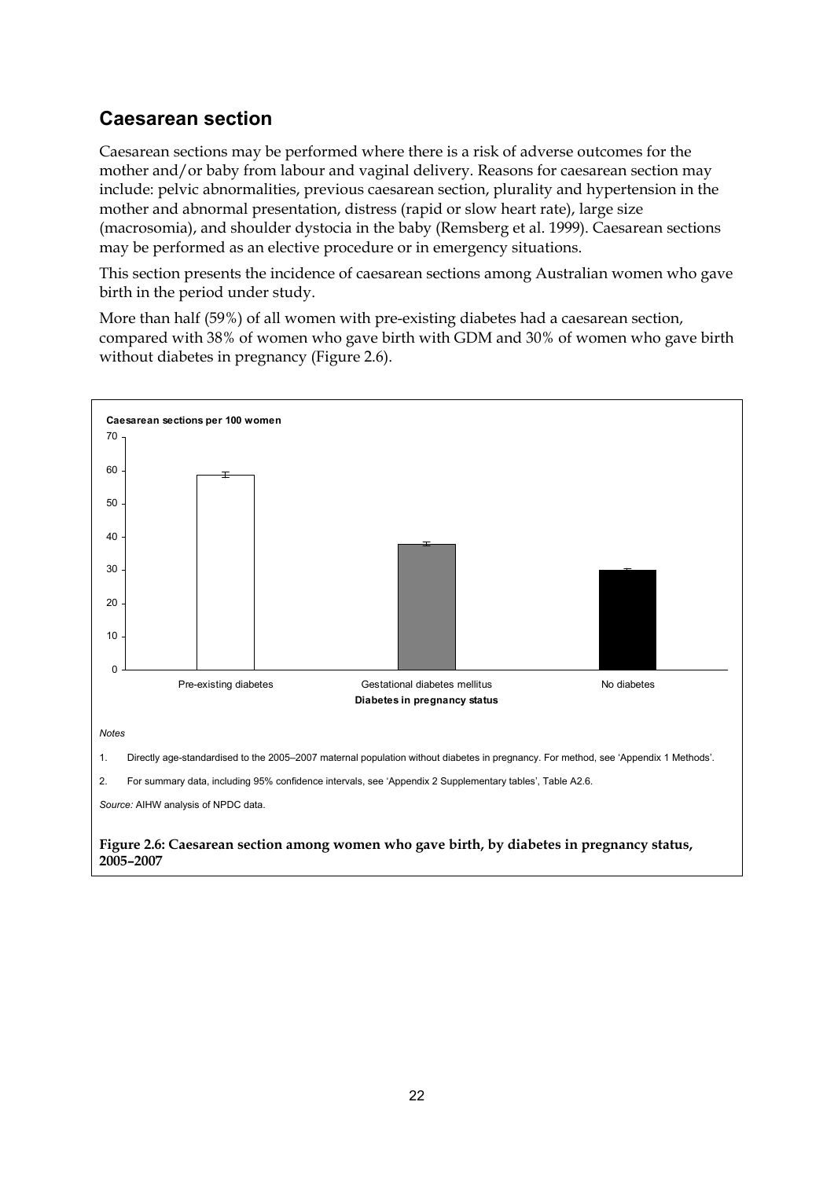## Caesarean section

Caesarean sections may be performed where there is a risk of adverse outcomes for the mother and/or baby from labour and vaginal delivery. Reasons for caesarean section may include: pelvic abnormalities, previous caesarean section, plurality and hypertension in the mother and abnormal presentation, distress (rapid or slow heart rate), large size (macrosomia), and shoulder dystocia in the baby (Remsberg et al. 1999). Caesarean sections may be performed as an elective procedure or in emergency situations.

This section presents the incidence of caesarean sections among Australian women who gave birth in the period under study.

More than half (59%) of all women with pre-existing diabetes had a caesarean section, compared with 38% of women who gave birth with GDM and 30% of women who gave birth without diabetes in pregnancy (Figure 2.6).

**Caesarean sections per 100 women**

| Diabetes in pregnancy status | Caesarean sections per 100 women (approx.) |
| --- | --- |
| Pre-existing diabetes | 59 |
| Gestational diabetes mellitus | 38 |
| No diabetes | 30 |

*Notes*

1. Directly age-standardised to the 2005–2007 maternal population without diabetes in pregnancy. For method, see 'Appendix 1 Methods'.
2. For summary data, including 95% confidence intervals, see 'Appendix 2 Supplementary tables', Table A2.6.

*Source:* AIHW analysis of NPDC data.

**Figure 2.6: Caesarean section among women who gave birth, by diabetes in pregnancy status, 2005–2007**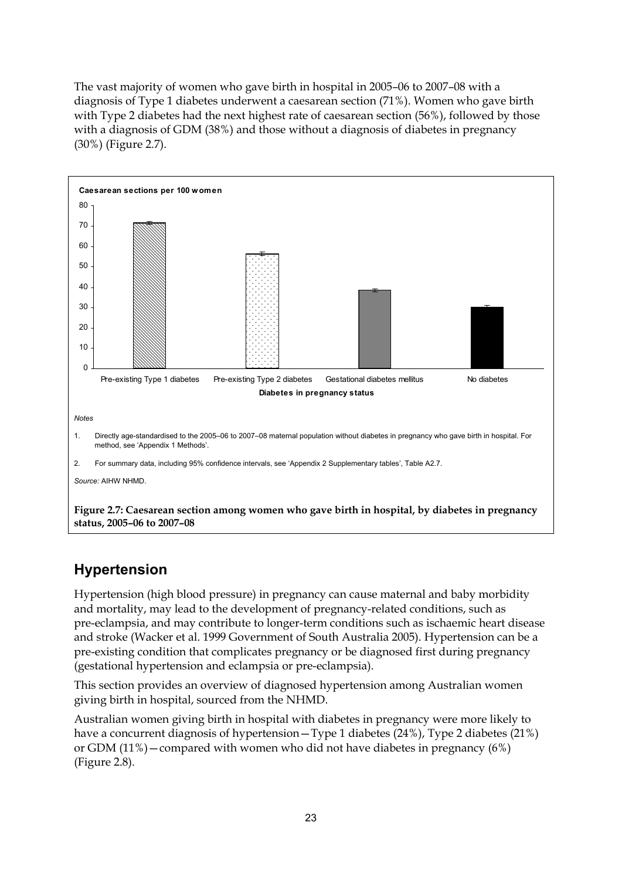The vast majority of women who gave birth in hospital in 2005–06 to 2007–08 with a diagnosis of Type 1 diabetes underwent a caesarean section (71%). Women who gave birth with Type 2 diabetes had the next highest rate of caesarean section (56%), followed by those with a diagnosis of GDM (38%) and those without a diagnosis of diabetes in pregnancy (30%) (Figure 2.7).

*Notes*

1. Directly age-standardised to the 2005–06 to 2007–08 maternal population without diabetes in pregnancy who gave birth in hospital. For method, see 'Appendix 1 Methods'.
2. For summary data, including 95% confidence intervals, see 'Appendix 2 Supplementary tables', Table A2.7.

*Source:* AIHW NHMD.

**Figure 2.7: Caesarean section among women who gave birth in hospital, by diabetes in pregnancy status, 2005–06 to 2007–08**

## Hypertension

Hypertension (high blood pressure) in pregnancy can cause maternal and baby morbidity and mortality, may lead to the development of pregnancy-related conditions, such as pre-eclampsia, and may contribute to longer-term conditions such as ischaemic heart disease and stroke (Wacker et al. 1999 Government of South Australia 2005). Hypertension can be a pre-existing condition that complicates pregnancy or be diagnosed first during pregnancy (gestational hypertension and eclampsia or pre-eclampsia).

This section provides an overview of diagnosed hypertension among Australian women giving birth in hospital, sourced from the NHMD.

Australian women giving birth in hospital with diabetes in pregnancy were more likely to have a concurrent diagnosis of hypertension—Type 1 diabetes (24%), Type 2 diabetes (21%) or GDM (11%)—compared with women who did not have diabetes in pregnancy (6%) (Figure 2.8).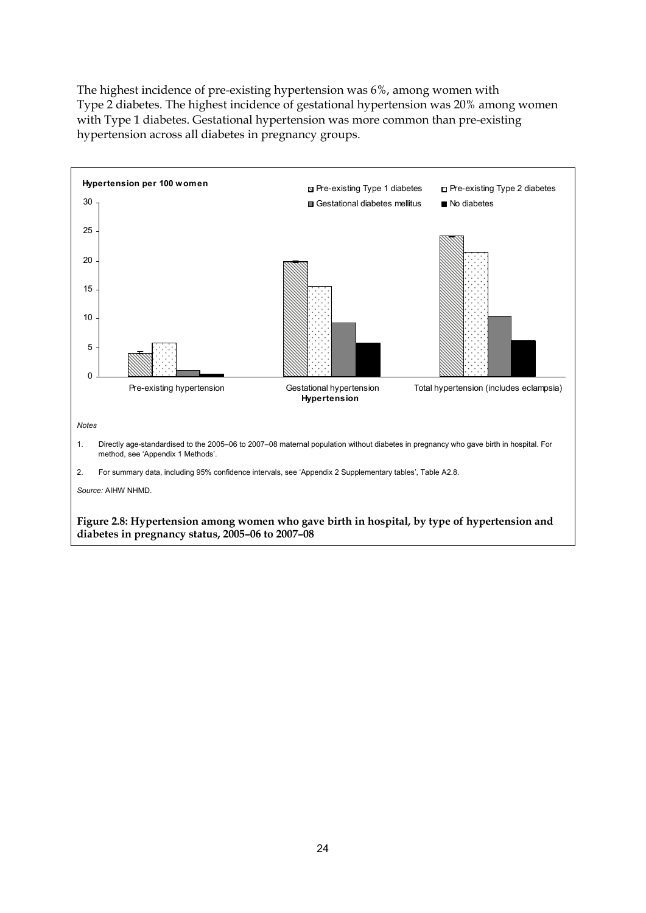The highest incidence of pre-existing hypertension was 6%, among women with Type 2 diabetes. The highest incidence of gestational hypertension was 20% among women with Type 1 diabetes. Gestational hypertension was more common than pre-existing hypertension across all diabetes in pregnancy groups.

*Notes*

1. Directly age-standardised to the 2005–06 to 2007–08 maternal population without diabetes in pregnancy who gave birth in hospital. For method, see 'Appendix 1 Methods'.
2. For summary data, including 95% confidence intervals, see 'Appendix 2 Supplementary tables', Table A2.8.

*Source:* AIHW NHMD.

**Figure 2.8: Hypertension among women who gave birth in hospital, by type of hypertension and diabetes in pregnancy status, 2005–06 to 2007–08**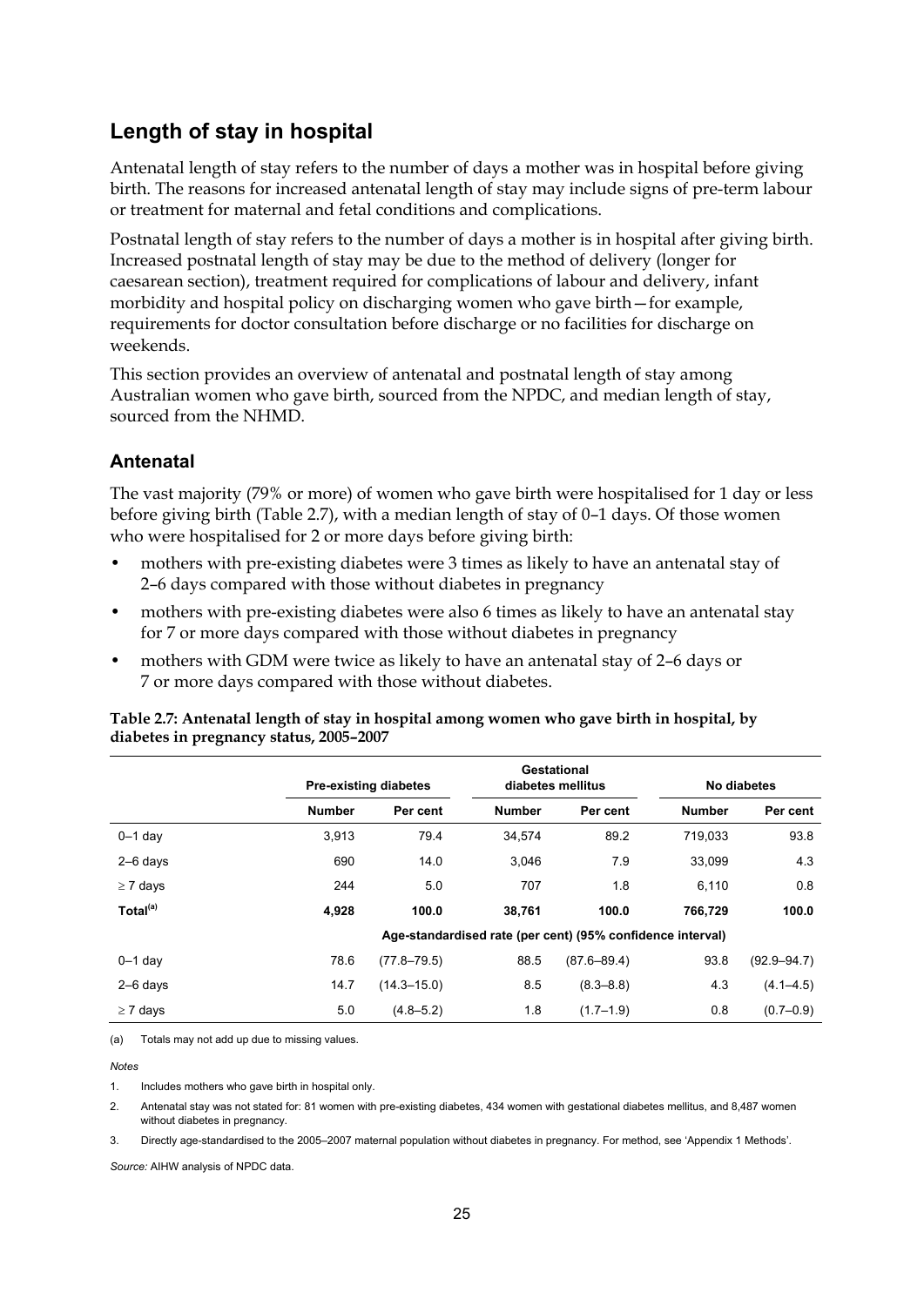## Length of stay in hospital

Antenatal length of stay refers to the number of days a mother was in hospital before giving birth. The reasons for increased antenatal length of stay may include signs of pre-term labour or treatment for maternal and fetal conditions and complications.

Postnatal length of stay refers to the number of days a mother is in hospital after giving birth. Increased postnatal length of stay may be due to the method of delivery (longer for caesarean section), treatment required for complications of labour and delivery, infant morbidity and hospital policy on discharging women who gave birth—for example, requirements for doctor consultation before discharge or no facilities for discharge on weekends.

This section provides an overview of antenatal and postnatal length of stay among Australian women who gave birth, sourced from the NPDC, and median length of stay, sourced from the NHMD.

### Antenatal

The vast majority (79% or more) of women who gave birth were hospitalised for 1 day or less before giving birth (Table 2.7), with a median length of stay of 0–1 days. Of those women who were hospitalised for 2 or more days before giving birth:

- mothers with pre-existing diabetes were 3 times as likely to have an antenatal stay of 2–6 days compared with those without diabetes in pregnancy
- mothers with pre-existing diabetes were also 6 times as likely to have an antenatal stay for 7 or more days compared with those without diabetes in pregnancy
- mothers with GDM were twice as likely to have an antenatal stay of 2–6 days or 7 or more days compared with those without diabetes.

**Table 2.7: Antenatal length of stay in hospital among women who gave birth in hospital, by diabetes in pregnancy status, 2005–2007**

| | Pre-existing diabetes | | Gestational diabetes mellitus | | No diabetes | |
|---|---|---|---|---|---|---|
| | **Number** | **Per cent** | **Number** | **Per cent** | **Number** | **Per cent** |
| 0–1 day | 3,913 | 79.4 | 34,574 | 89.2 | 719,033 | 93.8 |
| 2–6 days | 690 | 14.0 | 3,046 | 7.9 | 33,099 | 4.3 |
| ≥ 7 days | 244 | 5.0 | 707 | 1.8 | 6,110 | 0.8 |
| **Total[(a)]** | **4,928** | **100.0** | **38,761** | **100.0** | **766,729** | **100.0** |
| | **Age-standardised rate (per cent) (95% confidence interval)** | | | | | |
| 0–1 day | 78.6 | (77.8–79.5) | 88.5 | (87.6–89.4) | 93.8 | (92.9–94.7) |
| 2–6 days | 14.7 | (14.3–15.0) | 8.5 | (8.3–8.8) | 4.3 | (4.1–4.5) |
| ≥ 7 days | 5.0 | (4.8–5.2) | 1.8 | (1.7–1.9) | 0.8 | (0.7–0.9) |

(a) Totals may not add up due to missing values.

*Notes*

1. Includes mothers who gave birth in hospital only.
2. Antenatal stay was not stated for: 81 women with pre-existing diabetes, 434 women with gestational diabetes mellitus, and 8,487 women without diabetes in pregnancy.
3. Directly age-standardised to the 2005–2007 maternal population without diabetes in pregnancy. For method, see 'Appendix 1 Methods'.

*Source:* AIHW analysis of NPDC data.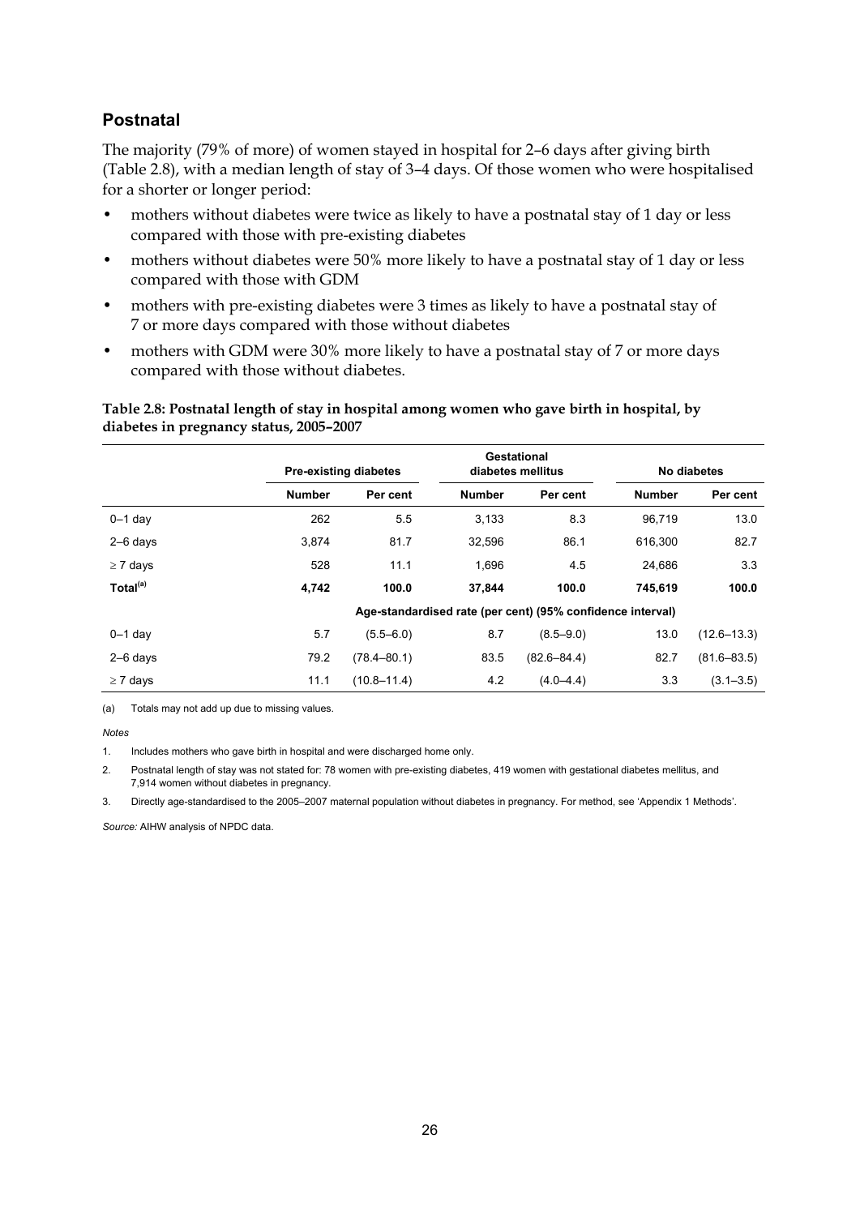## Postnatal

The majority (79% of more) of women stayed in hospital for 2–6 days after giving birth (Table 2.8), with a median length of stay of 3–4 days. Of those women who were hospitalised for a shorter or longer period:

- mothers without diabetes were twice as likely to have a postnatal stay of 1 day or less compared with those with pre-existing diabetes
- mothers without diabetes were 50% more likely to have a postnatal stay of 1 day or less compared with those with GDM
- mothers with pre-existing diabetes were 3 times as likely to have a postnatal stay of 7 or more days compared with those without diabetes
- mothers with GDM were 30% more likely to have a postnatal stay of 7 or more days compared with those without diabetes.

**Table 2.8: Postnatal length of stay in hospital among women who gave birth in hospital, by diabetes in pregnancy status, 2005–2007**

| | Pre-existing diabetes | | Gestational diabetes mellitus | | No diabetes | |
|---|---|---|---|---|---|---|
| | **Number** | **Per cent** | **Number** | **Per cent** | **Number** | **Per cent** |
| 0–1 day | 262 | 5.5 | 3,133 | 8.3 | 96,719 | 13.0 |
| 2–6 days | 3,874 | 81.7 | 32,596 | 86.1 | 616,300 | 82.7 |
| ≥ 7 days | 528 | 11.1 | 1,696 | 4.5 | 24,686 | 3.3 |
| **Total[(a)]** | **4,742** | **100.0** | **37,844** | **100.0** | **745,619** | **100.0** |
| | Age-standardised rate (per cent) (95% confidence interval) | | | | | |
| 0–1 day | 5.7 | (5.5–6.0) | 8.7 | (8.5–9.0) | 13.0 | (12.6–13.3) |
| 2–6 days | 79.2 | (78.4–80.1) | 83.5 | (82.6–84.4) | 82.7 | (81.6–83.5) |
| ≥ 7 days | 11.1 | (10.8–11.4) | 4.2 | (4.0–4.4) | 3.3 | (3.1–3.5) |

(a) Totals may not add up due to missing values.

*Notes*

1. Includes mothers who gave birth in hospital and were discharged home only.
2. Postnatal length of stay was not stated for: 78 women with pre-existing diabetes, 419 women with gestational diabetes mellitus, and 7,914 women without diabetes in pregnancy.
3. Directly age-standardised to the 2005–2007 maternal population without diabetes in pregnancy. For method, see 'Appendix 1 Methods'.

*Source:* AIHW analysis of NPDC data.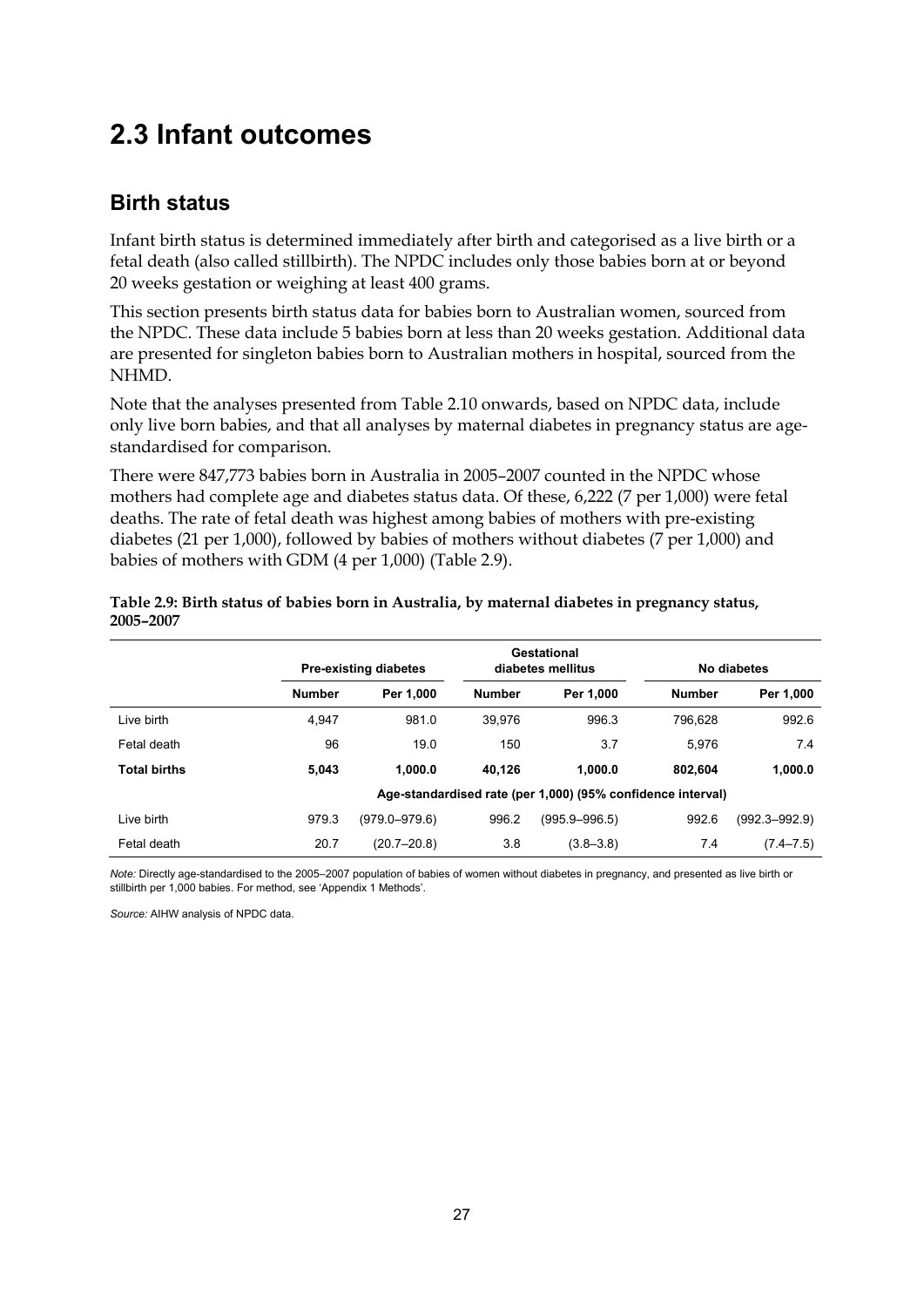# 2.3 Infant outcomes

## Birth status

Infant birth status is determined immediately after birth and categorised as a live birth or a fetal death (also called stillbirth). The NPDC includes only those babies born at or beyond 20 weeks gestation or weighing at least 400 grams.

This section presents birth status data for babies born to Australian women, sourced from the NPDC. These data include 5 babies born at less than 20 weeks gestation. Additional data are presented for singleton babies born to Australian mothers in hospital, sourced from the NHMD.

Note that the analyses presented from Table 2.10 onwards, based on NPDC data, include only live born babies, and that all analyses by maternal diabetes in pregnancy status are age-standardised for comparison.

There were 847,773 babies born in Australia in 2005–2007 counted in the NPDC whose mothers had complete age and diabetes status data. Of these, 6,222 (7 per 1,000) were fetal deaths. The rate of fetal death was highest among babies of mothers with pre-existing diabetes (21 per 1,000), followed by babies of mothers without diabetes (7 per 1,000) and babies of mothers with GDM (4 per 1,000) (Table 2.9).

**Table 2.9: Birth status of babies born in Australia, by maternal diabetes in pregnancy status, 2005–2007**

| | Pre-existing diabetes | | Gestational diabetes mellitus | | No diabetes | |
|---|---|---|---|---|---|---|
| | **Number** | **Per 1,000** | **Number** | **Per 1,000** | **Number** | **Per 1,000** |
| Live birth | 4,947 | 981.0 | 39,976 | 996.3 | 796,628 | 992.6 |
| Fetal death | 96 | 19.0 | 150 | 3.7 | 5,976 | 7.4 |
| **Total births** | **5,043** | **1,000.0** | **40,126** | **1,000.0** | **802,604** | **1,000.0** |
| | **Age-standardised rate (per 1,000) (95% confidence interval)** | | | | | |
| Live birth | 979.3 | (979.0–979.6) | 996.2 | (995.9–996.5) | 992.6 | (992.3–992.9) |
| Fetal death | 20.7 | (20.7–20.8) | 3.8 | (3.8–3.8) | 7.4 | (7.4–7.5) |

*Note:* Directly age-standardised to the 2005–2007 population of babies of women without diabetes in pregnancy, and presented as live birth or stillbirth per 1,000 babies. For method, see 'Appendix 1 Methods'.

*Source:* AIHW analysis of NPDC data.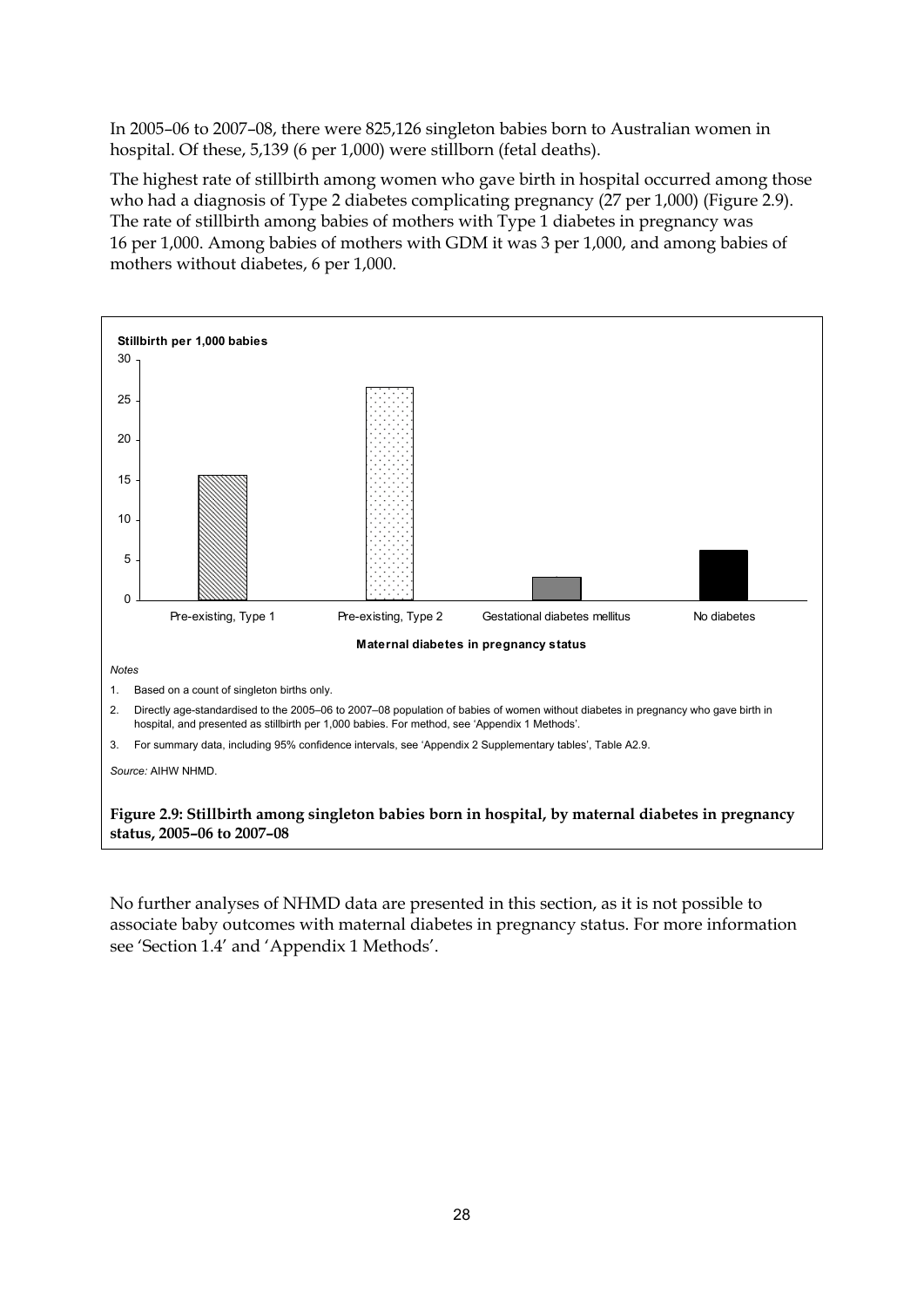In 2005–06 to 2007–08, there were 825,126 singleton babies born to Australian women in hospital. Of these, 5,139 (6 per 1,000) were stillborn (fetal deaths).

The highest rate of stillbirth among women who gave birth in hospital occurred among those who had a diagnosis of Type 2 diabetes complicating pregnancy (27 per 1,000) (Figure 2.9). The rate of stillbirth among babies of mothers with Type 1 diabetes in pregnancy was 16 per 1,000. Among babies of mothers with GDM it was 3 per 1,000, and among babies of mothers without diabetes, 6 per 1,000.

*Notes*

1. Based on a count of singleton births only.
2. Directly age-standardised to the 2005–06 to 2007–08 population of babies of women without diabetes in pregnancy who gave birth in hospital, and presented as stillbirth per 1,000 babies. For method, see 'Appendix 1 Methods'.
3. For summary data, including 95% confidence intervals, see 'Appendix 2 Supplementary tables', Table A2.9.

*Source:* AIHW NHMD.

**Figure 2.9: Stillbirth among singleton babies born in hospital, by maternal diabetes in pregnancy status, 2005–06 to 2007–08**

No further analyses of NHMD data are presented in this section, as it is not possible to associate baby outcomes with maternal diabetes in pregnancy status. For more information see 'Section 1.4' and 'Appendix 1 Methods'.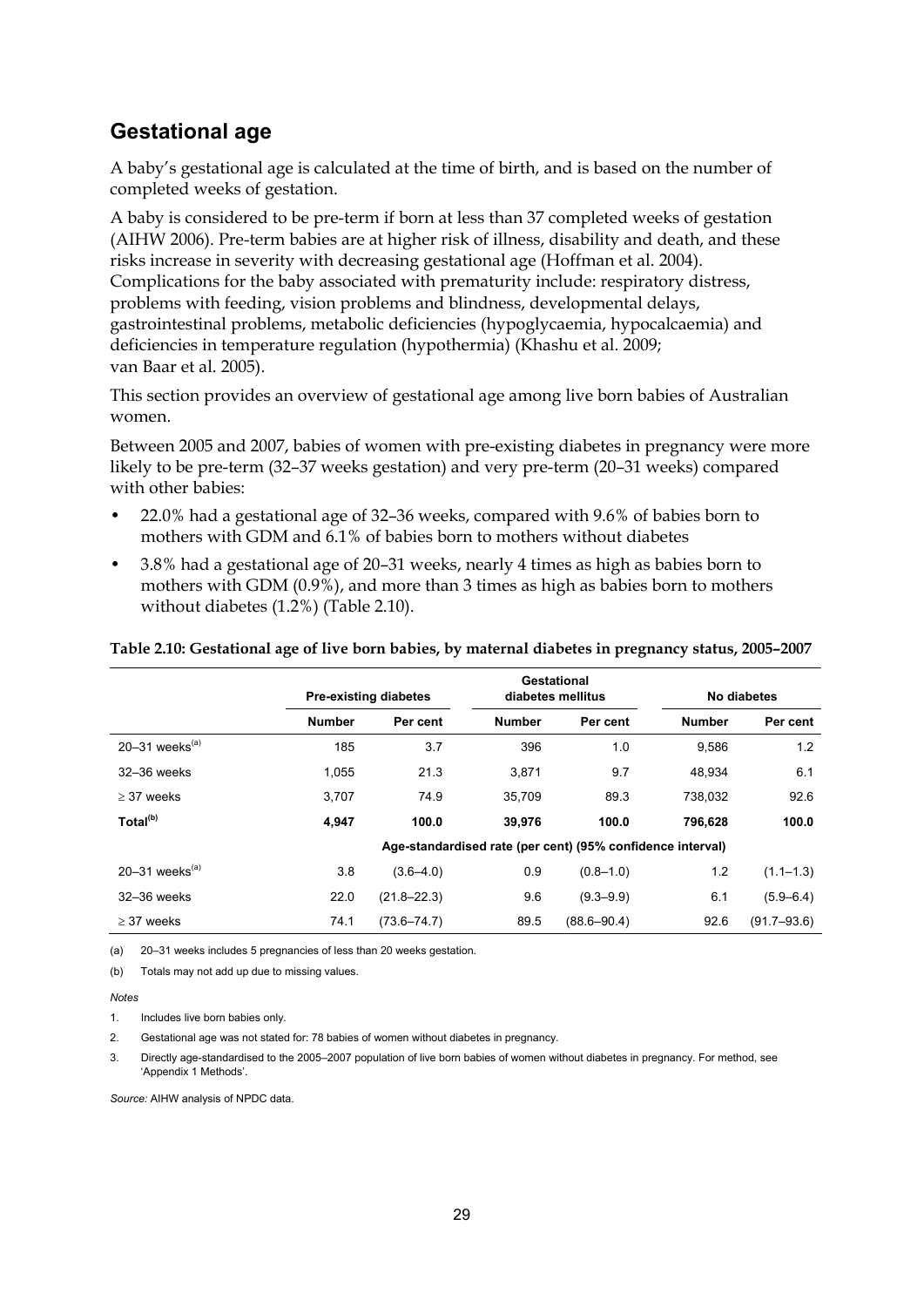## Gestational age

A baby's gestational age is calculated at the time of birth, and is based on the number of completed weeks of gestation.

A baby is considered to be pre-term if born at less than 37 completed weeks of gestation (AIHW 2006). Pre-term babies are at higher risk of illness, disability and death, and these risks increase in severity with decreasing gestational age (Hoffman et al. 2004). Complications for the baby associated with prematurity include: respiratory distress, problems with feeding, vision problems and blindness, developmental delays, gastrointestinal problems, metabolic deficiencies (hypoglycaemia, hypocalcaemia) and deficiencies in temperature regulation (hypothermia) (Khashu et al. 2009; van Baar et al. 2005).

This section provides an overview of gestational age among live born babies of Australian women.

Between 2005 and 2007, babies of women with pre-existing diabetes in pregnancy were more likely to be pre-term (32–37 weeks gestation) and very pre-term (20–31 weeks) compared with other babies:

- 22.0% had a gestational age of 32–36 weeks, compared with 9.6% of babies born to mothers with GDM and 6.1% of babies born to mothers without diabetes
- 3.8% had a gestational age of 20–31 weeks, nearly 4 times as high as babies born to mothers with GDM (0.9%), and more than 3 times as high as babies born to mothers without diabetes (1.2%) (Table 2.10).

**Table 2.10: Gestational age of live born babies, by maternal diabetes in pregnancy status, 2005–2007**

| | Pre-existing diabetes | | Gestational diabetes mellitus | | No diabetes | |
|---|---|---|---|---|---|---|
| | Number | Per cent | Number | Per cent | Number | Per cent |
| 20–31 weeks[(a)] | 185 | 3.7 | 396 | 1.0 | 9,586 | 1.2 |
| 32–36 weeks | 1,055 | 21.3 | 3,871 | 9.7 | 48,934 | 6.1 |
| ≥ 37 weeks | 3,707 | 74.9 | 35,709 | 89.3 | 738,032 | 92.6 |
| **Total[(b)]** | **4,947** | **100.0** | **39,976** | **100.0** | **796,628** | **100.0** |
| | Age-standardised rate (per cent) (95% confidence interval) | | | | | |
| 20–31 weeks[(a)] | 3.8 | (3.6–4.0) | 0.9 | (0.8–1.0) | 1.2 | (1.1–1.3) |
| 32–36 weeks | 22.0 | (21.8–22.3) | 9.6 | (9.3–9.9) | 6.1 | (5.9–6.4) |
| ≥ 37 weeks | 74.1 | (73.6–74.7) | 89.5 | (88.6–90.4) | 92.6 | (91.7–93.6) |

(a) 20–31 weeks includes 5 pregnancies of less than 20 weeks gestation.

(b) Totals may not add up due to missing values.

*Notes*

1. Includes live born babies only.
2. Gestational age was not stated for: 78 babies of women without diabetes in pregnancy.
3. Directly age-standardised to the 2005–2007 population of live born babies of women without diabetes in pregnancy. For method, see 'Appendix 1 Methods'.

*Source:* AIHW analysis of NPDC data.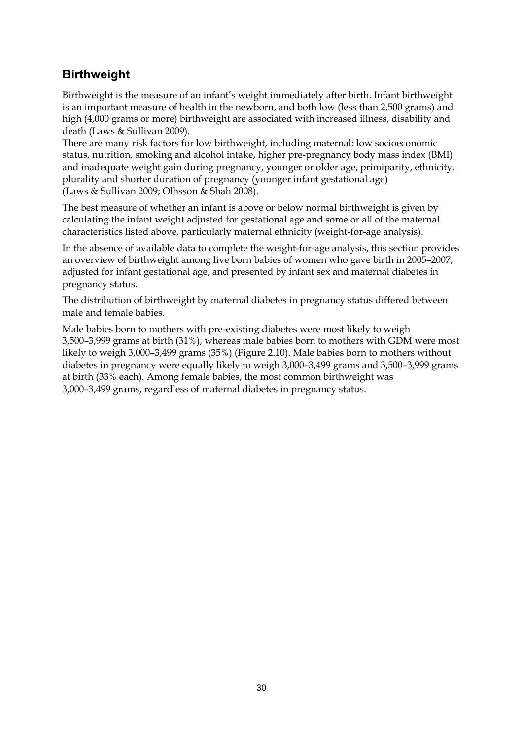## Birthweight

Birthweight is the measure of an infant's weight immediately after birth. Infant birthweight is an important measure of health in the newborn, and both low (less than 2,500 grams) and high (4,000 grams or more) birthweight are associated with increased illness, disability and death (Laws & Sullivan 2009).

There are many risk factors for low birthweight, including maternal: low socioeconomic status, nutrition, smoking and alcohol intake, higher pre-pregnancy body mass index (BMI) and inadequate weight gain during pregnancy, younger or older age, primiparity, ethnicity, plurality and shorter duration of pregnancy (younger infant gestational age) (Laws & Sullivan 2009; Olhsson & Shah 2008).

The best measure of whether an infant is above or below normal birthweight is given by calculating the infant weight adjusted for gestational age and some or all of the maternal characteristics listed above, particularly maternal ethnicity (weight-for-age analysis).

In the absence of available data to complete the weight-for-age analysis, this section provides an overview of birthweight among live born babies of women who gave birth in 2005–2007, adjusted for infant gestational age, and presented by infant sex and maternal diabetes in pregnancy status.

The distribution of birthweight by maternal diabetes in pregnancy status differed between male and female babies.

Male babies born to mothers with pre-existing diabetes were most likely to weigh 3,500–3,999 grams at birth (31%), whereas male babies born to mothers with GDM were most likely to weigh 3,000–3,499 grams (35%) (Figure 2.10). Male babies born to mothers without diabetes in pregnancy were equally likely to weigh 3,000–3,499 grams and 3,500–3,999 grams at birth (33% each). Among female babies, the most common birthweight was 3,000–3,499 grams, regardless of maternal diabetes in pregnancy status.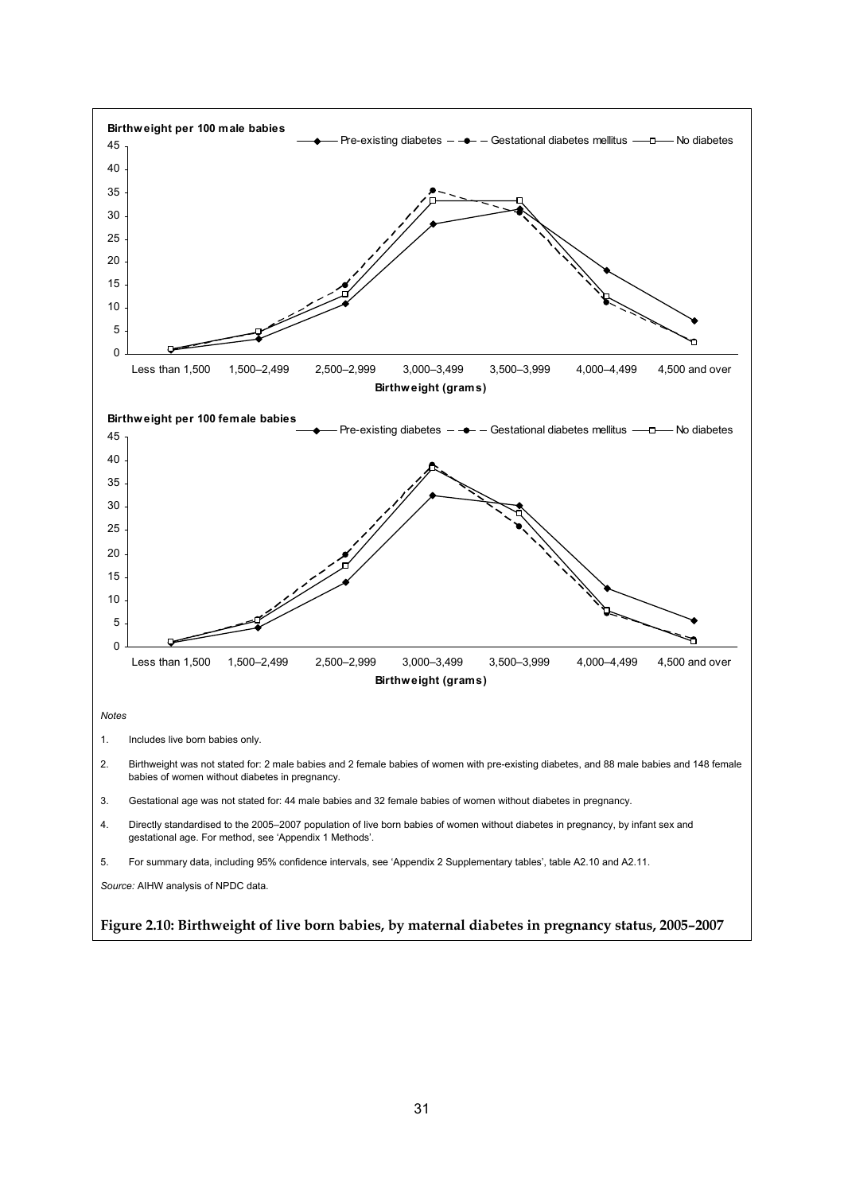**Birthweight per 100 male babies**

Pre-existing diabetes — Gestational diabetes mellitus — No diabetes

Birthweight (grams): Less than 1,500; 1,500–2,499; 2,500–2,999; 3,000–3,499; 3,500–3,999; 4,000–4,499; 4,500 and over

**Birthweight per 100 female babies**

Pre-existing diabetes — Gestational diabetes mellitus — No diabetes

Birthweight (grams): Less than 1,500; 1,500–2,499; 2,500–2,999; 3,000–3,499; 3,500–3,999; 4,000–4,499; 4,500 and over

*Notes*

1. Includes live born babies only.
2. Birthweight was not stated for: 2 male babies and 2 female babies of women with pre-existing diabetes, and 88 male babies and 148 female babies of women without diabetes in pregnancy.
3. Gestational age was not stated for: 44 male babies and 32 female babies of women without diabetes in pregnancy.
4. Directly standardised to the 2005–2007 population of live born babies of women without diabetes in pregnancy, by infant sex and gestational age. For method, see 'Appendix 1 Methods'.
5. For summary data, including 95% confidence intervals, see 'Appendix 2 Supplementary tables', table A2.10 and A2.11.

*Source:* AIHW analysis of NPDC data.

**Figure 2.10: Birthweight of live born babies, by maternal diabetes in pregnancy status, 2005–2007**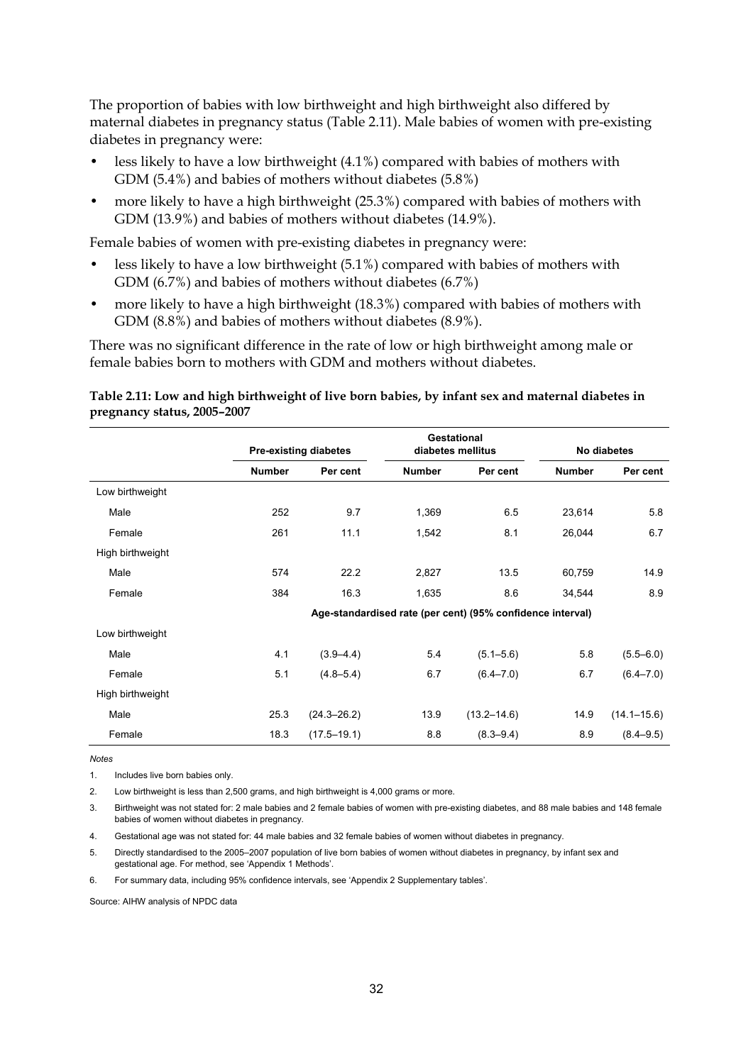The proportion of babies with low birthweight and high birthweight also differed by maternal diabetes in pregnancy status (Table 2.11). Male babies of women with pre-existing diabetes in pregnancy were:

- less likely to have a low birthweight (4.1%) compared with babies of mothers with GDM (5.4%) and babies of mothers without diabetes (5.8%)
- more likely to have a high birthweight (25.3%) compared with babies of mothers with GDM (13.9%) and babies of mothers without diabetes (14.9%).

Female babies of women with pre-existing diabetes in pregnancy were:

- less likely to have a low birthweight (5.1%) compared with babies of mothers with GDM (6.7%) and babies of mothers without diabetes (6.7%)
- more likely to have a high birthweight (18.3%) compared with babies of mothers with GDM (8.8%) and babies of mothers without diabetes (8.9%).

There was no significant difference in the rate of low or high birthweight among male or female babies born to mothers with GDM and mothers without diabetes.

**Table 2.11: Low and high birthweight of live born babies, by infant sex and maternal diabetes in pregnancy status, 2005–2007**

| | Pre-existing diabetes | | Gestational diabetes mellitus | | No diabetes | |
|---|---|---|---|---|---|---|
| | **Number** | **Per cent** | **Number** | **Per cent** | **Number** | **Per cent** |
| Low birthweight | | | | | | |
| Male | 252 | 9.7 | 1,369 | 6.5 | 23,614 | 5.8 |
| Female | 261 | 11.1 | 1,542 | 8.1 | 26,044 | 6.7 |
| High birthweight | | | | | | |
| Male | 574 | 22.2 | 2,827 | 13.5 | 60,759 | 14.9 |
| Female | 384 | 16.3 | 1,635 | 8.6 | 34,544 | 8.9 |
| | **Age-standardised rate (per cent) (95% confidence interval)** | | | | | |
| Low birthweight | | | | | | |
| Male | 4.1 | (3.9–4.4) | 5.4 | (5.1–5.6) | 5.8 | (5.5–6.0) |
| Female | 5.1 | (4.8–5.4) | 6.7 | (6.4–7.0) | 6.7 | (6.4–7.0) |
| High birthweight | | | | | | |
| Male | 25.3 | (24.3–26.2) | 13.9 | (13.2–14.6) | 14.9 | (14.1–15.6) |
| Female | 18.3 | (17.5–19.1) | 8.8 | (8.3–9.4) | 8.9 | (8.4–9.5) |

*Notes*

1. Includes live born babies only.
2. Low birthweight is less than 2,500 grams, and high birthweight is 4,000 grams or more.
3. Birthweight was not stated for: 2 male babies and 2 female babies of women with pre-existing diabetes, and 88 male babies and 148 female babies of women without diabetes in pregnancy.
4. Gestational age was not stated for: 44 male babies and 32 female babies of women without diabetes in pregnancy.
5. Directly standardised to the 2005–2007 population of live born babies of women without diabetes in pregnancy, by infant sex and gestational age. For method, see 'Appendix 1 Methods'.
6. For summary data, including 95% confidence intervals, see 'Appendix 2 Supplementary tables'.

Source: AIHW analysis of NPDC data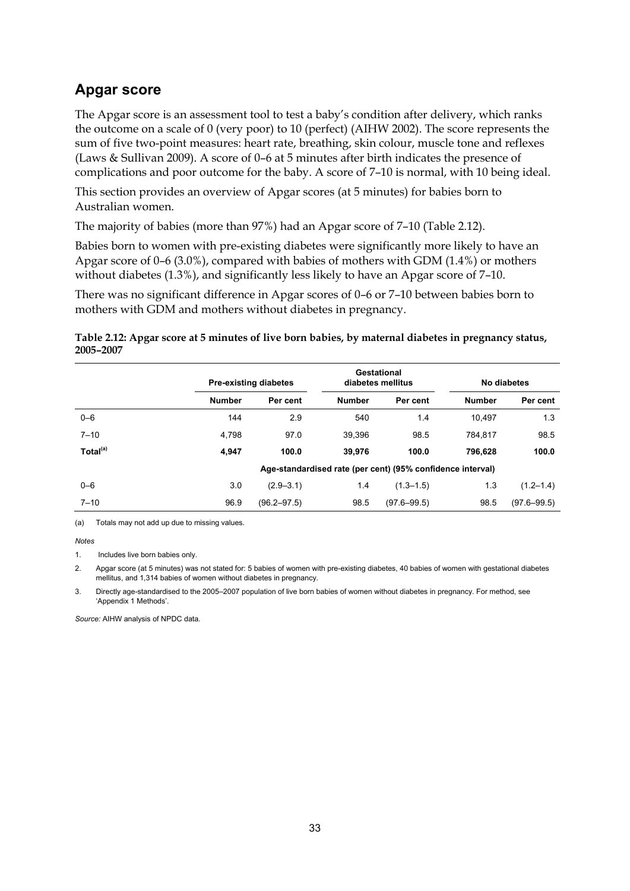## Apgar score

The Apgar score is an assessment tool to test a baby's condition after delivery, which ranks the outcome on a scale of 0 (very poor) to 10 (perfect) (AIHW 2002). The score represents the sum of five two-point measures: heart rate, breathing, skin colour, muscle tone and reflexes (Laws & Sullivan 2009). A score of 0–6 at 5 minutes after birth indicates the presence of complications and poor outcome for the baby. A score of 7–10 is normal, with 10 being ideal.

This section provides an overview of Apgar scores (at 5 minutes) for babies born to Australian women.

The majority of babies (more than 97%) had an Apgar score of 7–10 (Table 2.12).

Babies born to women with pre-existing diabetes were significantly more likely to have an Apgar score of 0–6 (3.0%), compared with babies of mothers with GDM (1.4%) or mothers without diabetes (1.3%), and significantly less likely to have an Apgar score of 7–10.

There was no significant difference in Apgar scores of 0–6 or 7–10 between babies born to mothers with GDM and mothers without diabetes in pregnancy.

**Table 2.12: Apgar score at 5 minutes of live born babies, by maternal diabetes in pregnancy status, 2005–2007**

| | Pre-existing diabetes | | Gestational diabetes mellitus | | No diabetes | |
|---|---|---|---|---|---|---|
| | **Number** | **Per cent** | **Number** | **Per cent** | **Number** | **Per cent** |
| 0–6 | 144 | 2.9 | 540 | 1.4 | 10,497 | 1.3 |
| 7–10 | 4,798 | 97.0 | 39,396 | 98.5 | 784,817 | 98.5 |
| **Total[(a)]** | **4,947** | **100.0** | **39,976** | **100.0** | **796,628** | **100.0** |
| | **Age-standardised rate (per cent) (95% confidence interval)** | | | | | |
| 0–6 | 3.0 | (2.9–3.1) | 1.4 | (1.3–1.5) | 1.3 | (1.2–1.4) |
| 7–10 | 96.9 | (96.2–97.5) | 98.5 | (97.6–99.5) | 98.5 | (97.6–99.5) |

(a) Totals may not add up due to missing values.

*Notes*

1. Includes live born babies only.
2. Apgar score (at 5 minutes) was not stated for: 5 babies of women with pre-existing diabetes, 40 babies of women with gestational diabetes mellitus, and 1,314 babies of women without diabetes in pregnancy.
3. Directly age-standardised to the 2005–2007 population of live born babies of women without diabetes in pregnancy. For method, see 'Appendix 1 Methods'.

*Source:* AIHW analysis of NPDC data.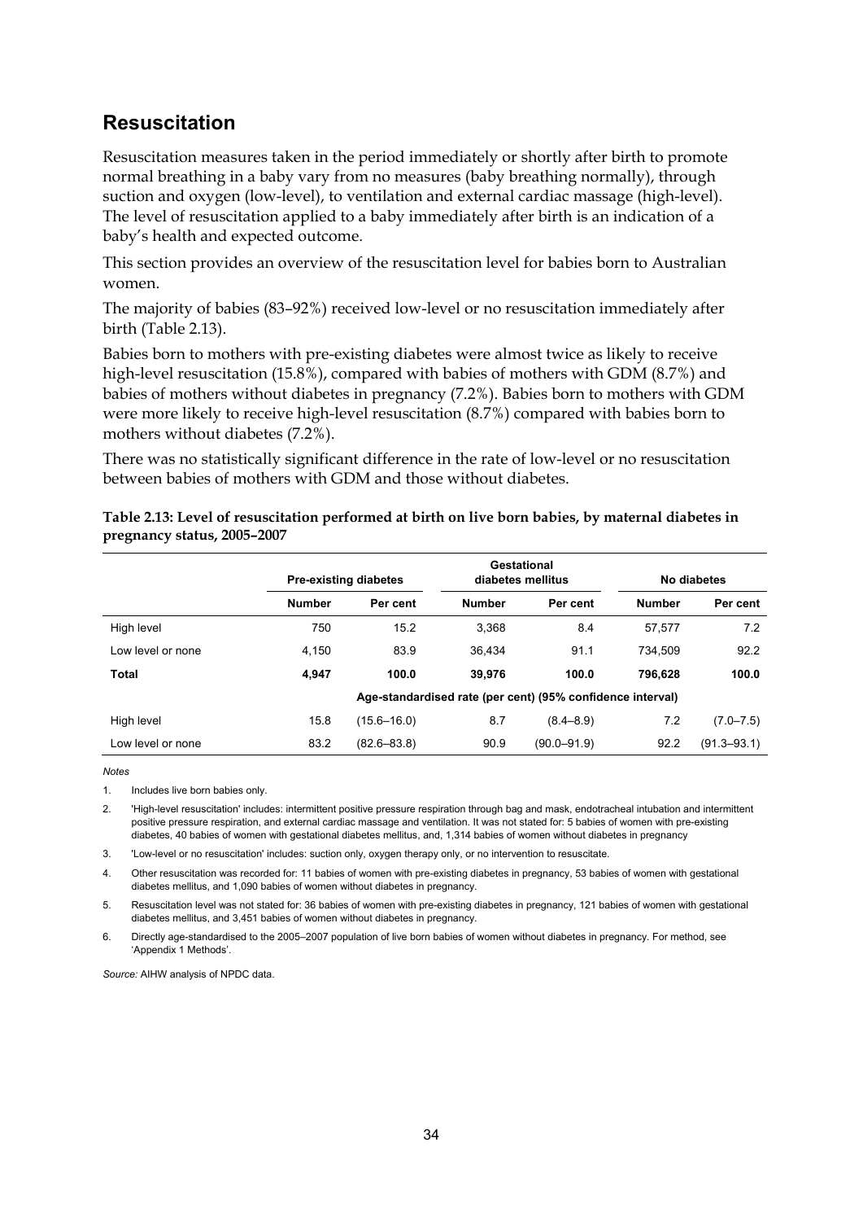## Resuscitation

Resuscitation measures taken in the period immediately or shortly after birth to promote normal breathing in a baby vary from no measures (baby breathing normally), through suction and oxygen (low-level), to ventilation and external cardiac massage (high-level). The level of resuscitation applied to a baby immediately after birth is an indication of a baby's health and expected outcome.

This section provides an overview of the resuscitation level for babies born to Australian women.

The majority of babies (83–92%) received low-level or no resuscitation immediately after birth (Table 2.13).

Babies born to mothers with pre-existing diabetes were almost twice as likely to receive high-level resuscitation (15.8%), compared with babies of mothers with GDM (8.7%) and babies of mothers without diabetes in pregnancy (7.2%). Babies born to mothers with GDM were more likely to receive high-level resuscitation (8.7%) compared with babies born to mothers without diabetes (7.2%).

There was no statistically significant difference in the rate of low-level or no resuscitation between babies of mothers with GDM and those without diabetes.

**Table 2.13: Level of resuscitation performed at birth on live born babies, by maternal diabetes in pregnancy status, 2005–2007**

| | Pre-existing diabetes | | Gestational diabetes mellitus | | No diabetes | |
|---|---|---|---|---|---|---|
| | **Number** | **Per cent** | **Number** | **Per cent** | **Number** | **Per cent** |
| High level | 750 | 15.2 | 3,368 | 8.4 | 57,577 | 7.2 |
| Low level or none | 4,150 | 83.9 | 36,434 | 91.1 | 734,509 | 92.2 |
| **Total** | **4,947** | **100.0** | **39,976** | **100.0** | **796,628** | **100.0** |
| | Age-standardised rate (per cent) (95% confidence interval) | | | | | |
| High level | 15.8 | (15.6–16.0) | 8.7 | (8.4–8.9) | 7.2 | (7.0–7.5) |
| Low level or none | 83.2 | (82.6–83.8) | 90.9 | (90.0–91.9) | 92.2 | (91.3–93.1) |

*Notes*

1. Includes live born babies only.
2. 'High-level resuscitation' includes: intermittent positive pressure respiration through bag and mask, endotracheal intubation and intermittent positive pressure respiration, and external cardiac massage and ventilation. It was not stated for: 5 babies of women with pre-existing diabetes, 40 babies of women with gestational diabetes mellitus, and, 1,314 babies of women without diabetes in pregnancy
3. 'Low-level or no resuscitation' includes: suction only, oxygen therapy only, or no intervention to resuscitate.
4. Other resuscitation was recorded for: 11 babies of women with pre-existing diabetes in pregnancy, 53 babies of women with gestational diabetes mellitus, and 1,090 babies of women without diabetes in pregnancy.
5. Resuscitation level was not stated for: 36 babies of women with pre-existing diabetes in pregnancy, 121 babies of women with gestational diabetes mellitus, and 3,451 babies of women without diabetes in pregnancy.
6. Directly age-standardised to the 2005–2007 population of live born babies of women without diabetes in pregnancy. For method, see 'Appendix 1 Methods'.

*Source:* AIHW analysis of NPDC data.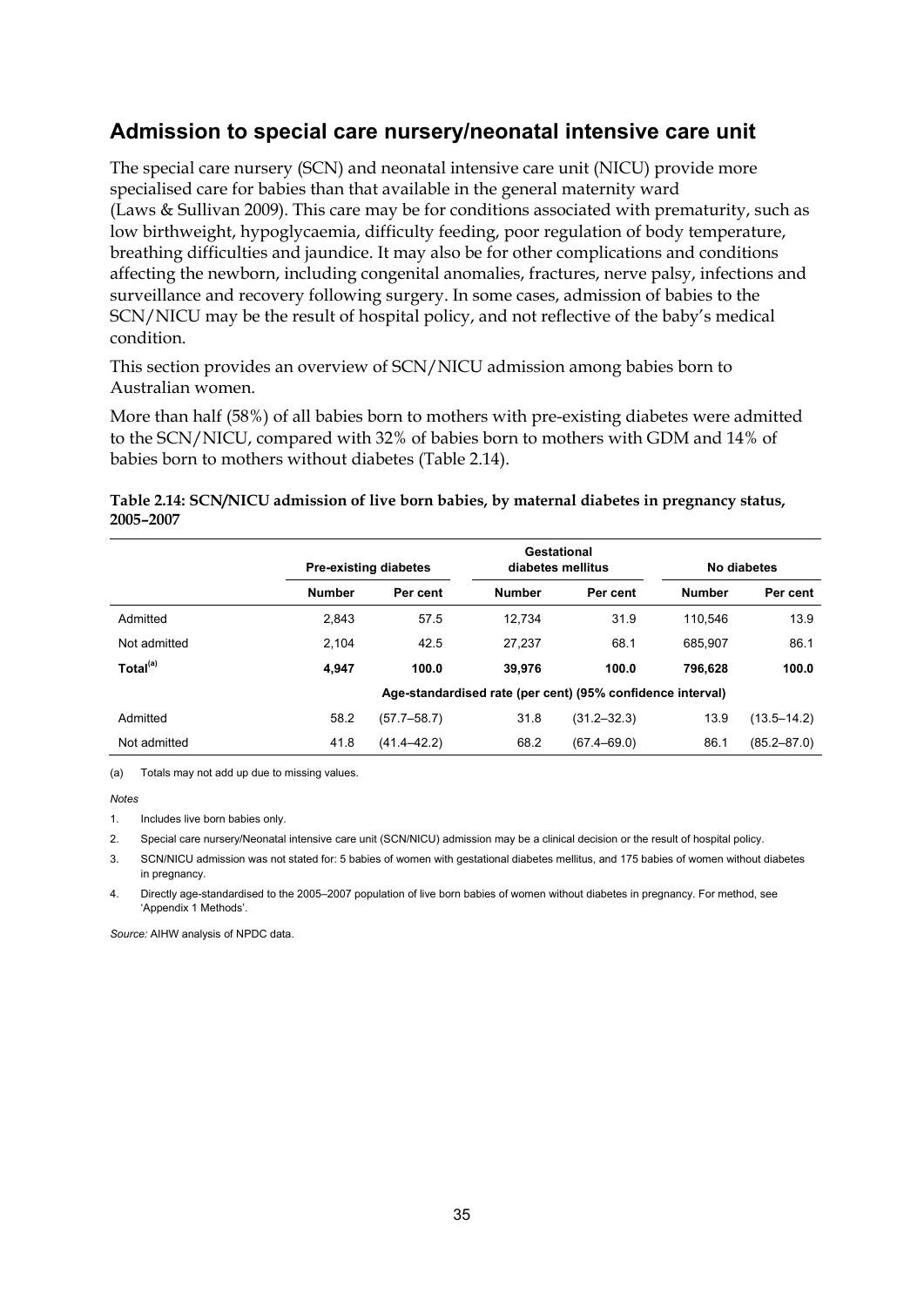## Admission to special care nursery/neonatal intensive care unit

The special care nursery (SCN) and neonatal intensive care unit (NICU) provide more specialised care for babies than that available in the general maternity ward (Laws & Sullivan 2009). This care may be for conditions associated with prematurity, such as low birthweight, hypoglycaemia, difficulty feeding, poor regulation of body temperature, breathing difficulties and jaundice. It may also be for other complications and conditions affecting the newborn, including congenital anomalies, fractures, nerve palsy, infections and surveillance and recovery following surgery. In some cases, admission of babies to the SCN/NICU may be the result of hospital policy, and not reflective of the baby's medical condition.

This section provides an overview of SCN/NICU admission among babies born to Australian women.

More than half (58%) of all babies born to mothers with pre-existing diabetes were admitted to the SCN/NICU, compared with 32% of babies born to mothers with GDM and 14% of babies born to mothers without diabetes (Table 2.14).

**Table 2.14: SCN/NICU admission of live born babies, by maternal diabetes in pregnancy status, 2005–2007**

| | Pre-existing diabetes | | Gestational diabetes mellitus | | No diabetes | |
|---|---|---|---|---|---|---|
| | **Number** | **Per cent** | **Number** | **Per cent** | **Number** | **Per cent** |
| Admitted | 2,843 | 57.5 | 12,734 | 31.9 | 110,546 | 13.9 |
| Not admitted | 2,104 | 42.5 | 27,237 | 68.1 | 685,907 | 86.1 |
| **Total[(a)]** | **4,947** | **100.0** | **39,976** | **100.0** | **796,628** | **100.0** |
| | **Age-standardised rate (per cent) (95% confidence interval)** | | | | | |
| Admitted | 58.2 | (57.7–58.7) | 31.8 | (31.2–32.3) | 13.9 | (13.5–14.2) |
| Not admitted | 41.8 | (41.4–42.2) | 68.2 | (67.4–69.0) | 86.1 | (85.2–87.0) |

(a) Totals may not add up due to missing values.

*Notes*

1. Includes live born babies only.
2. Special care nursery/Neonatal intensive care unit (SCN/NICU) admission may be a clinical decision or the result of hospital policy.
3. SCN/NICU admission was not stated for: 5 babies of women with gestational diabetes mellitus, and 175 babies of women without diabetes in pregnancy.
4. Directly age-standardised to the 2005–2007 population of live born babies of women without diabetes in pregnancy. For method, see 'Appendix 1 Methods'.

*Source:* AIHW analysis of NPDC data.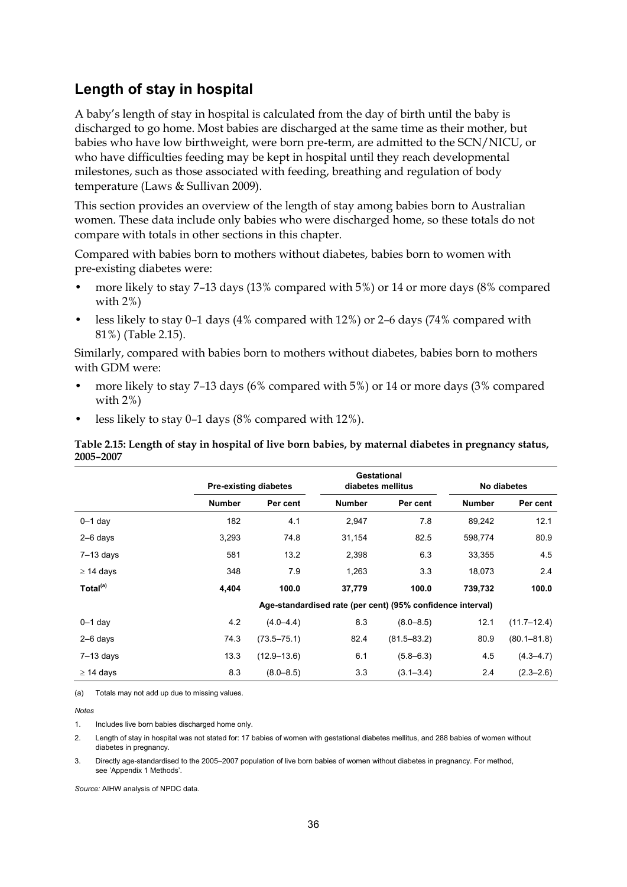## Length of stay in hospital

A baby's length of stay in hospital is calculated from the day of birth until the baby is discharged to go home. Most babies are discharged at the same time as their mother, but babies who have low birthweight, were born pre-term, are admitted to the SCN/NICU, or who have difficulties feeding may be kept in hospital until they reach developmental milestones, such as those associated with feeding, breathing and regulation of body temperature (Laws & Sullivan 2009).

This section provides an overview of the length of stay among babies born to Australian women. These data include only babies who were discharged home, so these totals do not compare with totals in other sections in this chapter.

Compared with babies born to mothers without diabetes, babies born to women with pre-existing diabetes were:

- more likely to stay 7–13 days (13% compared with 5%) or 14 or more days (8% compared with 2%)
- less likely to stay 0–1 days (4% compared with 12%) or 2–6 days (74% compared with 81%) (Table 2.15).

Similarly, compared with babies born to mothers without diabetes, babies born to mothers with GDM were:

- more likely to stay 7–13 days (6% compared with 5%) or 14 or more days (3% compared with 2%)
- less likely to stay 0–1 days (8% compared with 12%).

**Table 2.15: Length of stay in hospital of live born babies, by maternal diabetes in pregnancy status, 2005–2007**

| | Pre-existing diabetes | | Gestational diabetes mellitus | | No diabetes | |
|---|---|---|---|---|---|---|
| | Number | Per cent | Number | Per cent | Number | Per cent |
| 0–1 day | 182 | 4.1 | 2,947 | 7.8 | 89,242 | 12.1 |
| 2–6 days | 3,293 | 74.8 | 31,154 | 82.5 | 598,774 | 80.9 |
| 7–13 days | 581 | 13.2 | 2,398 | 6.3 | 33,355 | 4.5 |
| ≥ 14 days | 348 | 7.9 | 1,263 | 3.3 | 18,073 | 2.4 |
| **Total[(a)]** | **4,404** | **100.0** | **37,779** | **100.0** | **739,732** | **100.0** |
| | Age-standardised rate (per cent) (95% confidence interval) | | | | | |
| 0–1 day | 4.2 | (4.0–4.4) | 8.3 | (8.0–8.5) | 12.1 | (11.7–12.4) |
| 2–6 days | 74.3 | (73.5–75.1) | 82.4 | (81.5–83.2) | 80.9 | (80.1–81.8) |
| 7–13 days | 13.3 | (12.9–13.6) | 6.1 | (5.8–6.3) | 4.5 | (4.3–4.7) |
| ≥ 14 days | 8.3 | (8.0–8.5) | 3.3 | (3.1–3.4) | 2.4 | (2.3–2.6) |

(a) Totals may not add up due to missing values.

*Notes*

1. Includes live born babies discharged home only.
2. Length of stay in hospital was not stated for: 17 babies of women with gestational diabetes mellitus, and 288 babies of women without diabetes in pregnancy.
3. Directly age-standardised to the 2005–2007 population of live born babies of women without diabetes in pregnancy. For method, see 'Appendix 1 Methods'.

*Source:* AIHW analysis of NPDC data.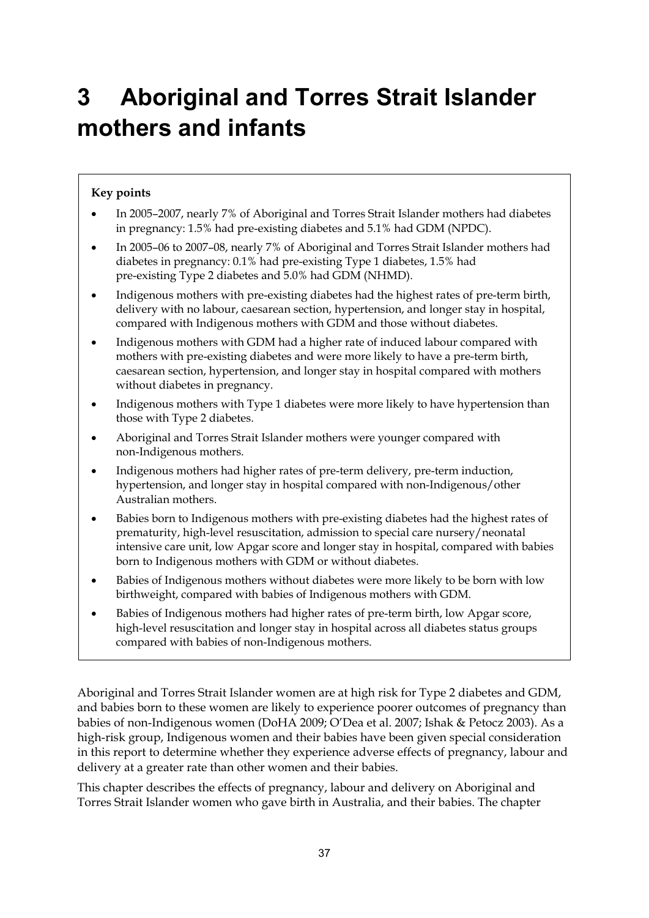# 3 Aboriginal and Torres Strait Islander mothers and infants

**Key points**

- In 2005–2007, nearly 7% of Aboriginal and Torres Strait Islander mothers had diabetes in pregnancy: 1.5% had pre-existing diabetes and 5.1% had GDM (NPDC).
- In 2005–06 to 2007–08, nearly 7% of Aboriginal and Torres Strait Islander mothers had diabetes in pregnancy: 0.1% had pre-existing Type 1 diabetes, 1.5% had pre-existing Type 2 diabetes and 5.0% had GDM (NHMD).
- Indigenous mothers with pre-existing diabetes had the highest rates of pre-term birth, delivery with no labour, caesarean section, hypertension, and longer stay in hospital, compared with Indigenous mothers with GDM and those without diabetes.
- Indigenous mothers with GDM had a higher rate of induced labour compared with mothers with pre-existing diabetes and were more likely to have a pre-term birth, caesarean section, hypertension, and longer stay in hospital compared with mothers without diabetes in pregnancy.
- Indigenous mothers with Type 1 diabetes were more likely to have hypertension than those with Type 2 diabetes.
- Aboriginal and Torres Strait Islander mothers were younger compared with non-Indigenous mothers.
- Indigenous mothers had higher rates of pre-term delivery, pre-term induction, hypertension, and longer stay in hospital compared with non-Indigenous/other Australian mothers.
- Babies born to Indigenous mothers with pre-existing diabetes had the highest rates of prematurity, high-level resuscitation, admission to special care nursery/neonatal intensive care unit, low Apgar score and longer stay in hospital, compared with babies born to Indigenous mothers with GDM or without diabetes.
- Babies of Indigenous mothers without diabetes were more likely to be born with low birthweight, compared with babies of Indigenous mothers with GDM.
- Babies of Indigenous mothers had higher rates of pre-term birth, low Apgar score, high-level resuscitation and longer stay in hospital across all diabetes status groups compared with babies of non-Indigenous mothers.

Aboriginal and Torres Strait Islander women are at high risk for Type 2 diabetes and GDM, and babies born to these women are likely to experience poorer outcomes of pregnancy than babies of non-Indigenous women (DoHA 2009; O'Dea et al. 2007; Ishak & Petocz 2003). As a high-risk group, Indigenous women and their babies have been given special consideration in this report to determine whether they experience adverse effects of pregnancy, labour and delivery at a greater rate than other women and their babies.

This chapter describes the effects of pregnancy, labour and delivery on Aboriginal and Torres Strait Islander women who gave birth in Australia, and their babies. The chapter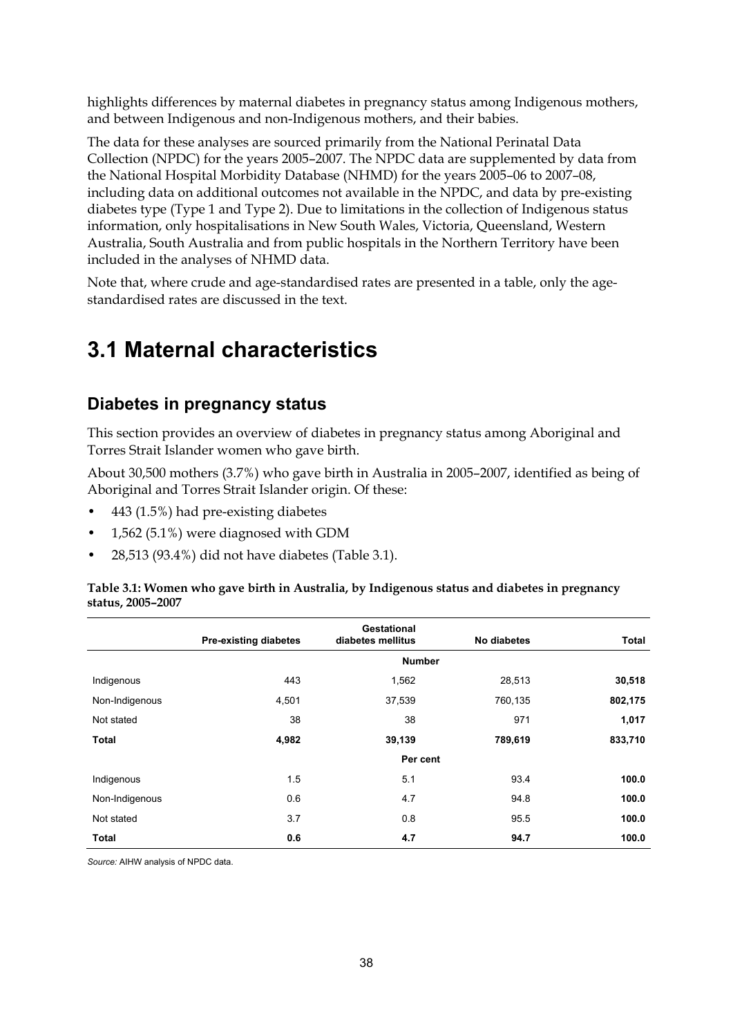highlights differences by maternal diabetes in pregnancy status among Indigenous mothers, and between Indigenous and non-Indigenous mothers, and their babies.

The data for these analyses are sourced primarily from the National Perinatal Data Collection (NPDC) for the years 2005–2007. The NPDC data are supplemented by data from the National Hospital Morbidity Database (NHMD) for the years 2005–06 to 2007–08, including data on additional outcomes not available in the NPDC, and data by pre-existing diabetes type (Type 1 and Type 2). Due to limitations in the collection of Indigenous status information, only hospitalisations in New South Wales, Victoria, Queensland, Western Australia, South Australia and from public hospitals in the Northern Territory have been included in the analyses of NHMD data.

Note that, where crude and age-standardised rates are presented in a table, only the age-standardised rates are discussed in the text.

# 3.1 Maternal characteristics

## Diabetes in pregnancy status

This section provides an overview of diabetes in pregnancy status among Aboriginal and Torres Strait Islander women who gave birth.

About 30,500 mothers (3.7%) who gave birth in Australia in 2005–2007, identified as being of Aboriginal and Torres Strait Islander origin. Of these:

- 443 (1.5%) had pre-existing diabetes
- 1,562 (5.1%) were diagnosed with GDM
- 28,513 (93.4%) did not have diabetes (Table 3.1).

**Table 3.1: Women who gave birth in Australia, by Indigenous status and diabetes in pregnancy status, 2005–2007**

| | Pre-existing diabetes | Gestational diabetes mellitus | No diabetes | Total |
|---|---|---|---|---|
| | | **Number** | | |
| Indigenous | 443 | 1,562 | 28,513 | **30,518** |
| Non-Indigenous | 4,501 | 37,539 | 760,135 | **802,175** |
| Not stated | 38 | 38 | 971 | **1,017** |
| **Total** | **4,982** | **39,139** | **789,619** | **833,710** |
| | | **Per cent** | | |
| Indigenous | 1.5 | 5.1 | 93.4 | **100.0** |
| Non-Indigenous | 0.6 | 4.7 | 94.8 | **100.0** |
| Not stated | 3.7 | 0.8 | 95.5 | **100.0** |
| **Total** | **0.6** | **4.7** | **94.7** | **100.0** |

*Source:* AIHW analysis of NPDC data.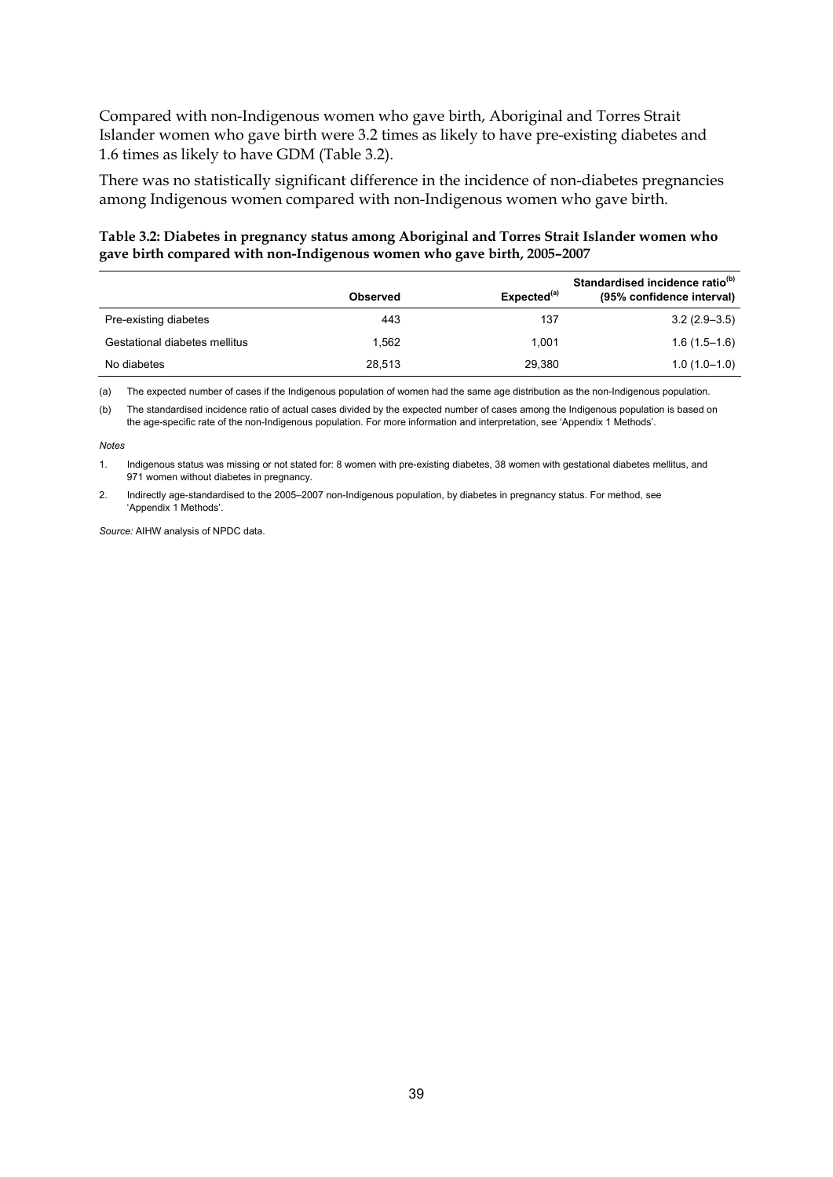Compared with non-Indigenous women who gave birth, Aboriginal and Torres Strait Islander women who gave birth were 3.2 times as likely to have pre-existing diabetes and 1.6 times as likely to have GDM (Table 3.2).

There was no statistically significant difference in the incidence of non-diabetes pregnancies among Indigenous women compared with non-Indigenous women who gave birth.

**Table 3.2: Diabetes in pregnancy status among Aboriginal and Torres Strait Islander women who gave birth compared with non-Indigenous women who gave birth, 2005–2007**

| | Observed | Expected[(a)] | Standardised incidence ratio[(b)] (95% confidence interval) |
|---|---|---|---|
| Pre-existing diabetes | 443 | 137 | 3.2 (2.9–3.5) |
| Gestational diabetes mellitus | 1,562 | 1,001 | 1.6 (1.5–1.6) |
| No diabetes | 28,513 | 29,380 | 1.0 (1.0–1.0) |

(a) The expected number of cases if the Indigenous population of women had the same age distribution as the non-Indigenous population.

(b) The standardised incidence ratio of actual cases divided by the expected number of cases among the Indigenous population is based on the age-specific rate of the non-Indigenous population. For more information and interpretation, see 'Appendix 1 Methods'.

*Notes*

1. Indigenous status was missing or not stated for: 8 women with pre-existing diabetes, 38 women with gestational diabetes mellitus, and 971 women without diabetes in pregnancy.

2. Indirectly age-standardised to the 2005–2007 non-Indigenous population, by diabetes in pregnancy status. For method, see 'Appendix 1 Methods'.

*Source:* AIHW analysis of NPDC data.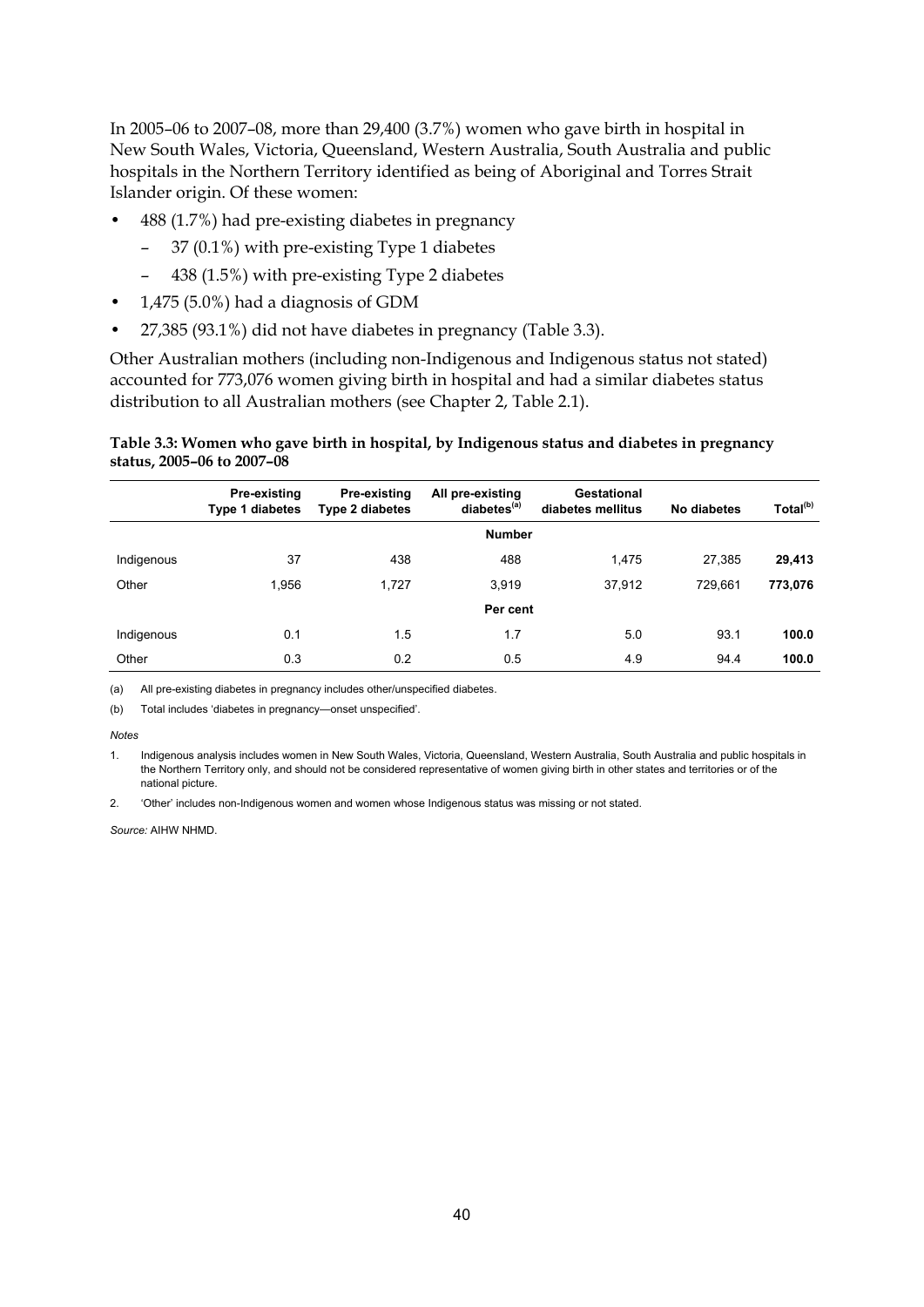In 2005–06 to 2007–08, more than 29,400 (3.7%) women who gave birth in hospital in New South Wales, Victoria, Queensland, Western Australia, South Australia and public hospitals in the Northern Territory identified as being of Aboriginal and Torres Strait Islander origin. Of these women:

- 488 (1.7%) had pre-existing diabetes in pregnancy
  - 37 (0.1%) with pre-existing Type 1 diabetes
  - 438 (1.5%) with pre-existing Type 2 diabetes
- 1,475 (5.0%) had a diagnosis of GDM
- 27,385 (93.1%) did not have diabetes in pregnancy (Table 3.3).

Other Australian mothers (including non-Indigenous and Indigenous status not stated) accounted for 773,076 women giving birth in hospital and had a similar diabetes status distribution to all Australian mothers (see Chapter 2, Table 2.1).

**Table 3.3: Women who gave birth in hospital, by Indigenous status and diabetes in pregnancy status, 2005–06 to 2007–08**

| | Pre-existing Type 1 diabetes | Pre-existing Type 2 diabetes | All pre-existing diabetes[(a)] | Gestational diabetes mellitus | No diabetes | Total[(b)] |
|---|---|---|---|---|---|---|
| | | | **Number** | | | |
| Indigenous | 37 | 438 | 488 | 1,475 | 27,385 | **29,413** |
| Other | 1,956 | 1,727 | 3,919 | 37,912 | 729,661 | **773,076** |
| | | | **Per cent** | | | |
| Indigenous | 0.1 | 1.5 | 1.7 | 5.0 | 93.1 | **100.0** |
| Other | 0.3 | 0.2 | 0.5 | 4.9 | 94.4 | **100.0** |

(a) All pre-existing diabetes in pregnancy includes other/unspecified diabetes.

(b) Total includes 'diabetes in pregnancy—onset unspecified'.

*Notes*

1. Indigenous analysis includes women in New South Wales, Victoria, Queensland, Western Australia, South Australia and public hospitals in the Northern Territory only, and should not be considered representative of women giving birth in other states and territories or of the national picture.
2. 'Other' includes non-Indigenous women and women whose Indigenous status was missing or not stated.

*Source:* AIHW NHMD.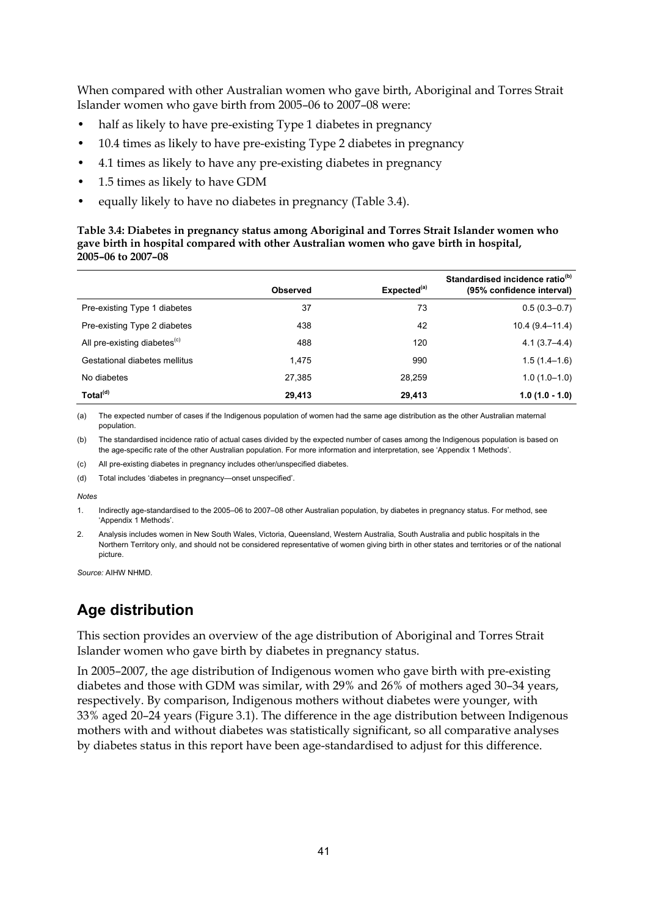When compared with other Australian women who gave birth, Aboriginal and Torres Strait Islander women who gave birth from 2005–06 to 2007–08 were:

- half as likely to have pre-existing Type 1 diabetes in pregnancy
- 10.4 times as likely to have pre-existing Type 2 diabetes in pregnancy
- 4.1 times as likely to have any pre-existing diabetes in pregnancy
- 1.5 times as likely to have GDM
- equally likely to have no diabetes in pregnancy (Table 3.4).

**Table 3.4: Diabetes in pregnancy status among Aboriginal and Torres Strait Islander women who gave birth in hospital compared with other Australian women who gave birth in hospital, 2005–06 to 2007–08**

| | Observed | Expected[(a)] | Standardised incidence ratio[(b)] (95% confidence interval) |
|---|---|---|---|
| Pre-existing Type 1 diabetes | 37 | 73 | 0.5 (0.3–0.7) |
| Pre-existing Type 2 diabetes | 438 | 42 | 10.4 (9.4–11.4) |
| All pre-existing diabetes[(c)] | 488 | 120 | 4.1 (3.7–4.4) |
| Gestational diabetes mellitus | 1,475 | 990 | 1.5 (1.4–1.6) |
| No diabetes | 27,385 | 28,259 | 1.0 (1.0–1.0) |
| **Total[(d)]** | **29,413** | **29,413** | **1.0 (1.0 - 1.0)** |

(a) The expected number of cases if the Indigenous population of women had the same age distribution as the other Australian maternal population.

(b) The standardised incidence ratio of actual cases divided by the expected number of cases among the Indigenous population is based on the age-specific rate of the other Australian population. For more information and interpretation, see 'Appendix 1 Methods'.

(c) All pre-existing diabetes in pregnancy includes other/unspecified diabetes.

(d) Total includes 'diabetes in pregnancy—onset unspecified'.

*Notes*

1. Indirectly age-standardised to the 2005–06 to 2007–08 other Australian population, by diabetes in pregnancy status. For method, see 'Appendix 1 Methods'.
2. Analysis includes women in New South Wales, Victoria, Queensland, Western Australia, South Australia and public hospitals in the Northern Territory only, and should not be considered representative of women giving birth in other states and territories or of the national picture.

*Source:* AIHW NHMD.

## Age distribution

This section provides an overview of the age distribution of Aboriginal and Torres Strait Islander women who gave birth by diabetes in pregnancy status.

In 2005–2007, the age distribution of Indigenous women who gave birth with pre-existing diabetes and those with GDM was similar, with 29% and 26% of mothers aged 30–34 years, respectively. By comparison, Indigenous mothers without diabetes were younger, with 33% aged 20–24 years (Figure 3.1). The difference in the age distribution between Indigenous mothers with and without diabetes was statistically significant, so all comparative analyses by diabetes status in this report have been age-standardised to adjust for this difference.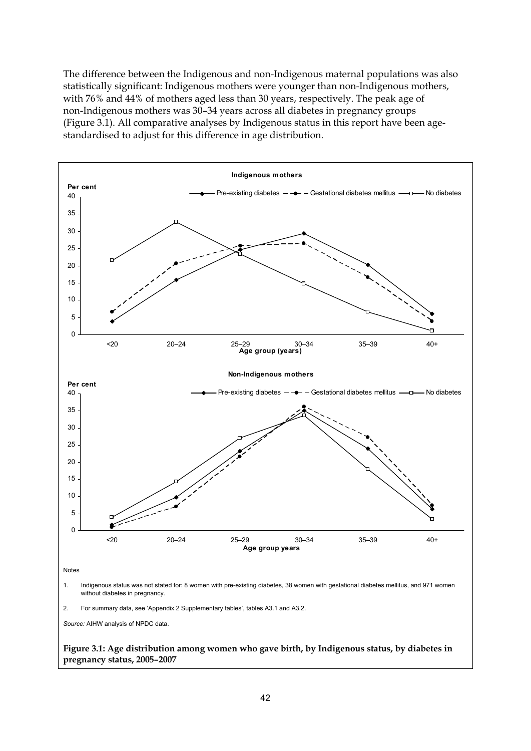The difference between the Indigenous and non-Indigenous maternal populations was also statistically significant: Indigenous mothers were younger than non-Indigenous mothers, with 76% and 44% of mothers aged less than 30 years, respectively. The peak age of non-Indigenous mothers was 30–34 years across all diabetes in pregnancy groups (Figure 3.1). All comparative analyses by Indigenous status in this report have been age-standardised to adjust for this difference in age distribution.

Notes

1. Indigenous status was not stated for: 8 women with pre-existing diabetes, 38 women with gestational diabetes mellitus, and 971 women without diabetes in pregnancy.

2. For summary data, see 'Appendix 2 Supplementary tables', tables A3.1 and A3.2.

*Source:* AIHW analysis of NPDC data.

**Figure 3.1: Age distribution among women who gave birth, by Indigenous status, by diabetes in pregnancy status, 2005–2007**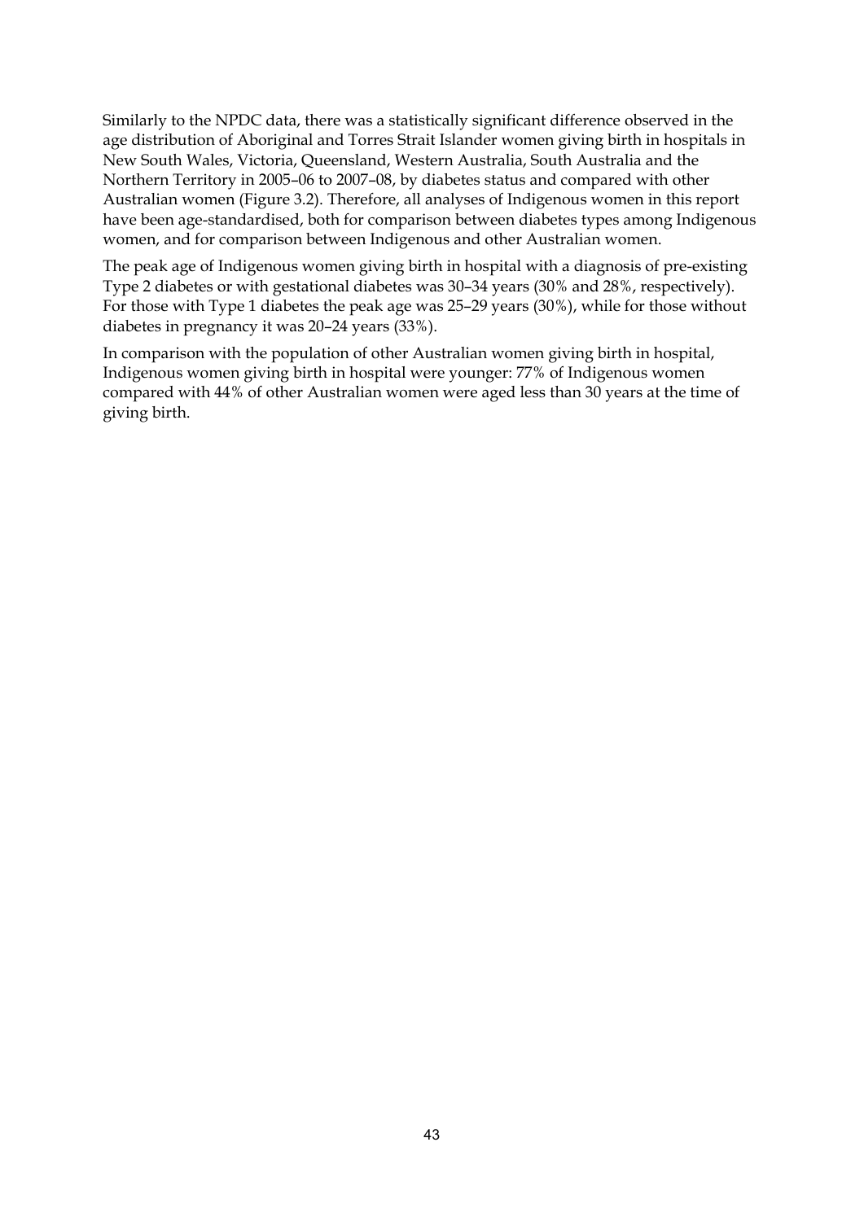Similarly to the NPDC data, there was a statistically significant difference observed in the age distribution of Aboriginal and Torres Strait Islander women giving birth in hospitals in New South Wales, Victoria, Queensland, Western Australia, South Australia and the Northern Territory in 2005–06 to 2007–08, by diabetes status and compared with other Australian women (Figure 3.2). Therefore, all analyses of Indigenous women in this report have been age-standardised, both for comparison between diabetes types among Indigenous women, and for comparison between Indigenous and other Australian women.

The peak age of Indigenous women giving birth in hospital with a diagnosis of pre-existing Type 2 diabetes or with gestational diabetes was 30–34 years (30% and 28%, respectively). For those with Type 1 diabetes the peak age was 25–29 years (30%), while for those without diabetes in pregnancy it was 20–24 years (33%).

In comparison with the population of other Australian women giving birth in hospital, Indigenous women giving birth in hospital were younger: 77% of Indigenous women compared with 44% of other Australian women were aged less than 30 years at the time of giving birth.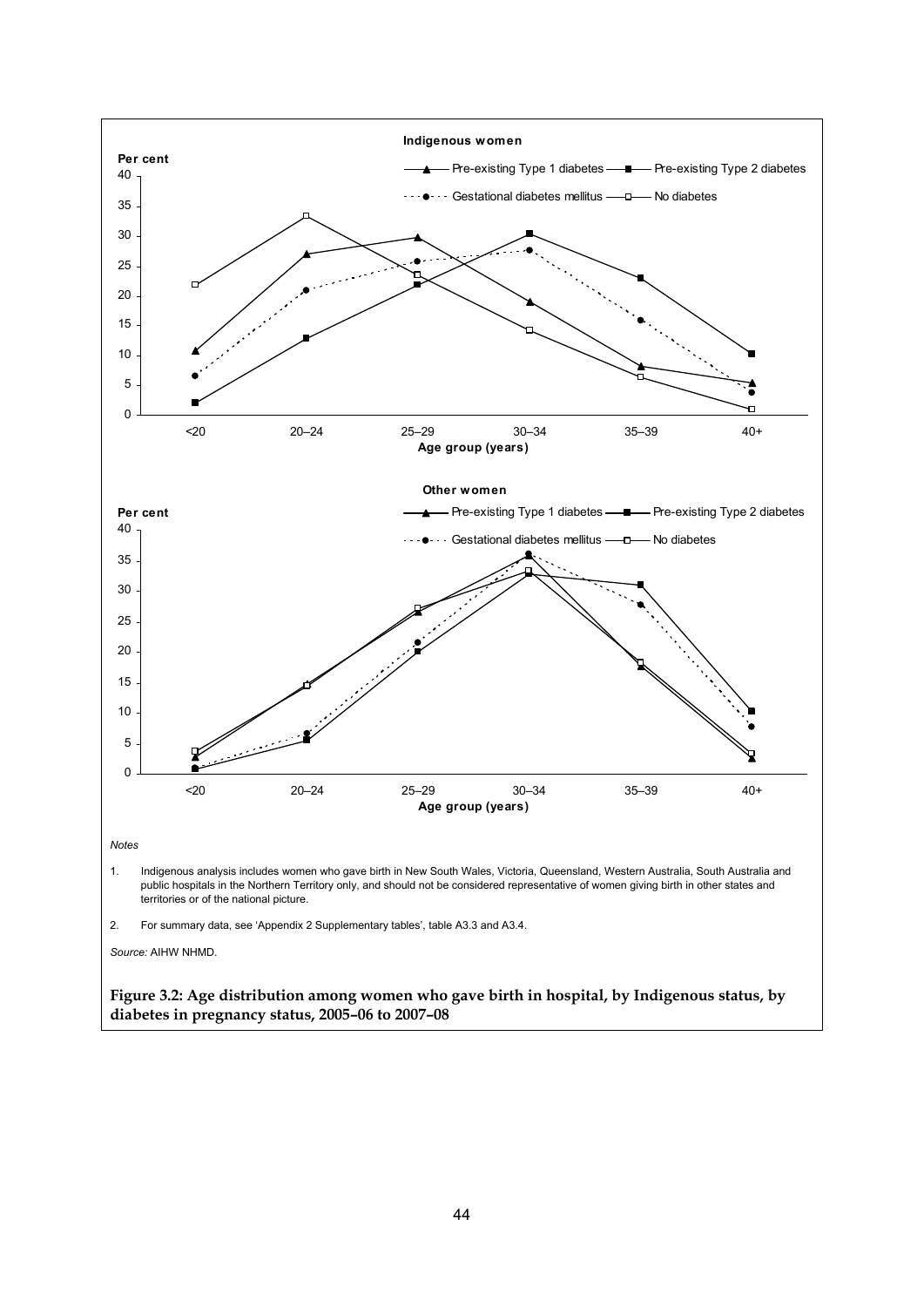Notes

1. Indigenous analysis includes women who gave birth in New South Wales, Victoria, Queensland, Western Australia, South Australia and public hospitals in the Northern Territory only, and should not be considered representative of women giving birth in other states and territories or of the national picture.

2. For summary data, see 'Appendix 2 Supplementary tables', table A3.3 and A3.4.

*Source:* AIHW NHMD.

**Figure 3.2: Age distribution among women who gave birth in hospital, by Indigenous status, by diabetes in pregnancy status, 2005–06 to 2007–08**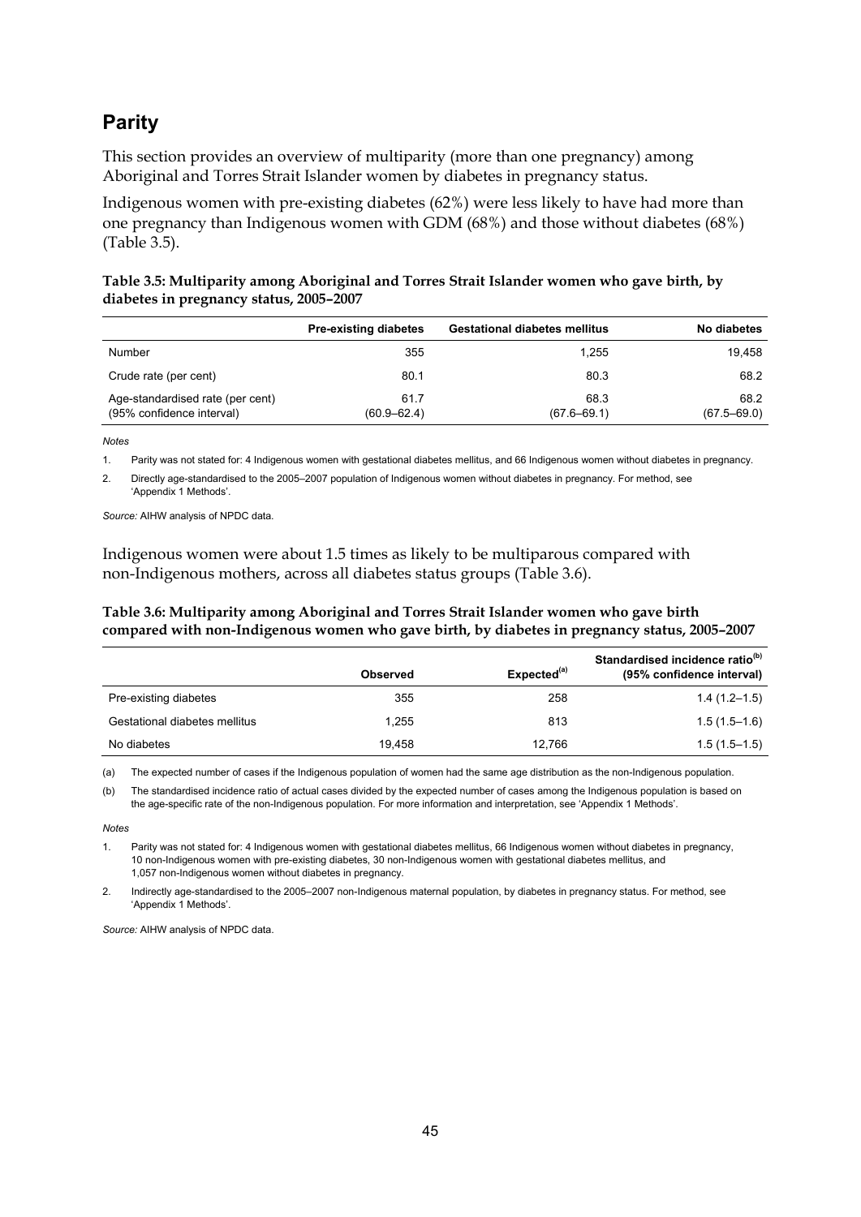## Parity

This section provides an overview of multiparity (more than one pregnancy) among Aboriginal and Torres Strait Islander women by diabetes in pregnancy status.

Indigenous women with pre-existing diabetes (62%) were less likely to have had more than one pregnancy than Indigenous women with GDM (68%) and those without diabetes (68%) (Table 3.5).

**Table 3.5: Multiparity among Aboriginal and Torres Strait Islander women who gave birth, by diabetes in pregnancy status, 2005–2007**

| | Pre-existing diabetes | Gestational diabetes mellitus | No diabetes |
|---|---|---|---|
| Number | 355 | 1,255 | 19,458 |
| Crude rate (per cent) | 80.1 | 80.3 | 68.2 |
| Age-standardised rate (per cent) (95% confidence interval) | 61.7 (60.9–62.4) | 68.3 (67.6–69.1) | 68.2 (67.5–69.0) |

*Notes*

1. Parity was not stated for: 4 Indigenous women with gestational diabetes mellitus, and 66 Indigenous women without diabetes in pregnancy.
2. Directly age-standardised to the 2005–2007 population of Indigenous women without diabetes in pregnancy. For method, see 'Appendix 1 Methods'.

*Source:* AIHW analysis of NPDC data.

Indigenous women were about 1.5 times as likely to be multiparous compared with non-Indigenous mothers, across all diabetes status groups (Table 3.6).

**Table 3.6: Multiparity among Aboriginal and Torres Strait Islander women who gave birth compared with non-Indigenous women who gave birth, by diabetes in pregnancy status, 2005–2007**

| | Observed | Expected[(a)] | Standardised incidence ratio[(b)] (95% confidence interval) |
|---|---|---|---|
| Pre-existing diabetes | 355 | 258 | 1.4 (1.2–1.5) |
| Gestational diabetes mellitus | 1,255 | 813 | 1.5 (1.5–1.6) |
| No diabetes | 19,458 | 12,766 | 1.5 (1.5–1.5) |

(a) The expected number of cases if the Indigenous population of women had the same age distribution as the non-Indigenous population.

(b) The standardised incidence ratio of actual cases divided by the expected number of cases among the Indigenous population is based on the age-specific rate of the non-Indigenous population. For more information and interpretation, see 'Appendix 1 Methods'.

*Notes*

1. Parity was not stated for: 4 Indigenous women with gestational diabetes mellitus, 66 Indigenous women without diabetes in pregnancy, 10 non-Indigenous women with pre-existing diabetes, 30 non-Indigenous women with gestational diabetes mellitus, and 1,057 non-Indigenous women without diabetes in pregnancy.
2. Indirectly age-standardised to the 2005–2007 non-Indigenous maternal population, by diabetes in pregnancy status. For method, see 'Appendix 1 Methods'.

*Source:* AIHW analysis of NPDC data.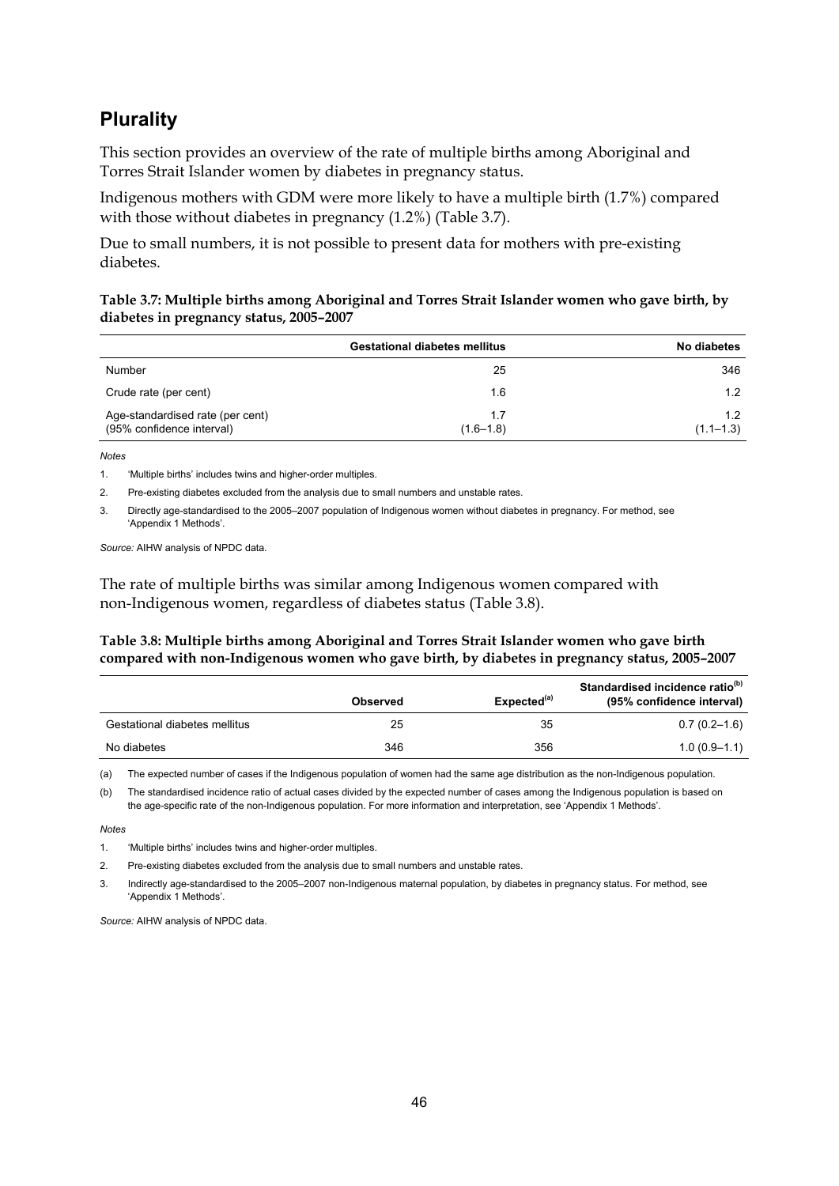## Plurality

This section provides an overview of the rate of multiple births among Aboriginal and Torres Strait Islander women by diabetes in pregnancy status.

Indigenous mothers with GDM were more likely to have a multiple birth (1.7%) compared with those without diabetes in pregnancy (1.2%) (Table 3.7).

Due to small numbers, it is not possible to present data for mothers with pre-existing diabetes.

**Table 3.7: Multiple births among Aboriginal and Torres Strait Islander women who gave birth, by diabetes in pregnancy status, 2005–2007**

| | Gestational diabetes mellitus | No diabetes |
|---|---|---|
| Number | 25 | 346 |
| Crude rate (per cent) | 1.6 | 1.2 |
| Age-standardised rate (per cent) (95% confidence interval) | 1.7 (1.6–1.8) | 1.2 (1.1–1.3) |

*Notes*

1. 'Multiple births' includes twins and higher-order multiples.
2. Pre-existing diabetes excluded from the analysis due to small numbers and unstable rates.
3. Directly age-standardised to the 2005–2007 population of Indigenous women without diabetes in pregnancy. For method, see 'Appendix 1 Methods'.

*Source:* AIHW analysis of NPDC data.

The rate of multiple births was similar among Indigenous women compared with non-Indigenous women, regardless of diabetes status (Table 3.8).

**Table 3.8: Multiple births among Aboriginal and Torres Strait Islander women who gave birth compared with non-Indigenous women who gave birth, by diabetes in pregnancy status, 2005–2007**

| | Observed | Expected[(a)] | Standardised incidence ratio[(b)] (95% confidence interval) |
|---|---|---|---|
| Gestational diabetes mellitus | 25 | 35 | 0.7 (0.2–1.6) |
| No diabetes | 346 | 356 | 1.0 (0.9–1.1) |

(a) The expected number of cases if the Indigenous population of women had the same age distribution as the non-Indigenous population.

(b) The standardised incidence ratio of actual cases divided by the expected number of cases among the Indigenous population is based on the age-specific rate of the non-Indigenous population. For more information and interpretation, see 'Appendix 1 Methods'.

*Notes*

1. 'Multiple births' includes twins and higher-order multiples.
2. Pre-existing diabetes excluded from the analysis due to small numbers and unstable rates.
3. Indirectly age-standardised to the 2005–2007 non-Indigenous maternal population, by diabetes in pregnancy status. For method, see 'Appendix 1 Methods'.

*Source:* AIHW analysis of NPDC data.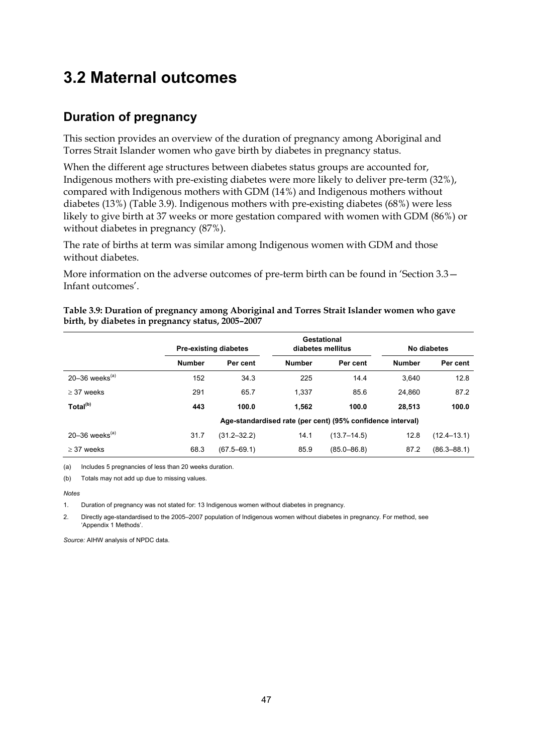# 3.2 Maternal outcomes

## Duration of pregnancy

This section provides an overview of the duration of pregnancy among Aboriginal and Torres Strait Islander women who gave birth by diabetes in pregnancy status.

When the different age structures between diabetes status groups are accounted for, Indigenous mothers with pre-existing diabetes were more likely to deliver pre-term (32%), compared with Indigenous mothers with GDM (14%) and Indigenous mothers without diabetes (13%) (Table 3.9). Indigenous mothers with pre-existing diabetes (68%) were less likely to give birth at 37 weeks or more gestation compared with women with GDM (86%) or without diabetes in pregnancy (87%).

The rate of births at term was similar among Indigenous women with GDM and those without diabetes.

More information on the adverse outcomes of pre-term birth can be found in 'Section 3.3—Infant outcomes'.

**Table 3.9: Duration of pregnancy among Aboriginal and Torres Strait Islander women who gave birth, by diabetes in pregnancy status, 2005–2007**

| | Pre-existing diabetes | | Gestational diabetes mellitus | | No diabetes | |
|---|---|---|---|---|---|---|
| | **Number** | **Per cent** | **Number** | **Per cent** | **Number** | **Per cent** |
| 20–36 weeks[(a)] | 152 | 34.3 | 225 | 14.4 | 3,640 | 12.8 |
| ≥ 37 weeks | 291 | 65.7 | 1,337 | 85.6 | 24,860 | 87.2 |
| **Total[(b)]** | **443** | **100.0** | **1,562** | **100.0** | **28,513** | **100.0** |
| | **Age-standardised rate (per cent) (95% confidence interval)** | | | | | |
| 20–36 weeks[(a)] | 31.7 | (31.2–32.2) | 14.1 | (13.7–14.5) | 12.8 | (12.4–13.1) |
| ≥ 37 weeks | 68.3 | (67.5–69.1) | 85.9 | (85.0–86.8) | 87.2 | (86.3–88.1) |

(a) Includes 5 pregnancies of less than 20 weeks duration.

(b) Totals may not add up due to missing values.

*Notes*

1. Duration of pregnancy was not stated for: 13 Indigenous women without diabetes in pregnancy.

2. Directly age-standardised to the 2005–2007 population of Indigenous women without diabetes in pregnancy. For method, see 'Appendix 1 Methods'.

*Source:* AIHW analysis of NPDC data.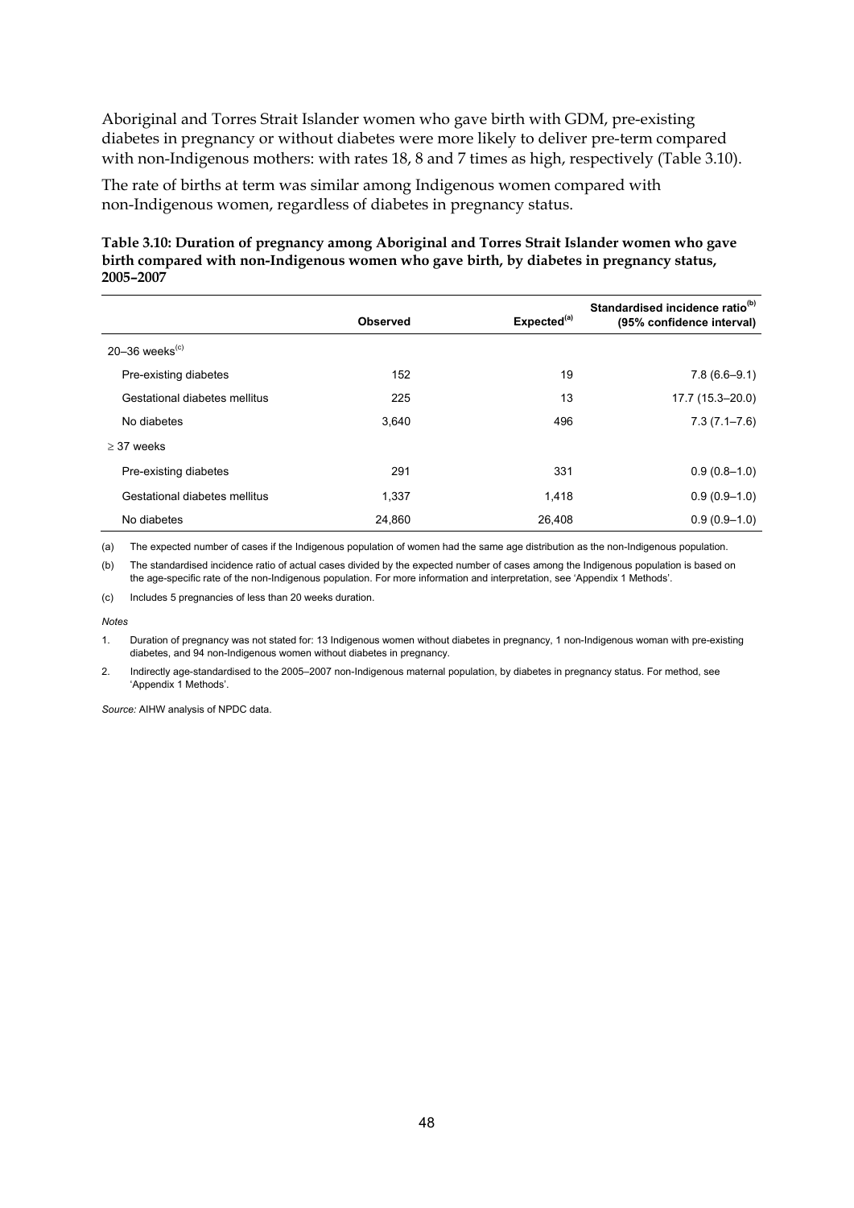Aboriginal and Torres Strait Islander women who gave birth with GDM, pre-existing diabetes in pregnancy or without diabetes were more likely to deliver pre-term compared with non-Indigenous mothers: with rates 18, 8 and 7 times as high, respectively (Table 3.10).

The rate of births at term was similar among Indigenous women compared with non-Indigenous women, regardless of diabetes in pregnancy status.

**Table 3.10: Duration of pregnancy among Aboriginal and Torres Strait Islander women who gave birth compared with non-Indigenous women who gave birth, by diabetes in pregnancy status, 2005–2007**

| | Observed | Expected[(a)] | Standardised incidence ratio[(b)] (95% confidence interval) |
|---|---|---|---|
| 20–36 weeks[(c)] | | | |
| Pre-existing diabetes | 152 | 19 | 7.8 (6.6–9.1) |
| Gestational diabetes mellitus | 225 | 13 | 17.7 (15.3–20.0) |
| No diabetes | 3,640 | 496 | 7.3 (7.1–7.6) |
| ≥ 37 weeks | | | |
| Pre-existing diabetes | 291 | 331 | 0.9 (0.8–1.0) |
| Gestational diabetes mellitus | 1,337 | 1,418 | 0.9 (0.9–1.0) |
| No diabetes | 24,860 | 26,408 | 0.9 (0.9–1.0) |

(a) The expected number of cases if the Indigenous population of women had the same age distribution as the non-Indigenous population.

(b) The standardised incidence ratio of actual cases divided by the expected number of cases among the Indigenous population is based on the age-specific rate of the non-Indigenous population. For more information and interpretation, see 'Appendix 1 Methods'.

(c) Includes 5 pregnancies of less than 20 weeks duration.

*Notes*

1. Duration of pregnancy was not stated for: 13 Indigenous women without diabetes in pregnancy, 1 non-Indigenous woman with pre-existing diabetes, and 94 non-Indigenous women without diabetes in pregnancy.
2. Indirectly age-standardised to the 2005–2007 non-Indigenous maternal population, by diabetes in pregnancy status. For method, see 'Appendix 1 Methods'.

*Source:* AIHW analysis of NPDC data.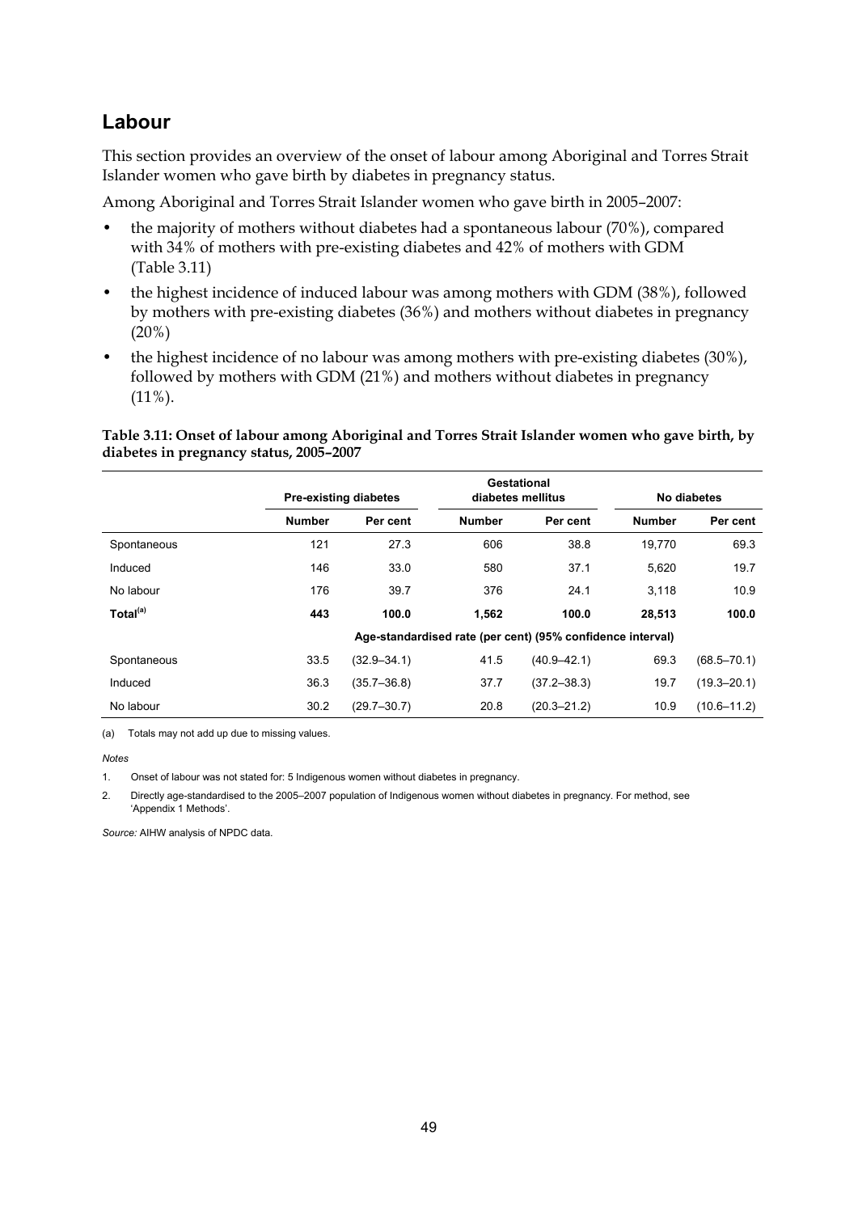## Labour

This section provides an overview of the onset of labour among Aboriginal and Torres Strait Islander women who gave birth by diabetes in pregnancy status.

Among Aboriginal and Torres Strait Islander women who gave birth in 2005–2007:

- the majority of mothers without diabetes had a spontaneous labour (70%), compared with 34% of mothers with pre-existing diabetes and 42% of mothers with GDM (Table 3.11)
- the highest incidence of induced labour was among mothers with GDM (38%), followed by mothers with pre-existing diabetes (36%) and mothers without diabetes in pregnancy (20%)
- the highest incidence of no labour was among mothers with pre-existing diabetes (30%), followed by mothers with GDM (21%) and mothers without diabetes in pregnancy (11%).

**Table 3.11: Onset of labour among Aboriginal and Torres Strait Islander women who gave birth, by diabetes in pregnancy status, 2005–2007**

| | Pre-existing diabetes | | Gestational diabetes mellitus | | No diabetes | |
|---|---|---|---|---|---|---|
| | **Number** | **Per cent** | **Number** | **Per cent** | **Number** | **Per cent** |
| Spontaneous | 121 | 27.3 | 606 | 38.8 | 19,770 | 69.3 |
| Induced | 146 | 33.0 | 580 | 37.1 | 5,620 | 19.7 |
| No labour | 176 | 39.7 | 376 | 24.1 | 3,118 | 10.9 |
| **Total[(a)]** | **443** | **100.0** | **1,562** | **100.0** | **28,513** | **100.0** |
| | **Age-standardised rate (per cent) (95% confidence interval)** | | | | | |
| Spontaneous | 33.5 | (32.9–34.1) | 41.5 | (40.9–42.1) | 69.3 | (68.5–70.1) |
| Induced | 36.3 | (35.7–36.8) | 37.7 | (37.2–38.3) | 19.7 | (19.3–20.1) |
| No labour | 30.2 | (29.7–30.7) | 20.8 | (20.3–21.2) | 10.9 | (10.6–11.2) |

(a) Totals may not add up due to missing values.

*Notes*

1. Onset of labour was not stated for: 5 Indigenous women without diabetes in pregnancy.
2. Directly age-standardised to the 2005–2007 population of Indigenous women without diabetes in pregnancy. For method, see 'Appendix 1 Methods'.

*Source:* AIHW analysis of NPDC data.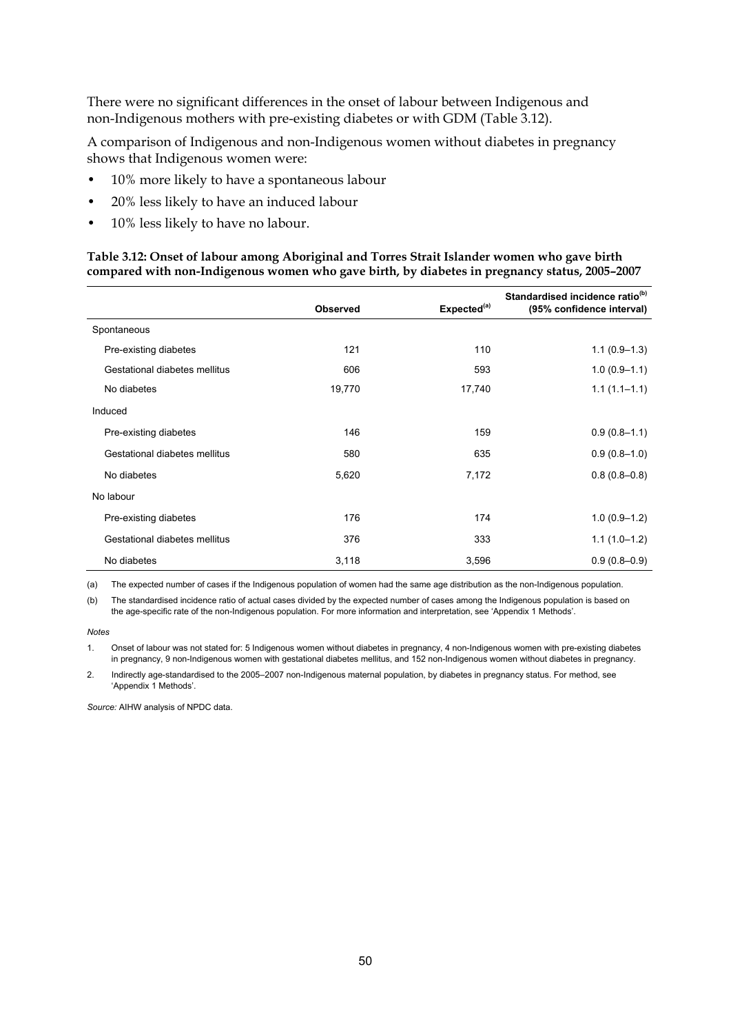There were no significant differences in the onset of labour between Indigenous and non-Indigenous mothers with pre-existing diabetes or with GDM (Table 3.12).

A comparison of Indigenous and non-Indigenous women without diabetes in pregnancy shows that Indigenous women were:

- 10% more likely to have a spontaneous labour
- 20% less likely to have an induced labour
- 10% less likely to have no labour.

**Table 3.12: Onset of labour among Aboriginal and Torres Strait Islander women who gave birth compared with non-Indigenous women who gave birth, by diabetes in pregnancy status, 2005–2007**

| | Observed | Expected[(a)] | Standardised incidence ratio[(b)] (95% confidence interval) |
|---|---|---|---|
| Spontaneous | | | |
| Pre-existing diabetes | 121 | 110 | 1.1 (0.9–1.3) |
| Gestational diabetes mellitus | 606 | 593 | 1.0 (0.9–1.1) |
| No diabetes | 19,770 | 17,740 | 1.1 (1.1–1.1) |
| Induced | | | |
| Pre-existing diabetes | 146 | 159 | 0.9 (0.8–1.1) |
| Gestational diabetes mellitus | 580 | 635 | 0.9 (0.8–1.0) |
| No diabetes | 5,620 | 7,172 | 0.8 (0.8–0.8) |
| No labour | | | |
| Pre-existing diabetes | 176 | 174 | 1.0 (0.9–1.2) |
| Gestational diabetes mellitus | 376 | 333 | 1.1 (1.0–1.2) |
| No diabetes | 3,118 | 3,596 | 0.9 (0.8–0.9) |

(a) The expected number of cases if the Indigenous population of women had the same age distribution as the non-Indigenous population.

(b) The standardised incidence ratio of actual cases divided by the expected number of cases among the Indigenous population is based on the age-specific rate of the non-Indigenous population. For more information and interpretation, see 'Appendix 1 Methods'.

*Notes*

1. Onset of labour was not stated for: 5 Indigenous women without diabetes in pregnancy, 4 non-Indigenous women with pre-existing diabetes in pregnancy, 9 non-Indigenous women with gestational diabetes mellitus, and 152 non-Indigenous women without diabetes in pregnancy.

2. Indirectly age-standardised to the 2005–2007 non-Indigenous maternal population, by diabetes in pregnancy status. For method, see 'Appendix 1 Methods'.

*Source:* AIHW analysis of NPDC data.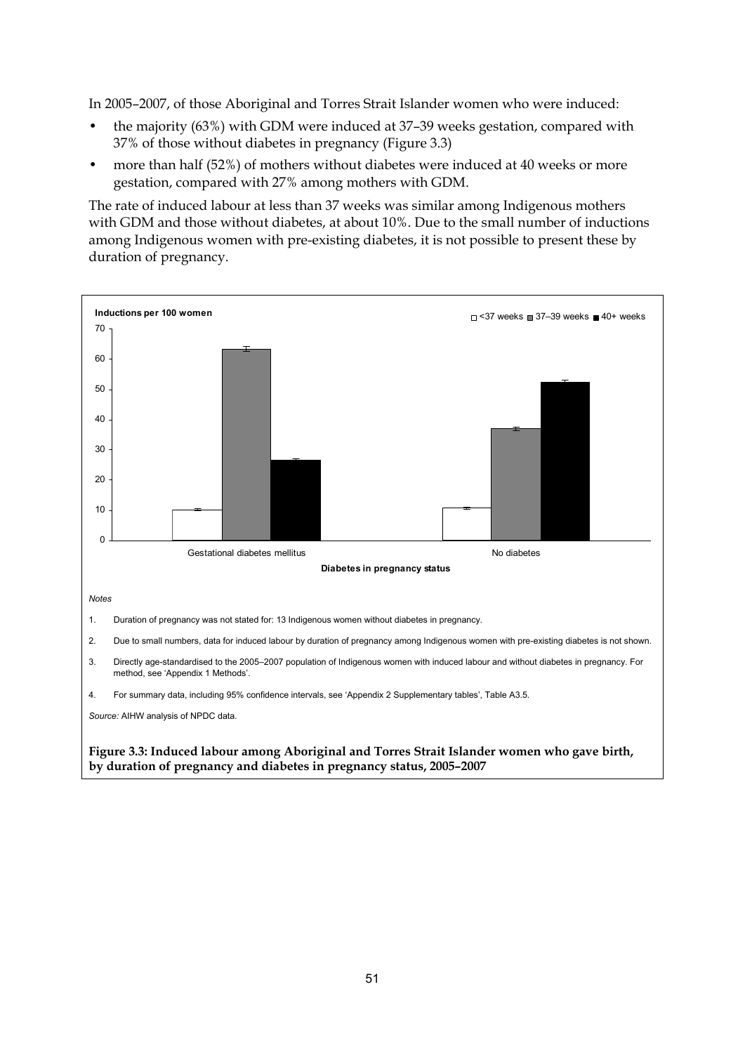In 2005–2007, of those Aboriginal and Torres Strait Islander women who were induced:

- the majority (63%) with GDM were induced at 37–39 weeks gestation, compared with 37% of those without diabetes in pregnancy (Figure 3.3)
- more than half (52%) of mothers without diabetes were induced at 40 weeks or more gestation, compared with 27% among mothers with GDM.

The rate of induced labour at less than 37 weeks was similar among Indigenous mothers with GDM and those without diabetes, at about 10%. Due to the small number of inductions among Indigenous women with pre-existing diabetes, it is not possible to present these by duration of pregnancy.

Inductions per 100 women

□ <37 weeks ■ 37–39 weeks ■ 40+ weeks

Gestational diabetes mellitus | No diabetes

Diabetes in pregnancy status

*Notes*

1. Duration of pregnancy was not stated for: 13 Indigenous women without diabetes in pregnancy.
2. Due to small numbers, data for induced labour by duration of pregnancy among Indigenous women with pre-existing diabetes is not shown.
3. Directly age-standardised to the 2005–2007 population of Indigenous women with induced labour and without diabetes in pregnancy. For method, see 'Appendix 1 Methods'.
4. For summary data, including 95% confidence intervals, see 'Appendix 2 Supplementary tables', Table A3.5.

*Source:* AIHW analysis of NPDC data.

**Figure 3.3: Induced labour among Aboriginal and Torres Strait Islander women who gave birth, by duration of pregnancy and diabetes in pregnancy status, 2005–2007**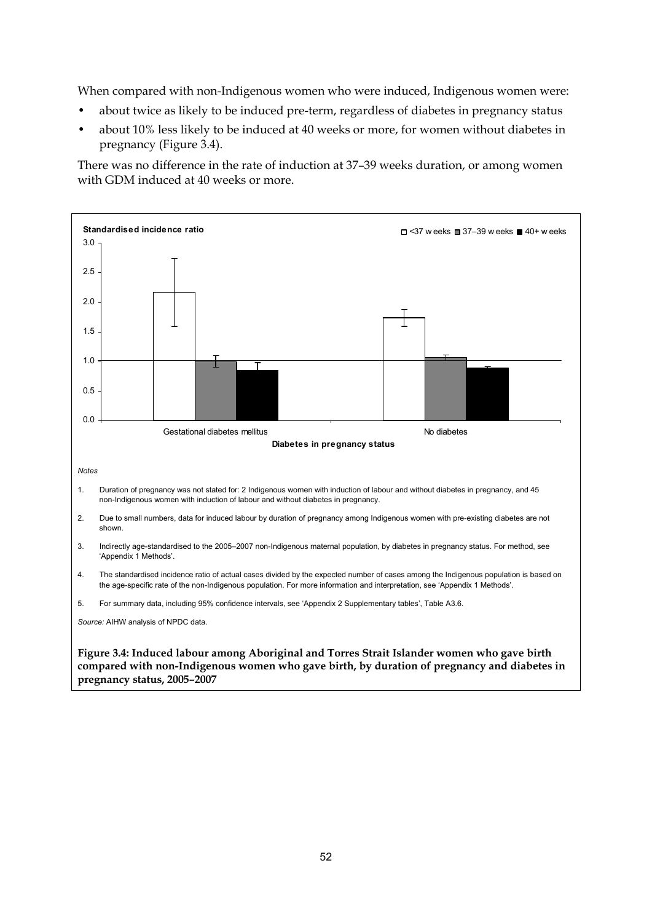When compared with non-Indigenous women who were induced, Indigenous women were:

- about twice as likely to be induced pre-term, regardless of diabetes in pregnancy status
- about 10% less likely to be induced at 40 weeks or more, for women without diabetes in pregnancy (Figure 3.4).

There was no difference in the rate of induction at 37–39 weeks duration, or among women with GDM induced at 40 weeks or more.

*Notes*

1. Duration of pregnancy was not stated for: 2 Indigenous women with induction of labour and without diabetes in pregnancy, and 45 non-Indigenous women with induction of labour and without diabetes in pregnancy.
2. Due to small numbers, data for induced labour by duration of pregnancy among Indigenous women with pre-existing diabetes are not shown.
3. Indirectly age-standardised to the 2005–2007 non-Indigenous maternal population, by diabetes in pregnancy status. For method, see 'Appendix 1 Methods'.
4. The standardised incidence ratio of actual cases divided by the expected number of cases among the Indigenous population is based on the age-specific rate of the non-Indigenous population. For more information and interpretation, see 'Appendix 1 Methods'.
5. For summary data, including 95% confidence intervals, see 'Appendix 2 Supplementary tables', Table A3.6.

*Source:* AIHW analysis of NPDC data.

**Figure 3.4: Induced labour among Aboriginal and Torres Strait Islander women who gave birth compared with non-Indigenous women who gave birth, by duration of pregnancy and diabetes in pregnancy status, 2005–2007**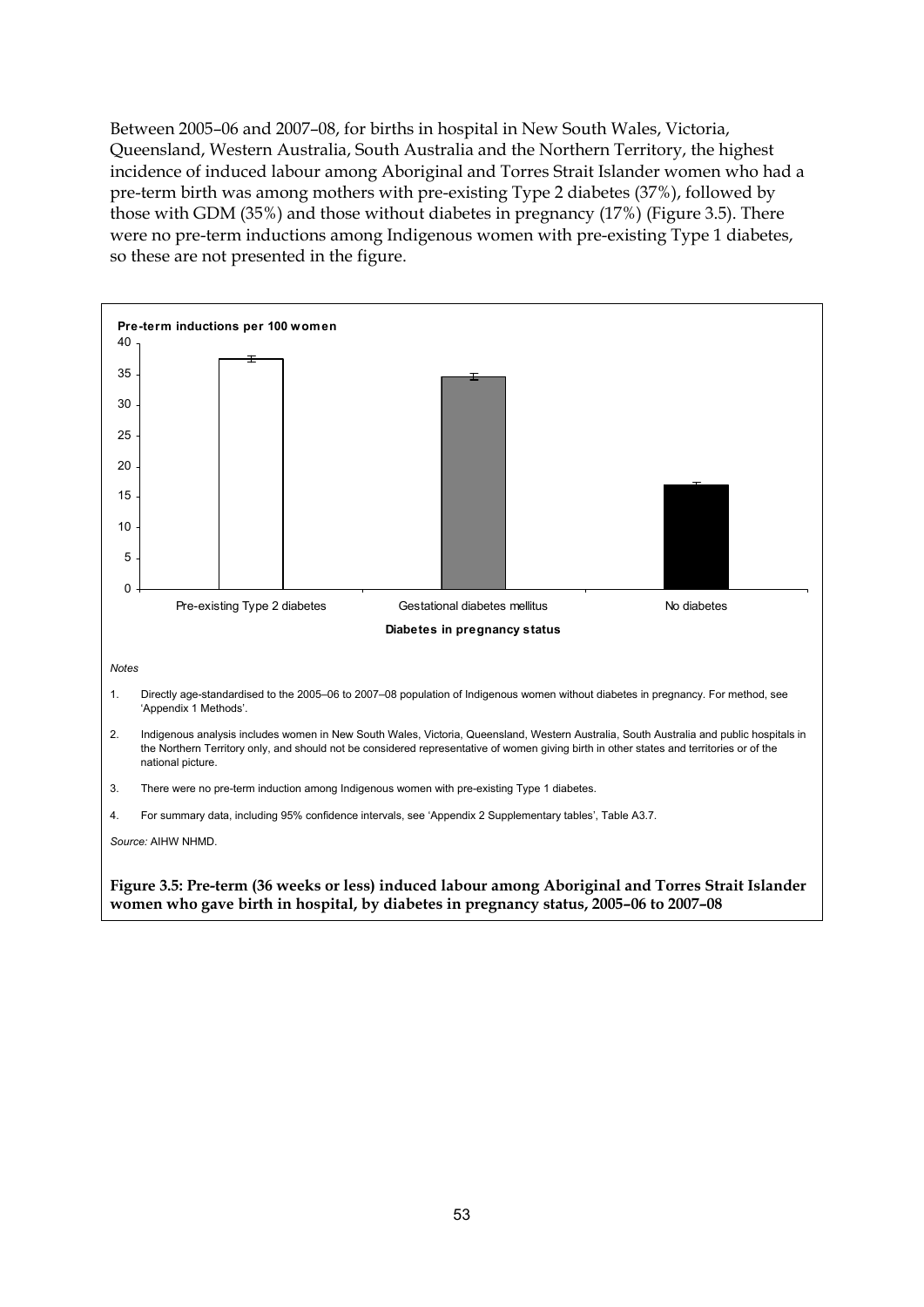Between 2005–06 and 2007–08, for births in hospital in New South Wales, Victoria, Queensland, Western Australia, South Australia and the Northern Territory, the highest incidence of induced labour among Aboriginal and Torres Strait Islander women who had a pre-term birth was among mothers with pre-existing Type 2 diabetes (37%), followed by those with GDM (35%) and those without diabetes in pregnancy (17%) (Figure 3.5). There were no pre-term inductions among Indigenous women with pre-existing Type 1 diabetes, so these are not presented in the figure.

*Notes*

1. Directly age-standardised to the 2005–06 to 2007–08 population of Indigenous women without diabetes in pregnancy. For method, see 'Appendix 1 Methods'.
2. Indigenous analysis includes women in New South Wales, Victoria, Queensland, Western Australia, South Australia and public hospitals in the Northern Territory only, and should not be considered representative of women giving birth in other states and territories or of the national picture.
3. There were no pre-term induction among Indigenous women with pre-existing Type 1 diabetes.
4. For summary data, including 95% confidence intervals, see 'Appendix 2 Supplementary tables', Table A3.7.

*Source:* AIHW NHMD.

**Figure 3.5: Pre-term (36 weeks or less) induced labour among Aboriginal and Torres Strait Islander women who gave birth in hospital, by diabetes in pregnancy status, 2005–06 to 2007–08**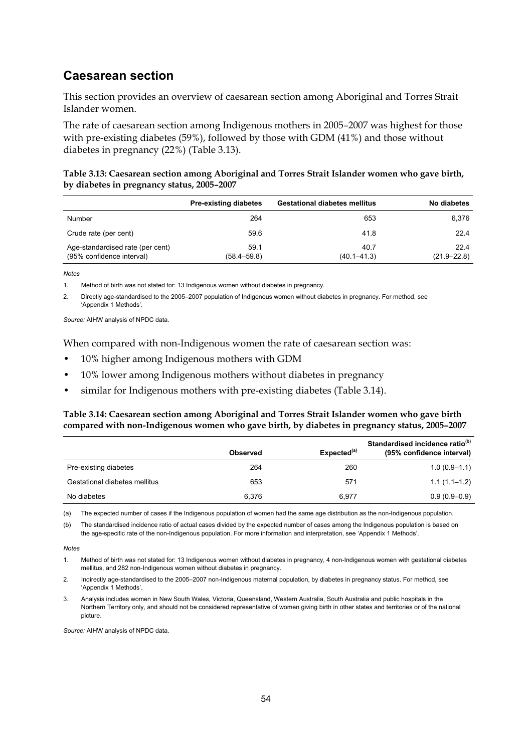## Caesarean section

This section provides an overview of caesarean section among Aboriginal and Torres Strait Islander women.

The rate of caesarean section among Indigenous mothers in 2005–2007 was highest for those with pre-existing diabetes (59%), followed by those with GDM (41%) and those without diabetes in pregnancy (22%) (Table 3.13).

**Table 3.13: Caesarean section among Aboriginal and Torres Strait Islander women who gave birth, by diabetes in pregnancy status, 2005–2007**

| | Pre-existing diabetes | Gestational diabetes mellitus | No diabetes |
|---|---|---|---|
| Number | 264 | 653 | 6,376 |
| Crude rate (per cent) | 59.6 | 41.8 | 22.4 |
| Age-standardised rate (per cent) (95% confidence interval) | 59.1 (58.4–59.8) | 40.7 (40.1–41.3) | 22.4 (21.9–22.8) |

*Notes*

1. Method of birth was not stated for: 13 Indigenous women without diabetes in pregnancy.
2. Directly age-standardised to the 2005–2007 population of Indigenous women without diabetes in pregnancy. For method, see 'Appendix 1 Methods'.

*Source:* AIHW analysis of NPDC data.

When compared with non-Indigenous women the rate of caesarean section was:

- 10% higher among Indigenous mothers with GDM
- 10% lower among Indigenous mothers without diabetes in pregnancy
- similar for Indigenous mothers with pre-existing diabetes (Table 3.14).

**Table 3.14: Caesarean section among Aboriginal and Torres Strait Islander women who gave birth compared with non-Indigenous women who gave birth, by diabetes in pregnancy status, 2005–2007**

| | Observed | Expected[(a)] | Standardised incidence ratio[(b)] (95% confidence interval) |
|---|---|---|---|
| Pre-existing diabetes | 264 | 260 | 1.0 (0.9–1.1) |
| Gestational diabetes mellitus | 653 | 571 | 1.1 (1.1–1.2) |
| No diabetes | 6,376 | 6,977 | 0.9 (0.9–0.9) |

(a) The expected number of cases if the Indigenous population of women had the same age distribution as the non-Indigenous population.

(b) The standardised incidence ratio of actual cases divided by the expected number of cases among the Indigenous population is based on the age-specific rate of the non-Indigenous population. For more information and interpretation, see 'Appendix 1 Methods'.

*Notes*

1. Method of birth was not stated for: 13 Indigenous women without diabetes in pregnancy, 4 non-Indigenous women with gestational diabetes mellitus, and 282 non-Indigenous women without diabetes in pregnancy.
2. Indirectly age-standardised to the 2005–2007 non-Indigenous maternal population, by diabetes in pregnancy status. For method, see 'Appendix 1 Methods'.
3. Analysis includes women in New South Wales, Victoria, Queensland, Western Australia, South Australia and public hospitals in the Northern Territory only, and should not be considered representative of women giving birth in other states and territories or of the national picture.

*Source:* AIHW analysis of NPDC data.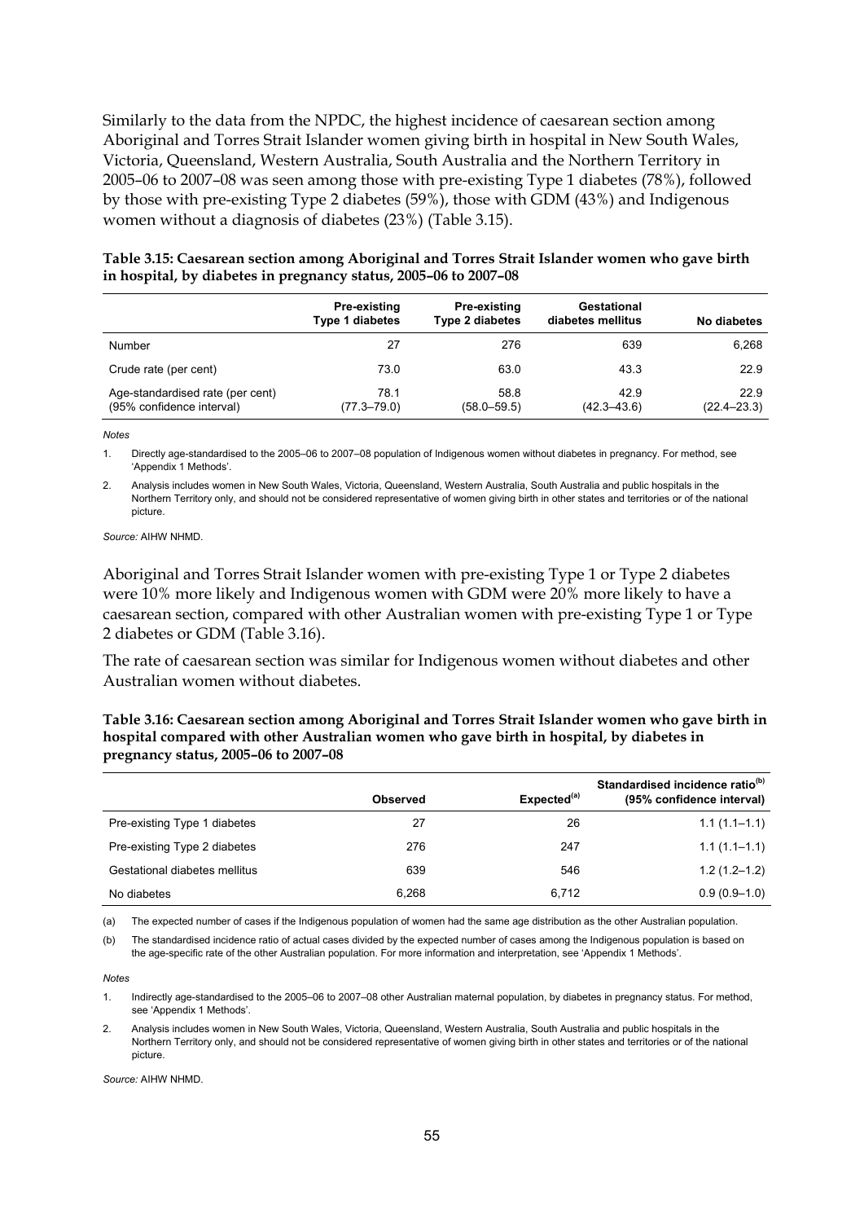Similarly to the data from the NPDC, the highest incidence of caesarean section among Aboriginal and Torres Strait Islander women giving birth in hospital in New South Wales, Victoria, Queensland, Western Australia, South Australia and the Northern Territory in 2005–06 to 2007–08 was seen among those with pre-existing Type 1 diabetes (78%), followed by those with pre-existing Type 2 diabetes (59%), those with GDM (43%) and Indigenous women without a diagnosis of diabetes (23%) (Table 3.15).

**Table 3.15: Caesarean section among Aboriginal and Torres Strait Islander women who gave birth in hospital, by diabetes in pregnancy status, 2005–06 to 2007–08**

| | Pre-existing Type 1 diabetes | Pre-existing Type 2 diabetes | Gestational diabetes mellitus | No diabetes |
|---|---|---|---|---|
| Number | 27 | 276 | 639 | 6,268 |
| Crude rate (per cent) | 73.0 | 63.0 | 43.3 | 22.9 |
| Age-standardised rate (per cent) (95% confidence interval) | 78.1 (77.3–79.0) | 58.8 (58.0–59.5) | 42.9 (42.3–43.6) | 22.9 (22.4–23.3) |

*Notes*

1. Directly age-standardised to the 2005–06 to 2007–08 population of Indigenous women without diabetes in pregnancy. For method, see 'Appendix 1 Methods'.
2. Analysis includes women in New South Wales, Victoria, Queensland, Western Australia, South Australia and public hospitals in the Northern Territory only, and should not be considered representative of women giving birth in other states and territories or of the national picture.

*Source:* AIHW NHMD.

Aboriginal and Torres Strait Islander women with pre-existing Type 1 or Type 2 diabetes were 10% more likely and Indigenous women with GDM were 20% more likely to have a caesarean section, compared with other Australian women with pre-existing Type 1 or Type 2 diabetes or GDM (Table 3.16).

The rate of caesarean section was similar for Indigenous women without diabetes and other Australian women without diabetes.

**Table 3.16: Caesarean section among Aboriginal and Torres Strait Islander women who gave birth in hospital compared with other Australian women who gave birth in hospital, by diabetes in pregnancy status, 2005–06 to 2007–08**

| | Observed | Expected[(a)] | Standardised incidence ratio[(b)] (95% confidence interval) |
|---|---|---|---|
| Pre-existing Type 1 diabetes | 27 | 26 | 1.1 (1.1–1.1) |
| Pre-existing Type 2 diabetes | 276 | 247 | 1.1 (1.1–1.1) |
| Gestational diabetes mellitus | 639 | 546 | 1.2 (1.2–1.2) |
| No diabetes | 6,268 | 6,712 | 0.9 (0.9–1.0) |

(a) The expected number of cases if the Indigenous population of women had the same age distribution as the other Australian population.

(b) The standardised incidence ratio of actual cases divided by the expected number of cases among the Indigenous population is based on the age-specific rate of the other Australian population. For more information and interpretation, see 'Appendix 1 Methods'.

*Notes*

1. Indirectly age-standardised to the 2005–06 to 2007–08 other Australian maternal population, by diabetes in pregnancy status. For method, see 'Appendix 1 Methods'.
2. Analysis includes women in New South Wales, Victoria, Queensland, Western Australia, South Australia and public hospitals in the Northern Territory only, and should not be considered representative of women giving birth in other states and territories or of the national picture.

*Source:* AIHW NHMD.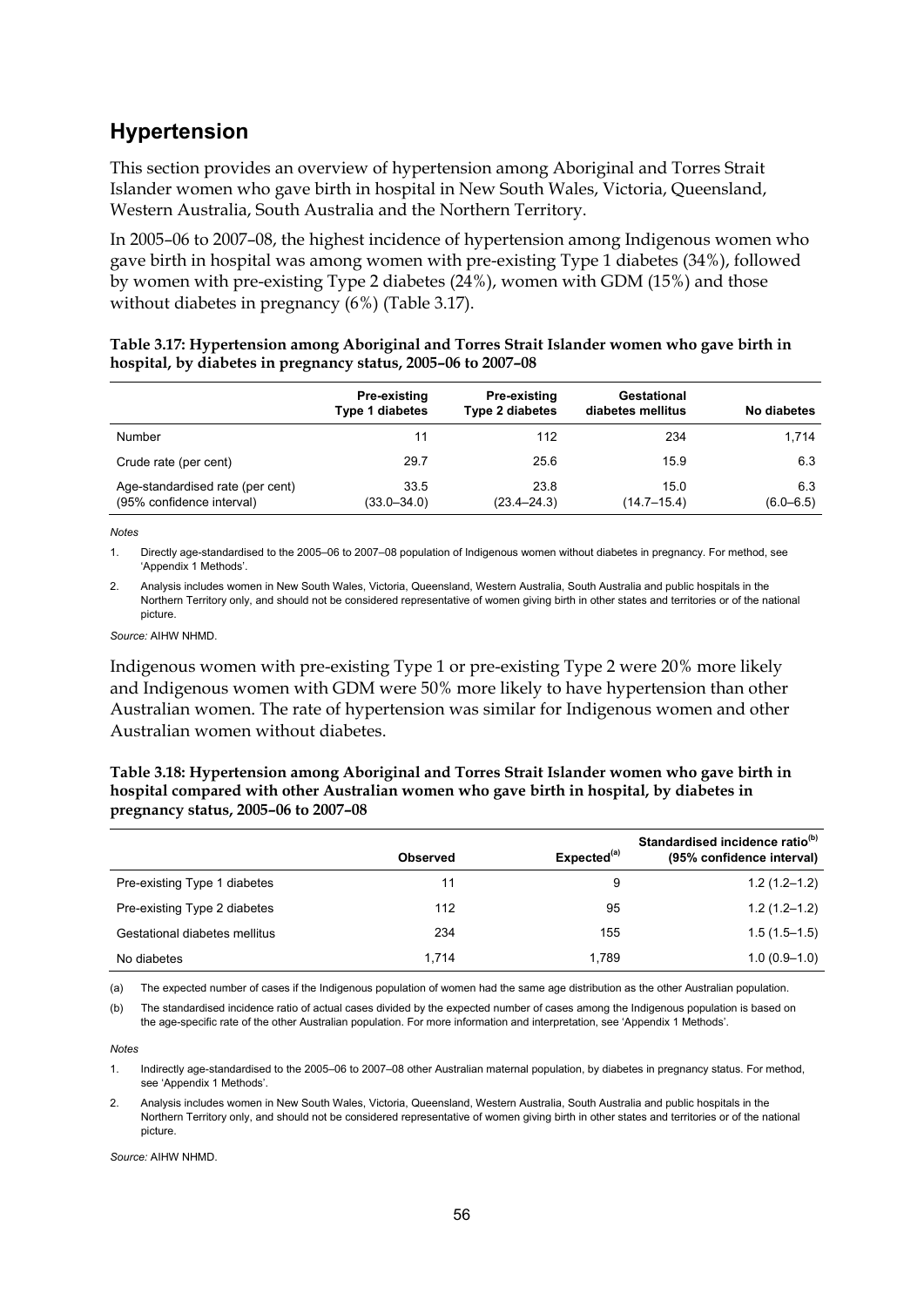## Hypertension

This section provides an overview of hypertension among Aboriginal and Torres Strait Islander women who gave birth in hospital in New South Wales, Victoria, Queensland, Western Australia, South Australia and the Northern Territory.

In 2005–06 to 2007–08, the highest incidence of hypertension among Indigenous women who gave birth in hospital was among women with pre-existing Type 1 diabetes (34%), followed by women with pre-existing Type 2 diabetes (24%), women with GDM (15%) and those without diabetes in pregnancy (6%) (Table 3.17).

**Table 3.17: Hypertension among Aboriginal and Torres Strait Islander women who gave birth in hospital, by diabetes in pregnancy status, 2005–06 to 2007–08**

| | Pre-existing Type 1 diabetes | Pre-existing Type 2 diabetes | Gestational diabetes mellitus | No diabetes |
|---|---|---|---|---|
| Number | 11 | 112 | 234 | 1,714 |
| Crude rate (per cent) | 29.7 | 25.6 | 15.9 | 6.3 |
| Age-standardised rate (per cent) (95% confidence interval) | 33.5 (33.0–34.0) | 23.8 (23.4–24.3) | 15.0 (14.7–15.4) | 6.3 (6.0–6.5) |

*Notes*

1. Directly age-standardised to the 2005–06 to 2007–08 population of Indigenous women without diabetes in pregnancy. For method, see 'Appendix 1 Methods'.
2. Analysis includes women in New South Wales, Victoria, Queensland, Western Australia, South Australia and public hospitals in the Northern Territory only, and should not be considered representative of women giving birth in other states and territories or of the national picture.

*Source:* AIHW NHMD.

Indigenous women with pre-existing Type 1 or pre-existing Type 2 were 20% more likely and Indigenous women with GDM were 50% more likely to have hypertension than other Australian women. The rate of hypertension was similar for Indigenous women and other Australian women without diabetes.

**Table 3.18: Hypertension among Aboriginal and Torres Strait Islander women who gave birth in hospital compared with other Australian women who gave birth in hospital, by diabetes in pregnancy status, 2005–06 to 2007–08**

| | Observed | Expected[(a)] | Standardised incidence ratio[(b)] (95% confidence interval) |
|---|---|---|---|
| Pre-existing Type 1 diabetes | 11 | 9 | 1.2 (1.2–1.2) |
| Pre-existing Type 2 diabetes | 112 | 95 | 1.2 (1.2–1.2) |
| Gestational diabetes mellitus | 234 | 155 | 1.5 (1.5–1.5) |
| No diabetes | 1,714 | 1,789 | 1.0 (0.9–1.0) |

(a) The expected number of cases if the Indigenous population of women had the same age distribution as the other Australian population.

(b) The standardised incidence ratio of actual cases divided by the expected number of cases among the Indigenous population is based on the age-specific rate of the other Australian population. For more information and interpretation, see 'Appendix 1 Methods'.

*Notes*

1. Indirectly age-standardised to the 2005–06 to 2007–08 other Australian maternal population, by diabetes in pregnancy status. For method, see 'Appendix 1 Methods'.
2. Analysis includes women in New South Wales, Victoria, Queensland, Western Australia, South Australia and public hospitals in the Northern Territory only, and should not be considered representative of women giving birth in other states and territories or of the national picture.

*Source:* AIHW NHMD.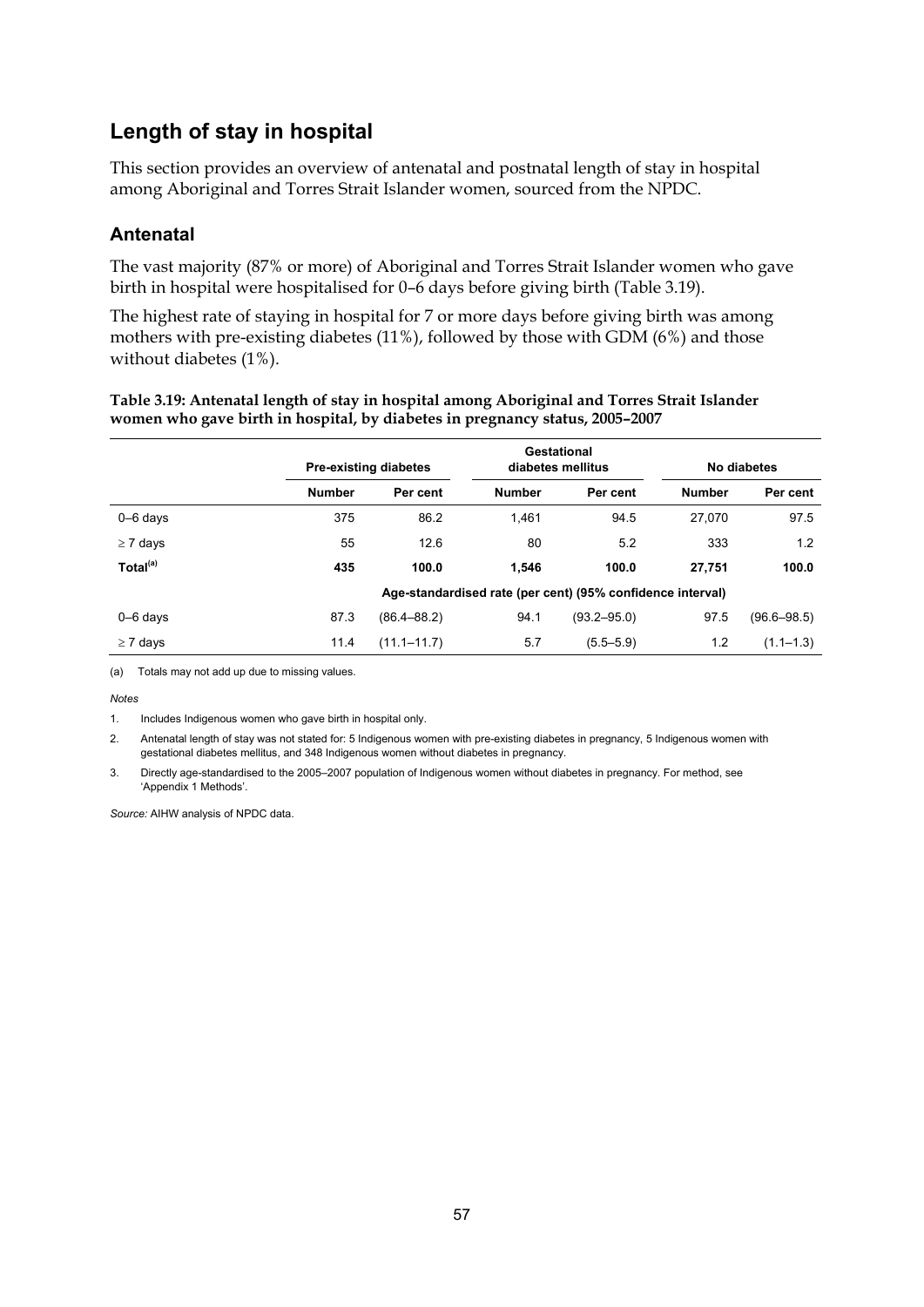## Length of stay in hospital

This section provides an overview of antenatal and postnatal length of stay in hospital among Aboriginal and Torres Strait Islander women, sourced from the NPDC.

### Antenatal

The vast majority (87% or more) of Aboriginal and Torres Strait Islander women who gave birth in hospital were hospitalised for 0–6 days before giving birth (Table 3.19).

The highest rate of staying in hospital for 7 or more days before giving birth was among mothers with pre-existing diabetes (11%), followed by those with GDM (6%) and those without diabetes (1%).

**Table 3.19: Antenatal length of stay in hospital among Aboriginal and Torres Strait Islander women who gave birth in hospital, by diabetes in pregnancy status, 2005–2007**

| | Pre-existing diabetes | | Gestational diabetes mellitus | | No diabetes | |
|---|---|---|---|---|---|---|
| | **Number** | **Per cent** | **Number** | **Per cent** | **Number** | **Per cent** |
| 0–6 days | 375 | 86.2 | 1,461 | 94.5 | 27,070 | 97.5 |
| ≥ 7 days | 55 | 12.6 | 80 | 5.2 | 333 | 1.2 |
| **Total[(a)]** | **435** | **100.0** | **1,546** | **100.0** | **27,751** | **100.0** |
| | **Age-standardised rate (per cent) (95% confidence interval)** | | | | | |
| 0–6 days | 87.3 | (86.4–88.2) | 94.1 | (93.2–95.0) | 97.5 | (96.6–98.5) |
| ≥ 7 days | 11.4 | (11.1–11.7) | 5.7 | (5.5–5.9) | 1.2 | (1.1–1.3) |

(a) Totals may not add up due to missing values.

*Notes*

1. Includes Indigenous women who gave birth in hospital only.
2. Antenatal length of stay was not stated for: 5 Indigenous women with pre-existing diabetes in pregnancy, 5 Indigenous women with gestational diabetes mellitus, and 348 Indigenous women without diabetes in pregnancy.
3. Directly age-standardised to the 2005–2007 population of Indigenous women without diabetes in pregnancy. For method, see 'Appendix 1 Methods'.

*Source:* AIHW analysis of NPDC data.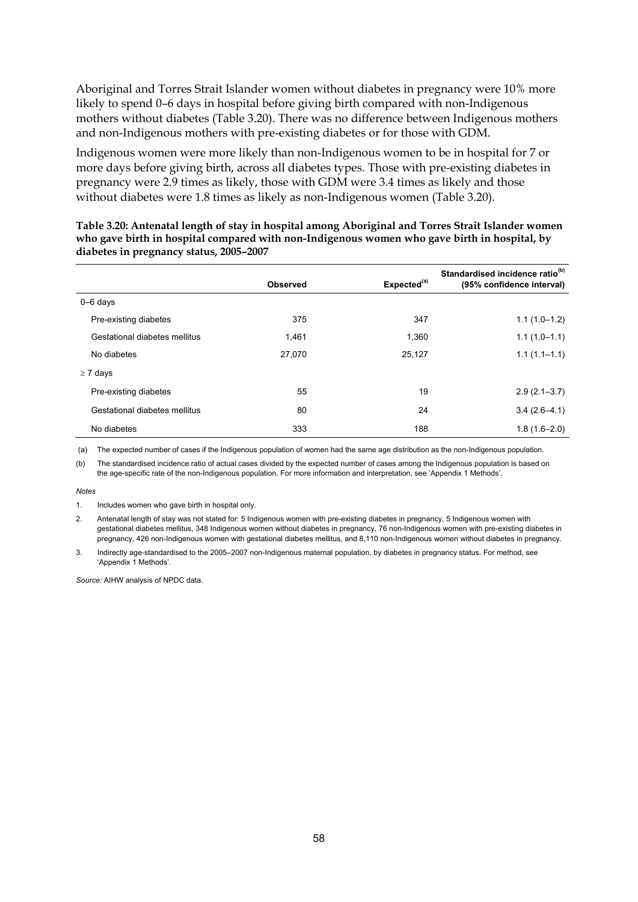Aboriginal and Torres Strait Islander women without diabetes in pregnancy were 10% more likely to spend 0–6 days in hospital before giving birth compared with non-Indigenous mothers without diabetes (Table 3.20). There was no difference between Indigenous mothers and non-Indigenous mothers with pre-existing diabetes or for those with GDM.

Indigenous women were more likely than non-Indigenous women to be in hospital for 7 or more days before giving birth, across all diabetes types. Those with pre-existing diabetes in pregnancy were 2.9 times as likely, those with GDM were 3.4 times as likely and those without diabetes were 1.8 times as likely as non-Indigenous women (Table 3.20).

**Table 3.20: Antenatal length of stay in hospital among Aboriginal and Torres Strait Islander women who gave birth in hospital compared with non-Indigenous women who gave birth in hospital, by diabetes in pregnancy status, 2005–2007**

| | Observed | Expected[(a)] | Standardised incidence ratio[(b)] (95% confidence interval) |
|---|---|---|---|
| 0–6 days | | | |
| Pre-existing diabetes | 375 | 347 | 1.1 (1.0–1.2) |
| Gestational diabetes mellitus | 1,461 | 1,360 | 1.1 (1.0–1.1) |
| No diabetes | 27,070 | 25,127 | 1.1 (1.1–1.1) |
| ≥ 7 days | | | |
| Pre-existing diabetes | 55 | 19 | 2.9 (2.1–3.7) |
| Gestational diabetes mellitus | 80 | 24 | 3.4 (2.6–4.1) |
| No diabetes | 333 | 188 | 1.8 (1.6–2.0) |

(a) The expected number of cases if the Indigenous population of women had the same age distribution as the non-Indigenous population.

(b) The standardised incidence ratio of actual cases divided by the expected number of cases among the Indigenous population is based on the age-specific rate of the non-Indigenous population. For more information and interpretation, see 'Appendix 1 Methods'.

*Notes*

1. Includes women who gave birth in hospital only.
2. Antenatal length of stay was not stated for: 5 Indigenous women with pre-existing diabetes in pregnancy, 5 Indigenous women with gestational diabetes mellitus, 348 Indigenous women without diabetes in pregnancy, 76 non-Indigenous women with pre-existing diabetes in pregnancy, 426 non-Indigenous women with gestational diabetes mellitus, and 8,110 non-Indigenous women without diabetes in pregnancy.
3. Indirectly age-standardised to the 2005–2007 non-Indigenous maternal population, by diabetes in pregnancy status. For method, see 'Appendix 1 Methods'.

*Source:* AIHW analysis of NPDC data.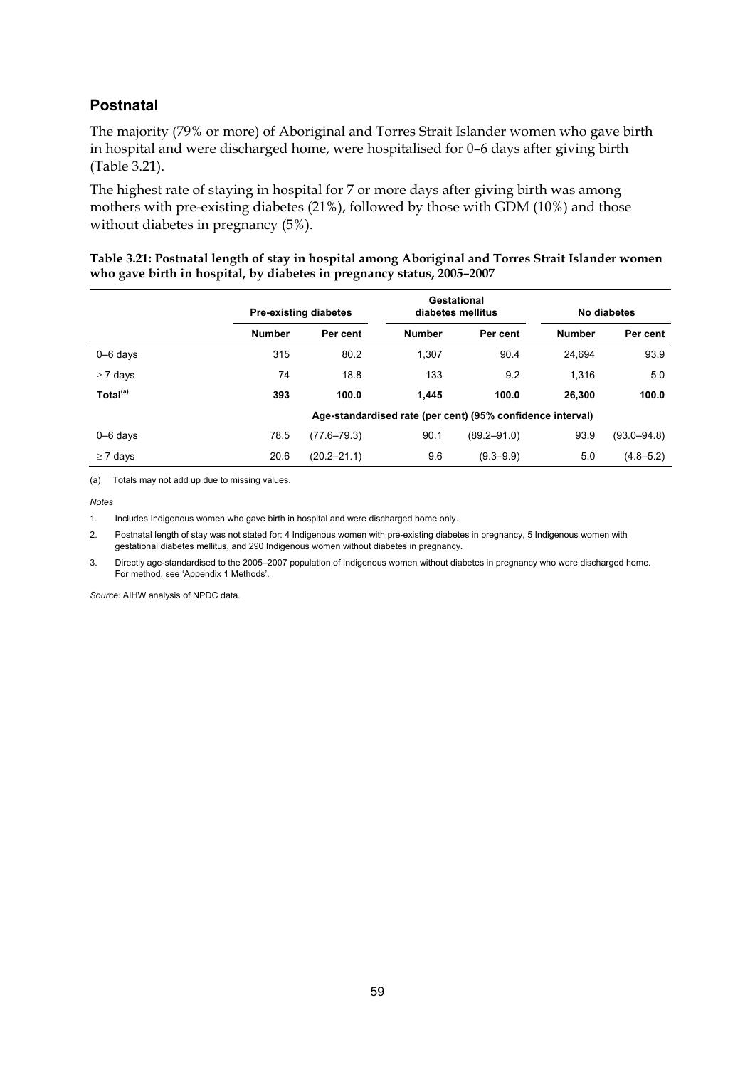## Postnatal

The majority (79% or more) of Aboriginal and Torres Strait Islander women who gave birth in hospital and were discharged home, were hospitalised for 0–6 days after giving birth (Table 3.21).

The highest rate of staying in hospital for 7 or more days after giving birth was among mothers with pre-existing diabetes (21%), followed by those with GDM (10%) and those without diabetes in pregnancy (5%).

**Table 3.21: Postnatal length of stay in hospital among Aboriginal and Torres Strait Islander women who gave birth in hospital, by diabetes in pregnancy status, 2005–2007**

| | Pre-existing diabetes | | Gestational diabetes mellitus | | No diabetes | |
|---|---|---|---|---|---|---|
| | **Number** | **Per cent** | **Number** | **Per cent** | **Number** | **Per cent** |
| 0–6 days | 315 | 80.2 | 1,307 | 90.4 | 24,694 | 93.9 |
| ≥ 7 days | 74 | 18.8 | 133 | 9.2 | 1,316 | 5.0 |
| **Total[(a)]** | **393** | **100.0** | **1,445** | **100.0** | **26,300** | **100.0** |
| | **Age-standardised rate (per cent) (95% confidence interval)** | | | | | |
| 0–6 days | 78.5 | (77.6–79.3) | 90.1 | (89.2–91.0) | 93.9 | (93.0–94.8) |
| ≥ 7 days | 20.6 | (20.2–21.1) | 9.6 | (9.3–9.9) | 5.0 | (4.8–5.2) |

(a) Totals may not add up due to missing values.

*Notes*

1. Includes Indigenous women who gave birth in hospital and were discharged home only.
2. Postnatal length of stay was not stated for: 4 Indigenous women with pre-existing diabetes in pregnancy, 5 Indigenous women with gestational diabetes mellitus, and 290 Indigenous women without diabetes in pregnancy.
3. Directly age-standardised to the 2005–2007 population of Indigenous women without diabetes in pregnancy who were discharged home. For method, see 'Appendix 1 Methods'.

*Source:* AIHW analysis of NPDC data.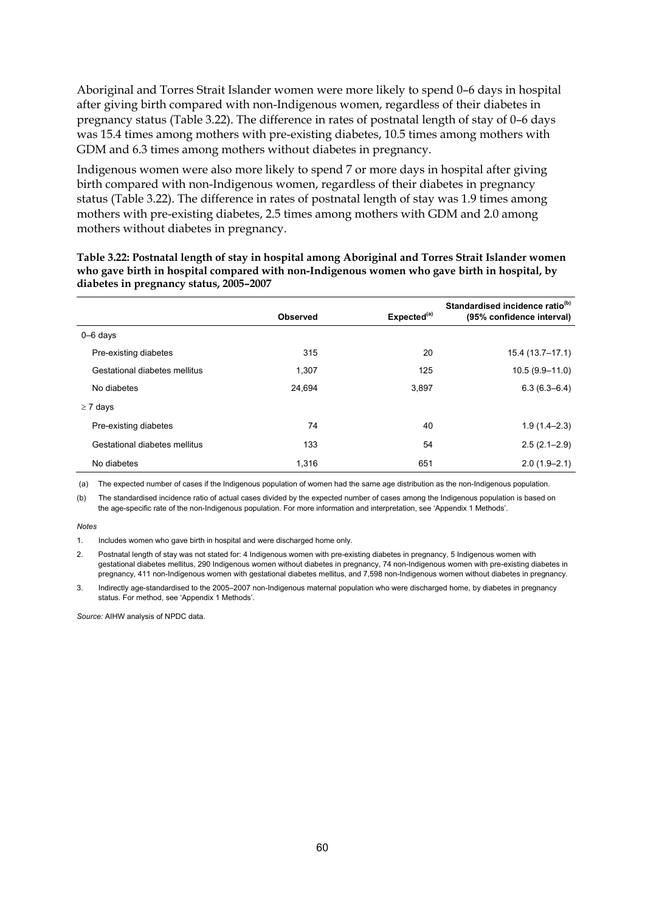Aboriginal and Torres Strait Islander women were more likely to spend 0–6 days in hospital after giving birth compared with non-Indigenous women, regardless of their diabetes in pregnancy status (Table 3.22). The difference in rates of postnatal length of stay of 0–6 days was 15.4 times among mothers with pre-existing diabetes, 10.5 times among mothers with GDM and 6.3 times among mothers without diabetes in pregnancy.

Indigenous women were also more likely to spend 7 or more days in hospital after giving birth compared with non-Indigenous women, regardless of their diabetes in pregnancy status (Table 3.22). The difference in rates of postnatal length of stay was 1.9 times among mothers with pre-existing diabetes, 2.5 times among mothers with GDM and 2.0 among mothers without diabetes in pregnancy.

**Table 3.22: Postnatal length of stay in hospital among Aboriginal and Torres Strait Islander women who gave birth in hospital compared with non-Indigenous women who gave birth in hospital, by diabetes in pregnancy status, 2005–2007**

| | Observed | Expected[(a)] | Standardised incidence ratio[(b)] (95% confidence interval) |
|---|---|---|---|
| 0–6 days | | | |
| Pre-existing diabetes | 315 | 20 | 15.4 (13.7–17.1) |
| Gestational diabetes mellitus | 1,307 | 125 | 10.5 (9.9–11.0) |
| No diabetes | 24,694 | 3,897 | 6.3 (6.3–6.4) |
| ≥ 7 days | | | |
| Pre-existing diabetes | 74 | 40 | 1.9 (1.4–2.3) |
| Gestational diabetes mellitus | 133 | 54 | 2.5 (2.1–2.9) |
| No diabetes | 1,316 | 651 | 2.0 (1.9–2.1) |

(a) The expected number of cases if the Indigenous population of women had the same age distribution as the non-Indigenous population.

(b) The standardised incidence ratio of actual cases divided by the expected number of cases among the Indigenous population is based on the age-specific rate of the non-Indigenous population. For more information and interpretation, see 'Appendix 1 Methods'.

*Notes*

1. Includes women who gave birth in hospital and were discharged home only.
2. Postnatal length of stay was not stated for: 4 Indigenous women with pre-existing diabetes in pregnancy, 5 Indigenous women with gestational diabetes mellitus, 290 Indigenous women without diabetes in pregnancy, 74 non-Indigenous women with pre-existing diabetes in pregnancy, 411 non-Indigenous women with gestational diabetes mellitus, and 7,598 non-Indigenous women without diabetes in pregnancy.
3. Indirectly age-standardised to the 2005–2007 non-Indigenous maternal population who were discharged home, by diabetes in pregnancy status. For method, see 'Appendix 1 Methods'.

*Source:* AIHW analysis of NPDC data.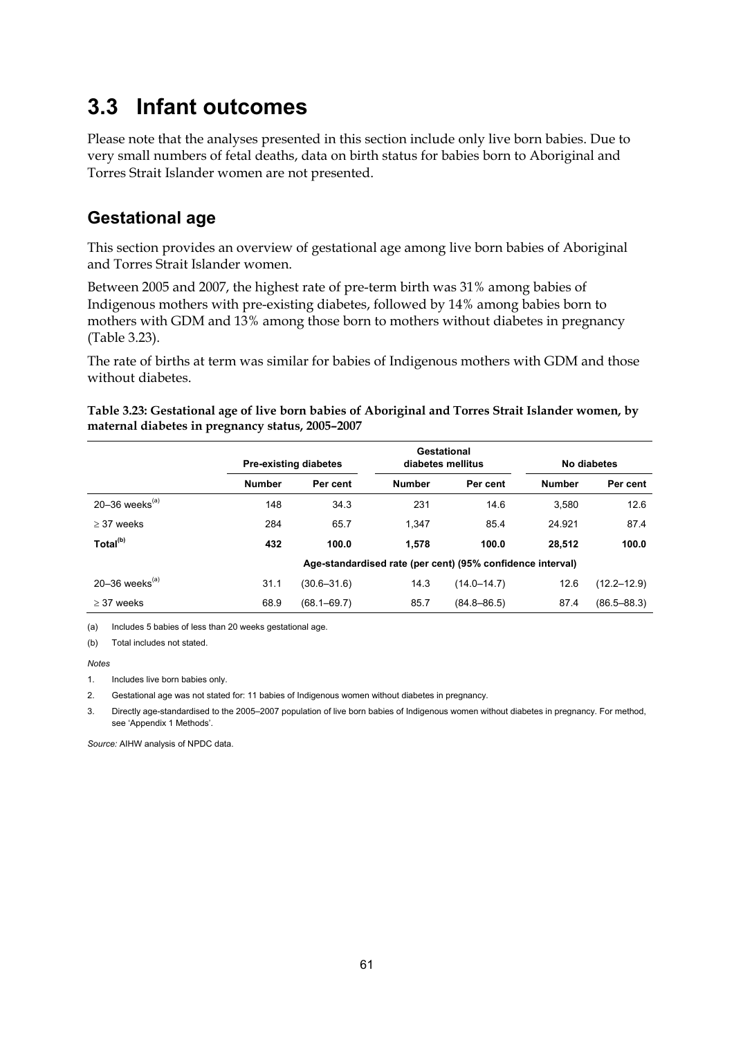# 3.3 Infant outcomes

Please note that the analyses presented in this section include only live born babies. Due to very small numbers of fetal deaths, data on birth status for babies born to Aboriginal and Torres Strait Islander women are not presented.

## Gestational age

This section provides an overview of gestational age among live born babies of Aboriginal and Torres Strait Islander women.

Between 2005 and 2007, the highest rate of pre-term birth was 31% among babies of Indigenous mothers with pre-existing diabetes, followed by 14% among babies born to mothers with GDM and 13% among those born to mothers without diabetes in pregnancy (Table 3.23).

The rate of births at term was similar for babies of Indigenous mothers with GDM and those without diabetes.

**Table 3.23: Gestational age of live born babies of Aboriginal and Torres Strait Islander women, by maternal diabetes in pregnancy status, 2005–2007**

| | Pre-existing diabetes | | Gestational diabetes mellitus | | No diabetes | |
|---|---|---|---|---|---|---|
| | Number | Per cent | Number | Per cent | Number | Per cent |
| 20–36 weeks[(a)] | 148 | 34.3 | 231 | 14.6 | 3,580 | 12.6 |
| ≥ 37 weeks | 284 | 65.7 | 1,347 | 85.4 | 24.921 | 87.4 |
| **Total[(b)]** | **432** | **100.0** | **1,578** | **100.0** | **28,512** | **100.0** |
| | Age-standardised rate (per cent) (95% confidence interval) | | | | | |
| 20–36 weeks[(a)] | 31.1 | (30.6–31.6) | 14.3 | (14.0–14.7) | 12.6 | (12.2–12.9) |
| ≥ 37 weeks | 68.9 | (68.1–69.7) | 85.7 | (84.8–86.5) | 87.4 | (86.5–88.3) |

(a) Includes 5 babies of less than 20 weeks gestational age.

(b) Total includes not stated.

*Notes*

1. Includes live born babies only.
2. Gestational age was not stated for: 11 babies of Indigenous women without diabetes in pregnancy.
3. Directly age-standardised to the 2005–2007 population of live born babies of Indigenous women without diabetes in pregnancy. For method, see 'Appendix 1 Methods'.

*Source:* AIHW analysis of NPDC data.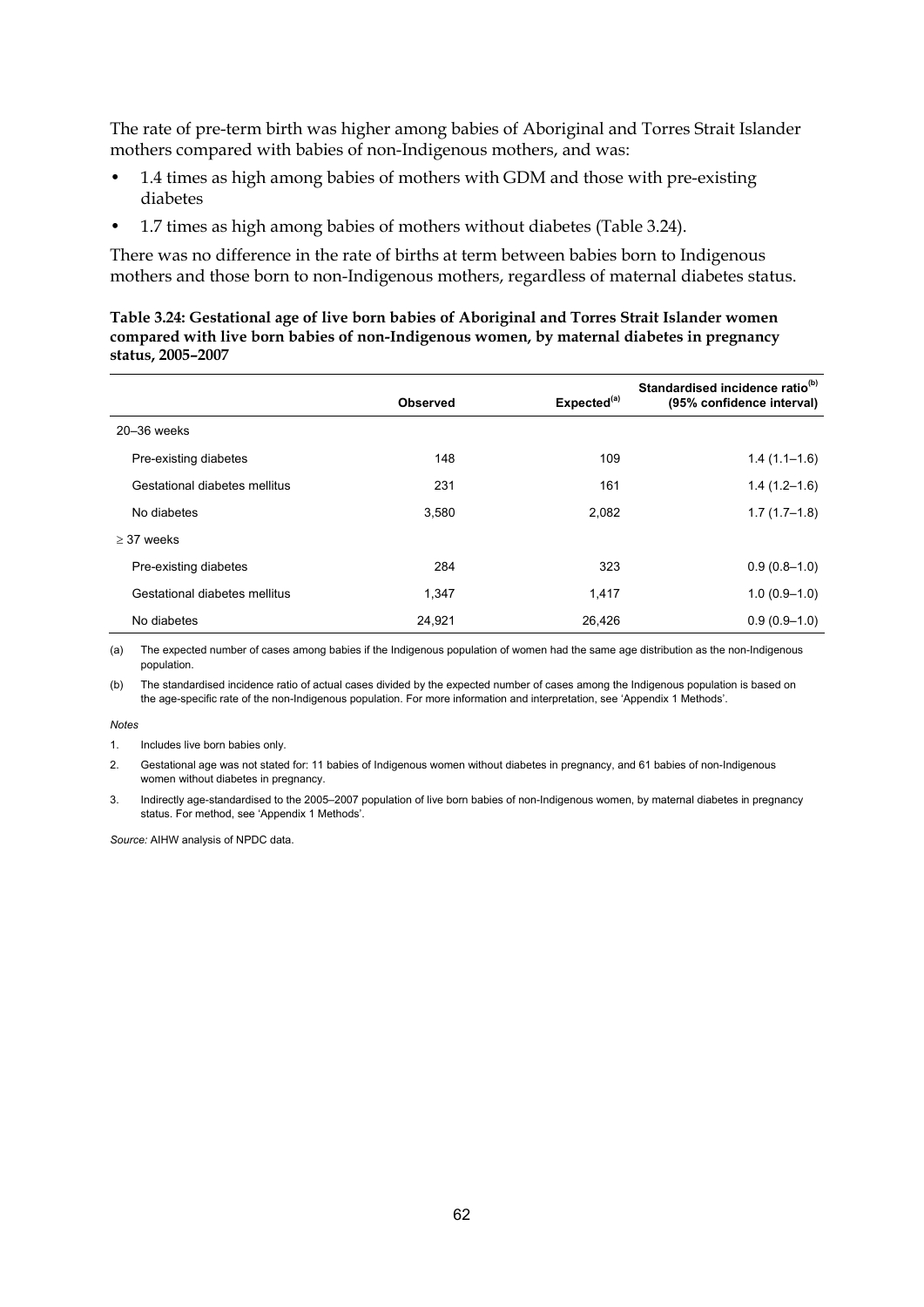The rate of pre-term birth was higher among babies of Aboriginal and Torres Strait Islander mothers compared with babies of non-Indigenous mothers, and was:

- 1.4 times as high among babies of mothers with GDM and those with pre-existing diabetes
- 1.7 times as high among babies of mothers without diabetes (Table 3.24).

There was no difference in the rate of births at term between babies born to Indigenous mothers and those born to non-Indigenous mothers, regardless of maternal diabetes status.

**Table 3.24: Gestational age of live born babies of Aboriginal and Torres Strait Islander women compared with live born babies of non-Indigenous women, by maternal diabetes in pregnancy status, 2005–2007**

| | Observed | Expected[(a)] | Standardised incidence ratio[(b)] (95% confidence interval) |
|---|---|---|---|
| 20–36 weeks | | | |
| Pre-existing diabetes | 148 | 109 | 1.4 (1.1–1.6) |
| Gestational diabetes mellitus | 231 | 161 | 1.4 (1.2–1.6) |
| No diabetes | 3,580 | 2,082 | 1.7 (1.7–1.8) |
| ≥ 37 weeks | | | |
| Pre-existing diabetes | 284 | 323 | 0.9 (0.8–1.0) |
| Gestational diabetes mellitus | 1,347 | 1,417 | 1.0 (0.9–1.0) |
| No diabetes | 24,921 | 26,426 | 0.9 (0.9–1.0) |

(a) The expected number of cases among babies if the Indigenous population of women had the same age distribution as the non-Indigenous population.

(b) The standardised incidence ratio of actual cases divided by the expected number of cases among the Indigenous population is based on the age-specific rate of the non-Indigenous population. For more information and interpretation, see 'Appendix 1 Methods'.

*Notes*

1. Includes live born babies only.
2. Gestational age was not stated for: 11 babies of Indigenous women without diabetes in pregnancy, and 61 babies of non-Indigenous women without diabetes in pregnancy.
3. Indirectly age-standardised to the 2005–2007 population of live born babies of non-Indigenous women, by maternal diabetes in pregnancy status. For method, see 'Appendix 1 Methods'.

*Source:* AIHW analysis of NPDC data.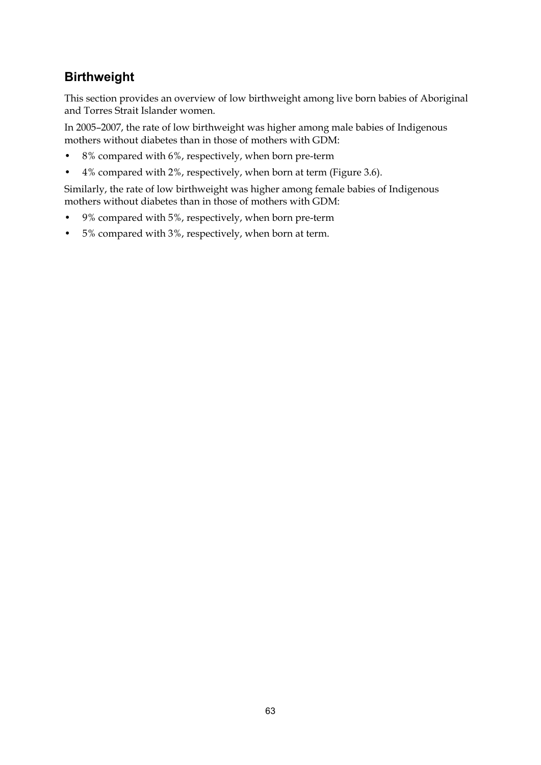## Birthweight

This section provides an overview of low birthweight among live born babies of Aboriginal and Torres Strait Islander women.

In 2005–2007, the rate of low birthweight was higher among male babies of Indigenous mothers without diabetes than in those of mothers with GDM:

- 8% compared with 6%, respectively, when born pre-term
- 4% compared with 2%, respectively, when born at term (Figure 3.6).

Similarly, the rate of low birthweight was higher among female babies of Indigenous mothers without diabetes than in those of mothers with GDM:

- 9% compared with 5%, respectively, when born pre-term
- 5% compared with 3%, respectively, when born at term.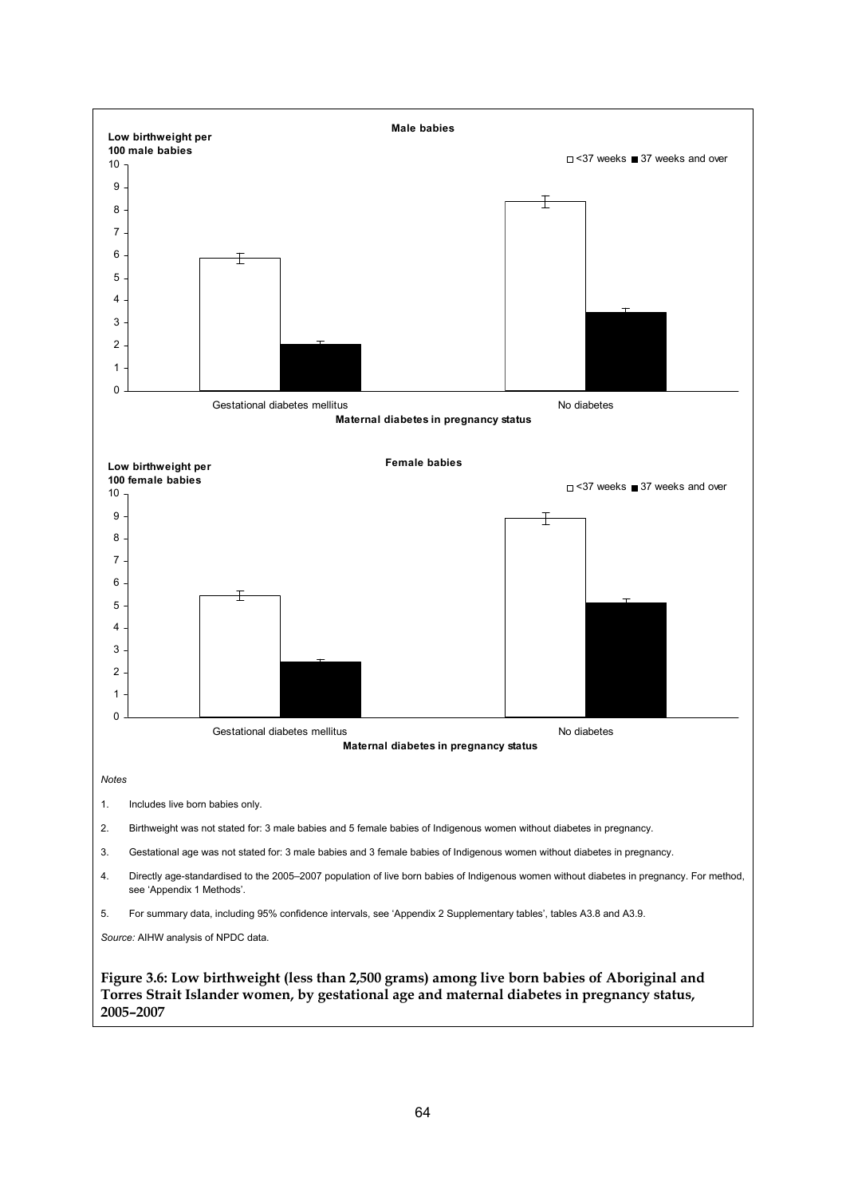**Male babies**

Low birthweight per 100 male babies

□ <37 weeks ■ 37 weeks and over

Gestational diabetes mellitus | No diabetes

Maternal diabetes in pregnancy status

**Female babies**

Low birthweight per 100 female babies

□ <37 weeks ■ 37 weeks and over

Gestational diabetes mellitus | No diabetes

Maternal diabetes in pregnancy status

*Notes*

1. Includes live born babies only.
2. Birthweight was not stated for: 3 male babies and 5 female babies of Indigenous women without diabetes in pregnancy.
3. Gestational age was not stated for: 3 male babies and 3 female babies of Indigenous women without diabetes in pregnancy.
4. Directly age-standardised to the 2005–2007 population of live born babies of Indigenous women without diabetes in pregnancy. For method, see 'Appendix 1 Methods'.
5. For summary data, including 95% confidence intervals, see 'Appendix 2 Supplementary tables', tables A3.8 and A3.9.

*Source:* AIHW analysis of NPDC data.

**Figure 3.6: Low birthweight (less than 2,500 grams) among live born babies of Aboriginal and Torres Strait Islander women, by gestational age and maternal diabetes in pregnancy status, 2005–2007**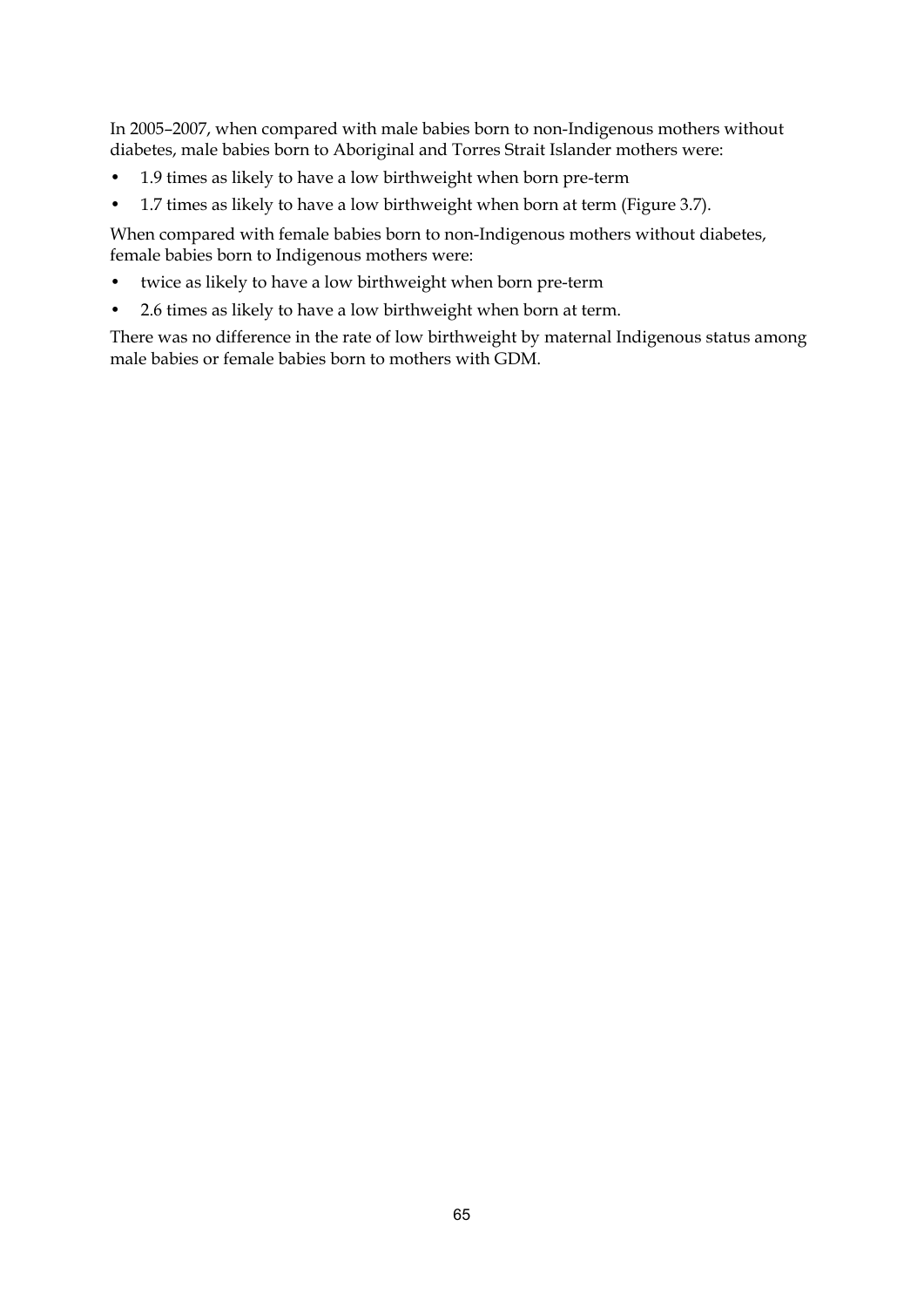In 2005–2007, when compared with male babies born to non-Indigenous mothers without diabetes, male babies born to Aboriginal and Torres Strait Islander mothers were:

- 1.9 times as likely to have a low birthweight when born pre-term
- 1.7 times as likely to have a low birthweight when born at term (Figure 3.7).

When compared with female babies born to non-Indigenous mothers without diabetes, female babies born to Indigenous mothers were:

- twice as likely to have a low birthweight when born pre-term
- 2.6 times as likely to have a low birthweight when born at term.

There was no difference in the rate of low birthweight by maternal Indigenous status among male babies or female babies born to mothers with GDM.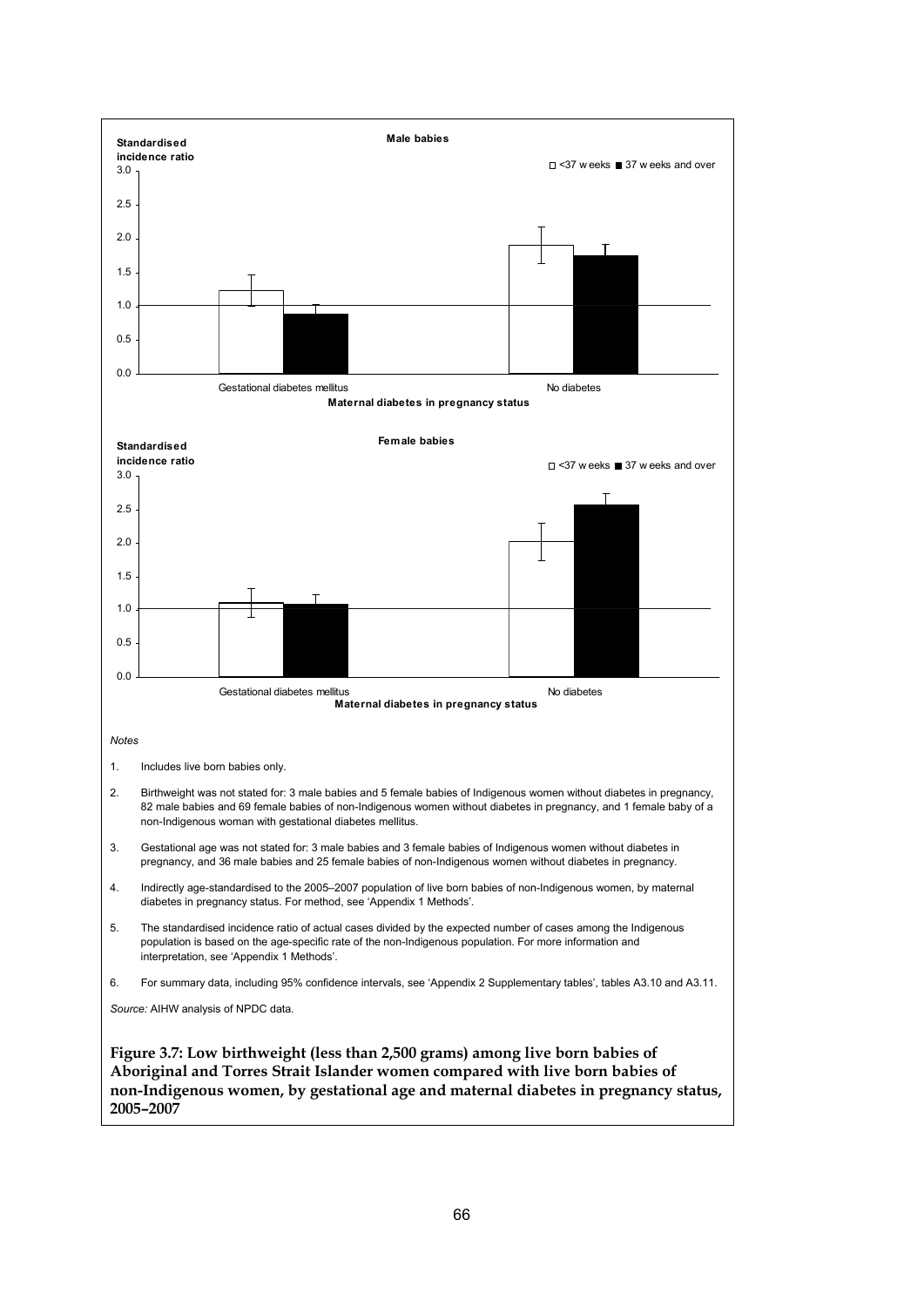**Male babies**

Standardised incidence ratio

□ <37 weeks ■ 37 weeks and over

Gestational diabetes mellitus — No diabetes

Maternal diabetes in pregnancy status

**Female babies**

Standardised incidence ratio

□ <37 weeks ■ 37 weeks and over

Gestational diabetes mellitus — No diabetes

Maternal diabetes in pregnancy status

*Notes*

1. Includes live born babies only.
2. Birthweight was not stated for: 3 male babies and 5 female babies of Indigenous women without diabetes in pregnancy, 82 male babies and 69 female babies of non-Indigenous women without diabetes in pregnancy, and 1 female baby of a non-Indigenous woman with gestational diabetes mellitus.
3. Gestational age was not stated for: 3 male babies and 3 female babies of Indigenous women without diabetes in pregnancy, and 36 male babies and 25 female babies of non-Indigenous women without diabetes in pregnancy.
4. Indirectly age-standardised to the 2005–2007 population of live born babies of non-Indigenous women, by maternal diabetes in pregnancy status. For method, see 'Appendix 1 Methods'.
5. The standardised incidence ratio of actual cases divided by the expected number of cases among the Indigenous population is based on the age-specific rate of the non-Indigenous population. For more information and interpretation, see 'Appendix 1 Methods'.
6. For summary data, including 95% confidence intervals, see 'Appendix 2 Supplementary tables', tables A3.10 and A3.11.

*Source:* AIHW analysis of NPDC data.

**Figure 3.7: Low birthweight (less than 2,500 grams) among live born babies of Aboriginal and Torres Strait Islander women compared with live born babies of non-Indigenous women, by gestational age and maternal diabetes in pregnancy status, 2005–2007**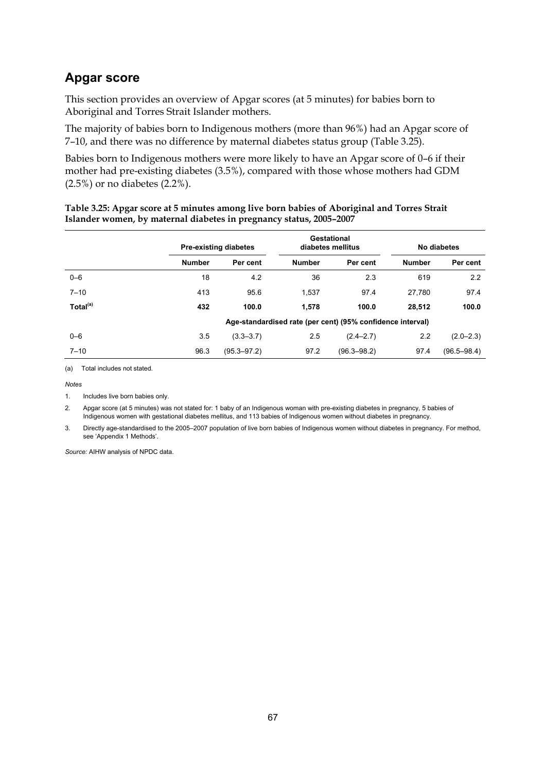## Apgar score

This section provides an overview of Apgar scores (at 5 minutes) for babies born to Aboriginal and Torres Strait Islander mothers.

The majority of babies born to Indigenous mothers (more than 96%) had an Apgar score of 7–10, and there was no difference by maternal diabetes status group (Table 3.25).

Babies born to Indigenous mothers were more likely to have an Apgar score of 0–6 if their mother had pre-existing diabetes (3.5%), compared with those whose mothers had GDM (2.5%) or no diabetes (2.2%).

**Table 3.25: Apgar score at 5 minutes among live born babies of Aboriginal and Torres Strait Islander women, by maternal diabetes in pregnancy status, 2005–2007**

| | Pre-existing diabetes | | Gestational diabetes mellitus | | No diabetes | |
|---|---|---|---|---|---|---|
| | Number | Per cent | Number | Per cent | Number | Per cent |
| 0–6 | 18 | 4.2 | 36 | 2.3 | 619 | 2.2 |
| 7–10 | 413 | 95.6 | 1,537 | 97.4 | 27,780 | 97.4 |
| **Total[(a)]** | **432** | **100.0** | **1,578** | **100.0** | **28,512** | **100.0** |
| | Age-standardised rate (per cent) (95% confidence interval) | | | | | |
| 0–6 | 3.5 | (3.3–3.7) | 2.5 | (2.4–2.7) | 2.2 | (2.0–2.3) |
| 7–10 | 96.3 | (95.3–97.2) | 97.2 | (96.3–98.2) | 97.4 | (96.5–98.4) |

(a) Total includes not stated.

*Notes*

1. Includes live born babies only.
2. Apgar score (at 5 minutes) was not stated for: 1 baby of an Indigenous woman with pre-existing diabetes in pregnancy, 5 babies of Indigenous women with gestational diabetes mellitus, and 113 babies of Indigenous women without diabetes in pregnancy.
3. Directly age-standardised to the 2005–2007 population of live born babies of Indigenous women without diabetes in pregnancy. For method, see 'Appendix 1 Methods'.

*Source:* AIHW analysis of NPDC data.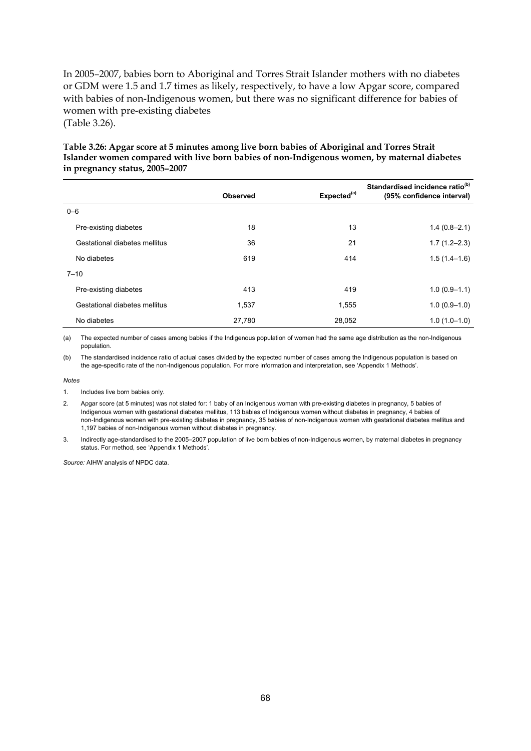In 2005–2007, babies born to Aboriginal and Torres Strait Islander mothers with no diabetes or GDM were 1.5 and 1.7 times as likely, respectively, to have a low Apgar score, compared with babies of non-Indigenous women, but there was no significant difference for babies of women with pre-existing diabetes
(Table 3.26).

**Table 3.26: Apgar score at 5 minutes among live born babies of Aboriginal and Torres Strait Islander women compared with live born babies of non-Indigenous women, by maternal diabetes in pregnancy status, 2005–2007**

| | Observed | Expected[(a)] | Standardised incidence ratio[(b)] (95% confidence interval) |
|---|---|---|---|
| 0–6 | | | |
| Pre-existing diabetes | 18 | 13 | 1.4 (0.8–2.1) |
| Gestational diabetes mellitus | 36 | 21 | 1.7 (1.2–2.3) |
| No diabetes | 619 | 414 | 1.5 (1.4–1.6) |
| 7–10 | | | |
| Pre-existing diabetes | 413 | 419 | 1.0 (0.9–1.1) |
| Gestational diabetes mellitus | 1,537 | 1,555 | 1.0 (0.9–1.0) |
| No diabetes | 27,780 | 28,052 | 1.0 (1.0–1.0) |

(a) The expected number of cases among babies if the Indigenous population of women had the same age distribution as the non-Indigenous population.

(b) The standardised incidence ratio of actual cases divided by the expected number of cases among the Indigenous population is based on the age-specific rate of the non-Indigenous population. For more information and interpretation, see 'Appendix 1 Methods'.

*Notes*

1. Includes live born babies only.
2. Apgar score (at 5 minutes) was not stated for: 1 baby of an Indigenous woman with pre-existing diabetes in pregnancy, 5 babies of Indigenous women with gestational diabetes mellitus, 113 babies of Indigenous women without diabetes in pregnancy, 4 babies of non-Indigenous women with pre-existing diabetes in pregnancy, 35 babies of non-Indigenous women with gestational diabetes mellitus and 1,197 babies of non-Indigenous women without diabetes in pregnancy.
3. Indirectly age-standardised to the 2005–2007 population of live born babies of non-Indigenous women, by maternal diabetes in pregnancy status. For method, see 'Appendix 1 Methods'.

*Source:* AIHW analysis of NPDC data.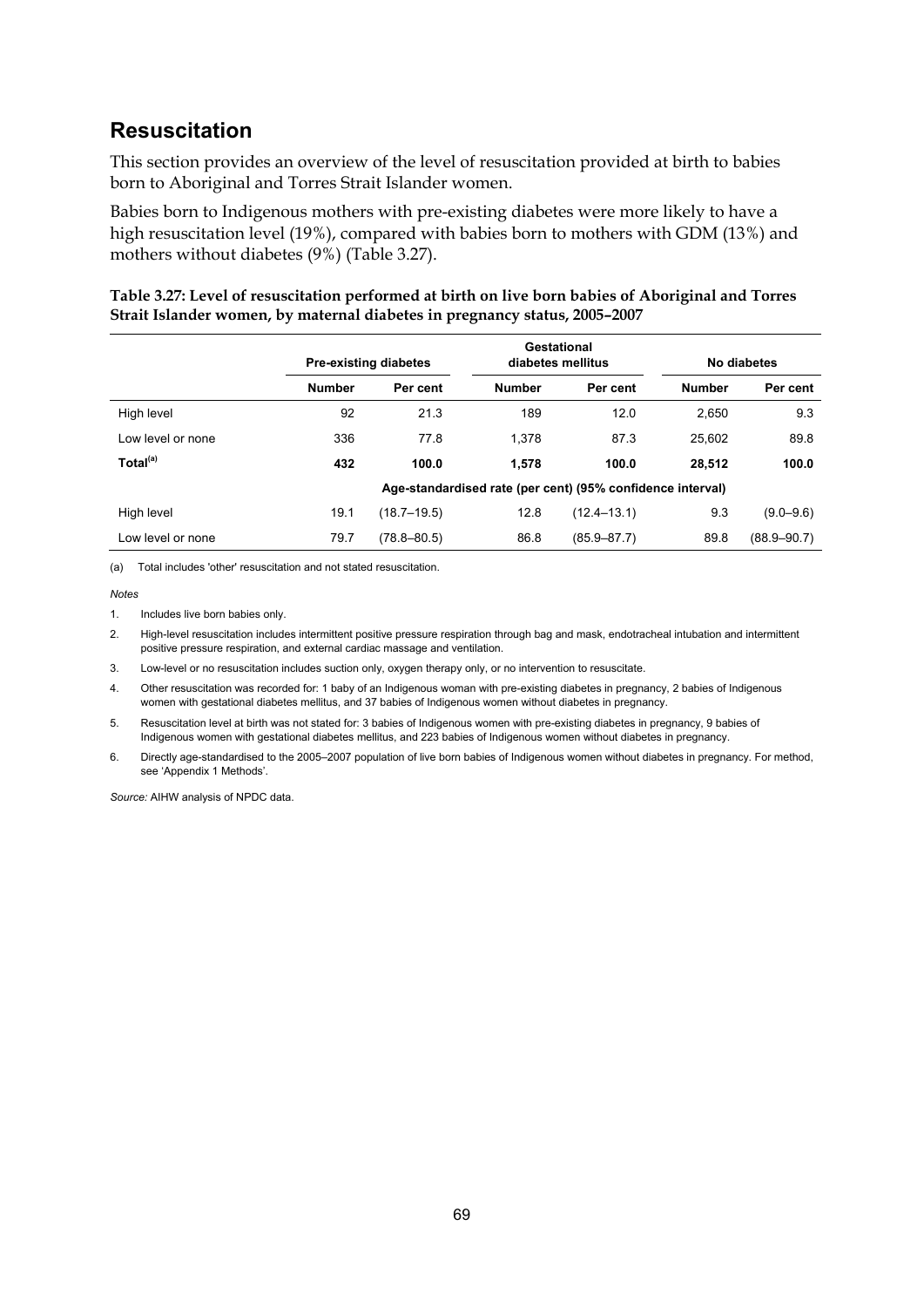## Resuscitation

This section provides an overview of the level of resuscitation provided at birth to babies born to Aboriginal and Torres Strait Islander women.

Babies born to Indigenous mothers with pre-existing diabetes were more likely to have a high resuscitation level (19%), compared with babies born to mothers with GDM (13%) and mothers without diabetes (9%) (Table 3.27).

**Table 3.27: Level of resuscitation performed at birth on live born babies of Aboriginal and Torres Strait Islander women, by maternal diabetes in pregnancy status, 2005–2007**

| | Pre-existing diabetes | | Gestational diabetes mellitus | | No diabetes | |
|---|---|---|---|---|---|---|
| | **Number** | **Per cent** | **Number** | **Per cent** | **Number** | **Per cent** |
| High level | 92 | 21.3 | 189 | 12.0 | 2,650 | 9.3 |
| Low level or none | 336 | 77.8 | 1,378 | 87.3 | 25,602 | 89.8 |
| **Total[(a)]** | **432** | **100.0** | **1,578** | **100.0** | **28,512** | **100.0** |
| | **Age-standardised rate (per cent) (95% confidence interval)** | | | | | |
| High level | 19.1 | (18.7–19.5) | 12.8 | (12.4–13.1) | 9.3 | (9.0–9.6) |
| Low level or none | 79.7 | (78.8–80.5) | 86.8 | (85.9–87.7) | 89.8 | (88.9–90.7) |

(a) Total includes 'other' resuscitation and not stated resuscitation.

*Notes*

1. Includes live born babies only.
2. High-level resuscitation includes intermittent positive pressure respiration through bag and mask, endotracheal intubation and intermittent positive pressure respiration, and external cardiac massage and ventilation.
3. Low-level or no resuscitation includes suction only, oxygen therapy only, or no intervention to resuscitate.
4. Other resuscitation was recorded for: 1 baby of an Indigenous woman with pre-existing diabetes in pregnancy, 2 babies of Indigenous women with gestational diabetes mellitus, and 37 babies of Indigenous women without diabetes in pregnancy.
5. Resuscitation level at birth was not stated for: 3 babies of Indigenous women with pre-existing diabetes in pregnancy, 9 babies of Indigenous women with gestational diabetes mellitus, and 223 babies of Indigenous women without diabetes in pregnancy.
6. Directly age-standardised to the 2005–2007 population of live born babies of Indigenous women without diabetes in pregnancy. For method, see 'Appendix 1 Methods'.

*Source:* AIHW analysis of NPDC data.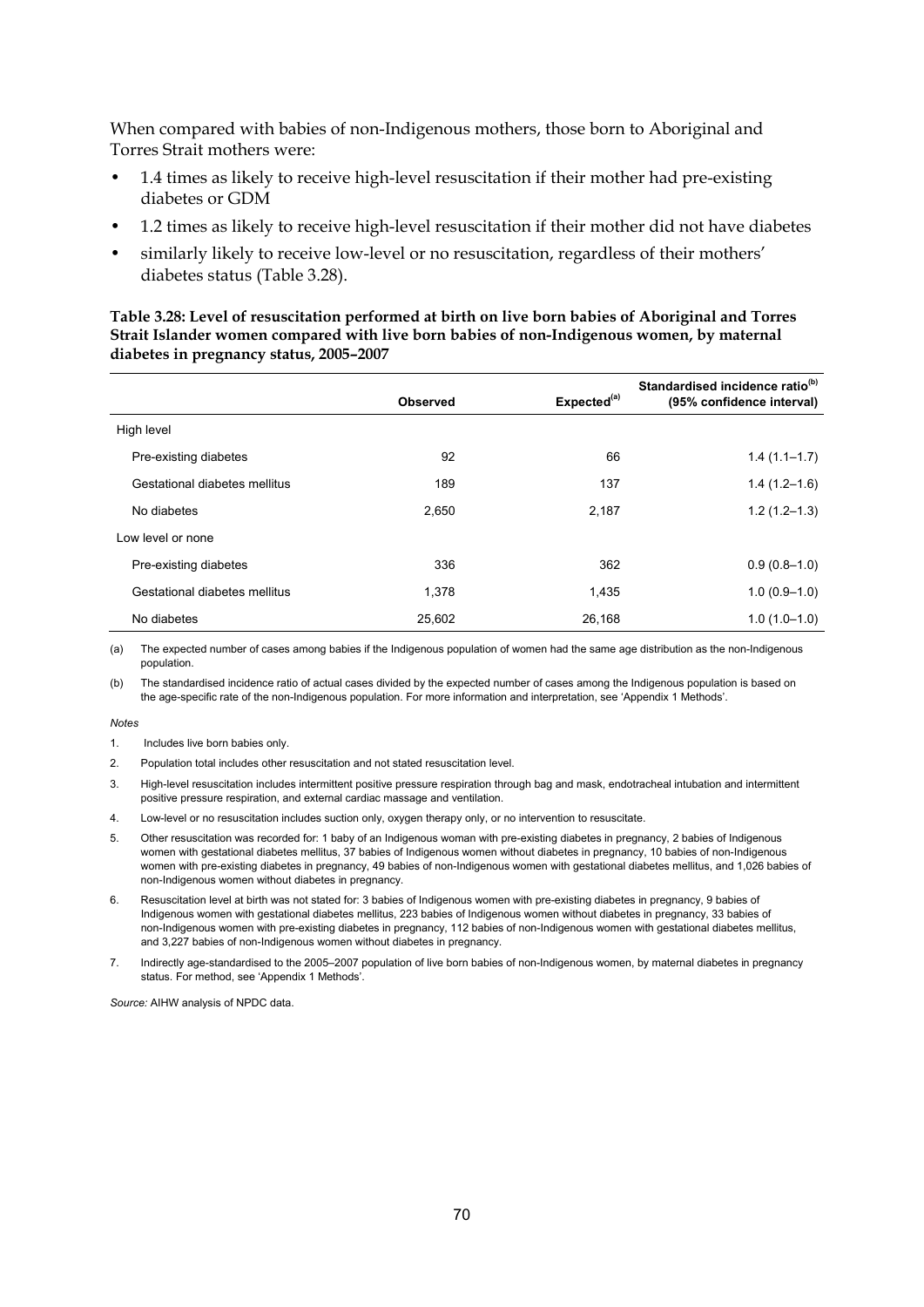When compared with babies of non-Indigenous mothers, those born to Aboriginal and Torres Strait mothers were:

- 1.4 times as likely to receive high-level resuscitation if their mother had pre-existing diabetes or GDM
- 1.2 times as likely to receive high-level resuscitation if their mother did not have diabetes
- similarly likely to receive low-level or no resuscitation, regardless of their mothers' diabetes status (Table 3.28).

**Table 3.28: Level of resuscitation performed at birth on live born babies of Aboriginal and Torres Strait Islander women compared with live born babies of non-Indigenous women, by maternal diabetes in pregnancy status, 2005–2007**

| | Observed | Expected[(a)] | Standardised incidence ratio[(b)] (95% confidence interval) |
|---|---|---|---|
| High level | | | |
| Pre-existing diabetes | 92 | 66 | 1.4 (1.1–1.7) |
| Gestational diabetes mellitus | 189 | 137 | 1.4 (1.2–1.6) |
| No diabetes | 2,650 | 2,187 | 1.2 (1.2–1.3) |
| Low level or none | | | |
| Pre-existing diabetes | 336 | 362 | 0.9 (0.8–1.0) |
| Gestational diabetes mellitus | 1,378 | 1,435 | 1.0 (0.9–1.0) |
| No diabetes | 25,602 | 26,168 | 1.0 (1.0–1.0) |

(a) The expected number of cases among babies if the Indigenous population of women had the same age distribution as the non-Indigenous population.

(b) The standardised incidence ratio of actual cases divided by the expected number of cases among the Indigenous population is based on the age-specific rate of the non-Indigenous population. For more information and interpretation, see 'Appendix 1 Methods'.

*Notes*

1. Includes live born babies only.
2. Population total includes other resuscitation and not stated resuscitation level.
3. High-level resuscitation includes intermittent positive pressure respiration through bag and mask, endotracheal intubation and intermittent positive pressure respiration, and external cardiac massage and ventilation.
4. Low-level or no resuscitation includes suction only, oxygen therapy only, or no intervention to resuscitate.
5. Other resuscitation was recorded for: 1 baby of an Indigenous woman with pre-existing diabetes in pregnancy, 2 babies of Indigenous women with gestational diabetes mellitus, 37 babies of Indigenous women without diabetes in pregnancy, 10 babies of non-Indigenous women with pre-existing diabetes in pregnancy, 49 babies of non-Indigenous women with gestational diabetes mellitus, and 1,026 babies of non-Indigenous women without diabetes in pregnancy.
6. Resuscitation level at birth was not stated for: 3 babies of Indigenous women with pre-existing diabetes in pregnancy, 9 babies of Indigenous women with gestational diabetes mellitus, 223 babies of Indigenous women without diabetes in pregnancy, 33 babies of non-Indigenous women with pre-existing diabetes in pregnancy, 112 babies of non-Indigenous women with gestational diabetes mellitus, and 3,227 babies of non-Indigenous women without diabetes in pregnancy.
7. Indirectly age-standardised to the 2005–2007 population of live born babies of non-Indigenous women, by maternal diabetes in pregnancy status. For method, see 'Appendix 1 Methods'.

*Source:* AIHW analysis of NPDC data.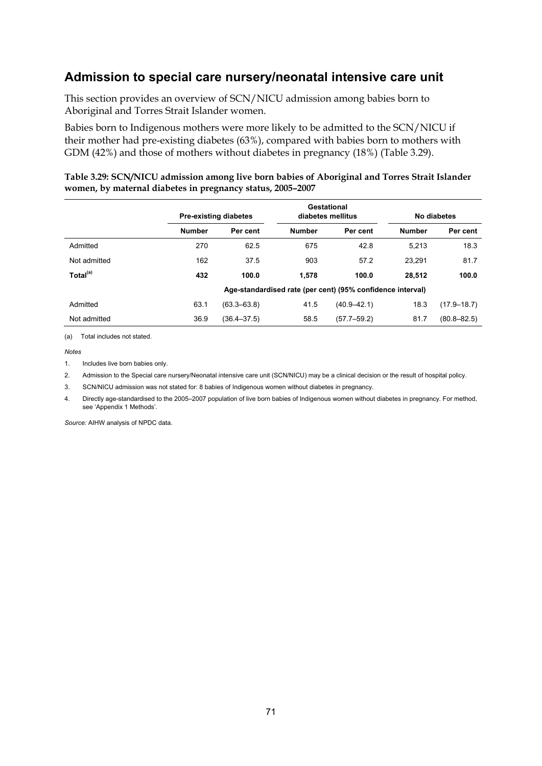## Admission to special care nursery/neonatal intensive care unit

This section provides an overview of SCN/NICU admission among babies born to Aboriginal and Torres Strait Islander women.

Babies born to Indigenous mothers were more likely to be admitted to the SCN/NICU if their mother had pre-existing diabetes (63%), compared with babies born to mothers with GDM (42%) and those of mothers without diabetes in pregnancy (18%) (Table 3.29).

**Table 3.29: SCN/NICU admission among live born babies of Aboriginal and Torres Strait Islander women, by maternal diabetes in pregnancy status, 2005–2007**

| | Pre-existing diabetes | | Gestational diabetes mellitus | | No diabetes | |
|---|---|---|---|---|---|---|
| | **Number** | **Per cent** | **Number** | **Per cent** | **Number** | **Per cent** |
| Admitted | 270 | 62.5 | 675 | 42.8 | 5,213 | 18.3 |
| Not admitted | 162 | 37.5 | 903 | 57.2 | 23,291 | 81.7 |
| **Total[(a)]** | **432** | **100.0** | **1,578** | **100.0** | **28,512** | **100.0** |
| | **Age-standardised rate (per cent) (95% confidence interval)** | | | | | |
| Admitted | 63.1 | (63.3–63.8) | 41.5 | (40.9–42.1) | 18.3 | (17.9–18.7) |
| Not admitted | 36.9 | (36.4–37.5) | 58.5 | (57.7–59.2) | 81.7 | (80.8–82.5) |

(a) Total includes not stated.

*Notes*

1. Includes live born babies only.
2. Admission to the Special care nursery/Neonatal intensive care unit (SCN/NICU) may be a clinical decision or the result of hospital policy.
3. SCN/NICU admission was not stated for: 8 babies of Indigenous women without diabetes in pregnancy.
4. Directly age-standardised to the 2005–2007 population of live born babies of Indigenous women without diabetes in pregnancy. For method, see 'Appendix 1 Methods'.

*Source:* AIHW analysis of NPDC data.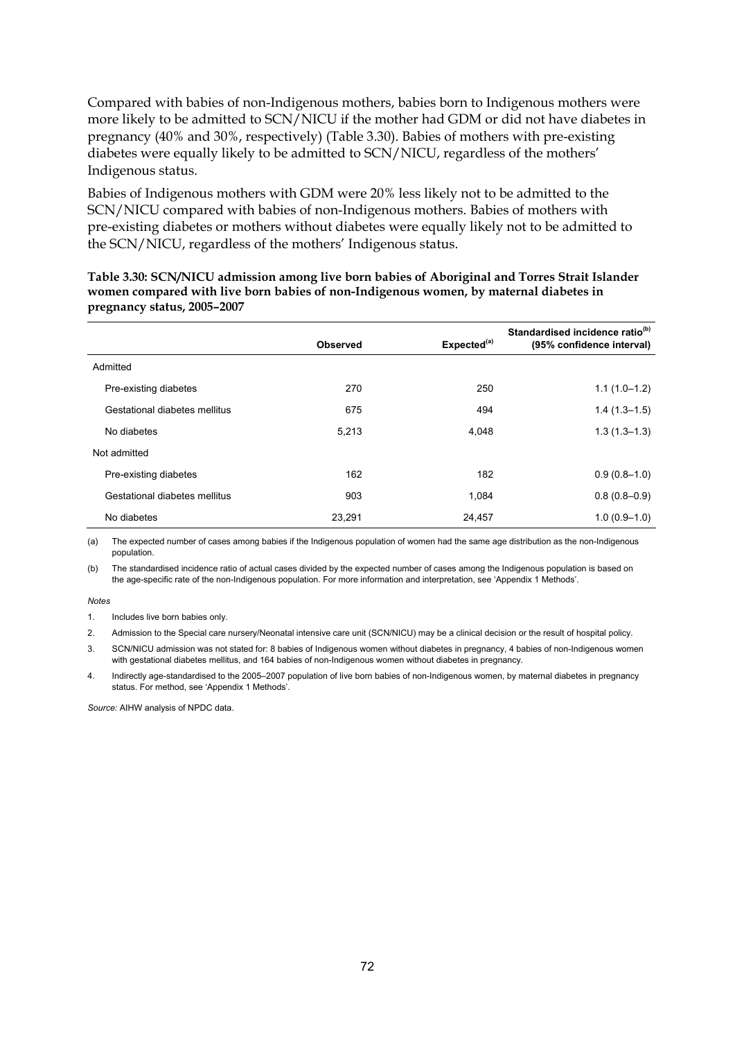Compared with babies of non-Indigenous mothers, babies born to Indigenous mothers were more likely to be admitted to SCN/NICU if the mother had GDM or did not have diabetes in pregnancy (40% and 30%, respectively) (Table 3.30). Babies of mothers with pre-existing diabetes were equally likely to be admitted to SCN/NICU, regardless of the mothers' Indigenous status.

Babies of Indigenous mothers with GDM were 20% less likely not to be admitted to the SCN/NICU compared with babies of non-Indigenous mothers. Babies of mothers with pre-existing diabetes or mothers without diabetes were equally likely not to be admitted to the SCN/NICU, regardless of the mothers' Indigenous status.

**Table 3.30: SCN/NICU admission among live born babies of Aboriginal and Torres Strait Islander women compared with live born babies of non-Indigenous women, by maternal diabetes in pregnancy status, 2005–2007**

| | Observed | Expected[(a)] | Standardised incidence ratio[(b)] (95% confidence interval) |
|---|---|---|---|
| Admitted | | | |
| Pre-existing diabetes | 270 | 250 | 1.1 (1.0–1.2) |
| Gestational diabetes mellitus | 675 | 494 | 1.4 (1.3–1.5) |
| No diabetes | 5,213 | 4,048 | 1.3 (1.3–1.3) |
| Not admitted | | | |
| Pre-existing diabetes | 162 | 182 | 0.9 (0.8–1.0) |
| Gestational diabetes mellitus | 903 | 1,084 | 0.8 (0.8–0.9) |
| No diabetes | 23,291 | 24,457 | 1.0 (0.9–1.0) |

(a) The expected number of cases among babies if the Indigenous population of women had the same age distribution as the non-Indigenous population.

(b) The standardised incidence ratio of actual cases divided by the expected number of cases among the Indigenous population is based on the age-specific rate of the non-Indigenous population. For more information and interpretation, see 'Appendix 1 Methods'.

*Notes*

1. Includes live born babies only.
2. Admission to the Special care nursery/Neonatal intensive care unit (SCN/NICU) may be a clinical decision or the result of hospital policy.
3. SCN/NICU admission was not stated for: 8 babies of Indigenous women without diabetes in pregnancy, 4 babies of non-Indigenous women with gestational diabetes mellitus, and 164 babies of non-Indigenous women without diabetes in pregnancy.
4. Indirectly age-standardised to the 2005–2007 population of live born babies of non-Indigenous women, by maternal diabetes in pregnancy status. For method, see 'Appendix 1 Methods'.

*Source:* AIHW analysis of NPDC data.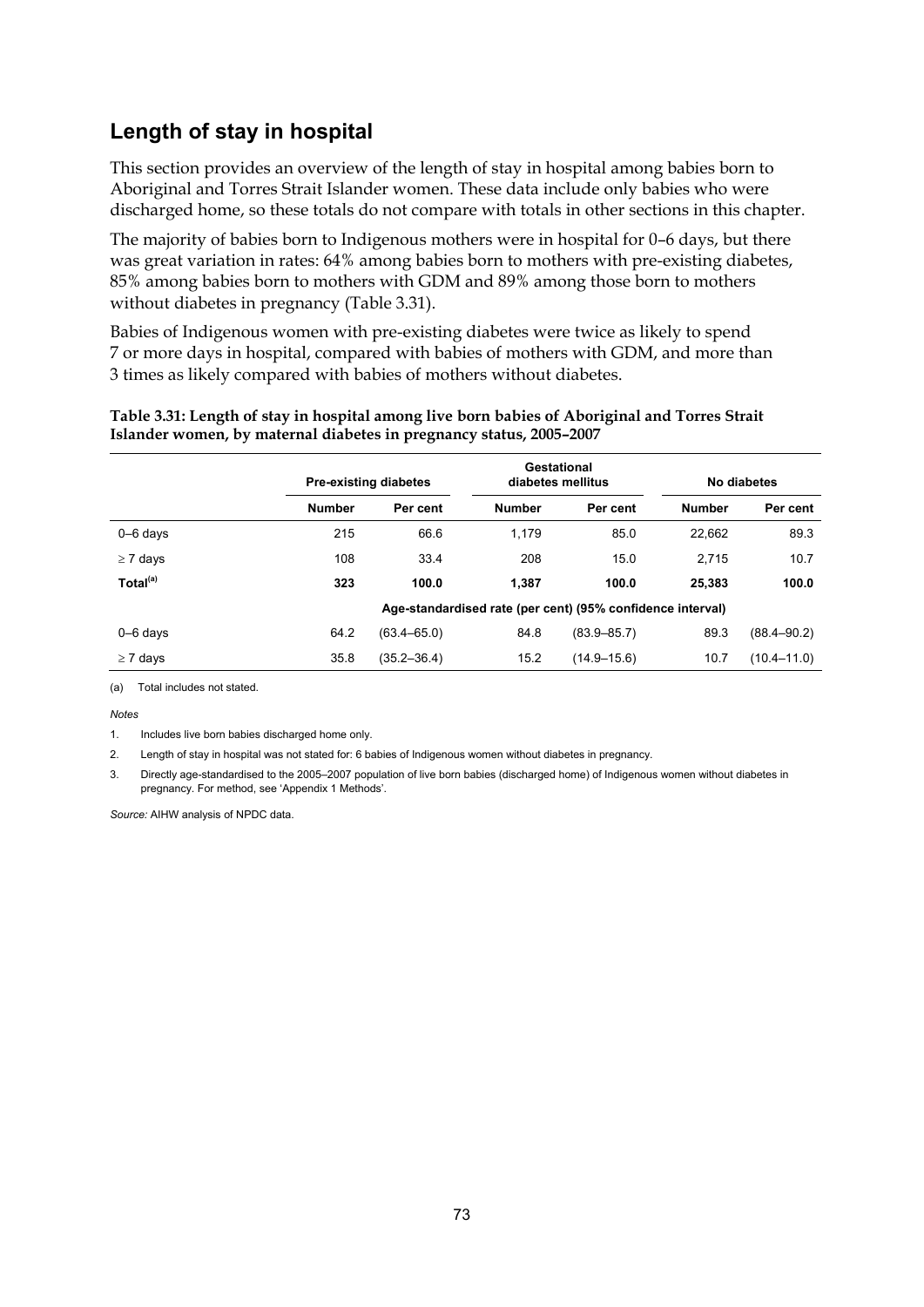## Length of stay in hospital

This section provides an overview of the length of stay in hospital among babies born to Aboriginal and Torres Strait Islander women. These data include only babies who were discharged home, so these totals do not compare with totals in other sections in this chapter.

The majority of babies born to Indigenous mothers were in hospital for 0–6 days, but there was great variation in rates: 64% among babies born to mothers with pre-existing diabetes, 85% among babies born to mothers with GDM and 89% among those born to mothers without diabetes in pregnancy (Table 3.31).

Babies of Indigenous women with pre-existing diabetes were twice as likely to spend 7 or more days in hospital, compared with babies of mothers with GDM, and more than 3 times as likely compared with babies of mothers without diabetes.

**Table 3.31: Length of stay in hospital among live born babies of Aboriginal and Torres Strait Islander women, by maternal diabetes in pregnancy status, 2005–2007**

| | Pre-existing diabetes | | Gestational diabetes mellitus | | No diabetes | |
|---|---|---|---|---|---|---|
| | **Number** | **Per cent** | **Number** | **Per cent** | **Number** | **Per cent** |
| 0–6 days | 215 | 66.6 | 1,179 | 85.0 | 22,662 | 89.3 |
| ≥ 7 days | 108 | 33.4 | 208 | 15.0 | 2,715 | 10.7 |
| **Total[(a)]** | **323** | **100.0** | **1,387** | **100.0** | **25,383** | **100.0** |
| | Age-standardised rate (per cent) (95% confidence interval) | | | | | |
| 0–6 days | 64.2 | (63.4–65.0) | 84.8 | (83.9–85.7) | 89.3 | (88.4–90.2) |
| ≥ 7 days | 35.8 | (35.2–36.4) | 15.2 | (14.9–15.6) | 10.7 | (10.4–11.0) |

(a) Total includes not stated.

*Notes*

1. Includes live born babies discharged home only.
2. Length of stay in hospital was not stated for: 6 babies of Indigenous women without diabetes in pregnancy.
3. Directly age-standardised to the 2005–2007 population of live born babies (discharged home) of Indigenous women without diabetes in pregnancy. For method, see 'Appendix 1 Methods'.

*Source:* AIHW analysis of NPDC data.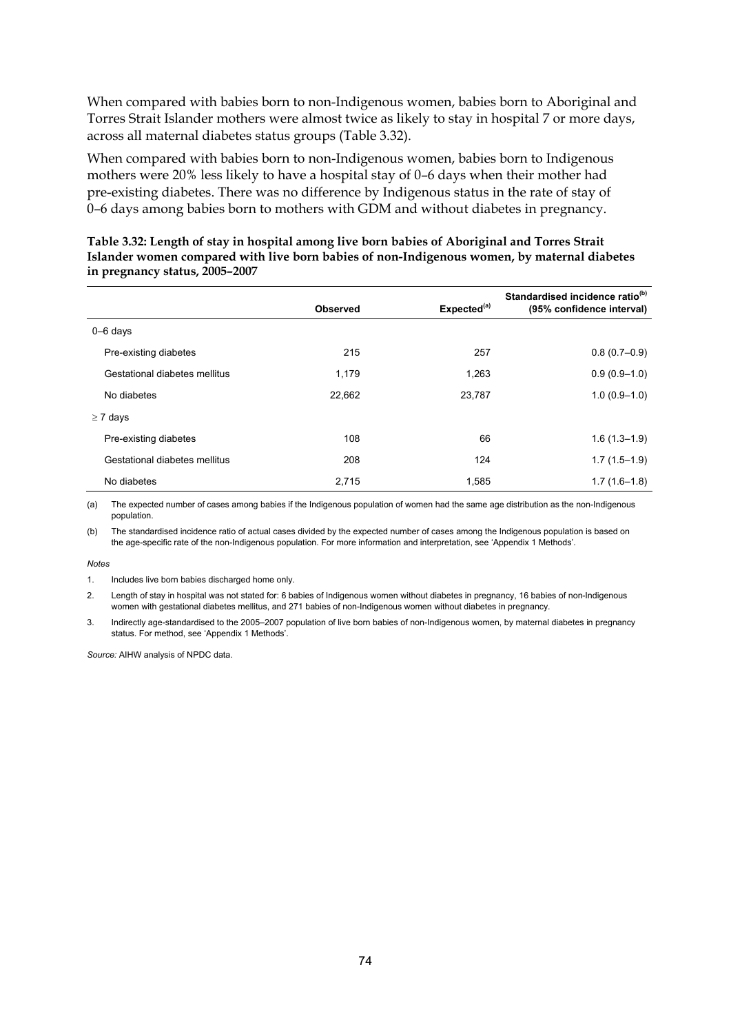When compared with babies born to non-Indigenous women, babies born to Aboriginal and Torres Strait Islander mothers were almost twice as likely to stay in hospital 7 or more days, across all maternal diabetes status groups (Table 3.32).

When compared with babies born to non-Indigenous women, babies born to Indigenous mothers were 20% less likely to have a hospital stay of 0–6 days when their mother had pre-existing diabetes. There was no difference by Indigenous status in the rate of stay of 0–6 days among babies born to mothers with GDM and without diabetes in pregnancy.

**Table 3.32: Length of stay in hospital among live born babies of Aboriginal and Torres Strait Islander women compared with live born babies of non-Indigenous women, by maternal diabetes in pregnancy status, 2005–2007**

| | Observed | Expected[(a)] | Standardised incidence ratio[(b)] (95% confidence interval) |
|---|---|---|---|
| 0–6 days | | | |
| Pre-existing diabetes | 215 | 257 | 0.8 (0.7–0.9) |
| Gestational diabetes mellitus | 1,179 | 1,263 | 0.9 (0.9–1.0) |
| No diabetes | 22,662 | 23,787 | 1.0 (0.9–1.0) |
| ≥ 7 days | | | |
| Pre-existing diabetes | 108 | 66 | 1.6 (1.3–1.9) |
| Gestational diabetes mellitus | 208 | 124 | 1.7 (1.5–1.9) |
| No diabetes | 2,715 | 1,585 | 1.7 (1.6–1.8) |

(a) The expected number of cases among babies if the Indigenous population of women had the same age distribution as the non-Indigenous population.

(b) The standardised incidence ratio of actual cases divided by the expected number of cases among the Indigenous population is based on the age-specific rate of the non-Indigenous population. For more information and interpretation, see 'Appendix 1 Methods'.

*Notes*

1. Includes live born babies discharged home only.
2. Length of stay in hospital was not stated for: 6 babies of Indigenous women without diabetes in pregnancy, 16 babies of non-Indigenous women with gestational diabetes mellitus, and 271 babies of non-Indigenous women without diabetes in pregnancy.
3. Indirectly age-standardised to the 2005–2007 population of live born babies of non-Indigenous women, by maternal diabetes in pregnancy status. For method, see 'Appendix 1 Methods'.

*Source:* AIHW analysis of NPDC data.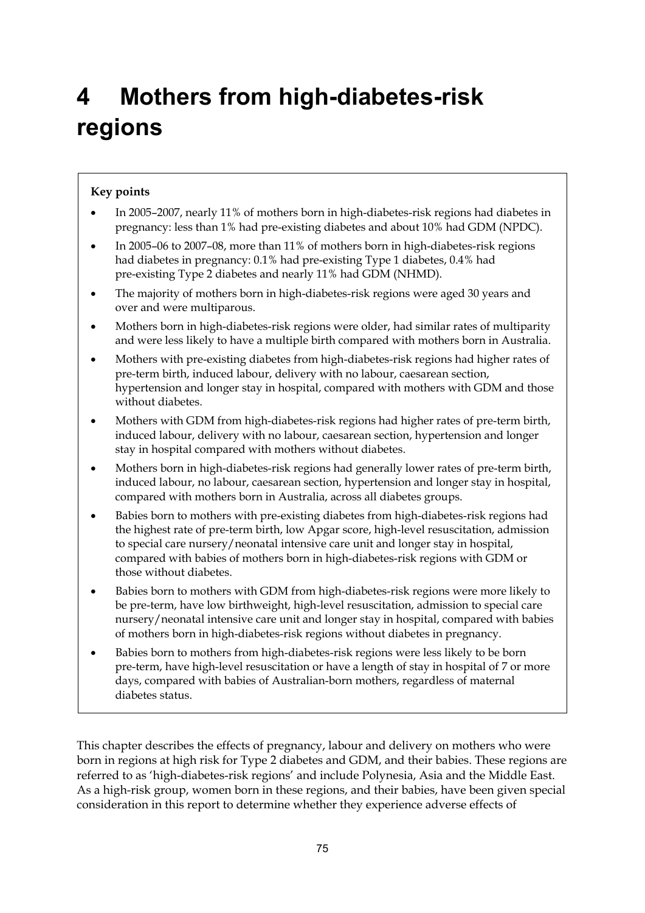# 4 Mothers from high-diabetes-risk regions

**Key points**

- In 2005–2007, nearly 11% of mothers born in high-diabetes-risk regions had diabetes in pregnancy: less than 1% had pre-existing diabetes and about 10% had GDM (NPDC).
- In 2005–06 to 2007–08, more than 11% of mothers born in high-diabetes-risk regions had diabetes in pregnancy: 0.1% had pre-existing Type 1 diabetes, 0.4% had pre-existing Type 2 diabetes and nearly 11% had GDM (NHMD).
- The majority of mothers born in high-diabetes-risk regions were aged 30 years and over and were multiparous.
- Mothers born in high-diabetes-risk regions were older, had similar rates of multiparity and were less likely to have a multiple birth compared with mothers born in Australia.
- Mothers with pre-existing diabetes from high-diabetes-risk regions had higher rates of pre-term birth, induced labour, delivery with no labour, caesarean section, hypertension and longer stay in hospital, compared with mothers with GDM and those without diabetes.
- Mothers with GDM from high-diabetes-risk regions had higher rates of pre-term birth, induced labour, delivery with no labour, caesarean section, hypertension and longer stay in hospital compared with mothers without diabetes.
- Mothers born in high-diabetes-risk regions had generally lower rates of pre-term birth, induced labour, no labour, caesarean section, hypertension and longer stay in hospital, compared with mothers born in Australia, across all diabetes groups.
- Babies born to mothers with pre-existing diabetes from high-diabetes-risk regions had the highest rate of pre-term birth, low Apgar score, high-level resuscitation, admission to special care nursery/neonatal intensive care unit and longer stay in hospital, compared with babies of mothers born in high-diabetes-risk regions with GDM or those without diabetes.
- Babies born to mothers with GDM from high-diabetes-risk regions were more likely to be pre-term, have low birthweight, high-level resuscitation, admission to special care nursery/neonatal intensive care unit and longer stay in hospital, compared with babies of mothers born in high-diabetes-risk regions without diabetes in pregnancy.
- Babies born to mothers from high-diabetes-risk regions were less likely to be born pre-term, have high-level resuscitation or have a length of stay in hospital of 7 or more days, compared with babies of Australian-born mothers, regardless of maternal diabetes status.

This chapter describes the effects of pregnancy, labour and delivery on mothers who were born in regions at high risk for Type 2 diabetes and GDM, and their babies. These regions are referred to as 'high-diabetes-risk regions' and include Polynesia, Asia and the Middle East. As a high-risk group, women born in these regions, and their babies, have been given special consideration in this report to determine whether they experience adverse effects of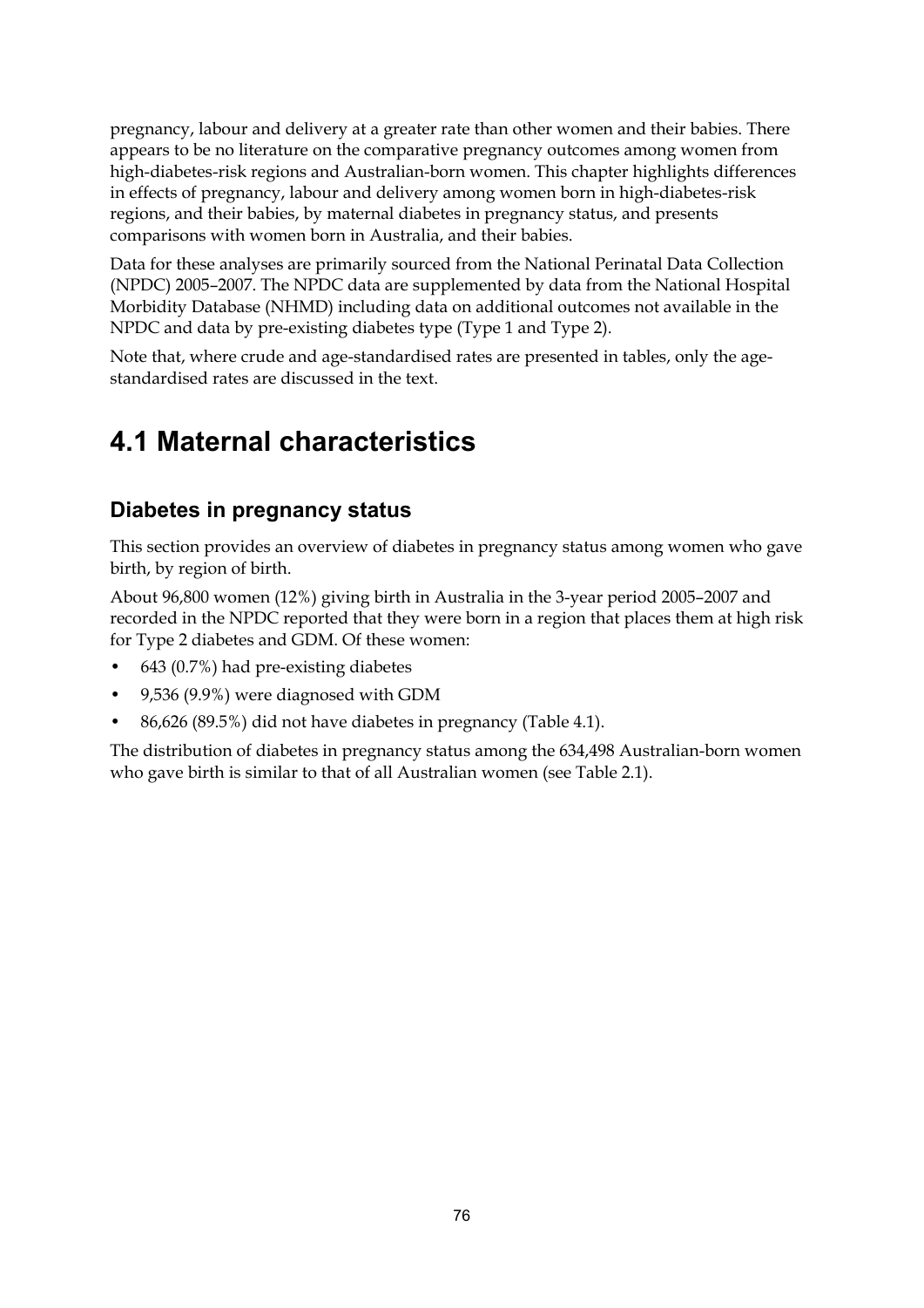pregnancy, labour and delivery at a greater rate than other women and their babies. There appears to be no literature on the comparative pregnancy outcomes among women from high-diabetes-risk regions and Australian-born women. This chapter highlights differences in effects of pregnancy, labour and delivery among women born in high-diabetes-risk regions, and their babies, by maternal diabetes in pregnancy status, and presents comparisons with women born in Australia, and their babies.

Data for these analyses are primarily sourced from the National Perinatal Data Collection (NPDC) 2005–2007. The NPDC data are supplemented by data from the National Hospital Morbidity Database (NHMD) including data on additional outcomes not available in the NPDC and data by pre-existing diabetes type (Type 1 and Type 2).

Note that, where crude and age-standardised rates are presented in tables, only the age-standardised rates are discussed in the text.

# 4.1 Maternal characteristics

## Diabetes in pregnancy status

This section provides an overview of diabetes in pregnancy status among women who gave birth, by region of birth.

About 96,800 women (12%) giving birth in Australia in the 3-year period 2005–2007 and recorded in the NPDC reported that they were born in a region that places them at high risk for Type 2 diabetes and GDM. Of these women:

- 643 (0.7%) had pre-existing diabetes
- 9,536 (9.9%) were diagnosed with GDM
- 86,626 (89.5%) did not have diabetes in pregnancy (Table 4.1).

The distribution of diabetes in pregnancy status among the 634,498 Australian-born women who gave birth is similar to that of all Australian women (see Table 2.1).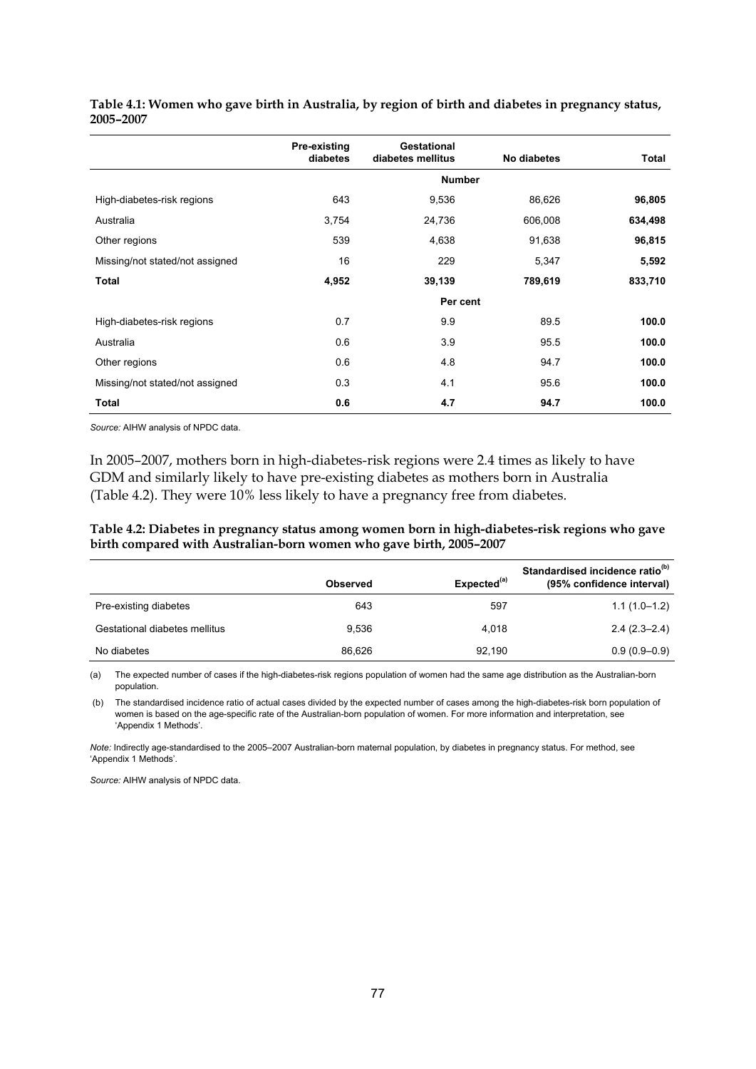**Table 4.1: Women who gave birth in Australia, by region of birth and diabetes in pregnancy status, 2005–2007**

| | Pre-existing diabetes | Gestational diabetes mellitus | No diabetes | Total |
|---|---|---|---|---|
| | | **Number** | | |
| High-diabetes-risk regions | 643 | 9,536 | 86,626 | **96,805** |
| Australia | 3,754 | 24,736 | 606,008 | **634,498** |
| Other regions | 539 | 4,638 | 91,638 | **96,815** |
| Missing/not stated/not assigned | 16 | 229 | 5,347 | **5,592** |
| **Total** | **4,952** | **39,139** | **789,619** | **833,710** |
| | | **Per cent** | | |
| High-diabetes-risk regions | 0.7 | 9.9 | 89.5 | **100.0** |
| Australia | 0.6 | 3.9 | 95.5 | **100.0** |
| Other regions | 0.6 | 4.8 | 94.7 | **100.0** |
| Missing/not stated/not assigned | 0.3 | 4.1 | 95.6 | **100.0** |
| **Total** | **0.6** | **4.7** | **94.7** | **100.0** |

*Source:* AIHW analysis of NPDC data.

In 2005–2007, mothers born in high-diabetes-risk regions were 2.4 times as likely to have GDM and similarly likely to have pre-existing diabetes as mothers born in Australia (Table 4.2). They were 10% less likely to have a pregnancy free from diabetes.

**Table 4.2: Diabetes in pregnancy status among women born in high-diabetes-risk regions who gave birth compared with Australian-born women who gave birth, 2005–2007**

| | Observed | Expected[(a)] | Standardised incidence ratio[(b)] (95% confidence interval) |
|---|---|---|---|
| Pre-existing diabetes | 643 | 597 | 1.1 (1.0–1.2) |
| Gestational diabetes mellitus | 9,536 | 4,018 | 2.4 (2.3–2.4) |
| No diabetes | 86,626 | 92,190 | 0.9 (0.9–0.9) |

(a) The expected number of cases if the high-diabetes-risk regions population of women had the same age distribution as the Australian-born population.

(b) The standardised incidence ratio of actual cases divided by the expected number of cases among the high-diabetes-risk born population of women is based on the age-specific rate of the Australian-born population of women. For more information and interpretation, see 'Appendix 1 Methods'.

*Note:* Indirectly age-standardised to the 2005–2007 Australian-born maternal population, by diabetes in pregnancy status. For method, see 'Appendix 1 Methods'.

*Source:* AIHW analysis of NPDC data.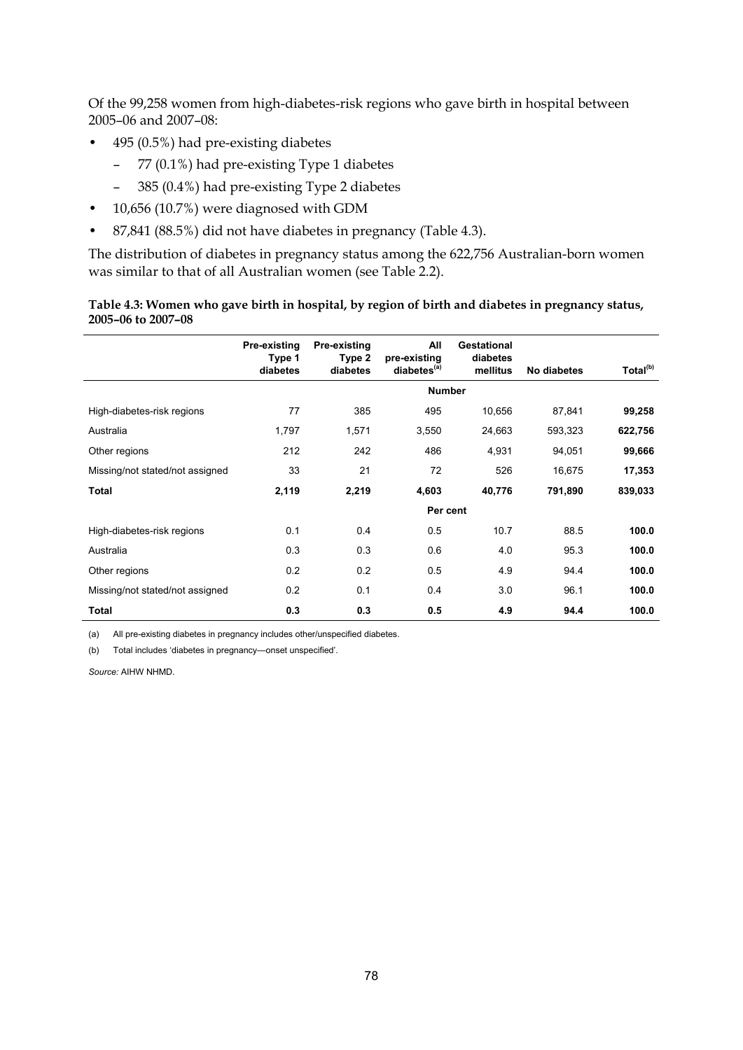Of the 99,258 women from high-diabetes-risk regions who gave birth in hospital between 2005–06 and 2007–08:

- 495 (0.5%) had pre-existing diabetes
  - 77 (0.1%) had pre-existing Type 1 diabetes
  - 385 (0.4%) had pre-existing Type 2 diabetes
- 10,656 (10.7%) were diagnosed with GDM
- 87,841 (88.5%) did not have diabetes in pregnancy (Table 4.3).

The distribution of diabetes in pregnancy status among the 622,756 Australian-born women was similar to that of all Australian women (see Table 2.2).

**Table 4.3: Women who gave birth in hospital, by region of birth and diabetes in pregnancy status, 2005–06 to 2007–08**

| | Pre-existing Type 1 diabetes | Pre-existing Type 2 diabetes | All pre-existing diabetes[(a)] | Gestational diabetes mellitus | No diabetes | Total[(b)] |
|---|---|---|---|---|---|---|
| | | | **Number** | | | |
| High-diabetes-risk regions | 77 | 385 | 495 | 10,656 | 87,841 | **99,258** |
| Australia | 1,797 | 1,571 | 3,550 | 24,663 | 593,323 | **622,756** |
| Other regions | 212 | 242 | 486 | 4,931 | 94,051 | **99,666** |
| Missing/not stated/not assigned | 33 | 21 | 72 | 526 | 16,675 | **17,353** |
| **Total** | **2,119** | **2,219** | **4,603** | **40,776** | **791,890** | **839,033** |
| | | | **Per cent** | | | |
| High-diabetes-risk regions | 0.1 | 0.4 | 0.5 | 10.7 | 88.5 | **100.0** |
| Australia | 0.3 | 0.3 | 0.6 | 4.0 | 95.3 | **100.0** |
| Other regions | 0.2 | 0.2 | 0.5 | 4.9 | 94.4 | **100.0** |
| Missing/not stated/not assigned | 0.2 | 0.1 | 0.4 | 3.0 | 96.1 | **100.0** |
| **Total** | **0.3** | **0.3** | **0.5** | **4.9** | **94.4** | **100.0** |

(a) All pre-existing diabetes in pregnancy includes other/unspecified diabetes.

(b) Total includes 'diabetes in pregnancy—onset unspecified'.

*Source:* AIHW NHMD.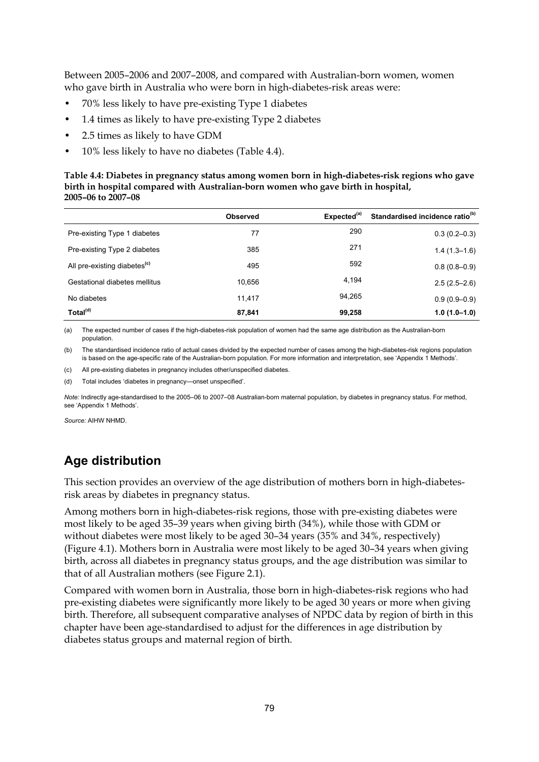Between 2005–2006 and 2007–2008, and compared with Australian-born women, women who gave birth in Australia who were born in high-diabetes-risk areas were:

- 70% less likely to have pre-existing Type 1 diabetes
- 1.4 times as likely to have pre-existing Type 2 diabetes
- 2.5 times as likely to have GDM
- 10% less likely to have no diabetes (Table 4.4).

**Table 4.4: Diabetes in pregnancy status among women born in high-diabetes-risk regions who gave birth in hospital compared with Australian-born women who gave birth in hospital, 2005–06 to 2007–08**

| | Observed | Expected[(a)] | Standardised incidence ratio[(b)] |
|---|---|---|---|
| Pre-existing Type 1 diabetes | 77 | 290 | 0.3 (0.2–0.3) |
| Pre-existing Type 2 diabetes | 385 | 271 | 1.4 (1.3–1.6) |
| All pre-existing diabetes[(c)] | 495 | 592 | 0.8 (0.8–0.9) |
| Gestational diabetes mellitus | 10,656 | 4,194 | 2.5 (2.5–2.6) |
| No diabetes | 11,417 | 94,265 | 0.9 (0.9–0.9) |
| **Total[(d)]** | **87,841** | **99,258** | **1.0 (1.0–1.0)** |

(a) The expected number of cases if the high-diabetes-risk population of women had the same age distribution as the Australian-born population.

(b) The standardised incidence ratio of actual cases divided by the expected number of cases among the high-diabetes-risk regions population is based on the age-specific rate of the Australian-born population. For more information and interpretation, see 'Appendix 1 Methods'.

(c) All pre-existing diabetes in pregnancy includes other/unspecified diabetes.

(d) Total includes 'diabetes in pregnancy—onset unspecified'.

*Note:* Indirectly age-standardised to the 2005–06 to 2007–08 Australian-born maternal population, by diabetes in pregnancy status. For method, see 'Appendix 1 Methods'.

*Source:* AIHW NHMD.

## Age distribution

This section provides an overview of the age distribution of mothers born in high-diabetes-risk areas by diabetes in pregnancy status.

Among mothers born in high-diabetes-risk regions, those with pre-existing diabetes were most likely to be aged 35–39 years when giving birth (34%), while those with GDM or without diabetes were most likely to be aged 30–34 years (35% and 34%, respectively) (Figure 4.1). Mothers born in Australia were most likely to be aged 30–34 years when giving birth, across all diabetes in pregnancy status groups, and the age distribution was similar to that of all Australian mothers (see Figure 2.1).

Compared with women born in Australia, those born in high-diabetes-risk regions who had pre-existing diabetes were significantly more likely to be aged 30 years or more when giving birth. Therefore, all subsequent comparative analyses of NPDC data by region of birth in this chapter have been age-standardised to adjust for the differences in age distribution by diabetes status groups and maternal region of birth.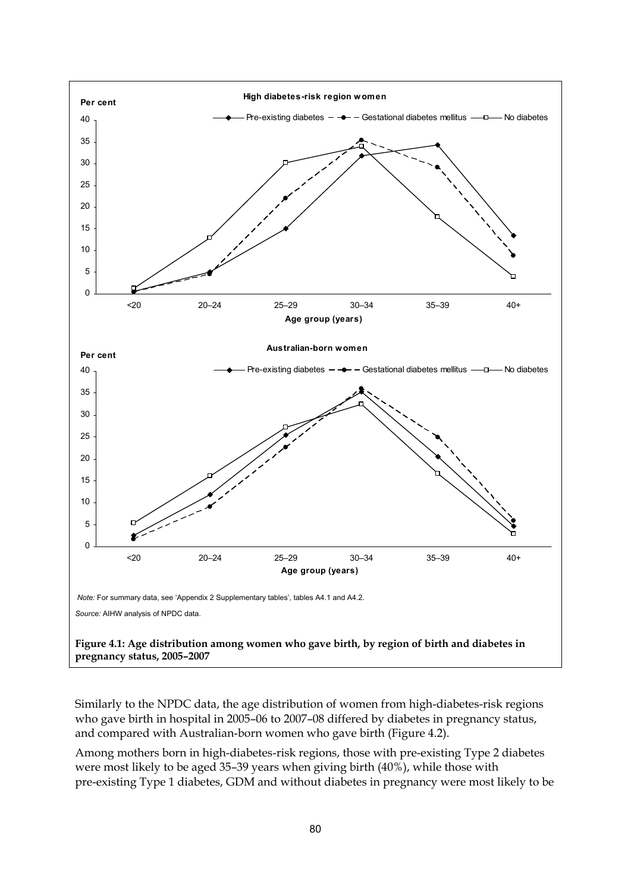**High diabetes-risk region women**

Per cent

Pre-existing diabetes — Gestational diabetes mellitus — No diabetes

Age group (years): <20, 20–24, 25–29, 30–34, 35–39, 40+

**Australian-born women**

Per cent

Pre-existing diabetes — Gestational diabetes mellitus — No diabetes

Age group (years): <20, 20–24, 25–29, 30–34, 35–39, 40+

*Note:* For summary data, see 'Appendix 2 Supplementary tables', tables A4.1 and A4.2.

*Source:* AIHW analysis of NPDC data.

**Figure 4.1: Age distribution among women who gave birth, by region of birth and diabetes in pregnancy status, 2005–2007**

Similarly to the NPDC data, the age distribution of women from high-diabetes-risk regions who gave birth in hospital in 2005–06 to 2007–08 differed by diabetes in pregnancy status, and compared with Australian-born women who gave birth (Figure 4.2).

Among mothers born in high-diabetes-risk regions, those with pre-existing Type 2 diabetes were most likely to be aged 35–39 years when giving birth (40%), while those with pre-existing Type 1 diabetes, GDM and without diabetes in pregnancy were most likely to be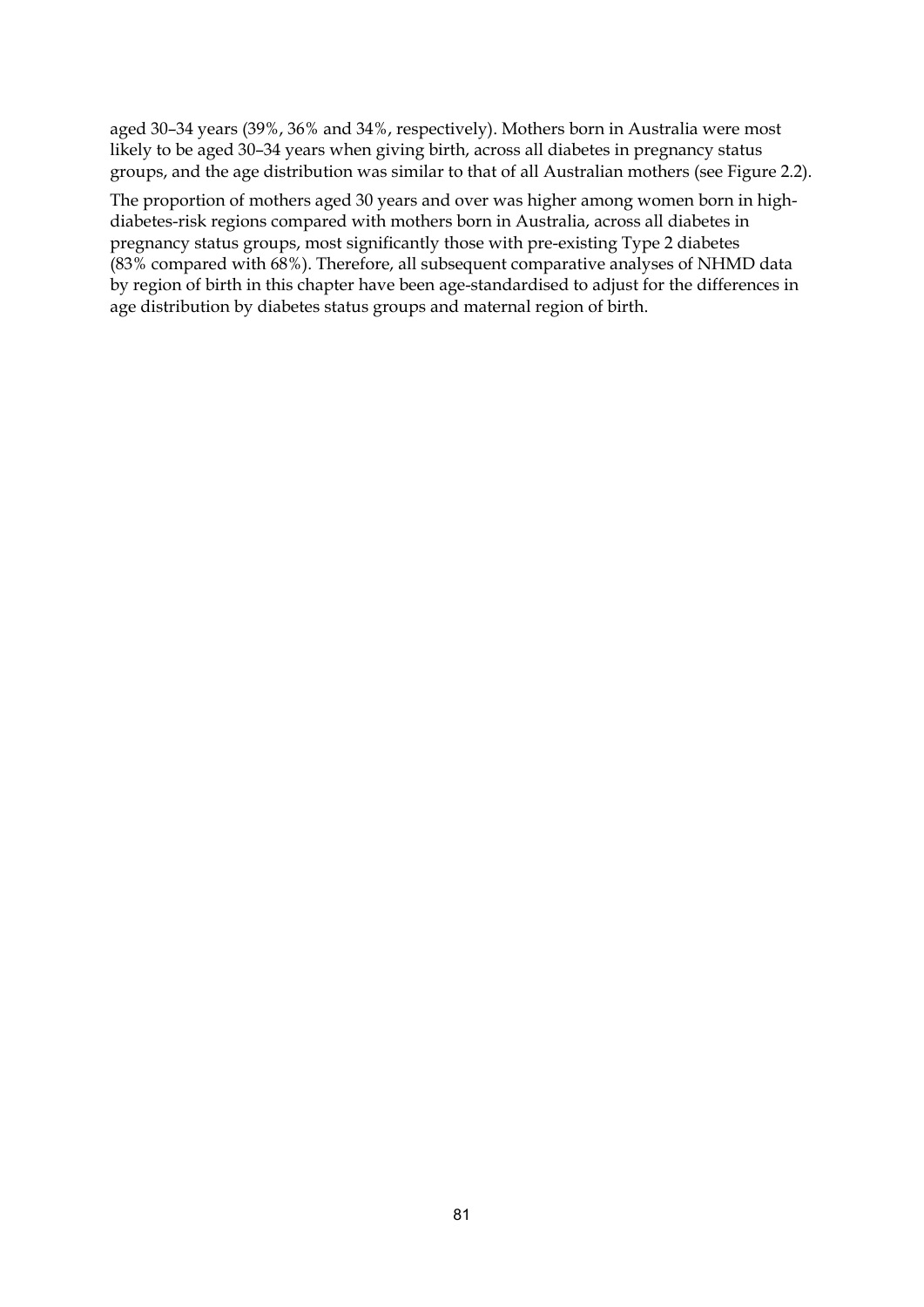aged 30–34 years (39%, 36% and 34%, respectively). Mothers born in Australia were most likely to be aged 30–34 years when giving birth, across all diabetes in pregnancy status groups, and the age distribution was similar to that of all Australian mothers (see Figure 2.2).

The proportion of mothers aged 30 years and over was higher among women born in high-diabetes-risk regions compared with mothers born in Australia, across all diabetes in pregnancy status groups, most significantly those with pre-existing Type 2 diabetes (83% compared with 68%). Therefore, all subsequent comparative analyses of NHMD data by region of birth in this chapter have been age-standardised to adjust for the differences in age distribution by diabetes status groups and maternal region of birth.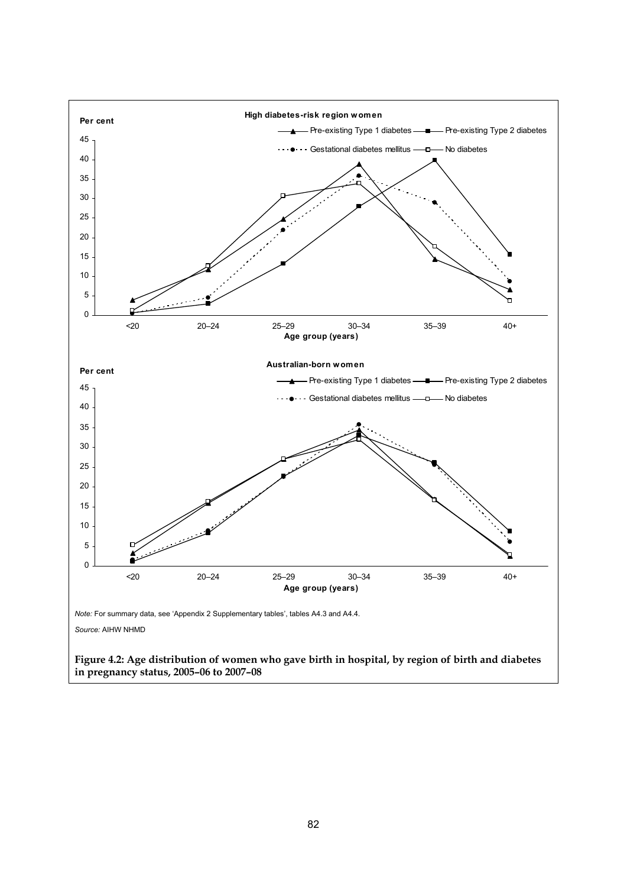*Note:* For summary data, see 'Appendix 2 Supplementary tables', tables A4.3 and A4.4.

*Source:* AIHW NHMD

**Figure 4.2: Age distribution of women who gave birth in hospital, by region of birth and diabetes in pregnancy status, 2005–06 to 2007–08**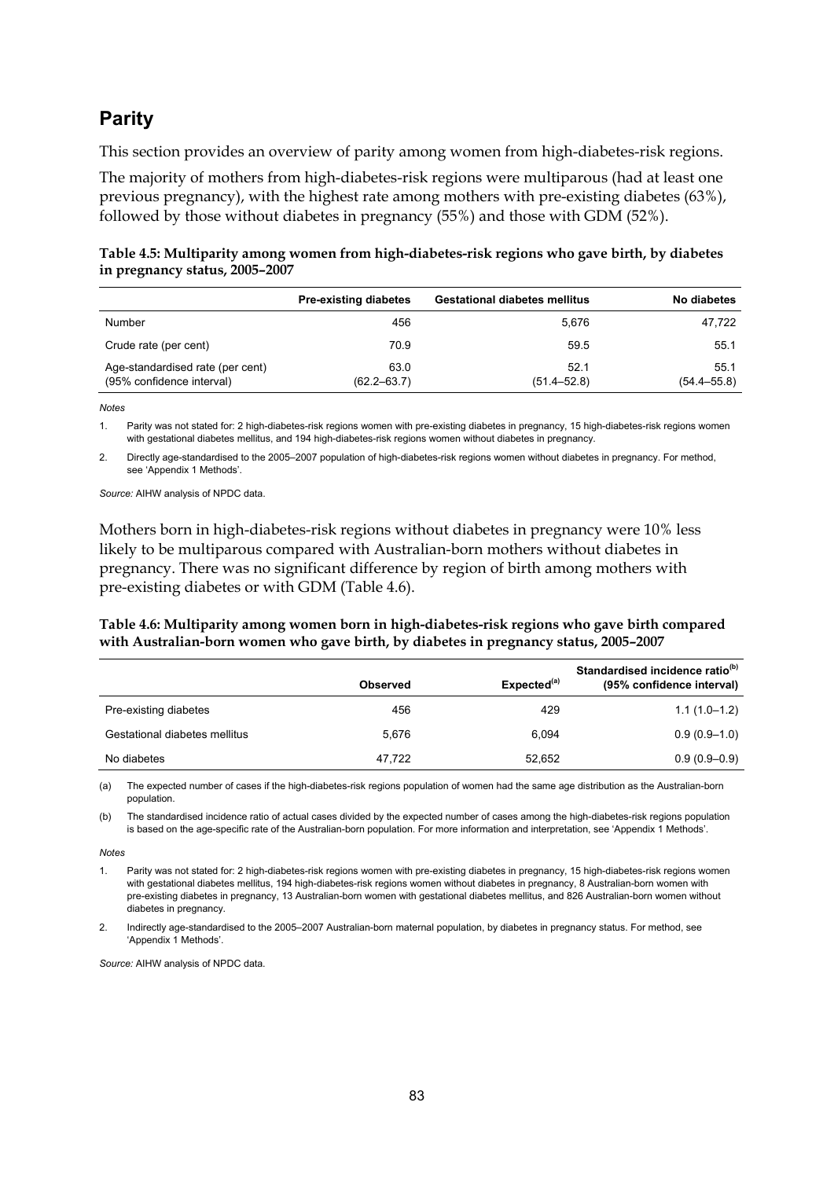## Parity

This section provides an overview of parity among women from high-diabetes-risk regions.

The majority of mothers from high-diabetes-risk regions were multiparous (had at least one previous pregnancy), with the highest rate among mothers with pre-existing diabetes (63%), followed by those without diabetes in pregnancy (55%) and those with GDM (52%).

**Table 4.5: Multiparity among women from high-diabetes-risk regions who gave birth, by diabetes in pregnancy status, 2005–2007**

| | Pre-existing diabetes | Gestational diabetes mellitus | No diabetes |
|---|---|---|---|
| Number | 456 | 5,676 | 47,722 |
| Crude rate (per cent) | 70.9 | 59.5 | 55.1 |
| Age-standardised rate (per cent) (95% confidence interval) | 63.0 (62.2–63.7) | 52.1 (51.4–52.8) | 55.1 (54.4–55.8) |

*Notes*

1. Parity was not stated for: 2 high-diabetes-risk regions women with pre-existing diabetes in pregnancy, 15 high-diabetes-risk regions women with gestational diabetes mellitus, and 194 high-diabetes-risk regions women without diabetes in pregnancy.
2. Directly age-standardised to the 2005–2007 population of high-diabetes-risk regions women without diabetes in pregnancy. For method, see 'Appendix 1 Methods'.

*Source:* AIHW analysis of NPDC data.

Mothers born in high-diabetes-risk regions without diabetes in pregnancy were 10% less likely to be multiparous compared with Australian-born mothers without diabetes in pregnancy. There was no significant difference by region of birth among mothers with pre-existing diabetes or with GDM (Table 4.6).

**Table 4.6: Multiparity among women born in high-diabetes-risk regions who gave birth compared with Australian-born women who gave birth, by diabetes in pregnancy status, 2005–2007**

| | Observed | Expected[(a)] | Standardised incidence ratio[(b)] (95% confidence interval) |
|---|---|---|---|
| Pre-existing diabetes | 456 | 429 | 1.1 (1.0–1.2) |
| Gestational diabetes mellitus | 5,676 | 6,094 | 0.9 (0.9–1.0) |
| No diabetes | 47,722 | 52,652 | 0.9 (0.9–0.9) |

(a) The expected number of cases if the high-diabetes-risk regions population of women had the same age distribution as the Australian-born population.

(b) The standardised incidence ratio of actual cases divided by the expected number of cases among the high-diabetes-risk regions population is based on the age-specific rate of the Australian-born population. For more information and interpretation, see 'Appendix 1 Methods'.

*Notes*

1. Parity was not stated for: 2 high-diabetes-risk regions women with pre-existing diabetes in pregnancy, 15 high-diabetes-risk regions women with gestational diabetes mellitus, 194 high-diabetes-risk regions women without diabetes in pregnancy, 8 Australian-born women with pre-existing diabetes in pregnancy, 13 Australian-born women with gestational diabetes mellitus, and 826 Australian-born women without diabetes in pregnancy.
2. Indirectly age-standardised to the 2005–2007 Australian-born maternal population, by diabetes in pregnancy status. For method, see 'Appendix 1 Methods'.

*Source:* AIHW analysis of NPDC data.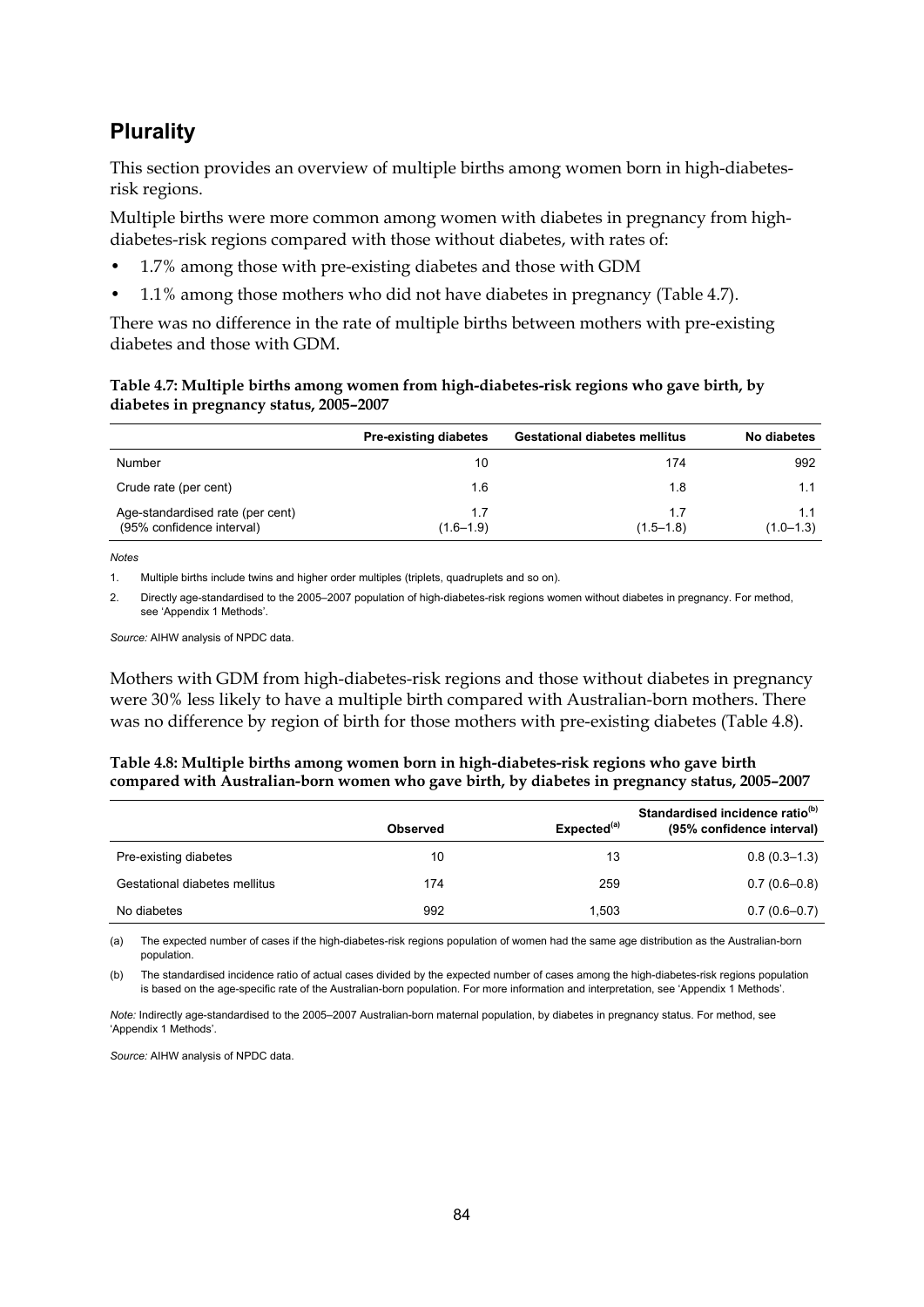## Plurality

This section provides an overview of multiple births among women born in high-diabetes-risk regions.

Multiple births were more common among women with diabetes in pregnancy from high-diabetes-risk regions compared with those without diabetes, with rates of:

- 1.7% among those with pre-existing diabetes and those with GDM
- 1.1% among those mothers who did not have diabetes in pregnancy (Table 4.7).

There was no difference in the rate of multiple births between mothers with pre-existing diabetes and those with GDM.

**Table 4.7: Multiple births among women from high-diabetes-risk regions who gave birth, by diabetes in pregnancy status, 2005–2007**

| | Pre-existing diabetes | Gestational diabetes mellitus | No diabetes |
|---|---|---|---|
| Number | 10 | 174 | 992 |
| Crude rate (per cent) | 1.6 | 1.8 | 1.1 |
| Age-standardised rate (per cent) (95% confidence interval) | 1.7 (1.6–1.9) | 1.7 (1.5–1.8) | 1.1 (1.0–1.3) |

*Notes*

1. Multiple births include twins and higher order multiples (triplets, quadruplets and so on).
2. Directly age-standardised to the 2005–2007 population of high-diabetes-risk regions women without diabetes in pregnancy. For method, see 'Appendix 1 Methods'.

*Source:* AIHW analysis of NPDC data.

Mothers with GDM from high-diabetes-risk regions and those without diabetes in pregnancy were 30% less likely to have a multiple birth compared with Australian-born mothers. There was no difference by region of birth for those mothers with pre-existing diabetes (Table 4.8).

**Table 4.8: Multiple births among women born in high-diabetes-risk regions who gave birth compared with Australian-born women who gave birth, by diabetes in pregnancy status, 2005–2007**

| | Observed | Expected[(a)] | Standardised incidence ratio[(b)] (95% confidence interval) |
|---|---|---|---|
| Pre-existing diabetes | 10 | 13 | 0.8 (0.3–1.3) |
| Gestational diabetes mellitus | 174 | 259 | 0.7 (0.6–0.8) |
| No diabetes | 992 | 1,503 | 0.7 (0.6–0.7) |

(a) The expected number of cases if the high-diabetes-risk regions population of women had the same age distribution as the Australian-born population.

(b) The standardised incidence ratio of actual cases divided by the expected number of cases among the high-diabetes-risk regions population is based on the age-specific rate of the Australian-born population. For more information and interpretation, see 'Appendix 1 Methods'.

*Note:* Indirectly age-standardised to the 2005–2007 Australian-born maternal population, by diabetes in pregnancy status. For method, see 'Appendix 1 Methods'.

*Source:* AIHW analysis of NPDC data.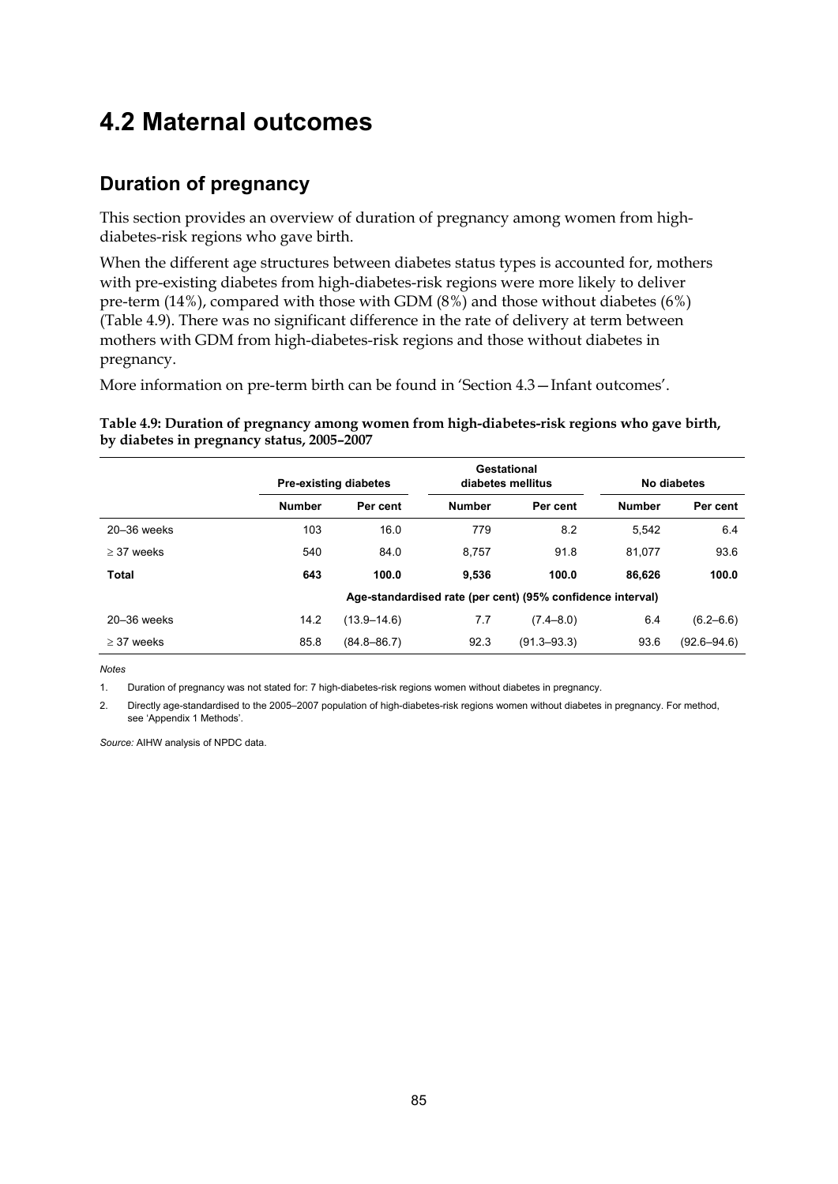# 4.2 Maternal outcomes

## Duration of pregnancy

This section provides an overview of duration of pregnancy among women from high-diabetes-risk regions who gave birth.

When the different age structures between diabetes status types is accounted for, mothers with pre-existing diabetes from high-diabetes-risk regions were more likely to deliver pre-term (14%), compared with those with GDM (8%) and those without diabetes (6%) (Table 4.9). There was no significant difference in the rate of delivery at term between mothers with GDM from high-diabetes-risk regions and those without diabetes in pregnancy.

More information on pre-term birth can be found in 'Section 4.3—Infant outcomes'.

**Table 4.9: Duration of pregnancy among women from high-diabetes-risk regions who gave birth, by diabetes in pregnancy status, 2005–2007**

| | Pre-existing diabetes | | Gestational diabetes mellitus | | No diabetes | |
|---|---|---|---|---|---|---|
| | **Number** | **Per cent** | **Number** | **Per cent** | **Number** | **Per cent** |
| 20–36 weeks | 103 | 16.0 | 779 | 8.2 | 5,542 | 6.4 |
| ≥ 37 weeks | 540 | 84.0 | 8,757 | 91.8 | 81,077 | 93.6 |
| **Total** | **643** | **100.0** | **9,536** | **100.0** | **86,626** | **100.0** |
| | **Age-standardised rate (per cent) (95% confidence interval)** | | | | | |
| 20–36 weeks | 14.2 | (13.9–14.6) | 7.7 | (7.4–8.0) | 6.4 | (6.2–6.6) |
| ≥ 37 weeks | 85.8 | (84.8–86.7) | 92.3 | (91.3–93.3) | 93.6 | (92.6–94.6) |

*Notes*

1. Duration of pregnancy was not stated for: 7 high-diabetes-risk regions women without diabetes in pregnancy.
2. Directly age-standardised to the 2005–2007 population of high-diabetes-risk regions women without diabetes in pregnancy. For method, see 'Appendix 1 Methods'.

*Source:* AIHW analysis of NPDC data.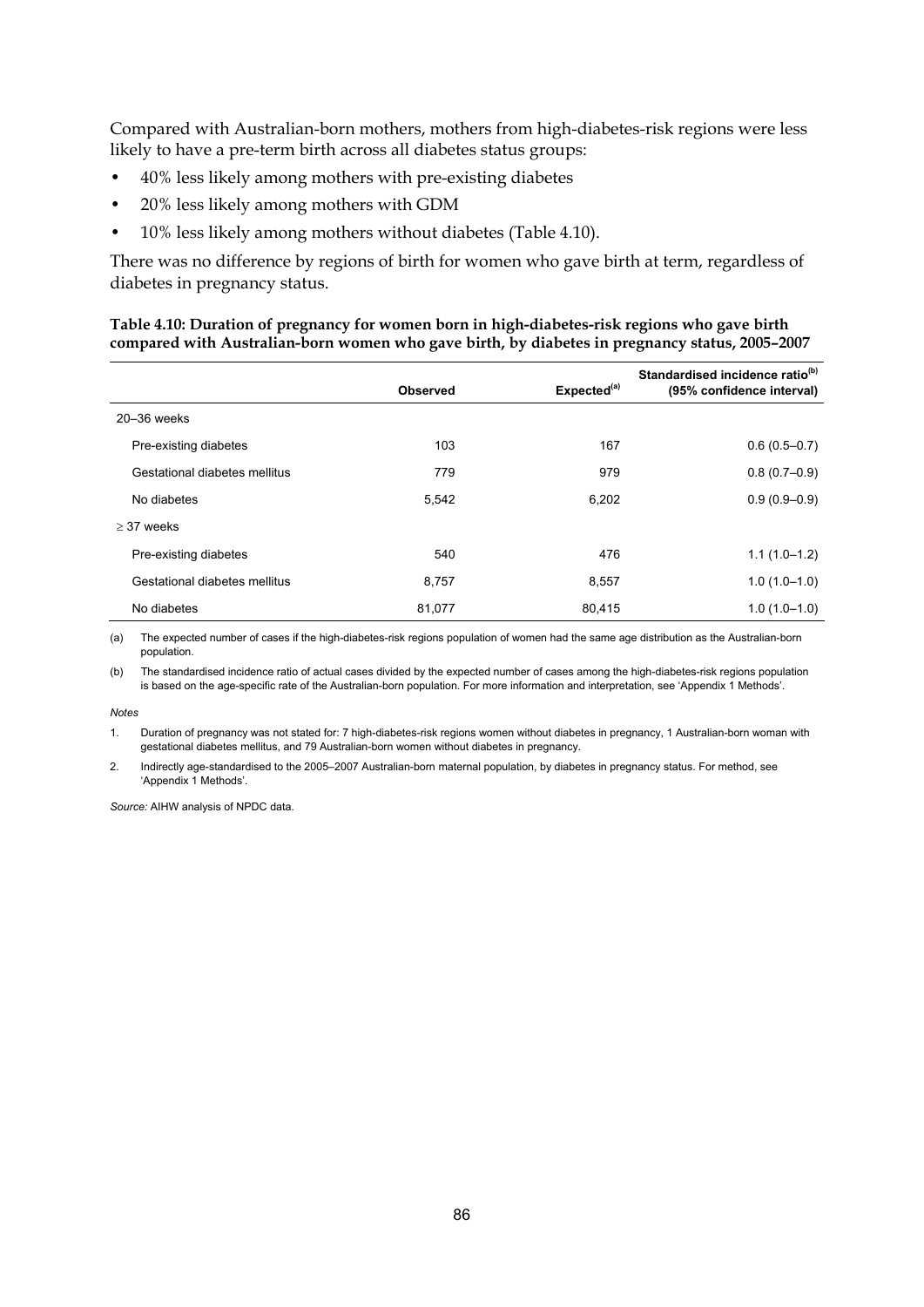Compared with Australian-born mothers, mothers from high-diabetes-risk regions were less likely to have a pre-term birth across all diabetes status groups:

- 40% less likely among mothers with pre-existing diabetes
- 20% less likely among mothers with GDM
- 10% less likely among mothers without diabetes (Table 4.10).

There was no difference by regions of birth for women who gave birth at term, regardless of diabetes in pregnancy status.

**Table 4.10: Duration of pregnancy for women born in high-diabetes-risk regions who gave birth compared with Australian-born women who gave birth, by diabetes in pregnancy status, 2005–2007**

| | Observed | Expected[(a)] | Standardised incidence ratio[(b)] (95% confidence interval) |
|---|---|---|---|
| 20–36 weeks | | | |
| Pre-existing diabetes | 103 | 167 | 0.6 (0.5–0.7) |
| Gestational diabetes mellitus | 779 | 979 | 0.8 (0.7–0.9) |
| No diabetes | 5,542 | 6,202 | 0.9 (0.9–0.9) |
| ≥ 37 weeks | | | |
| Pre-existing diabetes | 540 | 476 | 1.1 (1.0–1.2) |
| Gestational diabetes mellitus | 8,757 | 8,557 | 1.0 (1.0–1.0) |
| No diabetes | 81,077 | 80,415 | 1.0 (1.0–1.0) |

(a) The expected number of cases if the high-diabetes-risk regions population of women had the same age distribution as the Australian-born population.

(b) The standardised incidence ratio of actual cases divided by the expected number of cases among the high-diabetes-risk regions population is based on the age-specific rate of the Australian-born population. For more information and interpretation, see 'Appendix 1 Methods'.

*Notes*

1. Duration of pregnancy was not stated for: 7 high-diabetes-risk regions women without diabetes in pregnancy, 1 Australian-born woman with gestational diabetes mellitus, and 79 Australian-born women without diabetes in pregnancy.
2. Indirectly age-standardised to the 2005–2007 Australian-born maternal population, by diabetes in pregnancy status. For method, see 'Appendix 1 Methods'.

*Source:* AIHW analysis of NPDC data.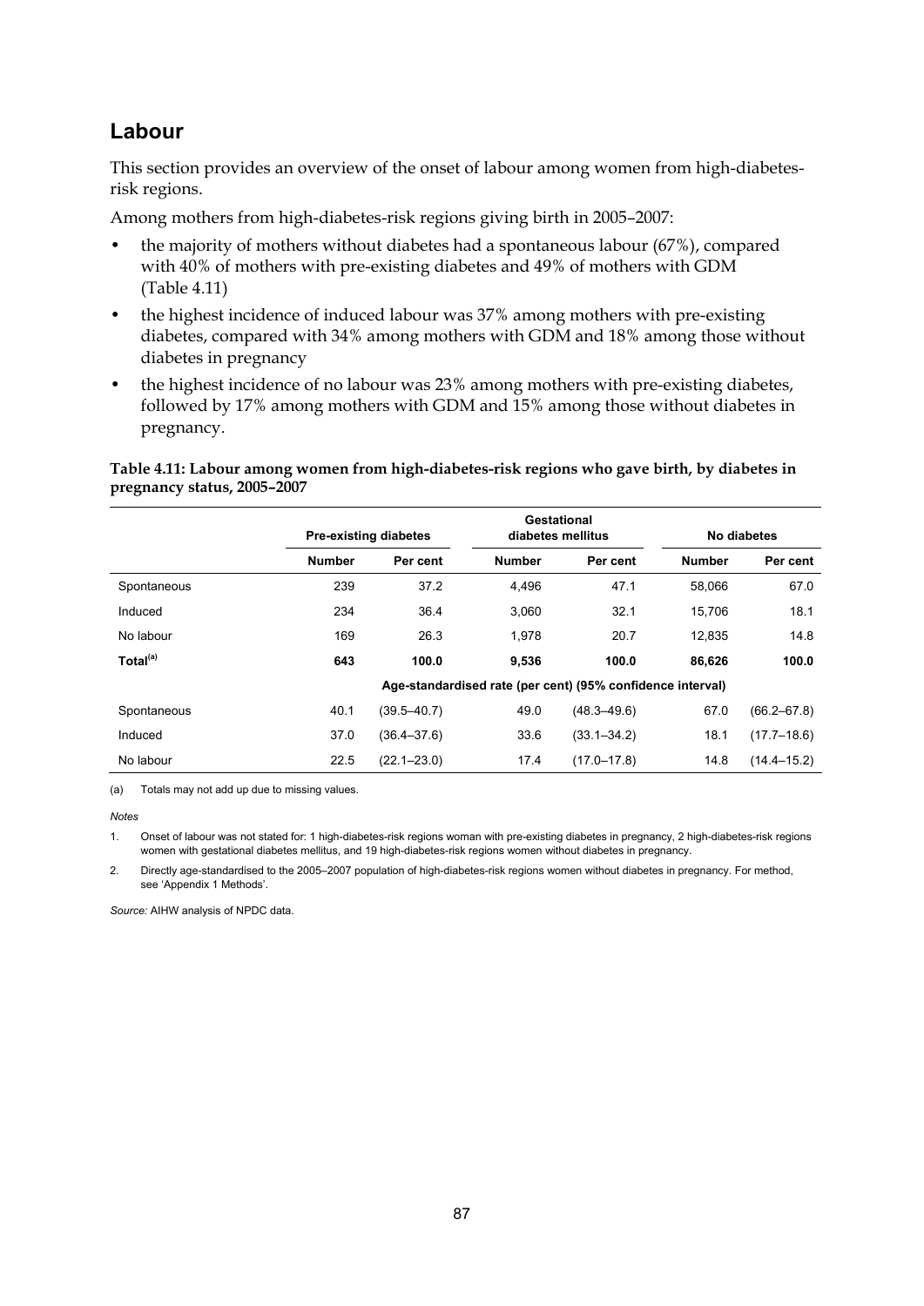## Labour

This section provides an overview of the onset of labour among women from high-diabetes-risk regions.

Among mothers from high-diabetes-risk regions giving birth in 2005–2007:

- the majority of mothers without diabetes had a spontaneous labour (67%), compared with 40% of mothers with pre-existing diabetes and 49% of mothers with GDM (Table 4.11)
- the highest incidence of induced labour was 37% among mothers with pre-existing diabetes, compared with 34% among mothers with GDM and 18% among those without diabetes in pregnancy
- the highest incidence of no labour was 23% among mothers with pre-existing diabetes, followed by 17% among mothers with GDM and 15% among those without diabetes in pregnancy.

**Table 4.11: Labour among women from high-diabetes-risk regions who gave birth, by diabetes in pregnancy status, 2005–2007**

| | Pre-existing diabetes | | Gestational diabetes mellitus | | No diabetes | |
|---|---|---|---|---|---|---|
| | **Number** | **Per cent** | **Number** | **Per cent** | **Number** | **Per cent** |
| Spontaneous | 239 | 37.2 | 4,496 | 47.1 | 58,066 | 67.0 |
| Induced | 234 | 36.4 | 3,060 | 32.1 | 15,706 | 18.1 |
| No labour | 169 | 26.3 | 1,978 | 20.7 | 12,835 | 14.8 |
| **Total[(a)]** | **643** | **100.0** | **9,536** | **100.0** | **86,626** | **100.0** |
| | **Age-standardised rate (per cent) (95% confidence interval)** | | | | | |
| Spontaneous | 40.1 | (39.5–40.7) | 49.0 | (48.3–49.6) | 67.0 | (66.2–67.8) |
| Induced | 37.0 | (36.4–37.6) | 33.6 | (33.1–34.2) | 18.1 | (17.7–18.6) |
| No labour | 22.5 | (22.1–23.0) | 17.4 | (17.0–17.8) | 14.8 | (14.4–15.2) |

(a) Totals may not add up due to missing values.

*Notes*

1. Onset of labour was not stated for: 1 high-diabetes-risk regions woman with pre-existing diabetes in pregnancy, 2 high-diabetes-risk regions women with gestational diabetes mellitus, and 19 high-diabetes-risk regions women without diabetes in pregnancy.

2. Directly age-standardised to the 2005–2007 population of high-diabetes-risk regions women without diabetes in pregnancy. For method, see 'Appendix 1 Methods'.

*Source:* AIHW analysis of NPDC data.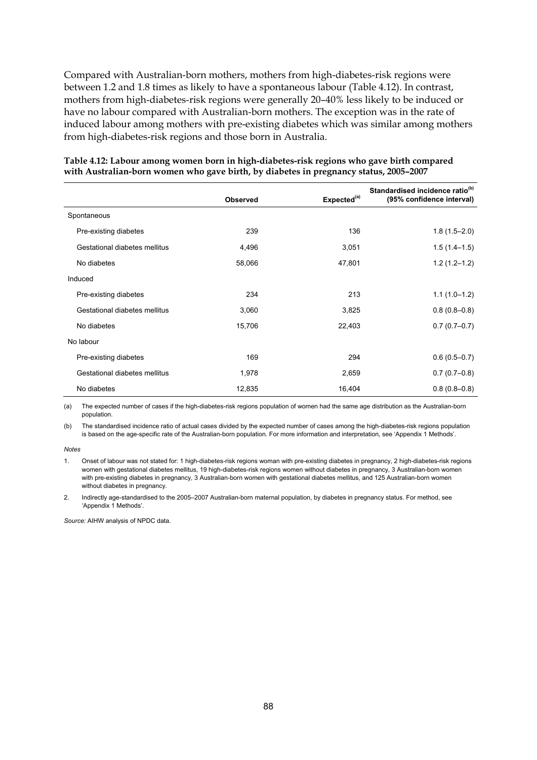Compared with Australian-born mothers, mothers from high-diabetes-risk regions were between 1.2 and 1.8 times as likely to have a spontaneous labour (Table 4.12). In contrast, mothers from high-diabetes-risk regions were generally 20–40% less likely to be induced or have no labour compared with Australian-born mothers. The exception was in the rate of induced labour among mothers with pre-existing diabetes which was similar among mothers from high-diabetes-risk regions and those born in Australia.

**Table 4.12: Labour among women born in high-diabetes-risk regions who gave birth compared with Australian-born women who gave birth, by diabetes in pregnancy status, 2005–2007**

| | Observed | Expected[(a)] | Standardised incidence ratio[(b)] (95% confidence interval) |
|---|---|---|---|
| Spontaneous | | | |
| Pre-existing diabetes | 239 | 136 | 1.8 (1.5–2.0) |
| Gestational diabetes mellitus | 4,496 | 3,051 | 1.5 (1.4–1.5) |
| No diabetes | 58,066 | 47,801 | 1.2 (1.2–1.2) |
| Induced | | | |
| Pre-existing diabetes | 234 | 213 | 1.1 (1.0–1.2) |
| Gestational diabetes mellitus | 3,060 | 3,825 | 0.8 (0.8–0.8) |
| No diabetes | 15,706 | 22,403 | 0.7 (0.7–0.7) |
| No labour | | | |
| Pre-existing diabetes | 169 | 294 | 0.6 (0.5–0.7) |
| Gestational diabetes mellitus | 1,978 | 2,659 | 0.7 (0.7–0.8) |
| No diabetes | 12,835 | 16,404 | 0.8 (0.8–0.8) |

(a) The expected number of cases if the high-diabetes-risk regions population of women had the same age distribution as the Australian-born population.

(b) The standardised incidence ratio of actual cases divided by the expected number of cases among the high-diabetes-risk regions population is based on the age-specific rate of the Australian-born population. For more information and interpretation, see 'Appendix 1 Methods'.

*Notes*

1. Onset of labour was not stated for: 1 high-diabetes-risk regions woman with pre-existing diabetes in pregnancy, 2 high-diabetes-risk regions women with gestational diabetes mellitus, 19 high-diabetes-risk regions women without diabetes in pregnancy, 3 Australian-born women with pre-existing diabetes in pregnancy, 3 Australian-born women with gestational diabetes mellitus, and 125 Australian-born women without diabetes in pregnancy.

2. Indirectly age-standardised to the 2005–2007 Australian-born maternal population, by diabetes in pregnancy status. For method, see 'Appendix 1 Methods'.

*Source:* AIHW analysis of NPDC data.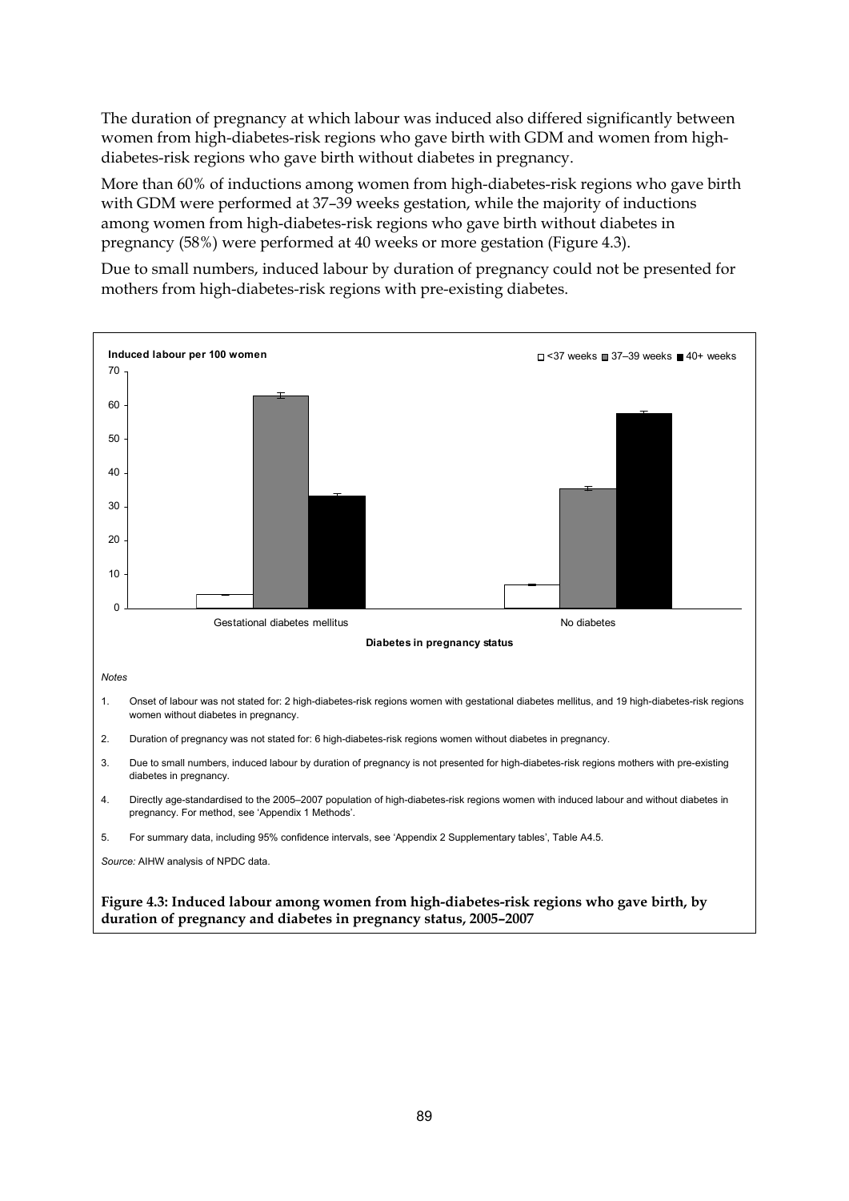The duration of pregnancy at which labour was induced also differed significantly between women from high-diabetes-risk regions who gave birth with GDM and women from high-diabetes-risk regions who gave birth without diabetes in pregnancy.

More than 60% of inductions among women from high-diabetes-risk regions who gave birth with GDM were performed at 37–39 weeks gestation, while the majority of inductions among women from high-diabetes-risk regions who gave birth without diabetes in pregnancy (58%) were performed at 40 weeks or more gestation (Figure 4.3).

Due to small numbers, induced labour by duration of pregnancy could not be presented for mothers from high-diabetes-risk regions with pre-existing diabetes.

*Notes*

1. Onset of labour was not stated for: 2 high-diabetes-risk regions women with gestational diabetes mellitus, and 19 high-diabetes-risk regions women without diabetes in pregnancy.
2. Duration of pregnancy was not stated for: 6 high-diabetes-risk regions women without diabetes in pregnancy.
3. Due to small numbers, induced labour by duration of pregnancy is not presented for high-diabetes-risk regions mothers with pre-existing diabetes in pregnancy.
4. Directly age-standardised to the 2005–2007 population of high-diabetes-risk regions women with induced labour and without diabetes in pregnancy. For method, see 'Appendix 1 Methods'.
5. For summary data, including 95% confidence intervals, see 'Appendix 2 Supplementary tables', Table A4.5.

*Source:* AIHW analysis of NPDC data.

**Figure 4.3: Induced labour among women from high-diabetes-risk regions who gave birth, by duration of pregnancy and diabetes in pregnancy status, 2005–2007**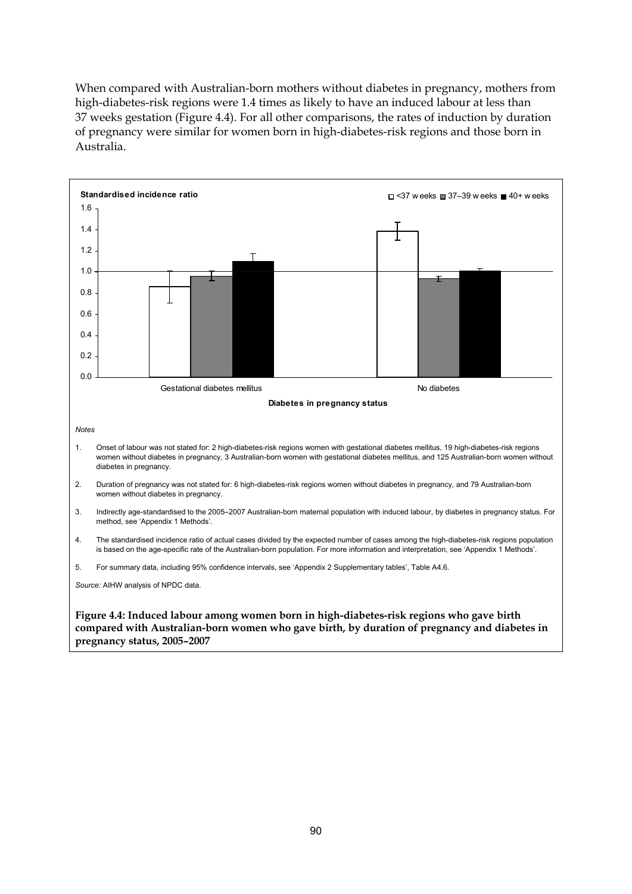When compared with Australian-born mothers without diabetes in pregnancy, mothers from high-diabetes-risk regions were 1.4 times as likely to have an induced labour at less than 37 weeks gestation (Figure 4.4). For all other comparisons, the rates of induction by duration of pregnancy were similar for women born in high-diabetes-risk regions and those born in Australia.

*Notes*

1. Onset of labour was not stated for: 2 high-diabetes-risk regions women with gestational diabetes mellitus, 19 high-diabetes-risk regions women without diabetes in pregnancy, 3 Australian-born women with gestational diabetes mellitus, and 125 Australian-born women without diabetes in pregnancy.
2. Duration of pregnancy was not stated for: 6 high-diabetes-risk regions women without diabetes in pregnancy, and 79 Australian-born women without diabetes in pregnancy.
3. Indirectly age-standardised to the 2005–2007 Australian-born maternal population with induced labour, by diabetes in pregnancy status. For method, see 'Appendix 1 Methods'.
4. The standardised incidence ratio of actual cases divided by the expected number of cases among the high-diabetes-risk regions population is based on the age-specific rate of the Australian-born population. For more information and interpretation, see 'Appendix 1 Methods'.
5. For summary data, including 95% confidence intervals, see 'Appendix 2 Supplementary tables', Table A4.6.

*Source:* AIHW analysis of NPDC data.

**Figure 4.4: Induced labour among women born in high-diabetes-risk regions who gave birth compared with Australian-born women who gave birth, by duration of pregnancy and diabetes in pregnancy status, 2005–2007**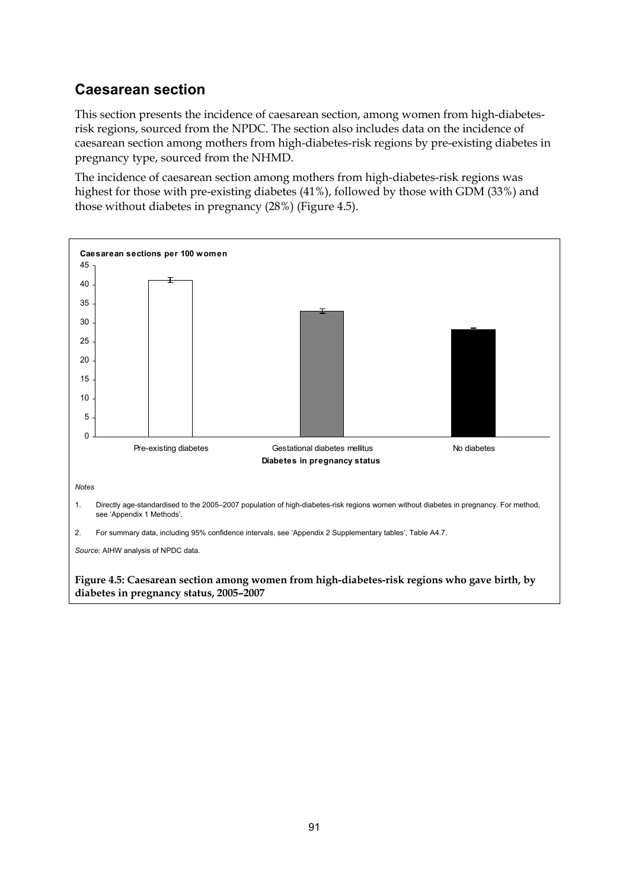## Caesarean section

This section presents the incidence of caesarean section, among women from high-diabetes-risk regions, sourced from the NPDC. The section also includes data on the incidence of caesarean section among mothers from high-diabetes-risk regions by pre-existing diabetes in pregnancy type, sourced from the NHMD.

The incidence of caesarean section among mothers from high-diabetes-risk regions was highest for those with pre-existing diabetes (41%), followed by those with GDM (33%) and those without diabetes in pregnancy (28%) (Figure 4.5).

*Notes*

1. Directly age-standardised to the 2005–2007 population of high-diabetes-risk regions women without diabetes in pregnancy. For method, see 'Appendix 1 Methods'.
2. For summary data, including 95% confidence intervals, see 'Appendix 2 Supplementary tables', Table A4.7.

*Source:* AIHW analysis of NPDC data.

**Figure 4.5: Caesarean section among women from high-diabetes-risk regions who gave birth, by diabetes in pregnancy status, 2005–2007**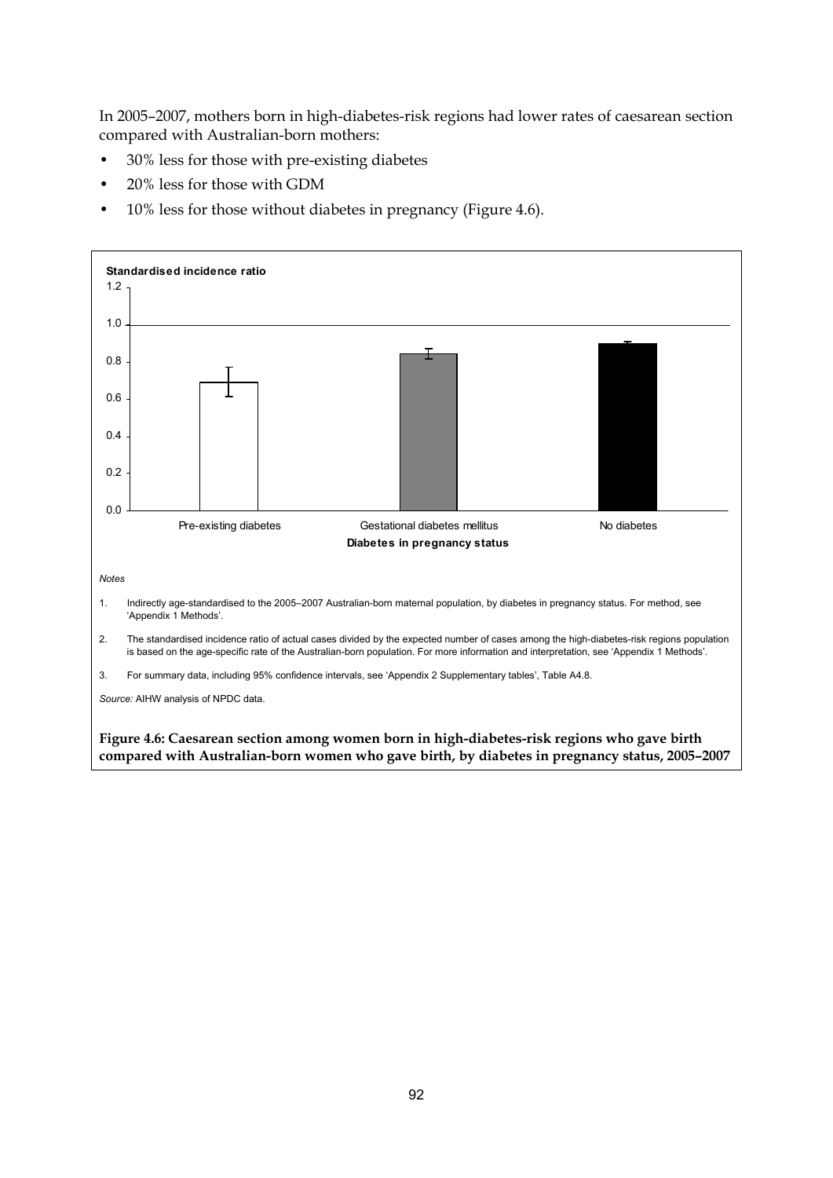In 2005–2007, mothers born in high-diabetes-risk regions had lower rates of caesarean section compared with Australian-born mothers:

- 30% less for those with pre-existing diabetes
- 20% less for those with GDM
- 10% less for those without diabetes in pregnancy (Figure 4.6).

*Notes*

1. Indirectly age-standardised to the 2005–2007 Australian-born maternal population, by diabetes in pregnancy status. For method, see 'Appendix 1 Methods'.
2. The standardised incidence ratio of actual cases divided by the expected number of cases among the high-diabetes-risk regions population is based on the age-specific rate of the Australian-born population. For more information and interpretation, see 'Appendix 1 Methods'.
3. For summary data, including 95% confidence intervals, see 'Appendix 2 Supplementary tables', Table A4.8.

*Source:* AIHW analysis of NPDC data.

**Figure 4.6: Caesarean section among women born in high-diabetes-risk regions who gave birth compared with Australian-born women who gave birth, by diabetes in pregnancy status, 2005–2007**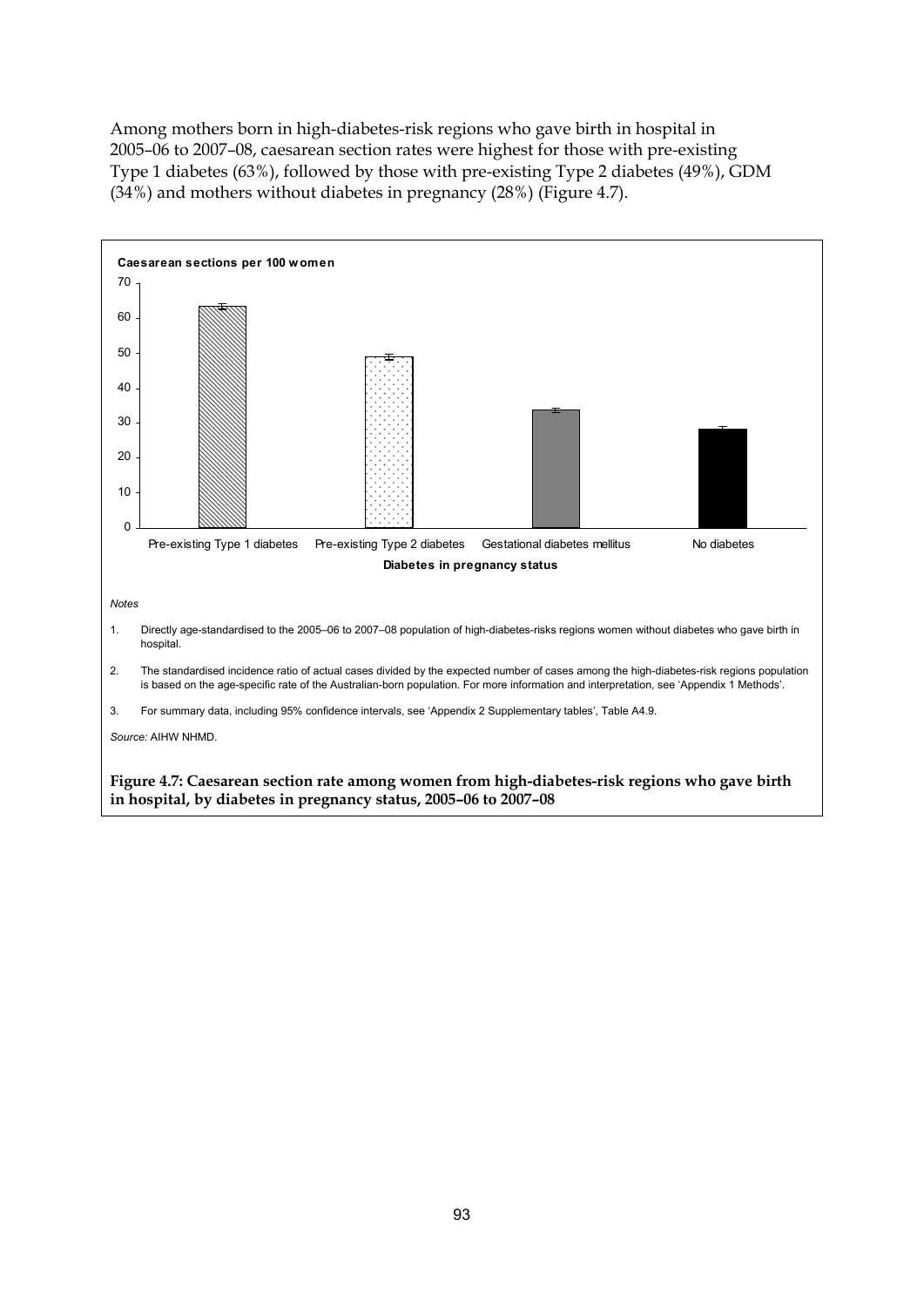Among mothers born in high-diabetes-risk regions who gave birth in hospital in 2005–06 to 2007–08, caesarean section rates were highest for those with pre-existing Type 1 diabetes (63%), followed by those with pre-existing Type 2 diabetes (49%), GDM (34%) and mothers without diabetes in pregnancy (28%) (Figure 4.7).

Caesarean sections per 100 women

Diabetes in pregnancy status

*Notes*

1. Directly age-standardised to the 2005–06 to 2007–08 population of high-diabetes-risks regions women without diabetes who gave birth in hospital.
2. The standardised incidence ratio of actual cases divided by the expected number of cases among the high-diabetes-risk regions population is based on the age-specific rate of the Australian-born population. For more information and interpretation, see 'Appendix 1 Methods'.
3. For summary data, including 95% confidence intervals, see 'Appendix 2 Supplementary tables', Table A4.9.

*Source:* AIHW NHMD.

**Figure 4.7: Caesarean section rate among women from high-diabetes-risk regions who gave birth in hospital, by diabetes in pregnancy status, 2005–06 to 2007–08**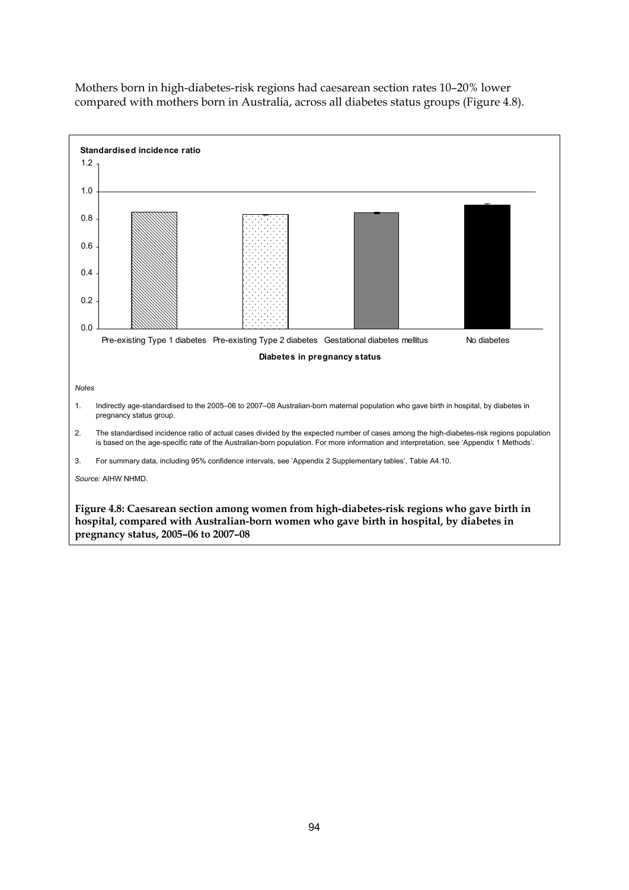Mothers born in high-diabetes-risk regions had caesarean section rates 10–20% lower compared with mothers born in Australia, across all diabetes status groups (Figure 4.8).

*Notes*

1. Indirectly age-standardised to the 2005–06 to 2007–08 Australian-born maternal population who gave birth in hospital, by diabetes in pregnancy status group.
2. The standardised incidence ratio of actual cases divided by the expected number of cases among the high-diabetes-risk regions population is based on the age-specific rate of the Australian-born population. For more information and interpretation, see 'Appendix 1 Methods'.
3. For summary data, including 95% confidence intervals, see 'Appendix 2 Supplementary tables', Table A4.10.

*Source:* AIHW NHMD.

**Figure 4.8: Caesarean section among women from high-diabetes-risk regions who gave birth in hospital, compared with Australian-born women who gave birth in hospital, by diabetes in pregnancy status, 2005–06 to 2007–08**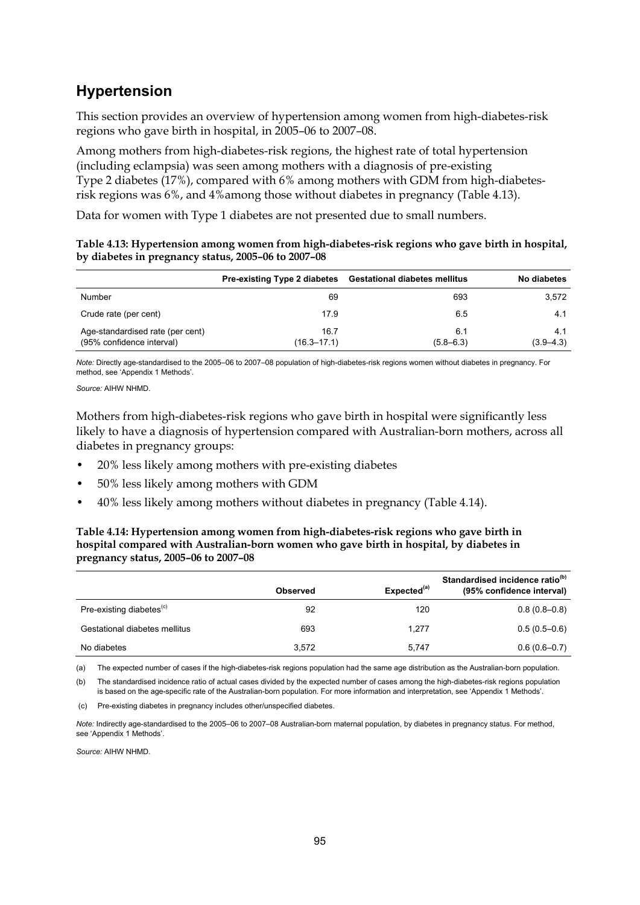## Hypertension

This section provides an overview of hypertension among women from high-diabetes-risk regions who gave birth in hospital, in 2005–06 to 2007–08.

Among mothers from high-diabetes-risk regions, the highest rate of total hypertension (including eclampsia) was seen among mothers with a diagnosis of pre-existing Type 2 diabetes (17%), compared with 6% among mothers with GDM from high-diabetes-risk regions was 6%, and 4%among those without diabetes in pregnancy (Table 4.13).

Data for women with Type 1 diabetes are not presented due to small numbers.

**Table 4.13: Hypertension among women from high-diabetes-risk regions who gave birth in hospital, by diabetes in pregnancy status, 2005–06 to 2007–08**

| | Pre-existing Type 2 diabetes | Gestational diabetes mellitus | No diabetes |
|---|---|---|---|
| Number | 69 | 693 | 3,572 |
| Crude rate (per cent) | 17.9 | 6.5 | 4.1 |
| Age-standardised rate (per cent) (95% confidence interval) | 16.7 (16.3–17.1) | 6.1 (5.8–6.3) | 4.1 (3.9–4.3) |

*Note:* Directly age-standardised to the 2005–06 to 2007–08 population of high-diabetes-risk regions women without diabetes in pregnancy. For method, see 'Appendix 1 Methods'.

*Source:* AIHW NHMD.

Mothers from high-diabetes-risk regions who gave birth in hospital were significantly less likely to have a diagnosis of hypertension compared with Australian-born mothers, across all diabetes in pregnancy groups:

- 20% less likely among mothers with pre-existing diabetes
- 50% less likely among mothers with GDM
- 40% less likely among mothers without diabetes in pregnancy (Table 4.14).

**Table 4.14: Hypertension among women from high-diabetes-risk regions who gave birth in hospital compared with Australian-born women who gave birth in hospital, by diabetes in pregnancy status, 2005–06 to 2007–08**

| | Observed | Expected[(a)] | Standardised incidence ratio[(b)] (95% confidence interval) |
|---|---|---|---|
| Pre-existing diabetes[(c)] | 92 | 120 | 0.8 (0.8–0.8) |
| Gestational diabetes mellitus | 693 | 1,277 | 0.5 (0.5–0.6) |
| No diabetes | 3,572 | 5,747 | 0.6 (0.6–0.7) |

(a) The expected number of cases if the high-diabetes-risk regions population had the same age distribution as the Australian-born population.

(b) The standardised incidence ratio of actual cases divided by the expected number of cases among the high-diabetes-risk regions population is based on the age-specific rate of the Australian-born population. For more information and interpretation, see 'Appendix 1 Methods'.

(c) Pre-existing diabetes in pregnancy includes other/unspecified diabetes.

*Note:* Indirectly age-standardised to the 2005–06 to 2007–08 Australian-born maternal population, by diabetes in pregnancy status. For method, see 'Appendix 1 Methods'.

*Source:* AIHW NHMD.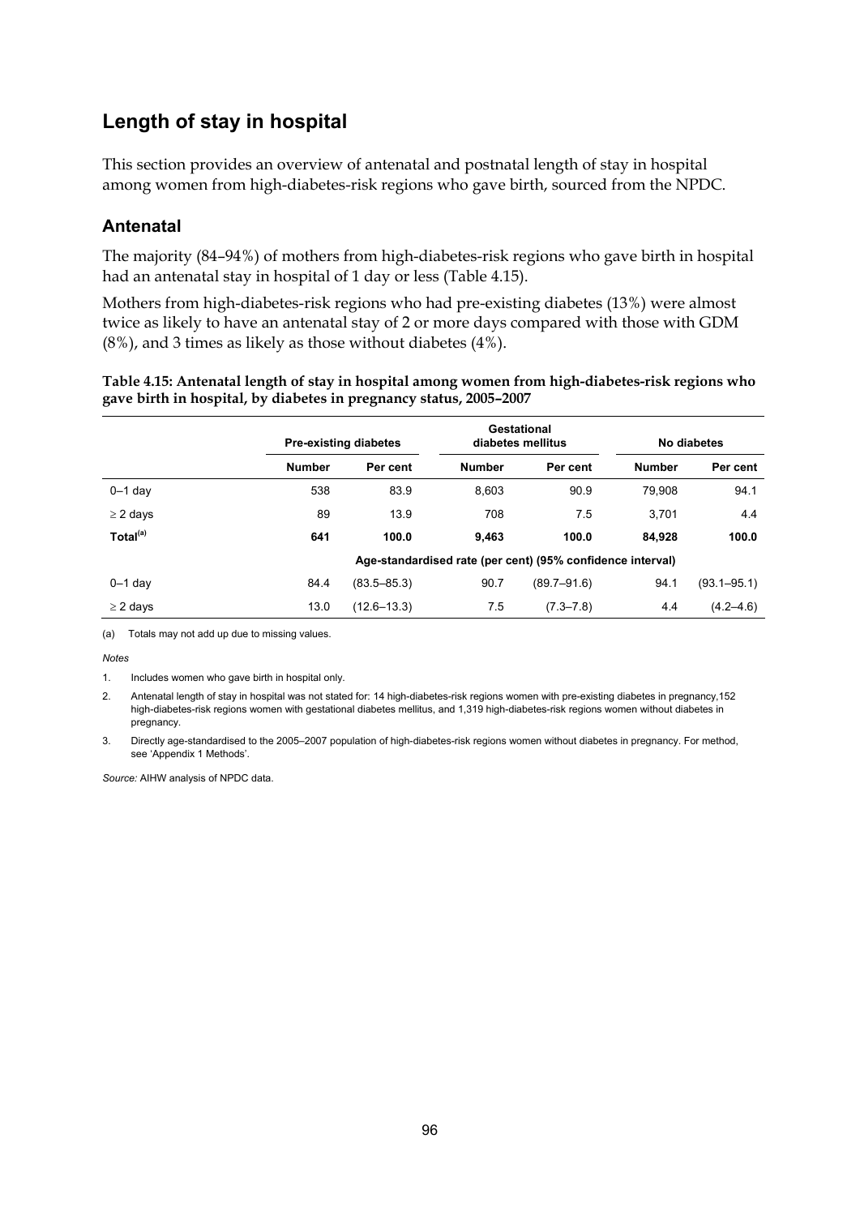## Length of stay in hospital

This section provides an overview of antenatal and postnatal length of stay in hospital among women from high-diabetes-risk regions who gave birth, sourced from the NPDC.

### Antenatal

The majority (84–94%) of mothers from high-diabetes-risk regions who gave birth in hospital had an antenatal stay in hospital of 1 day or less (Table 4.15).

Mothers from high-diabetes-risk regions who had pre-existing diabetes (13%) were almost twice as likely to have an antenatal stay of 2 or more days compared with those with GDM (8%), and 3 times as likely as those without diabetes (4%).

**Table 4.15: Antenatal length of stay in hospital among women from high-diabetes-risk regions who gave birth in hospital, by diabetes in pregnancy status, 2005–2007**

| | Pre-existing diabetes | | Gestational diabetes mellitus | | No diabetes | |
|---|---|---|---|---|---|---|
| | **Number** | **Per cent** | **Number** | **Per cent** | **Number** | **Per cent** |
| 0–1 day | 538 | 83.9 | 8,603 | 90.9 | 79,908 | 94.1 |
| ≥ 2 days | 89 | 13.9 | 708 | 7.5 | 3,701 | 4.4 |
| **Total[(a)]** | **641** | **100.0** | **9,463** | **100.0** | **84,928** | **100.0** |
| | **Age-standardised rate (per cent) (95% confidence interval)** | | | | | |
| 0–1 day | 84.4 | (83.5–85.3) | 90.7 | (89.7–91.6) | 94.1 | (93.1–95.1) |
| ≥ 2 days | 13.0 | (12.6–13.3) | 7.5 | (7.3–7.8) | 4.4 | (4.2–4.6) |

(a) Totals may not add up due to missing values.

*Notes*

1. Includes women who gave birth in hospital only.
2. Antenatal length of stay in hospital was not stated for: 14 high-diabetes-risk regions women with pre-existing diabetes in pregnancy,152 high-diabetes-risk regions women with gestational diabetes mellitus, and 1,319 high-diabetes-risk regions women without diabetes in pregnancy.
3. Directly age-standardised to the 2005–2007 population of high-diabetes-risk regions women without diabetes in pregnancy. For method, see 'Appendix 1 Methods'.

*Source:* AIHW analysis of NPDC data.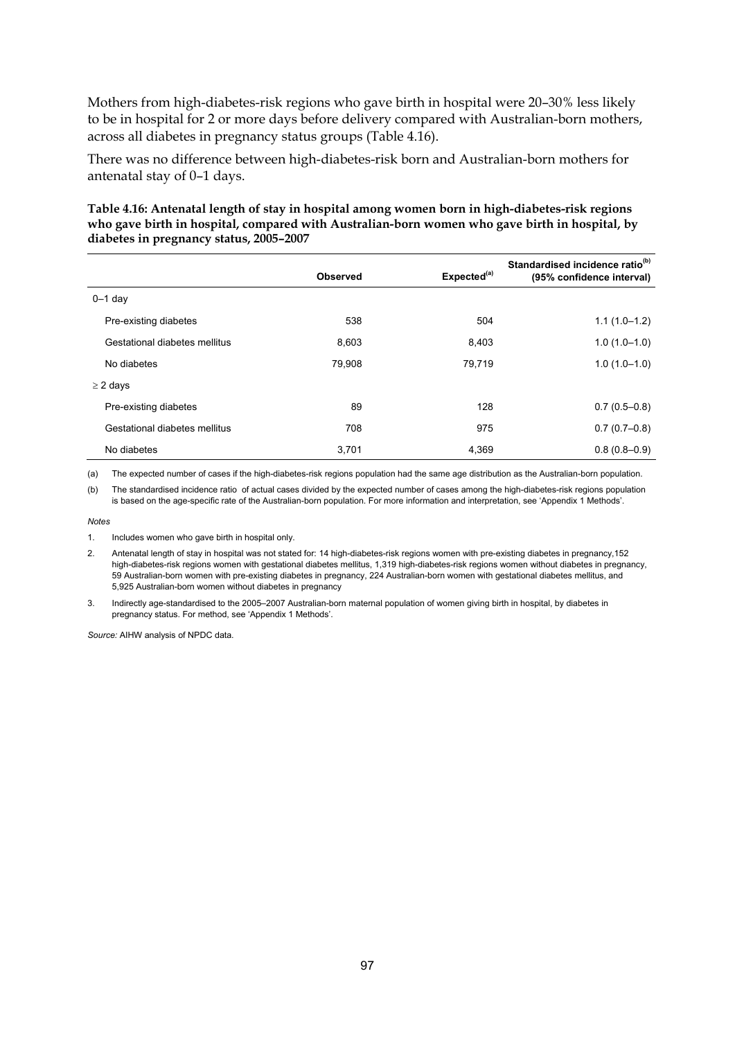Mothers from high-diabetes-risk regions who gave birth in hospital were 20–30% less likely to be in hospital for 2 or more days before delivery compared with Australian-born mothers, across all diabetes in pregnancy status groups (Table 4.16).

There was no difference between high-diabetes-risk born and Australian-born mothers for antenatal stay of 0–1 days.

**Table 4.16: Antenatal length of stay in hospital among women born in high-diabetes-risk regions who gave birth in hospital, compared with Australian-born women who gave birth in hospital, by diabetes in pregnancy status, 2005–2007**

| | Observed | Expected[(a)] | Standardised incidence ratio[(b)] (95% confidence interval) |
|---|---|---|---|
| 0–1 day | | | |
| Pre-existing diabetes | 538 | 504 | 1.1 (1.0–1.2) |
| Gestational diabetes mellitus | 8,603 | 8,403 | 1.0 (1.0–1.0) |
| No diabetes | 79,908 | 79,719 | 1.0 (1.0–1.0) |
| ≥ 2 days | | | |
| Pre-existing diabetes | 89 | 128 | 0.7 (0.5–0.8) |
| Gestational diabetes mellitus | 708 | 975 | 0.7 (0.7–0.8) |
| No diabetes | 3,701 | 4,369 | 0.8 (0.8–0.9) |

(a) The expected number of cases if the high-diabetes-risk regions population had the same age distribution as the Australian-born population.

(b) The standardised incidence ratio of actual cases divided by the expected number of cases among the high-diabetes-risk regions population is based on the age-specific rate of the Australian-born population. For more information and interpretation, see 'Appendix 1 Methods'.

*Notes*

1. Includes women who gave birth in hospital only.
2. Antenatal length of stay in hospital was not stated for: 14 high-diabetes-risk regions women with pre-existing diabetes in pregnancy,152 high-diabetes-risk regions women with gestational diabetes mellitus, 1,319 high-diabetes-risk regions women without diabetes in pregnancy, 59 Australian-born women with pre-existing diabetes in pregnancy, 224 Australian-born women with gestational diabetes mellitus, and 5,925 Australian-born women without diabetes in pregnancy
3. Indirectly age-standardised to the 2005–2007 Australian-born maternal population of women giving birth in hospital, by diabetes in pregnancy status. For method, see 'Appendix 1 Methods'.

*Source:* AIHW analysis of NPDC data.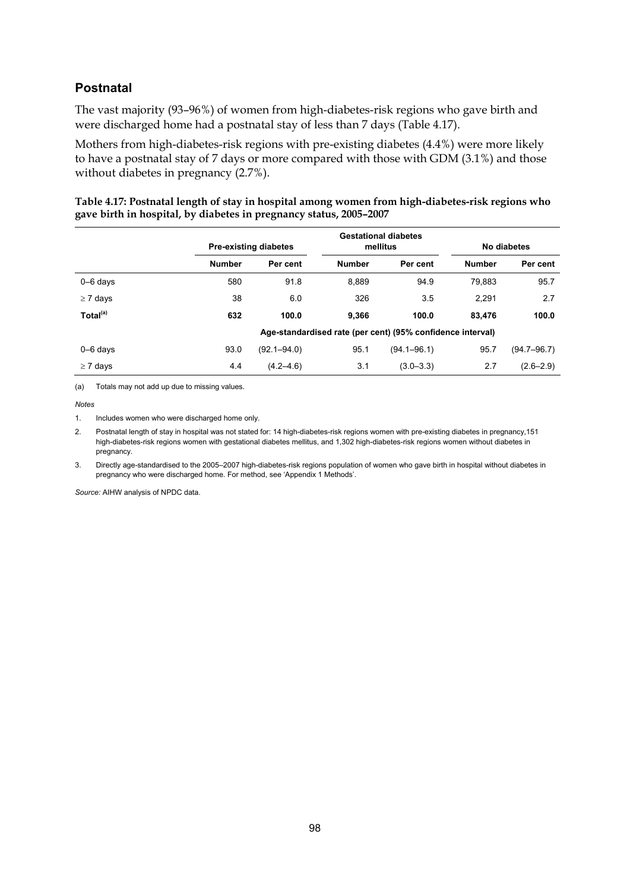## Postnatal

The vast majority (93–96%) of women from high-diabetes-risk regions who gave birth and were discharged home had a postnatal stay of less than 7 days (Table 4.17).

Mothers from high-diabetes-risk regions with pre-existing diabetes (4.4%) were more likely to have a postnatal stay of 7 days or more compared with those with GDM (3.1%) and those without diabetes in pregnancy (2.7%).

**Table 4.17: Postnatal length of stay in hospital among women from high-diabetes-risk regions who gave birth in hospital, by diabetes in pregnancy status, 2005–2007**

| | Pre-existing diabetes | | Gestational diabetes mellitus | | No diabetes | |
|---|---|---|---|---|---|---|
| | **Number** | **Per cent** | **Number** | **Per cent** | **Number** | **Per cent** |
| 0–6 days | 580 | 91.8 | 8,889 | 94.9 | 79,883 | 95.7 |
| ≥ 7 days | 38 | 6.0 | 326 | 3.5 | 2,291 | 2.7 |
| **Total[(a)]** | **632** | **100.0** | **9,366** | **100.0** | **83,476** | **100.0** |
| | **Age-standardised rate (per cent) (95% confidence interval)** | | | | | |
| 0–6 days | 93.0 | (92.1–94.0) | 95.1 | (94.1–96.1) | 95.7 | (94.7–96.7) |
| ≥ 7 days | 4.4 | (4.2–4.6) | 3.1 | (3.0–3.3) | 2.7 | (2.6–2.9) |

(a) Totals may not add up due to missing values.

*Notes*

1. Includes women who were discharged home only.
2. Postnatal length of stay in hospital was not stated for: 14 high-diabetes-risk regions women with pre-existing diabetes in pregnancy,151 high-diabetes-risk regions women with gestational diabetes mellitus, and 1,302 high-diabetes-risk regions women without diabetes in pregnancy.
3. Directly age-standardised to the 2005–2007 high-diabetes-risk regions population of women who gave birth in hospital without diabetes in pregnancy who were discharged home. For method, see 'Appendix 1 Methods'.

*Source:* AIHW analysis of NPDC data.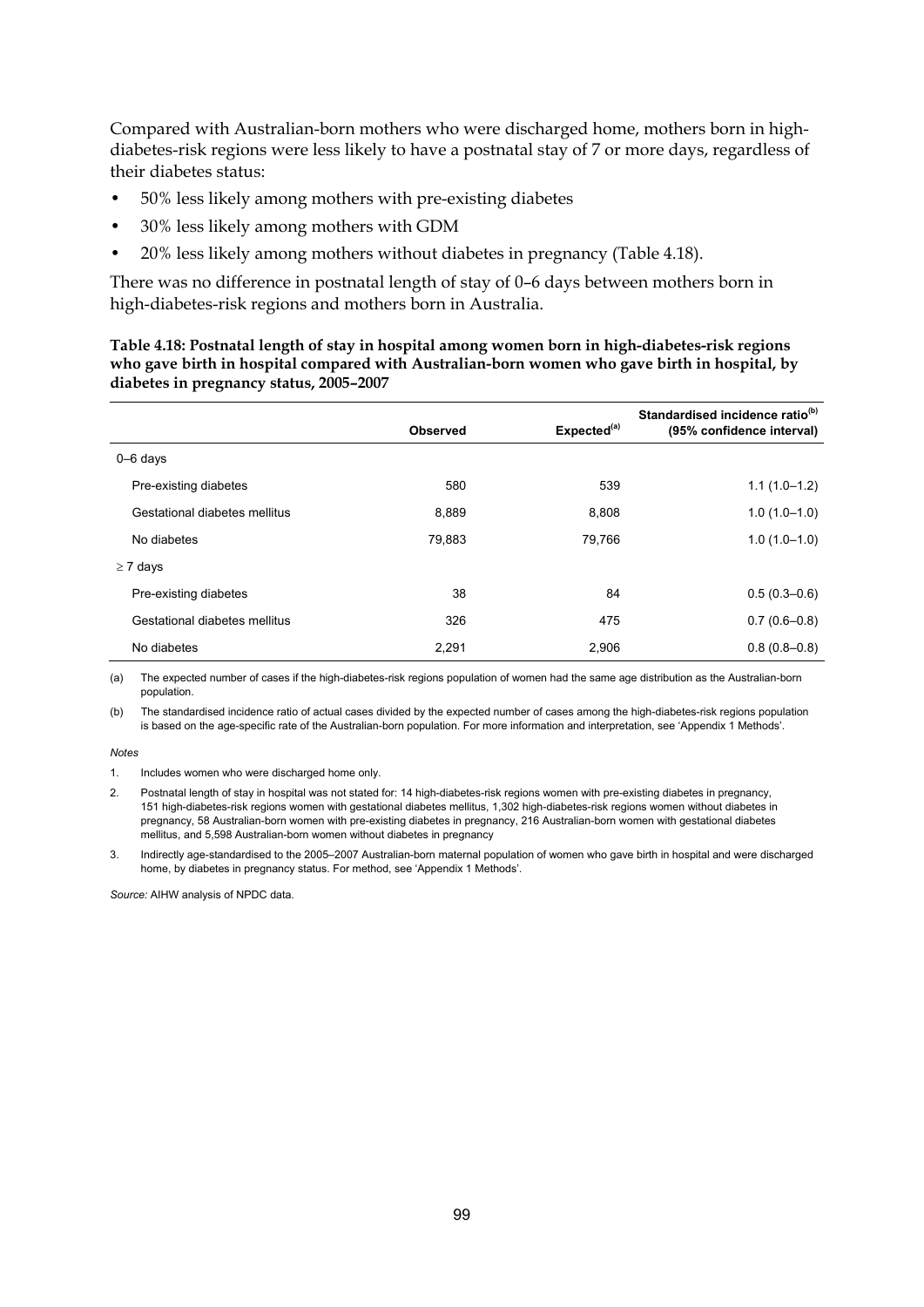Compared with Australian-born mothers who were discharged home, mothers born in high-diabetes-risk regions were less likely to have a postnatal stay of 7 or more days, regardless of their diabetes status:

- 50% less likely among mothers with pre-existing diabetes
- 30% less likely among mothers with GDM
- 20% less likely among mothers without diabetes in pregnancy (Table 4.18).

There was no difference in postnatal length of stay of 0–6 days between mothers born in high-diabetes-risk regions and mothers born in Australia.

**Table 4.18: Postnatal length of stay in hospital among women born in high-diabetes-risk regions who gave birth in hospital compared with Australian-born women who gave birth in hospital, by diabetes in pregnancy status, 2005–2007**

| | Observed | Expected[(a)] | Standardised incidence ratio[(b)] (95% confidence interval) |
|---|---|---|---|
| 0–6 days | | | |
| Pre-existing diabetes | 580 | 539 | 1.1 (1.0–1.2) |
| Gestational diabetes mellitus | 8,889 | 8,808 | 1.0 (1.0–1.0) |
| No diabetes | 79,883 | 79,766 | 1.0 (1.0–1.0) |
| ≥ 7 days | | | |
| Pre-existing diabetes | 38 | 84 | 0.5 (0.3–0.6) |
| Gestational diabetes mellitus | 326 | 475 | 0.7 (0.6–0.8) |
| No diabetes | 2,291 | 2,906 | 0.8 (0.8–0.8) |

(a) The expected number of cases if the high-diabetes-risk regions population of women had the same age distribution as the Australian-born population.

(b) The standardised incidence ratio of actual cases divided by the expected number of cases among the high-diabetes-risk regions population is based on the age-specific rate of the Australian-born population. For more information and interpretation, see 'Appendix 1 Methods'.

*Notes*

1. Includes women who were discharged home only.
2. Postnatal length of stay in hospital was not stated for: 14 high-diabetes-risk regions women with pre-existing diabetes in pregnancy, 151 high-diabetes-risk regions women with gestational diabetes mellitus, 1,302 high-diabetes-risk regions women without diabetes in pregnancy, 58 Australian-born women with pre-existing diabetes in pregnancy, 216 Australian-born women with gestational diabetes mellitus, and 5,598 Australian-born women without diabetes in pregnancy
3. Indirectly age-standardised to the 2005–2007 Australian-born maternal population of women who gave birth in hospital and were discharged home, by diabetes in pregnancy status. For method, see 'Appendix 1 Methods'.

*Source:* AIHW analysis of NPDC data.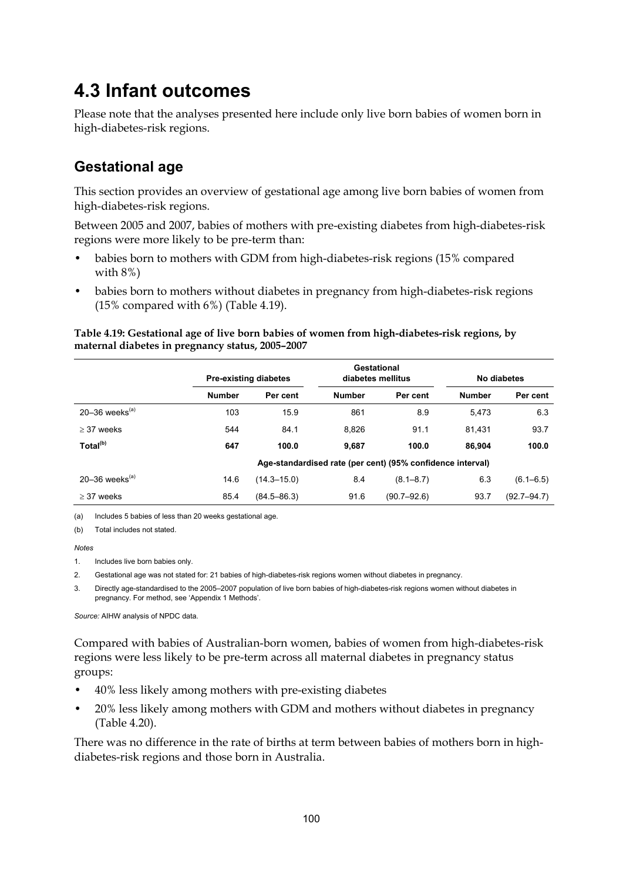# 4.3 Infant outcomes

Please note that the analyses presented here include only live born babies of women born in high-diabetes-risk regions.

## Gestational age

This section provides an overview of gestational age among live born babies of women from high-diabetes-risk regions.

Between 2005 and 2007, babies of mothers with pre-existing diabetes from high-diabetes-risk regions were more likely to be pre-term than:

- babies born to mothers with GDM from high-diabetes-risk regions (15% compared with 8%)
- babies born to mothers without diabetes in pregnancy from high-diabetes-risk regions (15% compared with 6%) (Table 4.19).

**Table 4.19: Gestational age of live born babies of women from high-diabetes-risk regions, by maternal diabetes in pregnancy status, 2005–2007**

| | Pre-existing diabetes | | Gestational diabetes mellitus | | No diabetes | |
|---|---|---|---|---|---|---|
| | **Number** | **Per cent** | **Number** | **Per cent** | **Number** | **Per cent** |
| 20–36 weeks[(a)] | 103 | 15.9 | 861 | 8.9 | 5,473 | 6.3 |
| ≥ 37 weeks | 544 | 84.1 | 8,826 | 91.1 | 81,431 | 93.7 |
| **Total[(b)]** | **647** | **100.0** | **9,687** | **100.0** | **86,904** | **100.0** |
| | **Age-standardised rate (per cent) (95% confidence interval)** | | | | | |
| 20–36 weeks[(a)] | 14.6 | (14.3–15.0) | 8.4 | (8.1–8.7) | 6.3 | (6.1–6.5) |
| ≥ 37 weeks | 85.4 | (84.5–86.3) | 91.6 | (90.7–92.6) | 93.7 | (92.7–94.7) |

(a) Includes 5 babies of less than 20 weeks gestational age.

(b) Total includes not stated.

*Notes*

1. Includes live born babies only.
2. Gestational age was not stated for: 21 babies of high-diabetes-risk regions women without diabetes in pregnancy.
3. Directly age-standardised to the 2005–2007 population of live born babies of high-diabetes-risk regions women without diabetes in pregnancy. For method, see 'Appendix 1 Methods'.

*Source:* AIHW analysis of NPDC data.

Compared with babies of Australian-born women, babies of women from high-diabetes-risk regions were less likely to be pre-term across all maternal diabetes in pregnancy status groups:

- 40% less likely among mothers with pre-existing diabetes
- 20% less likely among mothers with GDM and mothers without diabetes in pregnancy (Table 4.20).

There was no difference in the rate of births at term between babies of mothers born in high-diabetes-risk regions and those born in Australia.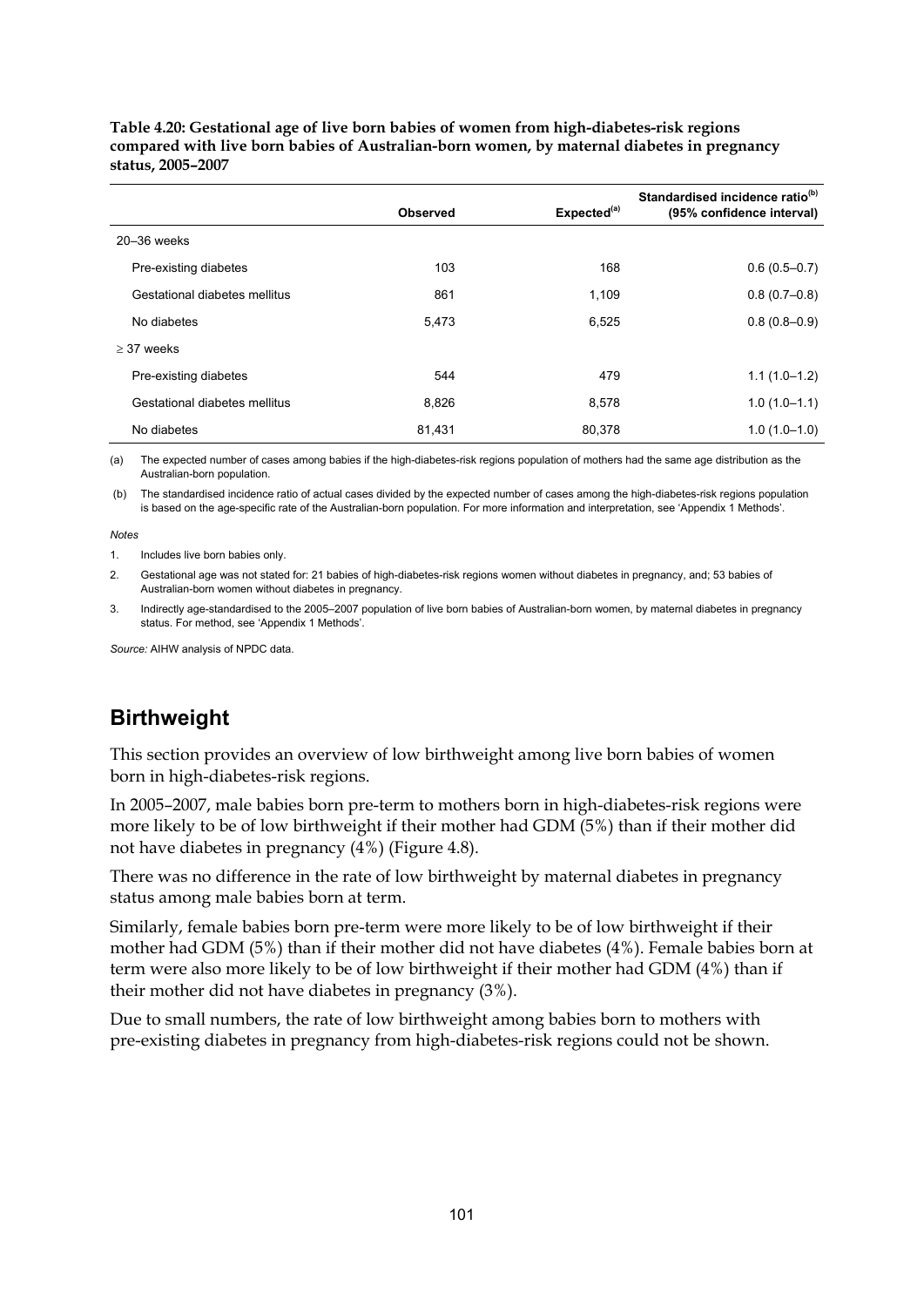**Table 4.20: Gestational age of live born babies of women from high-diabetes-risk regions compared with live born babies of Australian-born women, by maternal diabetes in pregnancy status, 2005–2007**

| | Observed | Expected[(a)] | Standardised incidence ratio[(b)] (95% confidence interval) |
|---|---|---|---|
| 20–36 weeks | | | |
| Pre-existing diabetes | 103 | 168 | 0.6 (0.5–0.7) |
| Gestational diabetes mellitus | 861 | 1,109 | 0.8 (0.7–0.8) |
| No diabetes | 5,473 | 6,525 | 0.8 (0.8–0.9) |
| ≥ 37 weeks | | | |
| Pre-existing diabetes | 544 | 479 | 1.1 (1.0–1.2) |
| Gestational diabetes mellitus | 8,826 | 8,578 | 1.0 (1.0–1.1) |
| No diabetes | 81,431 | 80,378 | 1.0 (1.0–1.0) |

(a) The expected number of cases among babies if the high-diabetes-risk regions population of mothers had the same age distribution as the Australian-born population.

(b) The standardised incidence ratio of actual cases divided by the expected number of cases among the high-diabetes-risk regions population is based on the age-specific rate of the Australian-born population. For more information and interpretation, see 'Appendix 1 Methods'.

*Notes*

1. Includes live born babies only.
2. Gestational age was not stated for: 21 babies of high-diabetes-risk regions women without diabetes in pregnancy, and; 53 babies of Australian-born women without diabetes in pregnancy.
3. Indirectly age-standardised to the 2005–2007 population of live born babies of Australian-born women, by maternal diabetes in pregnancy status. For method, see 'Appendix 1 Methods'.

*Source:* AIHW analysis of NPDC data.

## Birthweight

This section provides an overview of low birthweight among live born babies of women born in high-diabetes-risk regions.

In 2005–2007, male babies born pre-term to mothers born in high-diabetes-risk regions were more likely to be of low birthweight if their mother had GDM (5%) than if their mother did not have diabetes in pregnancy (4%) (Figure 4.8).

There was no difference in the rate of low birthweight by maternal diabetes in pregnancy status among male babies born at term.

Similarly, female babies born pre-term were more likely to be of low birthweight if their mother had GDM (5%) than if their mother did not have diabetes (4%). Female babies born at term were also more likely to be of low birthweight if their mother had GDM (4%) than if their mother did not have diabetes in pregnancy (3%).

Due to small numbers, the rate of low birthweight among babies born to mothers with pre-existing diabetes in pregnancy from high-diabetes-risk regions could not be shown.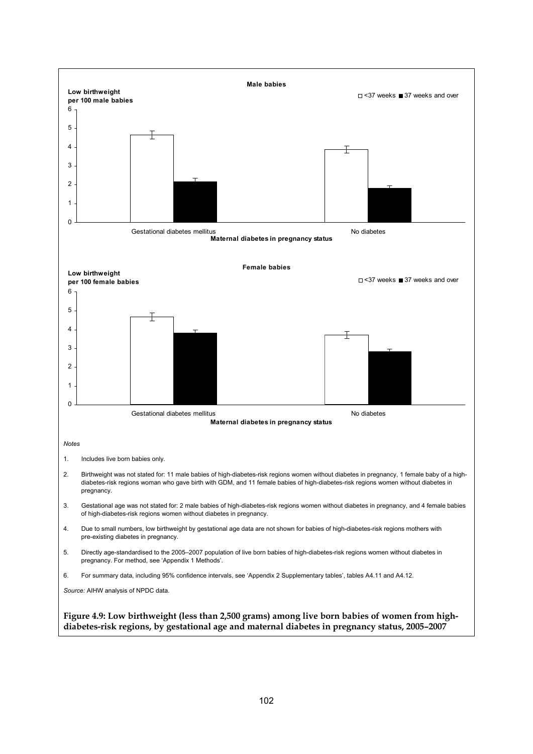**Male babies**

Low birthweight per 100 male babies

□ <37 weeks ■ 37 weeks and over

Gestational diabetes mellitus — No diabetes

Maternal diabetes in pregnancy status

**Female babies**

Low birthweight per 100 female babies

□ <37 weeks ■ 37 weeks and over

Gestational diabetes mellitus — No diabetes

Maternal diabetes in pregnancy status

*Notes*

1. Includes live born babies only.
2. Birthweight was not stated for: 11 male babies of high-diabetes-risk regions women without diabetes in pregnancy, 1 female baby of a high-diabetes-risk regions woman who gave birth with GDM, and 11 female babies of high-diabetes-risk regions women without diabetes in pregnancy.
3. Gestational age was not stated for: 2 male babies of high-diabetes-risk regions women without diabetes in pregnancy, and 4 female babies of high-diabetes-risk regions women without diabetes in pregnancy.
4. Due to small numbers, low birthweight by gestational age data are not shown for babies of high-diabetes-risk regions mothers with pre-existing diabetes in pregnancy.
5. Directly age-standardised to the 2005–2007 population of live born babies of high-diabetes-risk regions women without diabetes in pregnancy. For method, see 'Appendix 1 Methods'.
6. For summary data, including 95% confidence intervals, see 'Appendix 2 Supplementary tables', tables A4.11 and A4.12.

*Source:* AIHW analysis of NPDC data.

**Figure 4.9: Low birthweight (less than 2,500 grams) among live born babies of women from high-diabetes-risk regions, by gestational age and maternal diabetes in pregnancy status, 2005–2007**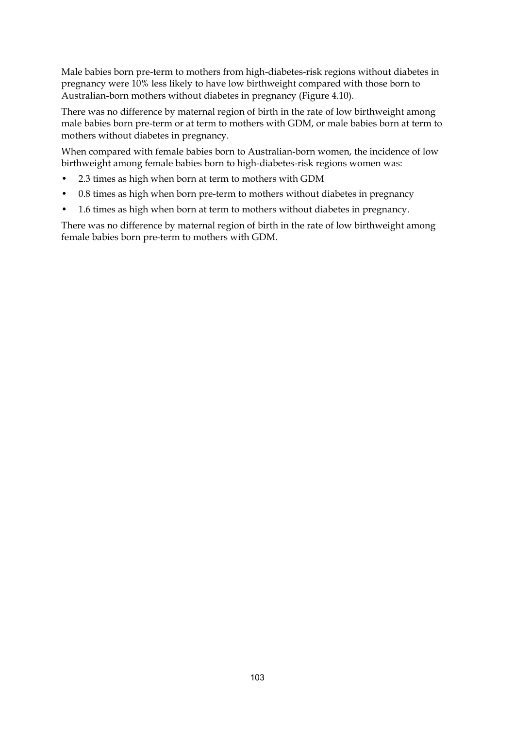Male babies born pre-term to mothers from high-diabetes-risk regions without diabetes in pregnancy were 10% less likely to have low birthweight compared with those born to Australian-born mothers without diabetes in pregnancy (Figure 4.10).

There was no difference by maternal region of birth in the rate of low birthweight among male babies born pre-term or at term to mothers with GDM, or male babies born at term to mothers without diabetes in pregnancy.

When compared with female babies born to Australian-born women, the incidence of low birthweight among female babies born to high-diabetes-risk regions women was:

- 2.3 times as high when born at term to mothers with GDM
- 0.8 times as high when born pre-term to mothers without diabetes in pregnancy
- 1.6 times as high when born at term to mothers without diabetes in pregnancy.

There was no difference by maternal region of birth in the rate of low birthweight among female babies born pre-term to mothers with GDM.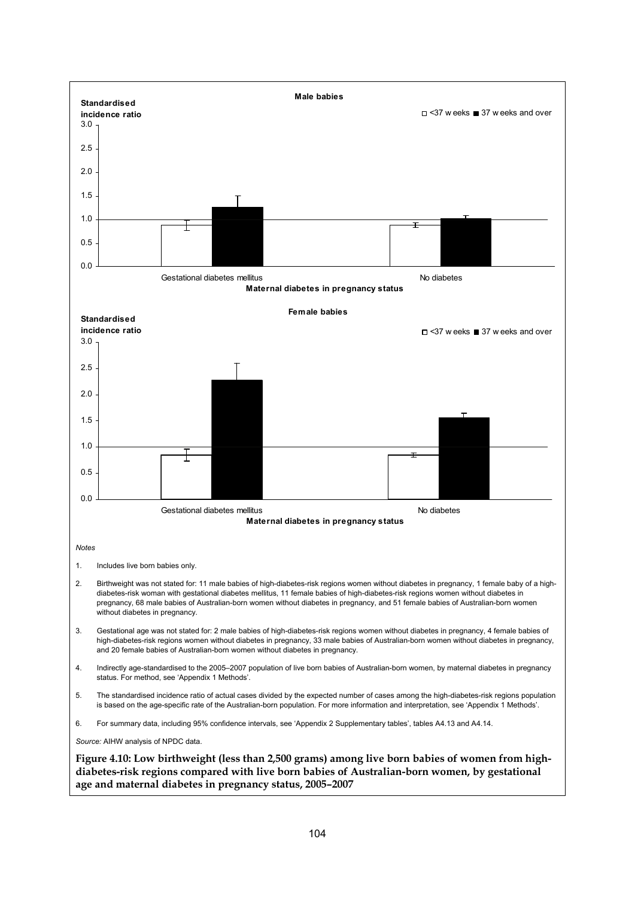**Male babies**

Standardised incidence ratio

□ <37 weeks ■ 37 weeks and over

Gestational diabetes mellitus — No diabetes

Maternal diabetes in pregnancy status

**Female babies**

Standardised incidence ratio

□ <37 weeks ■ 37 weeks and over

Gestational diabetes mellitus — No diabetes

Maternal diabetes in pregnancy status

*Notes*

1. Includes live born babies only.
2. Birthweight was not stated for: 11 male babies of high-diabetes-risk regions women without diabetes in pregnancy, 1 female baby of a high-diabetes-risk woman with gestational diabetes mellitus, 11 female babies of high-diabetes-risk regions women without diabetes in pregnancy, 68 male babies of Australian-born women without diabetes in pregnancy, and 51 female babies of Australian-born women without diabetes in pregnancy.
3. Gestational age was not stated for: 2 male babies of high-diabetes-risk regions women without diabetes in pregnancy, 4 female babies of high-diabetes-risk regions women without diabetes in pregnancy, 33 male babies of Australian-born women without diabetes in pregnancy, and 20 female babies of Australian-born women without diabetes in pregnancy.
4. Indirectly age-standardised to the 2005–2007 population of live born babies of Australian-born women, by maternal diabetes in pregnancy status. For method, see 'Appendix 1 Methods'.
5. The standardised incidence ratio of actual cases divided by the expected number of cases among the high-diabetes-risk regions population is based on the age-specific rate of the Australian-born population. For more information and interpretation, see 'Appendix 1 Methods'.
6. For summary data, including 95% confidence intervals, see 'Appendix 2 Supplementary tables', tables A4.13 and A4.14.

*Source:* AIHW analysis of NPDC data.

**Figure 4.10: Low birthweight (less than 2,500 grams) among live born babies of women from high-diabetes-risk regions compared with live born babies of Australian-born women, by gestational age and maternal diabetes in pregnancy status, 2005–2007**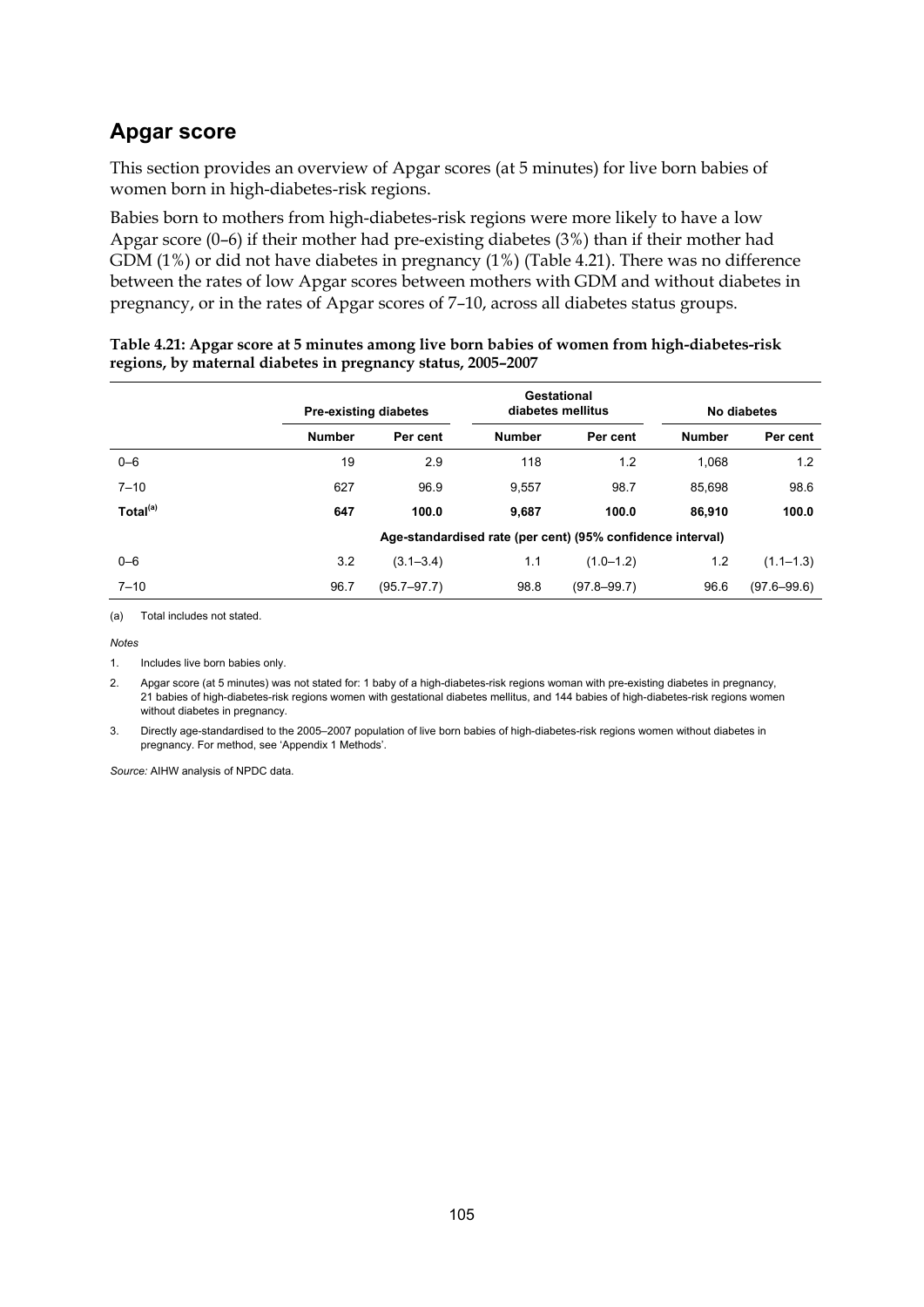## Apgar score

This section provides an overview of Apgar scores (at 5 minutes) for live born babies of women born in high-diabetes-risk regions.

Babies born to mothers from high-diabetes-risk regions were more likely to have a low Apgar score (0–6) if their mother had pre-existing diabetes (3%) than if their mother had GDM (1%) or did not have diabetes in pregnancy (1%) (Table 4.21). There was no difference between the rates of low Apgar scores between mothers with GDM and without diabetes in pregnancy, or in the rates of Apgar scores of 7–10, across all diabetes status groups.

**Table 4.21: Apgar score at 5 minutes among live born babies of women from high-diabetes-risk regions, by maternal diabetes in pregnancy status, 2005–2007**

| | Pre-existing diabetes | | Gestational diabetes mellitus | | No diabetes | |
|---|---|---|---|---|---|---|
| | **Number** | **Per cent** | **Number** | **Per cent** | **Number** | **Per cent** |
| 0–6 | 19 | 2.9 | 118 | 1.2 | 1,068 | 1.2 |
| 7–10 | 627 | 96.9 | 9,557 | 98.7 | 85,698 | 98.6 |
| **Total[(a)]** | **647** | **100.0** | **9,687** | **100.0** | **86,910** | **100.0** |
| | **Age-standardised rate (per cent) (95% confidence interval)** | | | | | |
| 0–6 | 3.2 | (3.1–3.4) | 1.1 | (1.0–1.2) | 1.2 | (1.1–1.3) |
| 7–10 | 96.7 | (95.7–97.7) | 98.8 | (97.8–99.7) | 96.6 | (97.6–99.6) |

(a) Total includes not stated.

*Notes*

1. Includes live born babies only.
2. Apgar score (at 5 minutes) was not stated for: 1 baby of a high-diabetes-risk regions woman with pre-existing diabetes in pregnancy, 21 babies of high-diabetes-risk regions women with gestational diabetes mellitus, and 144 babies of high-diabetes-risk regions women without diabetes in pregnancy.
3. Directly age-standardised to the 2005–2007 population of live born babies of high-diabetes-risk regions women without diabetes in pregnancy. For method, see 'Appendix 1 Methods'.

*Source:* AIHW analysis of NPDC data.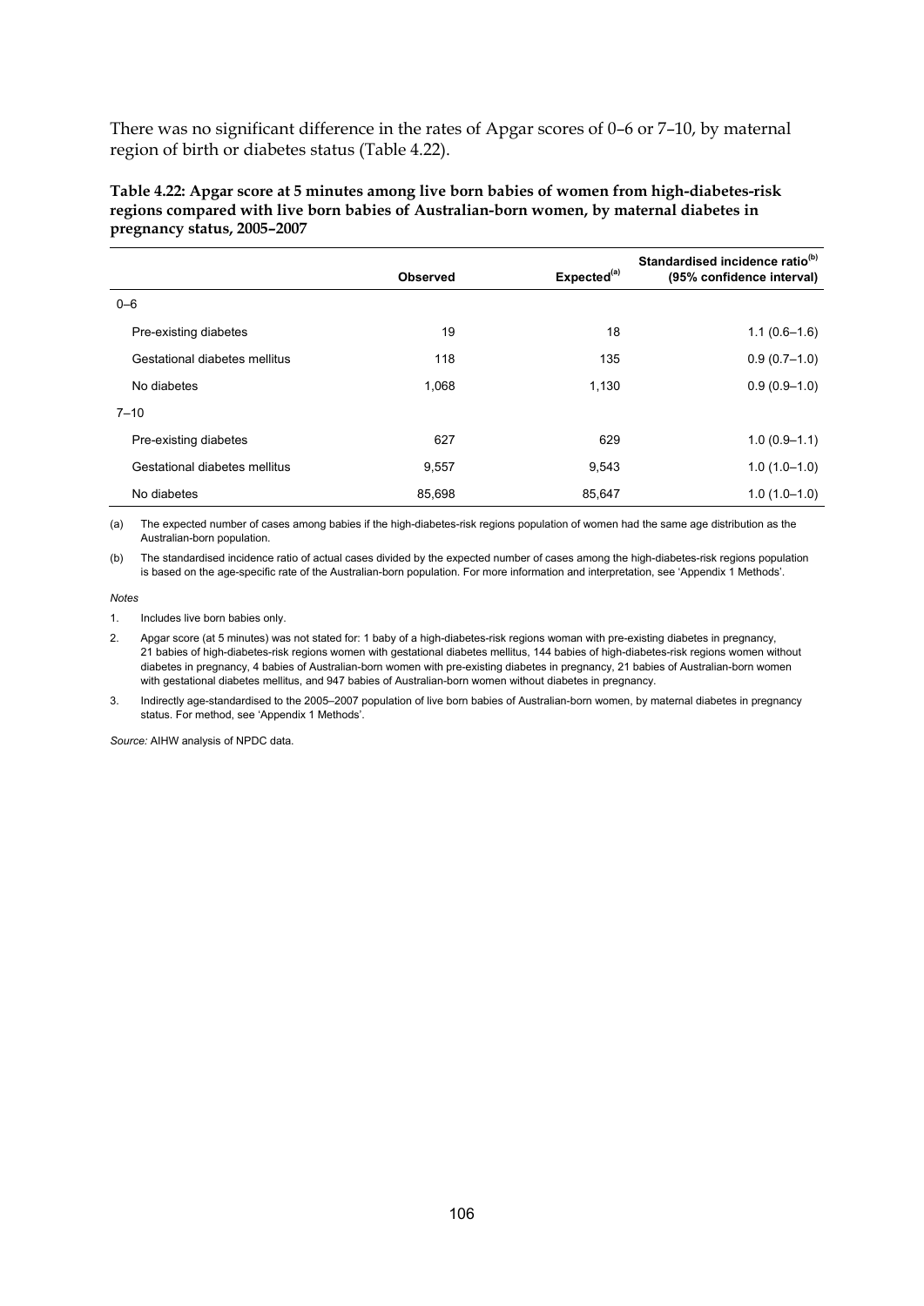There was no significant difference in the rates of Apgar scores of 0–6 or 7–10, by maternal region of birth or diabetes status (Table 4.22).

**Table 4.22: Apgar score at 5 minutes among live born babies of women from high-diabetes-risk regions compared with live born babies of Australian-born women, by maternal diabetes in pregnancy status, 2005–2007**

| | Observed | Expected[(a)] | Standardised incidence ratio[(b)] (95% confidence interval) |
|---|---|---|---|
| 0–6 | | | |
| Pre-existing diabetes | 19 | 18 | 1.1 (0.6–1.6) |
| Gestational diabetes mellitus | 118 | 135 | 0.9 (0.7–1.0) |
| No diabetes | 1,068 | 1,130 | 0.9 (0.9–1.0) |
| 7–10 | | | |
| Pre-existing diabetes | 627 | 629 | 1.0 (0.9–1.1) |
| Gestational diabetes mellitus | 9,557 | 9,543 | 1.0 (1.0–1.0) |
| No diabetes | 85,698 | 85,647 | 1.0 (1.0–1.0) |

(a) The expected number of cases among babies if the high-diabetes-risk regions population of women had the same age distribution as the Australian-born population.

(b) The standardised incidence ratio of actual cases divided by the expected number of cases among the high-diabetes-risk regions population is based on the age-specific rate of the Australian-born population. For more information and interpretation, see 'Appendix 1 Methods'.

*Notes*

1. Includes live born babies only.
2. Apgar score (at 5 minutes) was not stated for: 1 baby of a high-diabetes-risk regions woman with pre-existing diabetes in pregnancy, 21 babies of high-diabetes-risk regions women with gestational diabetes mellitus, 144 babies of high-diabetes-risk regions women without diabetes in pregnancy, 4 babies of Australian-born women with pre-existing diabetes in pregnancy, 21 babies of Australian-born women with gestational diabetes mellitus, and 947 babies of Australian-born women without diabetes in pregnancy.
3. Indirectly age-standardised to the 2005–2007 population of live born babies of Australian-born women, by maternal diabetes in pregnancy status. For method, see 'Appendix 1 Methods'.

*Source:* AIHW analysis of NPDC data.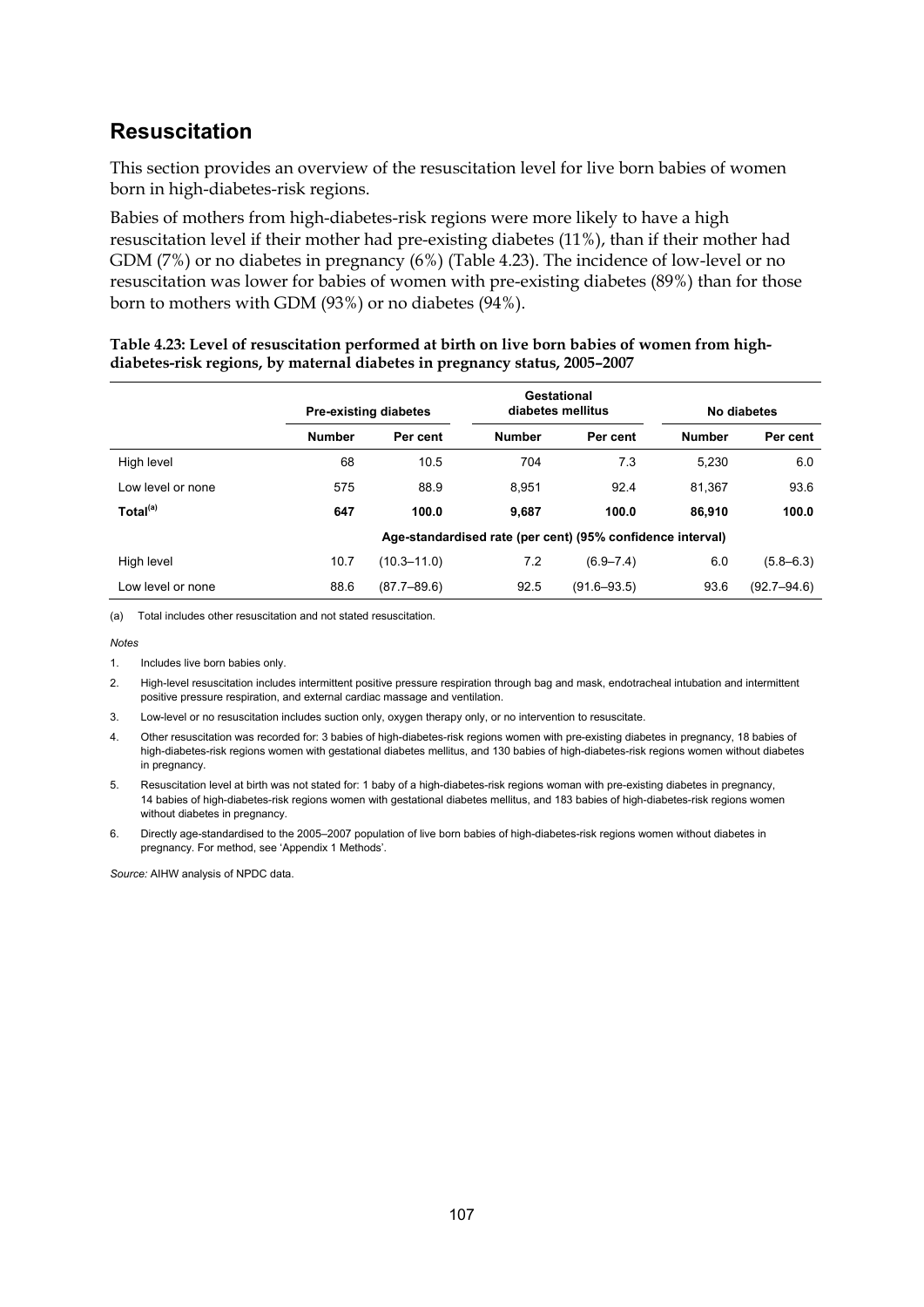## Resuscitation

This section provides an overview of the resuscitation level for live born babies of women born in high-diabetes-risk regions.

Babies of mothers from high-diabetes-risk regions were more likely to have a high resuscitation level if their mother had pre-existing diabetes (11%), than if their mother had GDM (7%) or no diabetes in pregnancy (6%) (Table 4.23). The incidence of low-level or no resuscitation was lower for babies of women with pre-existing diabetes (89%) than for those born to mothers with GDM (93%) or no diabetes (94%).

**Table 4.23: Level of resuscitation performed at birth on live born babies of women from high-diabetes-risk regions, by maternal diabetes in pregnancy status, 2005–2007**

| | Pre-existing diabetes | | Gestational diabetes mellitus | | No diabetes | |
|---|---|---|---|---|---|---|
| | **Number** | **Per cent** | **Number** | **Per cent** | **Number** | **Per cent** |
| High level | 68 | 10.5 | 704 | 7.3 | 5,230 | 6.0 |
| Low level or none | 575 | 88.9 | 8,951 | 92.4 | 81,367 | 93.6 |
| **Total[(a)]** | **647** | **100.0** | **9,687** | **100.0** | **86,910** | **100.0** |
| | **Age-standardised rate (per cent) (95% confidence interval)** | | | | | |
| High level | 10.7 | (10.3–11.0) | 7.2 | (6.9–7.4) | 6.0 | (5.8–6.3) |
| Low level or none | 88.6 | (87.7–89.6) | 92.5 | (91.6–93.5) | 93.6 | (92.7–94.6) |

(a) Total includes other resuscitation and not stated resuscitation.

*Notes*

1. Includes live born babies only.
2. High-level resuscitation includes intermittent positive pressure respiration through bag and mask, endotracheal intubation and intermittent positive pressure respiration, and external cardiac massage and ventilation.
3. Low-level or no resuscitation includes suction only, oxygen therapy only, or no intervention to resuscitate.
4. Other resuscitation was recorded for: 3 babies of high-diabetes-risk regions women with pre-existing diabetes in pregnancy, 18 babies of high-diabetes-risk regions women with gestational diabetes mellitus, and 130 babies of high-diabetes-risk regions women without diabetes in pregnancy.
5. Resuscitation level at birth was not stated for: 1 baby of a high-diabetes-risk regions woman with pre-existing diabetes in pregnancy, 14 babies of high-diabetes-risk regions women with gestational diabetes mellitus, and 183 babies of high-diabetes-risk regions women without diabetes in pregnancy.
6. Directly age-standardised to the 2005–2007 population of live born babies of high-diabetes-risk regions women without diabetes in pregnancy. For method, see 'Appendix 1 Methods'.

*Source:* AIHW analysis of NPDC data.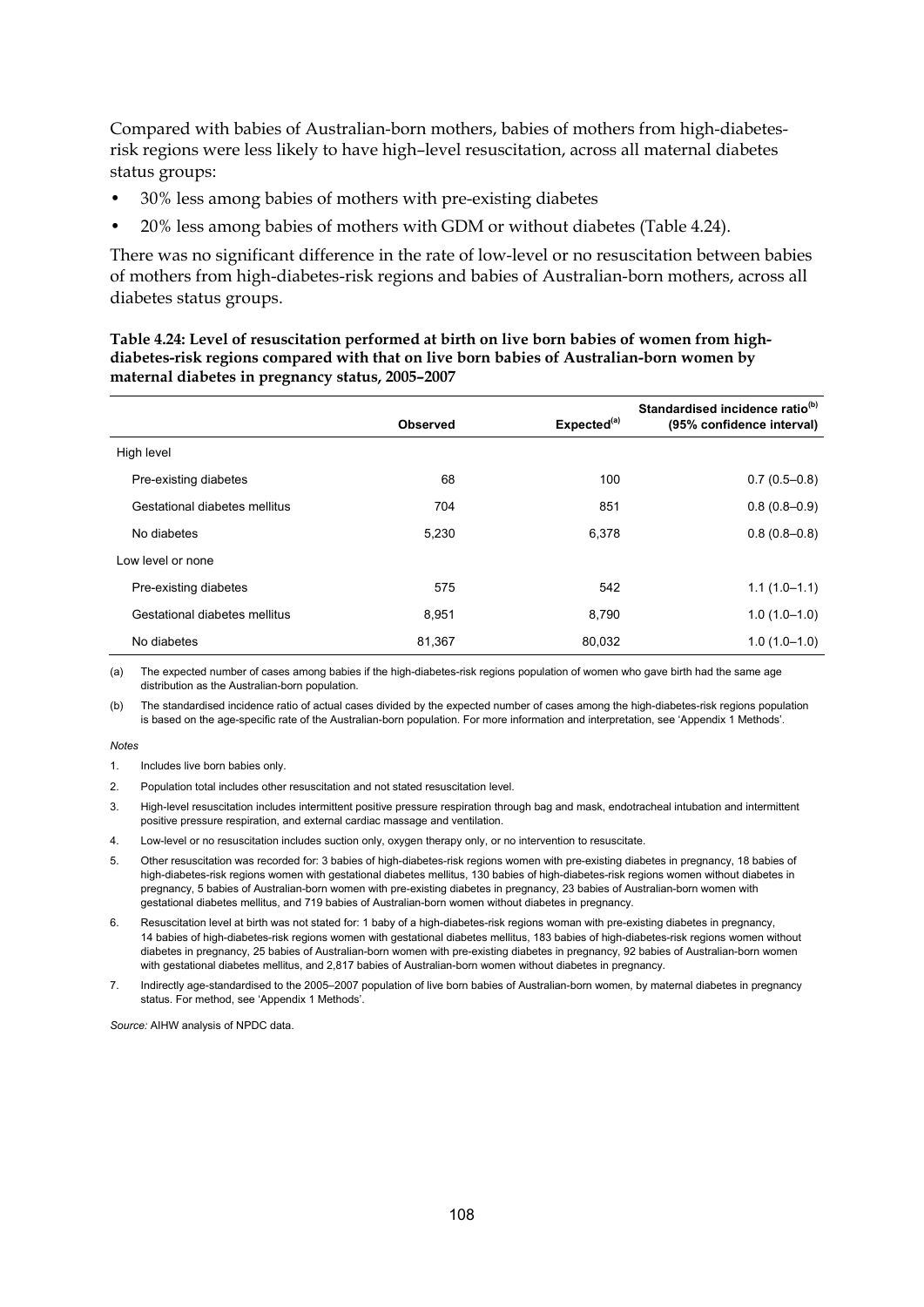Compared with babies of Australian-born mothers, babies of mothers from high-diabetes-risk regions were less likely to have high–level resuscitation, across all maternal diabetes status groups:

- 30% less among babies of mothers with pre-existing diabetes
- 20% less among babies of mothers with GDM or without diabetes (Table 4.24).

There was no significant difference in the rate of low-level or no resuscitation between babies of mothers from high-diabetes-risk regions and babies of Australian-born mothers, across all diabetes status groups.

**Table 4.24: Level of resuscitation performed at birth on live born babies of women from high-diabetes-risk regions compared with that on live born babies of Australian-born women by maternal diabetes in pregnancy status, 2005–2007**

| | Observed | Expected[(a)] | Standardised incidence ratio[(b)] (95% confidence interval) |
|---|---|---|---|
| High level | | | |
| Pre-existing diabetes | 68 | 100 | 0.7 (0.5–0.8) |
| Gestational diabetes mellitus | 704 | 851 | 0.8 (0.8–0.9) |
| No diabetes | 5,230 | 6,378 | 0.8 (0.8–0.8) |
| Low level or none | | | |
| Pre-existing diabetes | 575 | 542 | 1.1 (1.0–1.1) |
| Gestational diabetes mellitus | 8,951 | 8,790 | 1.0 (1.0–1.0) |
| No diabetes | 81,367 | 80,032 | 1.0 (1.0–1.0) |

(a) The expected number of cases among babies if the high-diabetes-risk regions population of women who gave birth had the same age distribution as the Australian-born population.

(b) The standardised incidence ratio of actual cases divided by the expected number of cases among the high-diabetes-risk regions population is based on the age-specific rate of the Australian-born population. For more information and interpretation, see 'Appendix 1 Methods'.

*Notes*

1. Includes live born babies only.
2. Population total includes other resuscitation and not stated resuscitation level.
3. High-level resuscitation includes intermittent positive pressure respiration through bag and mask, endotracheal intubation and intermittent positive pressure respiration, and external cardiac massage and ventilation.
4. Low-level or no resuscitation includes suction only, oxygen therapy only, or no intervention to resuscitate.
5. Other resuscitation was recorded for: 3 babies of high-diabetes-risk regions women with pre-existing diabetes in pregnancy, 18 babies of high-diabetes-risk regions women with gestational diabetes mellitus, 130 babies of high-diabetes-risk regions women without diabetes in pregnancy, 5 babies of Australian-born women with pre-existing diabetes in pregnancy, 23 babies of Australian-born women with gestational diabetes mellitus, and 719 babies of Australian-born women without diabetes in pregnancy.
6. Resuscitation level at birth was not stated for: 1 baby of a high-diabetes-risk regions woman with pre-existing diabetes in pregnancy, 14 babies of high-diabetes-risk regions women with gestational diabetes mellitus, 183 babies of high-diabetes-risk regions women without diabetes in pregnancy, 25 babies of Australian-born women with pre-existing diabetes in pregnancy, 92 babies of Australian-born women with gestational diabetes mellitus, and 2,817 babies of Australian-born women without diabetes in pregnancy.
7. Indirectly age-standardised to the 2005–2007 population of live born babies of Australian-born women, by maternal diabetes in pregnancy status. For method, see 'Appendix 1 Methods'.

*Source:* AIHW analysis of NPDC data.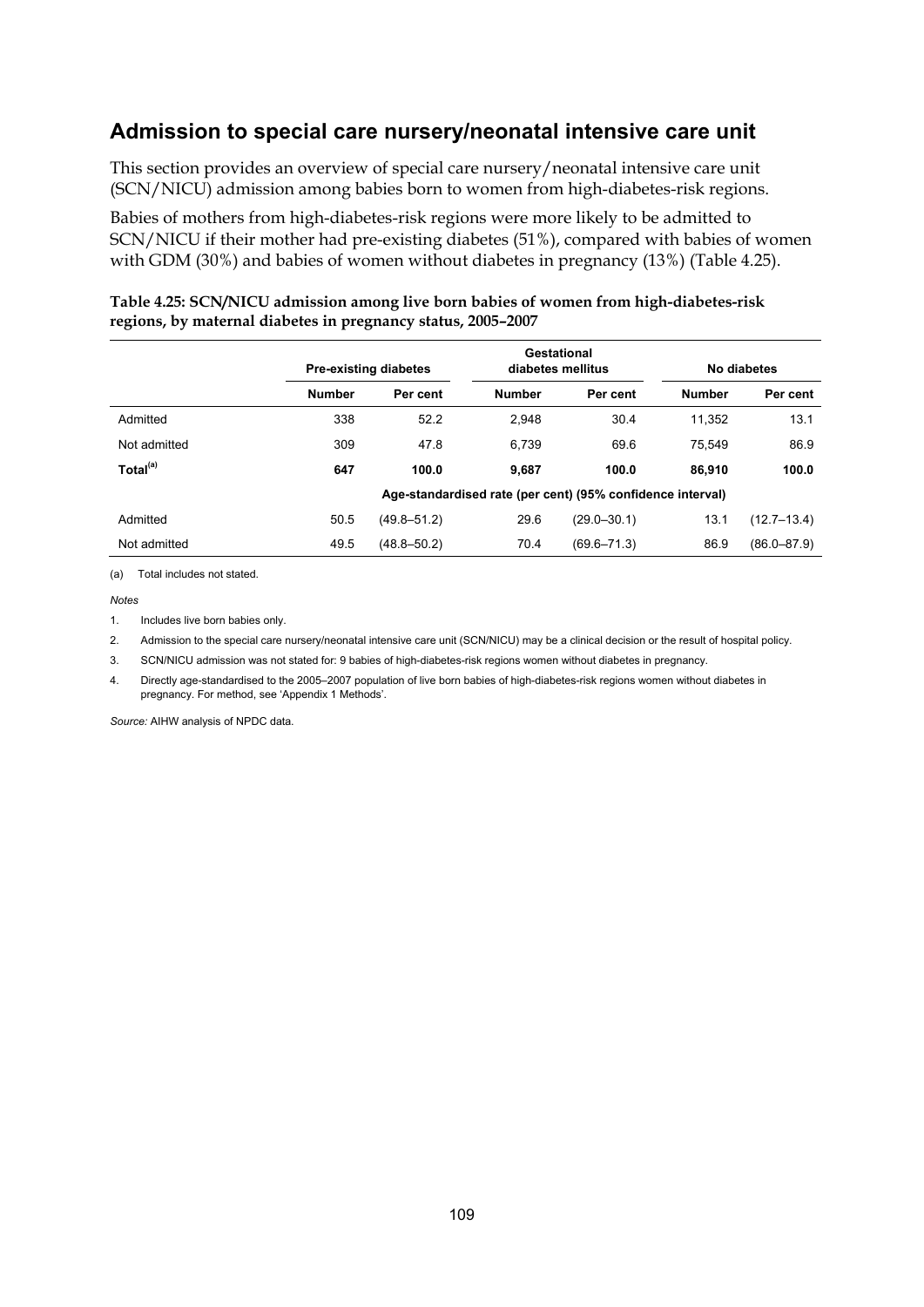## Admission to special care nursery/neonatal intensive care unit

This section provides an overview of special care nursery/neonatal intensive care unit (SCN/NICU) admission among babies born to women from high-diabetes-risk regions.

Babies of mothers from high-diabetes-risk regions were more likely to be admitted to SCN/NICU if their mother had pre-existing diabetes (51%), compared with babies of women with GDM (30%) and babies of women without diabetes in pregnancy (13%) (Table 4.25).

**Table 4.25: SCN/NICU admission among live born babies of women from high-diabetes-risk regions, by maternal diabetes in pregnancy status, 2005–2007**

| | Pre-existing diabetes | | Gestational diabetes mellitus | | No diabetes | |
|---|---|---|---|---|---|---|
| | **Number** | **Per cent** | **Number** | **Per cent** | **Number** | **Per cent** |
| Admitted | 338 | 52.2 | 2,948 | 30.4 | 11,352 | 13.1 |
| Not admitted | 309 | 47.8 | 6,739 | 69.6 | 75,549 | 86.9 |
| **Total[(a)]** | **647** | **100.0** | **9,687** | **100.0** | **86,910** | **100.0** |
| | **Age-standardised rate (per cent) (95% confidence interval)** | | | | | |
| Admitted | 50.5 | (49.8–51.2) | 29.6 | (29.0–30.1) | 13.1 | (12.7–13.4) |
| Not admitted | 49.5 | (48.8–50.2) | 70.4 | (69.6–71.3) | 86.9 | (86.0–87.9) |

(a) Total includes not stated.

*Notes*

1. Includes live born babies only.
2. Admission to the special care nursery/neonatal intensive care unit (SCN/NICU) may be a clinical decision or the result of hospital policy.
3. SCN/NICU admission was not stated for: 9 babies of high-diabetes-risk regions women without diabetes in pregnancy.
4. Directly age-standardised to the 2005–2007 population of live born babies of high-diabetes-risk regions women without diabetes in pregnancy. For method, see 'Appendix 1 Methods'.

*Source:* AIHW analysis of NPDC data.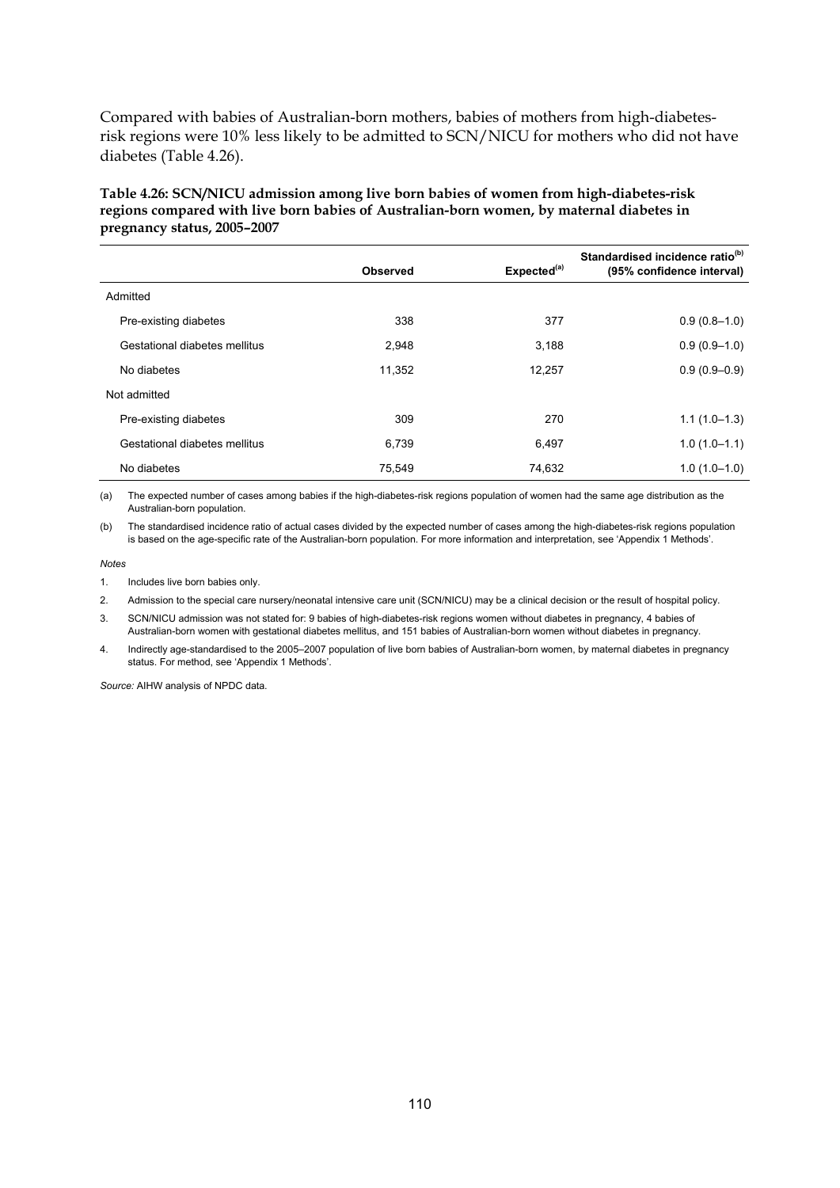Compared with babies of Australian-born mothers, babies of mothers from high-diabetes-risk regions were 10% less likely to be admitted to SCN/NICU for mothers who did not have diabetes (Table 4.26).

**Table 4.26: SCN/NICU admission among live born babies of women from high-diabetes-risk regions compared with live born babies of Australian-born women, by maternal diabetes in pregnancy status, 2005–2007**

| | Observed | Expected[(a)] | Standardised incidence ratio[(b)] (95% confidence interval) |
|---|---|---|---|
| Admitted | | | |
| Pre-existing diabetes | 338 | 377 | 0.9 (0.8–1.0) |
| Gestational diabetes mellitus | 2,948 | 3,188 | 0.9 (0.9–1.0) |
| No diabetes | 11,352 | 12,257 | 0.9 (0.9–0.9) |
| Not admitted | | | |
| Pre-existing diabetes | 309 | 270 | 1.1 (1.0–1.3) |
| Gestational diabetes mellitus | 6,739 | 6,497 | 1.0 (1.0–1.1) |
| No diabetes | 75,549 | 74,632 | 1.0 (1.0–1.0) |

(a) The expected number of cases among babies if the high-diabetes-risk regions population of women had the same age distribution as the Australian-born population.

(b) The standardised incidence ratio of actual cases divided by the expected number of cases among the high-diabetes-risk regions population is based on the age-specific rate of the Australian-born population. For more information and interpretation, see 'Appendix 1 Methods'.

*Notes*

1. Includes live born babies only.
2. Admission to the special care nursery/neonatal intensive care unit (SCN/NICU) may be a clinical decision or the result of hospital policy.
3. SCN/NICU admission was not stated for: 9 babies of high-diabetes-risk regions women without diabetes in pregnancy, 4 babies of Australian-born women with gestational diabetes mellitus, and 151 babies of Australian-born women without diabetes in pregnancy.
4. Indirectly age-standardised to the 2005–2007 population of live born babies of Australian-born women, by maternal diabetes in pregnancy status. For method, see 'Appendix 1 Methods'.

*Source:* AIHW analysis of NPDC data.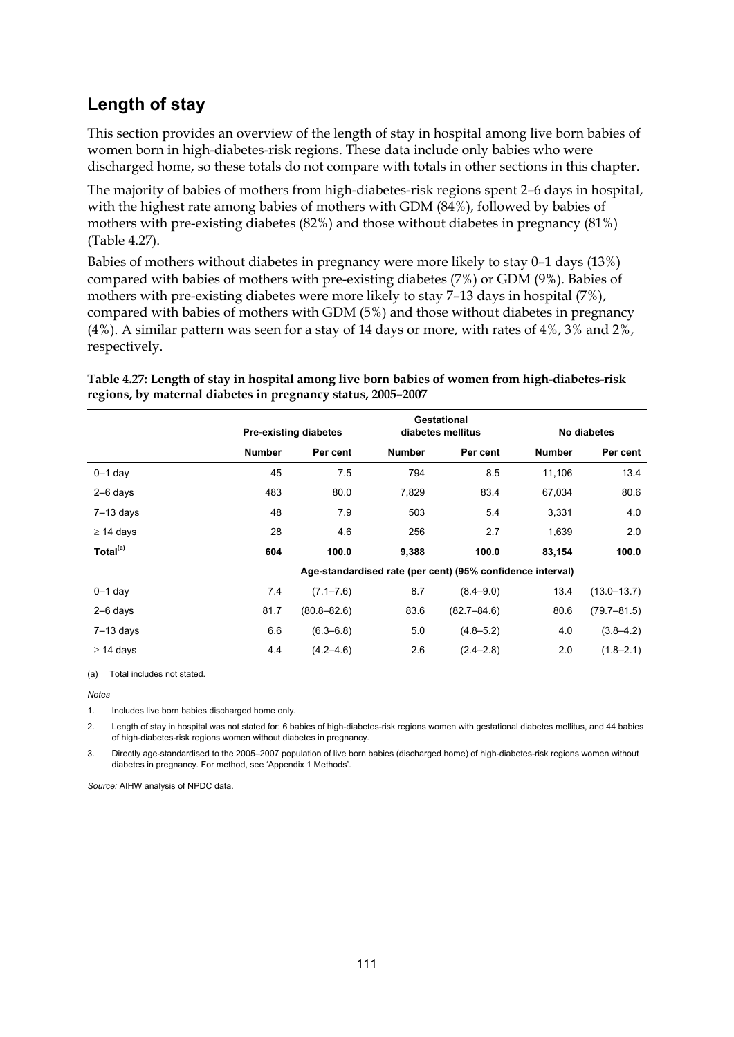## Length of stay

This section provides an overview of the length of stay in hospital among live born babies of women born in high-diabetes-risk regions. These data include only babies who were discharged home, so these totals do not compare with totals in other sections in this chapter.

The majority of babies of mothers from high-diabetes-risk regions spent 2–6 days in hospital, with the highest rate among babies of mothers with GDM (84%), followed by babies of mothers with pre-existing diabetes (82%) and those without diabetes in pregnancy (81%) (Table 4.27).

Babies of mothers without diabetes in pregnancy were more likely to stay 0–1 days (13%) compared with babies of mothers with pre-existing diabetes (7%) or GDM (9%). Babies of mothers with pre-existing diabetes were more likely to stay 7–13 days in hospital (7%), compared with babies of mothers with GDM (5%) and those without diabetes in pregnancy (4%). A similar pattern was seen for a stay of 14 days or more, with rates of 4%, 3% and 2%, respectively.

**Table 4.27: Length of stay in hospital among live born babies of women from high-diabetes-risk regions, by maternal diabetes in pregnancy status, 2005–2007**

| | Pre-existing diabetes | | Gestational diabetes mellitus | | No diabetes | |
|---|---|---|---|---|---|---|
| | **Number** | **Per cent** | **Number** | **Per cent** | **Number** | **Per cent** |
| 0–1 day | 45 | 7.5 | 794 | 8.5 | 11,106 | 13.4 |
| 2–6 days | 483 | 80.0 | 7,829 | 83.4 | 67,034 | 80.6 |
| 7–13 days | 48 | 7.9 | 503 | 5.4 | 3,331 | 4.0 |
| ≥ 14 days | 28 | 4.6 | 256 | 2.7 | 1,639 | 2.0 |
| **Total[(a)]** | **604** | **100.0** | **9,388** | **100.0** | **83,154** | **100.0** |
| | **Age-standardised rate (per cent) (95% confidence interval)** | | | | | |
| 0–1 day | 7.4 | (7.1–7.6) | 8.7 | (8.4–9.0) | 13.4 | (13.0–13.7) |
| 2–6 days | 81.7 | (80.8–82.6) | 83.6 | (82.7–84.6) | 80.6 | (79.7–81.5) |
| 7–13 days | 6.6 | (6.3–6.8) | 5.0 | (4.8–5.2) | 4.0 | (3.8–4.2) |
| ≥ 14 days | 4.4 | (4.2–4.6) | 2.6 | (2.4–2.8) | 2.0 | (1.8–2.1) |

(a) Total includes not stated.

*Notes*

1. Includes live born babies discharged home only.
2. Length of stay in hospital was not stated for: 6 babies of high-diabetes-risk regions women with gestational diabetes mellitus, and 44 babies of high-diabetes-risk regions women without diabetes in pregnancy.
3. Directly age-standardised to the 2005–2007 population of live born babies (discharged home) of high-diabetes-risk regions women without diabetes in pregnancy. For method, see 'Appendix 1 Methods'.

*Source:* AIHW analysis of NPDC data.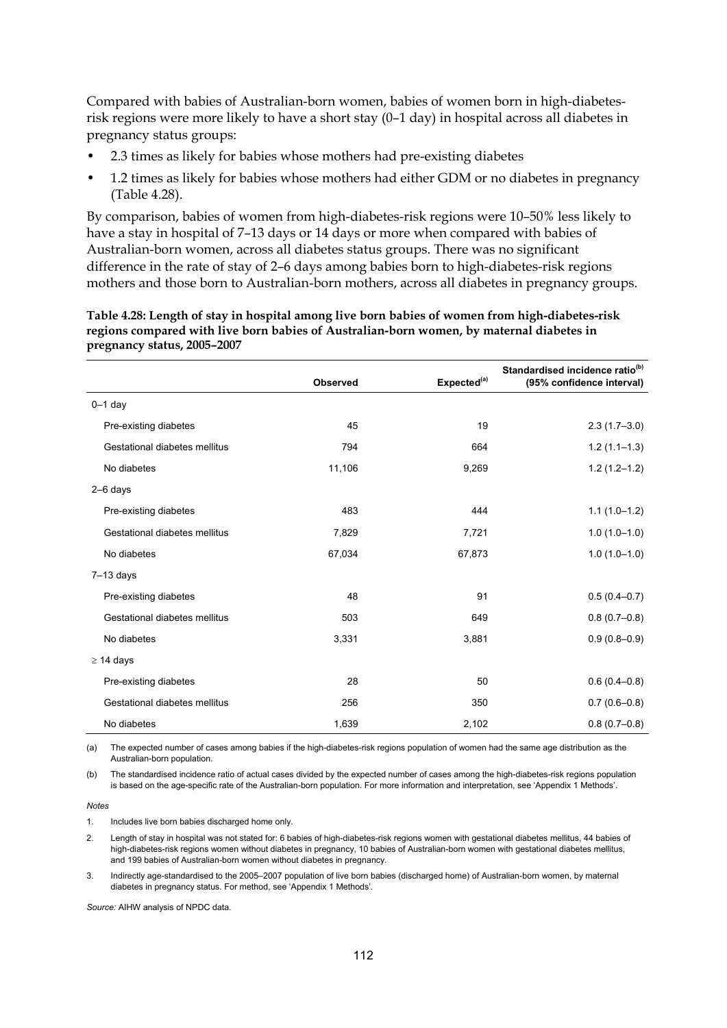Compared with babies of Australian-born women, babies of women born in high-diabetes-risk regions were more likely to have a short stay (0–1 day) in hospital across all diabetes in pregnancy status groups:

- 2.3 times as likely for babies whose mothers had pre-existing diabetes
- 1.2 times as likely for babies whose mothers had either GDM or no diabetes in pregnancy (Table 4.28).

By comparison, babies of women from high-diabetes-risk regions were 10–50% less likely to have a stay in hospital of 7–13 days or 14 days or more when compared with babies of Australian-born women, across all diabetes status groups. There was no significant difference in the rate of stay of 2–6 days among babies born to high-diabetes-risk regions mothers and those born to Australian-born mothers, across all diabetes in pregnancy groups.

**Table 4.28: Length of stay in hospital among live born babies of women from high-diabetes-risk regions compared with live born babies of Australian-born women, by maternal diabetes in pregnancy status, 2005–2007**

| | Observed | Expected[(a)] | Standardised incidence ratio[(b)] (95% confidence interval) |
|---|---|---|---|
| 0–1 day | | | |
| Pre-existing diabetes | 45 | 19 | 2.3 (1.7–3.0) |
| Gestational diabetes mellitus | 794 | 664 | 1.2 (1.1–1.3) |
| No diabetes | 11,106 | 9,269 | 1.2 (1.2–1.2) |
| 2–6 days | | | |
| Pre-existing diabetes | 483 | 444 | 1.1 (1.0–1.2) |
| Gestational diabetes mellitus | 7,829 | 7,721 | 1.0 (1.0–1.0) |
| No diabetes | 67,034 | 67,873 | 1.0 (1.0–1.0) |
| 7–13 days | | | |
| Pre-existing diabetes | 48 | 91 | 0.5 (0.4–0.7) |
| Gestational diabetes mellitus | 503 | 649 | 0.8 (0.7–0.8) |
| No diabetes | 3,331 | 3,881 | 0.9 (0.8–0.9) |
| ≥ 14 days | | | |
| Pre-existing diabetes | 28 | 50 | 0.6 (0.4–0.8) |
| Gestational diabetes mellitus | 256 | 350 | 0.7 (0.6–0.8) |
| No diabetes | 1,639 | 2,102 | 0.8 (0.7–0.8) |

(a) The expected number of cases among babies if the high-diabetes-risk regions population of women had the same age distribution as the Australian-born population.

(b) The standardised incidence ratio of actual cases divided by the expected number of cases among the high-diabetes-risk regions population is based on the age-specific rate of the Australian-born population. For more information and interpretation, see 'Appendix 1 Methods'.

*Notes*

1. Includes live born babies discharged home only.
2. Length of stay in hospital was not stated for: 6 babies of high-diabetes-risk regions women with gestational diabetes mellitus, 44 babies of high-diabetes-risk regions women without diabetes in pregnancy, 10 babies of Australian-born women with gestational diabetes mellitus, and 199 babies of Australian-born women without diabetes in pregnancy.
3. Indirectly age-standardised to the 2005–2007 population of live born babies (discharged home) of Australian-born women, by maternal diabetes in pregnancy status. For method, see 'Appendix 1 Methods'.

*Source:* AIHW analysis of NPDC data.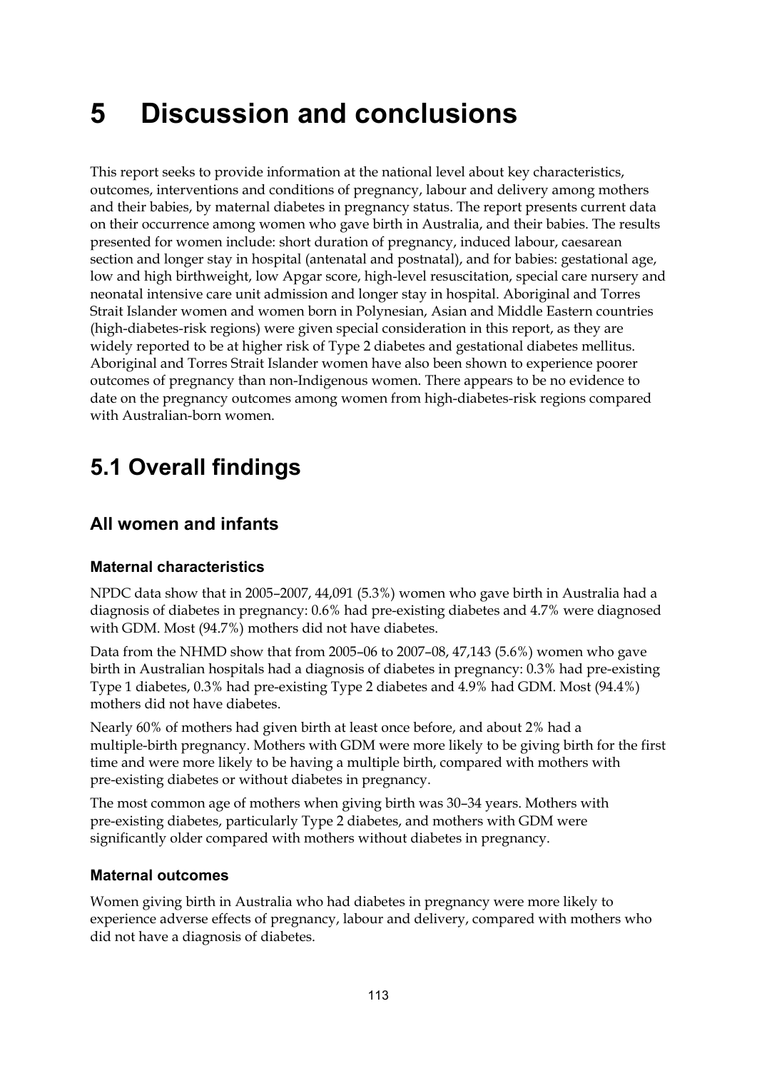# 5 Discussion and conclusions

This report seeks to provide information at the national level about key characteristics, outcomes, interventions and conditions of pregnancy, labour and delivery among mothers and their babies, by maternal diabetes in pregnancy status. The report presents current data on their occurrence among women who gave birth in Australia, and their babies. The results presented for women include: short duration of pregnancy, induced labour, caesarean section and longer stay in hospital (antenatal and postnatal), and for babies: gestational age, low and high birthweight, low Apgar score, high-level resuscitation, special care nursery and neonatal intensive care unit admission and longer stay in hospital. Aboriginal and Torres Strait Islander women and women born in Polynesian, Asian and Middle Eastern countries (high-diabetes-risk regions) were given special consideration in this report, as they are widely reported to be at higher risk of Type 2 diabetes and gestational diabetes mellitus. Aboriginal and Torres Strait Islander women have also been shown to experience poorer outcomes of pregnancy than non-Indigenous women. There appears to be no evidence to date on the pregnancy outcomes among women from high-diabetes-risk regions compared with Australian-born women.

## 5.1 Overall findings

### All women and infants

#### Maternal characteristics

NPDC data show that in 2005–2007, 44,091 (5.3%) women who gave birth in Australia had a diagnosis of diabetes in pregnancy: 0.6% had pre-existing diabetes and 4.7% were diagnosed with GDM. Most (94.7%) mothers did not have diabetes.

Data from the NHMD show that from 2005–06 to 2007–08, 47,143 (5.6%) women who gave birth in Australian hospitals had a diagnosis of diabetes in pregnancy: 0.3% had pre-existing Type 1 diabetes, 0.3% had pre-existing Type 2 diabetes and 4.9% had GDM. Most (94.4%) mothers did not have diabetes.

Nearly 60% of mothers had given birth at least once before, and about 2% had a multiple-birth pregnancy. Mothers with GDM were more likely to be giving birth for the first time and were more likely to be having a multiple birth, compared with mothers with pre-existing diabetes or without diabetes in pregnancy.

The most common age of mothers when giving birth was 30–34 years. Mothers with pre-existing diabetes, particularly Type 2 diabetes, and mothers with GDM were significantly older compared with mothers without diabetes in pregnancy.

#### Maternal outcomes

Women giving birth in Australia who had diabetes in pregnancy were more likely to experience adverse effects of pregnancy, labour and delivery, compared with mothers who did not have a diagnosis of diabetes.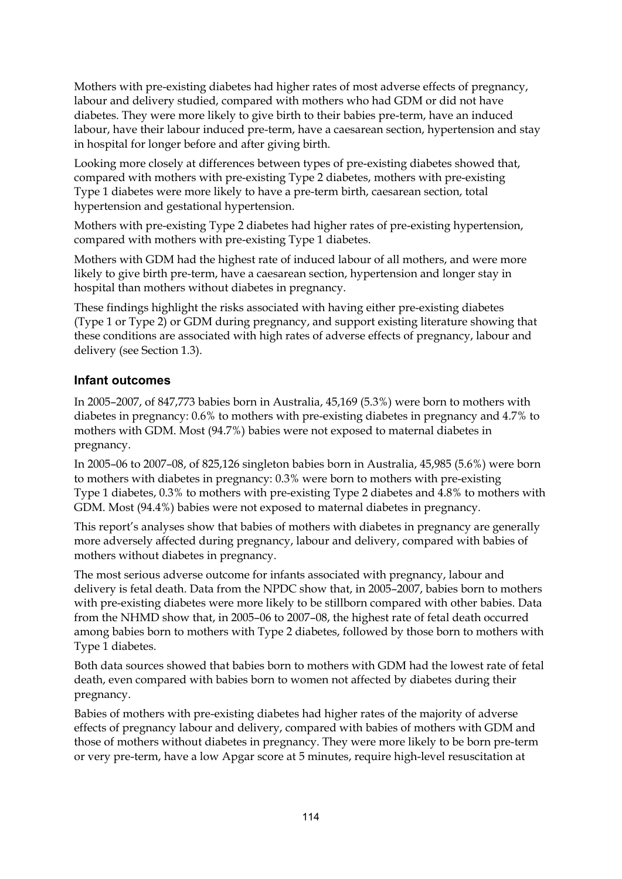Mothers with pre-existing diabetes had higher rates of most adverse effects of pregnancy, labour and delivery studied, compared with mothers who had GDM or did not have diabetes. They were more likely to give birth to their babies pre-term, have an induced labour, have their labour induced pre-term, have a caesarean section, hypertension and stay in hospital for longer before and after giving birth.

Looking more closely at differences between types of pre-existing diabetes showed that, compared with mothers with pre-existing Type 2 diabetes, mothers with pre-existing Type 1 diabetes were more likely to have a pre-term birth, caesarean section, total hypertension and gestational hypertension.

Mothers with pre-existing Type 2 diabetes had higher rates of pre-existing hypertension, compared with mothers with pre-existing Type 1 diabetes.

Mothers with GDM had the highest rate of induced labour of all mothers, and were more likely to give birth pre-term, have a caesarean section, hypertension and longer stay in hospital than mothers without diabetes in pregnancy.

These findings highlight the risks associated with having either pre-existing diabetes (Type 1 or Type 2) or GDM during pregnancy, and support existing literature showing that these conditions are associated with high rates of adverse effects of pregnancy, labour and delivery (see Section 1.3).

### Infant outcomes

In 2005–2007, of 847,773 babies born in Australia, 45,169 (5.3%) were born to mothers with diabetes in pregnancy: 0.6% to mothers with pre-existing diabetes in pregnancy and 4.7% to mothers with GDM. Most (94.7%) babies were not exposed to maternal diabetes in pregnancy.

In 2005–06 to 2007–08, of 825,126 singleton babies born in Australia, 45,985 (5.6%) were born to mothers with diabetes in pregnancy: 0.3% were born to mothers with pre-existing Type 1 diabetes, 0.3% to mothers with pre-existing Type 2 diabetes and 4.8% to mothers with GDM. Most (94.4%) babies were not exposed to maternal diabetes in pregnancy.

This report's analyses show that babies of mothers with diabetes in pregnancy are generally more adversely affected during pregnancy, labour and delivery, compared with babies of mothers without diabetes in pregnancy.

The most serious adverse outcome for infants associated with pregnancy, labour and delivery is fetal death. Data from the NPDC show that, in 2005–2007, babies born to mothers with pre-existing diabetes were more likely to be stillborn compared with other babies. Data from the NHMD show that, in 2005–06 to 2007–08, the highest rate of fetal death occurred among babies born to mothers with Type 2 diabetes, followed by those born to mothers with Type 1 diabetes.

Both data sources showed that babies born to mothers with GDM had the lowest rate of fetal death, even compared with babies born to women not affected by diabetes during their pregnancy.

Babies of mothers with pre-existing diabetes had higher rates of the majority of adverse effects of pregnancy labour and delivery, compared with babies of mothers with GDM and those of mothers without diabetes in pregnancy. They were more likely to be born pre-term or very pre-term, have a low Apgar score at 5 minutes, require high-level resuscitation at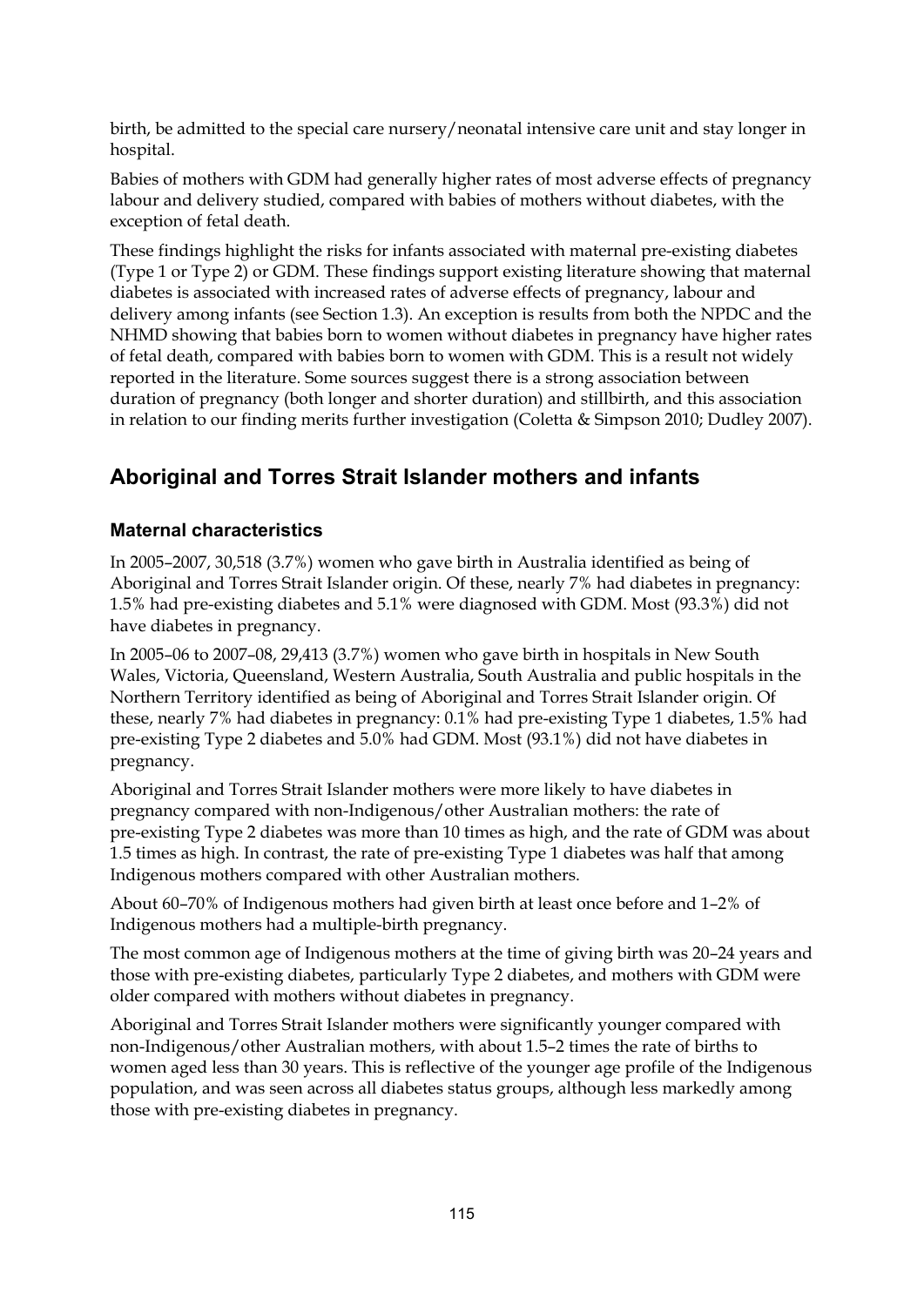birth, be admitted to the special care nursery/neonatal intensive care unit and stay longer in hospital.

Babies of mothers with GDM had generally higher rates of most adverse effects of pregnancy labour and delivery studied, compared with babies of mothers without diabetes, with the exception of fetal death.

These findings highlight the risks for infants associated with maternal pre-existing diabetes (Type 1 or Type 2) or GDM. These findings support existing literature showing that maternal diabetes is associated with increased rates of adverse effects of pregnancy, labour and delivery among infants (see Section 1.3). An exception is results from both the NPDC and the NHMD showing that babies born to women without diabetes in pregnancy have higher rates of fetal death, compared with babies born to women with GDM. This is a result not widely reported in the literature. Some sources suggest there is a strong association between duration of pregnancy (both longer and shorter duration) and stillbirth, and this association in relation to our finding merits further investigation (Coletta & Simpson 2010; Dudley 2007).

## Aboriginal and Torres Strait Islander mothers and infants

### Maternal characteristics

In 2005–2007, 30,518 (3.7%) women who gave birth in Australia identified as being of Aboriginal and Torres Strait Islander origin. Of these, nearly 7% had diabetes in pregnancy: 1.5% had pre-existing diabetes and 5.1% were diagnosed with GDM. Most (93.3%) did not have diabetes in pregnancy.

In 2005–06 to 2007–08, 29,413 (3.7%) women who gave birth in hospitals in New South Wales, Victoria, Queensland, Western Australia, South Australia and public hospitals in the Northern Territory identified as being of Aboriginal and Torres Strait Islander origin. Of these, nearly 7% had diabetes in pregnancy: 0.1% had pre-existing Type 1 diabetes, 1.5% had pre-existing Type 2 diabetes and 5.0% had GDM. Most (93.1%) did not have diabetes in pregnancy.

Aboriginal and Torres Strait Islander mothers were more likely to have diabetes in pregnancy compared with non-Indigenous/other Australian mothers: the rate of pre-existing Type 2 diabetes was more than 10 times as high, and the rate of GDM was about 1.5 times as high. In contrast, the rate of pre-existing Type 1 diabetes was half that among Indigenous mothers compared with other Australian mothers.

About 60–70% of Indigenous mothers had given birth at least once before and 1–2% of Indigenous mothers had a multiple-birth pregnancy.

The most common age of Indigenous mothers at the time of giving birth was 20–24 years and those with pre-existing diabetes, particularly Type 2 diabetes, and mothers with GDM were older compared with mothers without diabetes in pregnancy.

Aboriginal and Torres Strait Islander mothers were significantly younger compared with non-Indigenous/other Australian mothers, with about 1.5–2 times the rate of births to women aged less than 30 years. This is reflective of the younger age profile of the Indigenous population, and was seen across all diabetes status groups, although less markedly among those with pre-existing diabetes in pregnancy.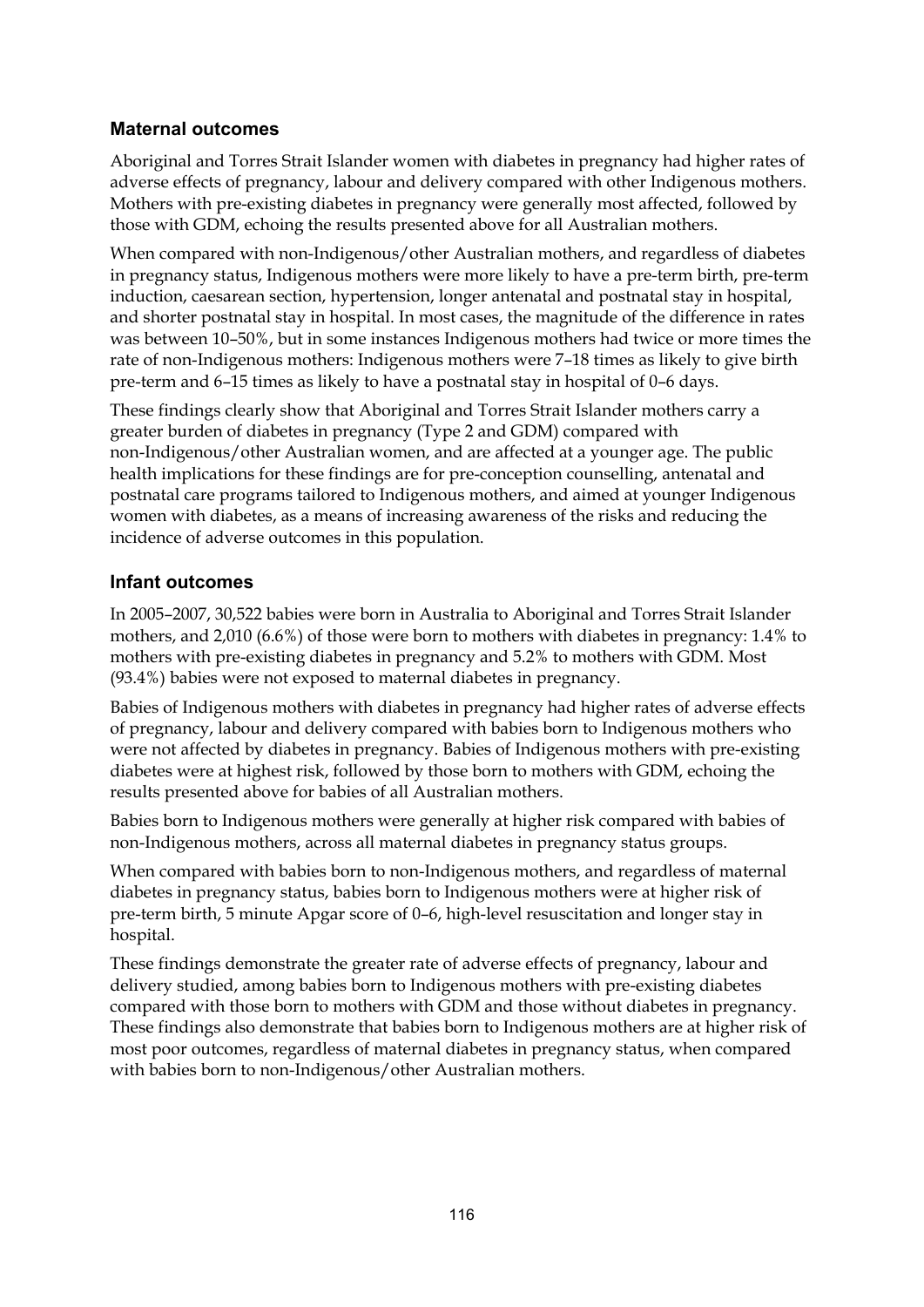### Maternal outcomes

Aboriginal and Torres Strait Islander women with diabetes in pregnancy had higher rates of adverse effects of pregnancy, labour and delivery compared with other Indigenous mothers. Mothers with pre-existing diabetes in pregnancy were generally most affected, followed by those with GDM, echoing the results presented above for all Australian mothers.

When compared with non-Indigenous/other Australian mothers, and regardless of diabetes in pregnancy status, Indigenous mothers were more likely to have a pre-term birth, pre-term induction, caesarean section, hypertension, longer antenatal and postnatal stay in hospital, and shorter postnatal stay in hospital. In most cases, the magnitude of the difference in rates was between 10–50%, but in some instances Indigenous mothers had twice or more times the rate of non-Indigenous mothers: Indigenous mothers were 7–18 times as likely to give birth pre-term and 6–15 times as likely to have a postnatal stay in hospital of 0–6 days.

These findings clearly show that Aboriginal and Torres Strait Islander mothers carry a greater burden of diabetes in pregnancy (Type 2 and GDM) compared with non-Indigenous/other Australian women, and are affected at a younger age. The public health implications for these findings are for pre-conception counselling, antenatal and postnatal care programs tailored to Indigenous mothers, and aimed at younger Indigenous women with diabetes, as a means of increasing awareness of the risks and reducing the incidence of adverse outcomes in this population.

### Infant outcomes

In 2005–2007, 30,522 babies were born in Australia to Aboriginal and Torres Strait Islander mothers, and 2,010 (6.6%) of those were born to mothers with diabetes in pregnancy: 1.4% to mothers with pre-existing diabetes in pregnancy and 5.2% to mothers with GDM. Most (93.4%) babies were not exposed to maternal diabetes in pregnancy.

Babies of Indigenous mothers with diabetes in pregnancy had higher rates of adverse effects of pregnancy, labour and delivery compared with babies born to Indigenous mothers who were not affected by diabetes in pregnancy. Babies of Indigenous mothers with pre-existing diabetes were at highest risk, followed by those born to mothers with GDM, echoing the results presented above for babies of all Australian mothers.

Babies born to Indigenous mothers were generally at higher risk compared with babies of non-Indigenous mothers, across all maternal diabetes in pregnancy status groups.

When compared with babies born to non-Indigenous mothers, and regardless of maternal diabetes in pregnancy status, babies born to Indigenous mothers were at higher risk of pre-term birth, 5 minute Apgar score of 0–6, high-level resuscitation and longer stay in hospital.

These findings demonstrate the greater rate of adverse effects of pregnancy, labour and delivery studied, among babies born to Indigenous mothers with pre-existing diabetes compared with those born to mothers with GDM and those without diabetes in pregnancy. These findings also demonstrate that babies born to Indigenous mothers are at higher risk of most poor outcomes, regardless of maternal diabetes in pregnancy status, when compared with babies born to non-Indigenous/other Australian mothers.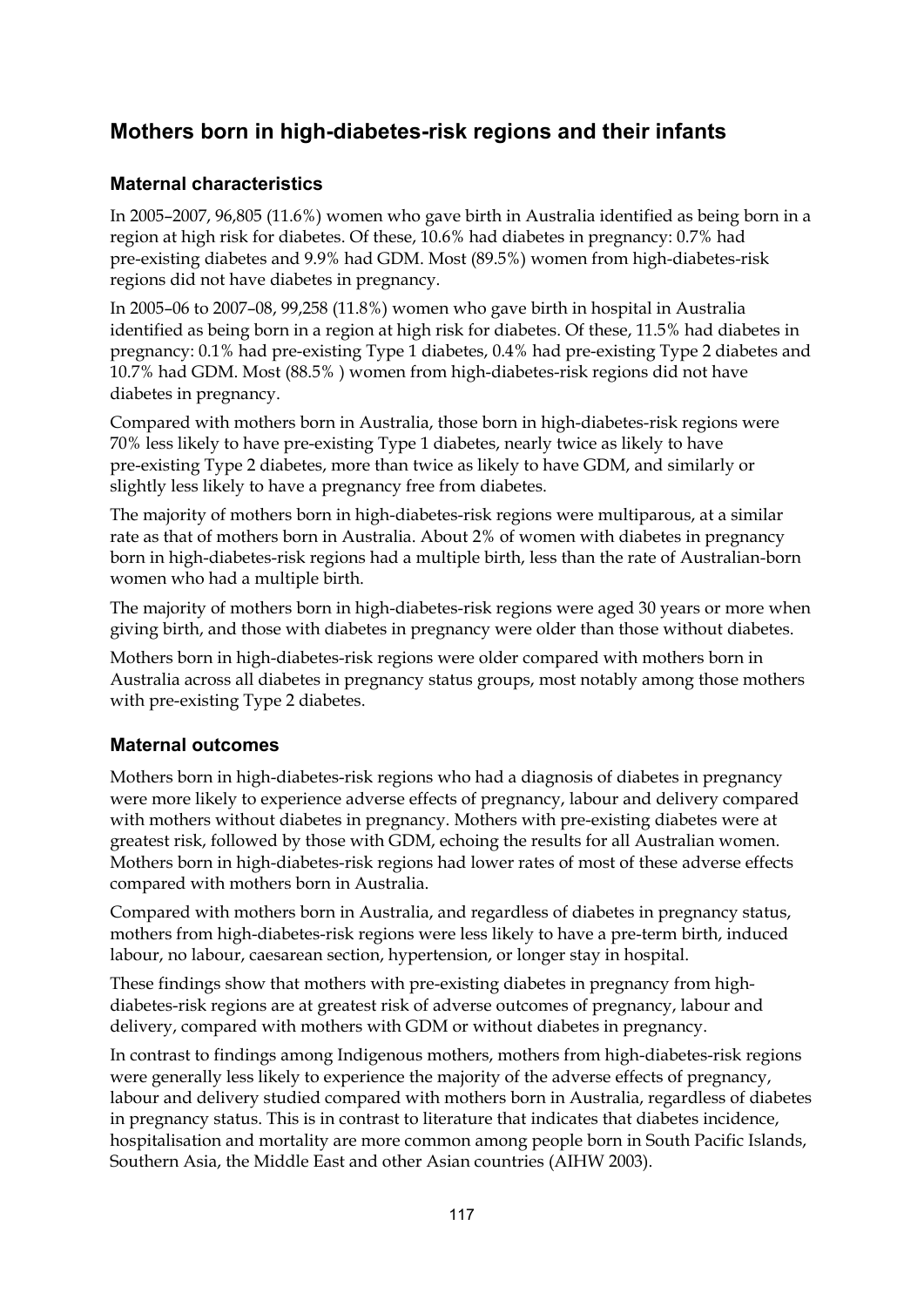## Mothers born in high-diabetes-risk regions and their infants

### Maternal characteristics

In 2005–2007, 96,805 (11.6%) women who gave birth in Australia identified as being born in a region at high risk for diabetes. Of these, 10.6% had diabetes in pregnancy: 0.7% had pre-existing diabetes and 9.9% had GDM. Most (89.5%) women from high-diabetes-risk regions did not have diabetes in pregnancy.

In 2005–06 to 2007–08, 99,258 (11.8%) women who gave birth in hospital in Australia identified as being born in a region at high risk for diabetes. Of these, 11.5% had diabetes in pregnancy: 0.1% had pre-existing Type 1 diabetes, 0.4% had pre-existing Type 2 diabetes and 10.7% had GDM. Most (88.5% ) women from high-diabetes-risk regions did not have diabetes in pregnancy.

Compared with mothers born in Australia, those born in high-diabetes-risk regions were 70% less likely to have pre-existing Type 1 diabetes, nearly twice as likely to have pre-existing Type 2 diabetes, more than twice as likely to have GDM, and similarly or slightly less likely to have a pregnancy free from diabetes.

The majority of mothers born in high-diabetes-risk regions were multiparous, at a similar rate as that of mothers born in Australia. About 2% of women with diabetes in pregnancy born in high-diabetes-risk regions had a multiple birth, less than the rate of Australian-born women who had a multiple birth.

The majority of mothers born in high-diabetes-risk regions were aged 30 years or more when giving birth, and those with diabetes in pregnancy were older than those without diabetes.

Mothers born in high-diabetes-risk regions were older compared with mothers born in Australia across all diabetes in pregnancy status groups, most notably among those mothers with pre-existing Type 2 diabetes.

### Maternal outcomes

Mothers born in high-diabetes-risk regions who had a diagnosis of diabetes in pregnancy were more likely to experience adverse effects of pregnancy, labour and delivery compared with mothers without diabetes in pregnancy. Mothers with pre-existing diabetes were at greatest risk, followed by those with GDM, echoing the results for all Australian women. Mothers born in high-diabetes-risk regions had lower rates of most of these adverse effects compared with mothers born in Australia.

Compared with mothers born in Australia, and regardless of diabetes in pregnancy status, mothers from high-diabetes-risk regions were less likely to have a pre-term birth, induced labour, no labour, caesarean section, hypertension, or longer stay in hospital.

These findings show that mothers with pre-existing diabetes in pregnancy from high-diabetes-risk regions are at greatest risk of adverse outcomes of pregnancy, labour and delivery, compared with mothers with GDM or without diabetes in pregnancy.

In contrast to findings among Indigenous mothers, mothers from high-diabetes-risk regions were generally less likely to experience the majority of the adverse effects of pregnancy, labour and delivery studied compared with mothers born in Australia, regardless of diabetes in pregnancy status. This is in contrast to literature that indicates that diabetes incidence, hospitalisation and mortality are more common among people born in South Pacific Islands, Southern Asia, the Middle East and other Asian countries (AIHW 2003).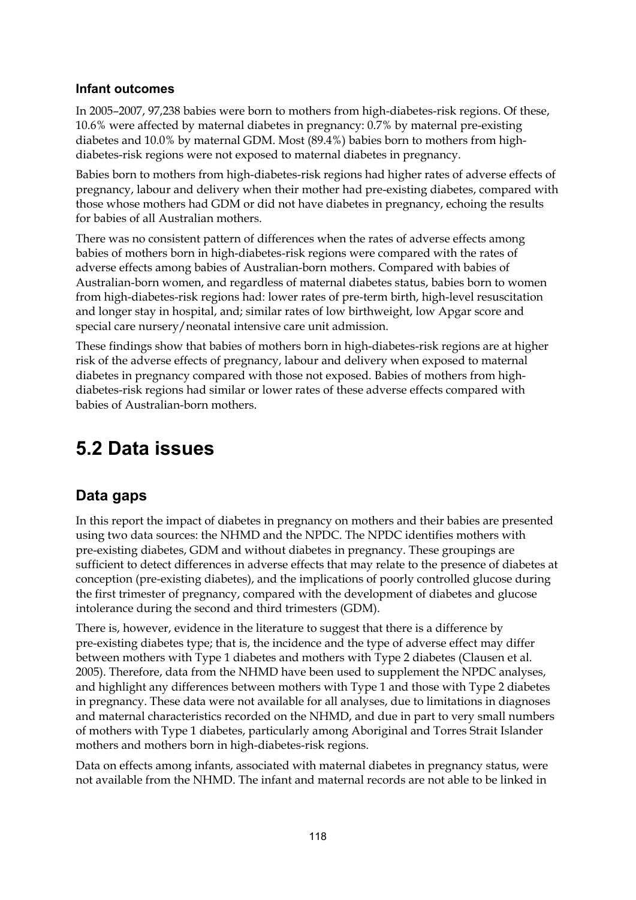#### Infant outcomes

In 2005–2007, 97,238 babies were born to mothers from high-diabetes-risk regions. Of these, 10.6% were affected by maternal diabetes in pregnancy: 0.7% by maternal pre-existing diabetes and 10.0% by maternal GDM. Most (89.4%) babies born to mothers from high-diabetes-risk regions were not exposed to maternal diabetes in pregnancy.

Babies born to mothers from high-diabetes-risk regions had higher rates of adverse effects of pregnancy, labour and delivery when their mother had pre-existing diabetes, compared with those whose mothers had GDM or did not have diabetes in pregnancy, echoing the results for babies of all Australian mothers.

There was no consistent pattern of differences when the rates of adverse effects among babies of mothers born in high-diabetes-risk regions were compared with the rates of adverse effects among babies of Australian-born mothers. Compared with babies of Australian-born women, and regardless of maternal diabetes status, babies born to women from high-diabetes-risk regions had: lower rates of pre-term birth, high-level resuscitation and longer stay in hospital, and; similar rates of low birthweight, low Apgar score and special care nursery/neonatal intensive care unit admission.

These findings show that babies of mothers born in high-diabetes-risk regions are at higher risk of the adverse effects of pregnancy, labour and delivery when exposed to maternal diabetes in pregnancy compared with those not exposed. Babies of mothers from high-diabetes-risk regions had similar or lower rates of these adverse effects compared with babies of Australian-born mothers.

# 5.2 Data issues

## Data gaps

In this report the impact of diabetes in pregnancy on mothers and their babies are presented using two data sources: the NHMD and the NPDC. The NPDC identifies mothers with pre-existing diabetes, GDM and without diabetes in pregnancy. These groupings are sufficient to detect differences in adverse effects that may relate to the presence of diabetes at conception (pre-existing diabetes), and the implications of poorly controlled glucose during the first trimester of pregnancy, compared with the development of diabetes and glucose intolerance during the second and third trimesters (GDM).

There is, however, evidence in the literature to suggest that there is a difference by pre-existing diabetes type; that is, the incidence and the type of adverse effect may differ between mothers with Type 1 diabetes and mothers with Type 2 diabetes (Clausen et al. 2005). Therefore, data from the NHMD have been used to supplement the NPDC analyses, and highlight any differences between mothers with Type 1 and those with Type 2 diabetes in pregnancy. These data were not available for all analyses, due to limitations in diagnoses and maternal characteristics recorded on the NHMD, and due in part to very small numbers of mothers with Type 1 diabetes, particularly among Aboriginal and Torres Strait Islander mothers and mothers born in high-diabetes-risk regions.

Data on effects among infants, associated with maternal diabetes in pregnancy status, were not available from the NHMD. The infant and maternal records are not able to be linked in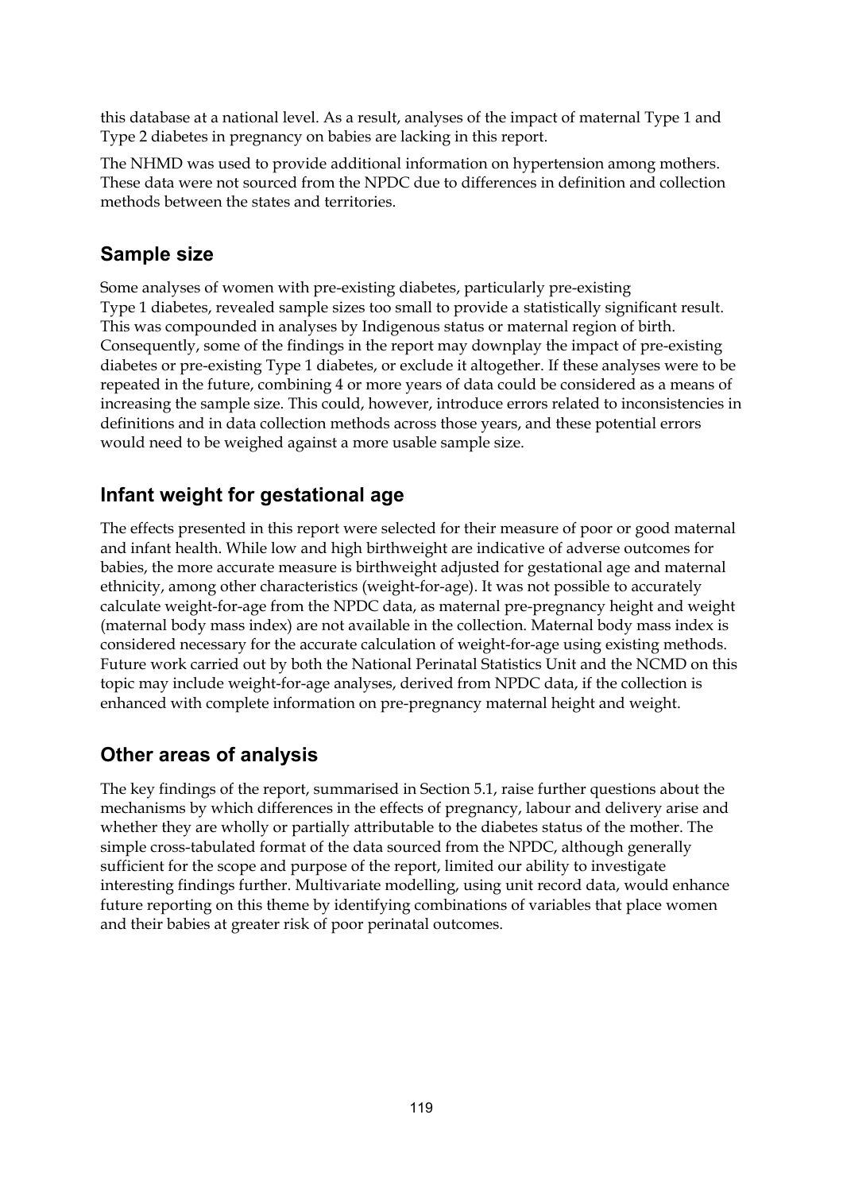this database at a national level. As a result, analyses of the impact of maternal Type 1 and Type 2 diabetes in pregnancy on babies are lacking in this report.

The NHMD was used to provide additional information on hypertension among mothers. These data were not sourced from the NPDC due to differences in definition and collection methods between the states and territories.

## Sample size

Some analyses of women with pre-existing diabetes, particularly pre-existing Type 1 diabetes, revealed sample sizes too small to provide a statistically significant result. This was compounded in analyses by Indigenous status or maternal region of birth. Consequently, some of the findings in the report may downplay the impact of pre-existing diabetes or pre-existing Type 1 diabetes, or exclude it altogether. If these analyses were to be repeated in the future, combining 4 or more years of data could be considered as a means of increasing the sample size. This could, however, introduce errors related to inconsistencies in definitions and in data collection methods across those years, and these potential errors would need to be weighed against a more usable sample size.

## Infant weight for gestational age

The effects presented in this report were selected for their measure of poor or good maternal and infant health. While low and high birthweight are indicative of adverse outcomes for babies, the more accurate measure is birthweight adjusted for gestational age and maternal ethnicity, among other characteristics (weight-for-age). It was not possible to accurately calculate weight-for-age from the NPDC data, as maternal pre-pregnancy height and weight (maternal body mass index) are not available in the collection. Maternal body mass index is considered necessary for the accurate calculation of weight-for-age using existing methods. Future work carried out by both the National Perinatal Statistics Unit and the NCMD on this topic may include weight-for-age analyses, derived from NPDC data, if the collection is enhanced with complete information on pre-pregnancy maternal height and weight.

## Other areas of analysis

The key findings of the report, summarised in Section 5.1, raise further questions about the mechanisms by which differences in the effects of pregnancy, labour and delivery arise and whether they are wholly or partially attributable to the diabetes status of the mother. The simple cross-tabulated format of the data sourced from the NPDC, although generally sufficient for the scope and purpose of the report, limited our ability to investigate interesting findings further. Multivariate modelling, using unit record data, would enhance future reporting on this theme by identifying combinations of variables that place women and their babies at greater risk of poor perinatal outcomes.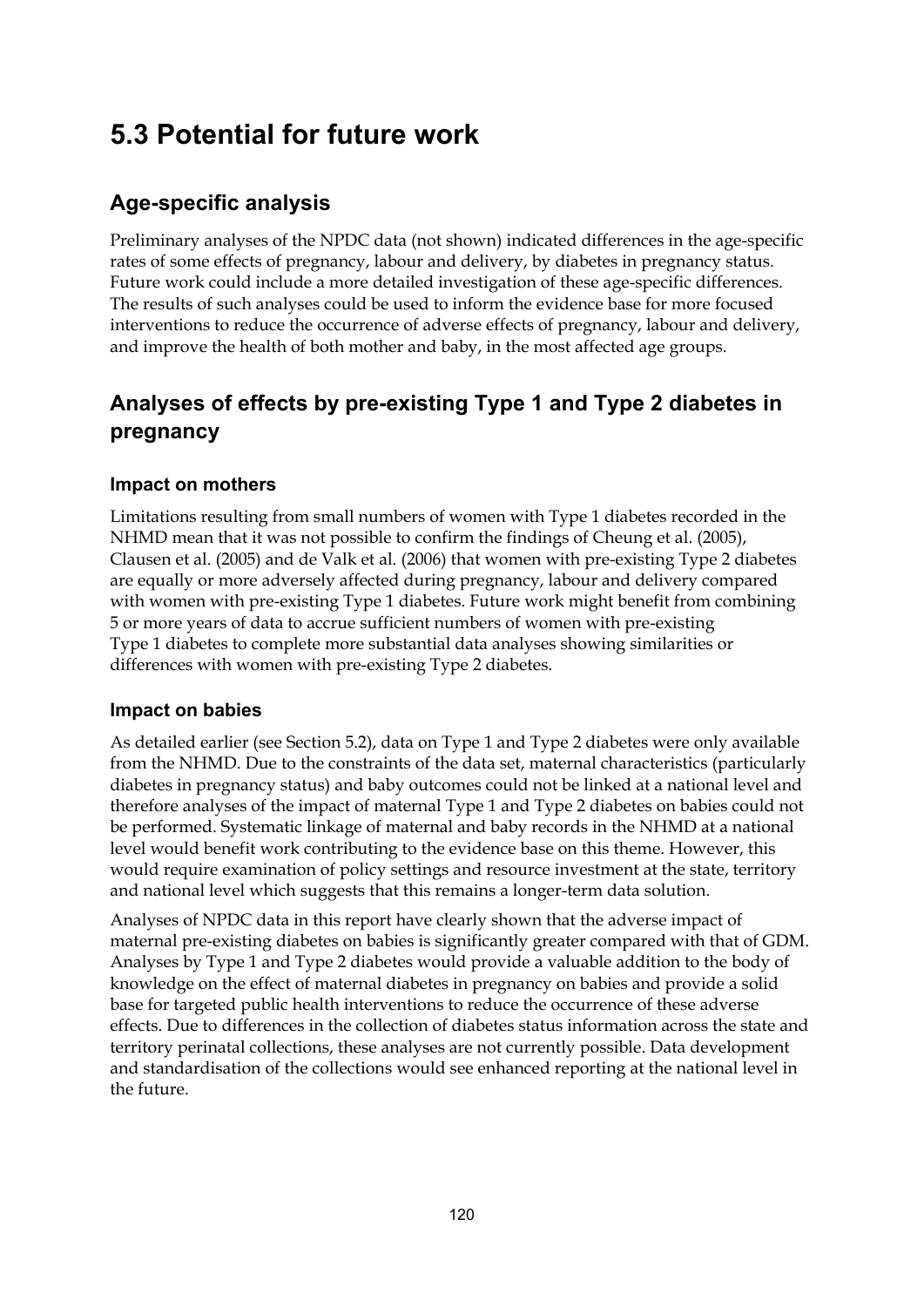# 5.3 Potential for future work

## Age-specific analysis

Preliminary analyses of the NPDC data (not shown) indicated differences in the age-specific rates of some effects of pregnancy, labour and delivery, by diabetes in pregnancy status. Future work could include a more detailed investigation of these age-specific differences. The results of such analyses could be used to inform the evidence base for more focused interventions to reduce the occurrence of adverse effects of pregnancy, labour and delivery, and improve the health of both mother and baby, in the most affected age groups.

## Analyses of effects by pre-existing Type 1 and Type 2 diabetes in pregnancy

### Impact on mothers

Limitations resulting from small numbers of women with Type 1 diabetes recorded in the NHMD mean that it was not possible to confirm the findings of Cheung et al. (2005), Clausen et al. (2005) and de Valk et al. (2006) that women with pre-existing Type 2 diabetes are equally or more adversely affected during pregnancy, labour and delivery compared with women with pre-existing Type 1 diabetes. Future work might benefit from combining 5 or more years of data to accrue sufficient numbers of women with pre-existing Type 1 diabetes to complete more substantial data analyses showing similarities or differences with women with pre-existing Type 2 diabetes.

### Impact on babies

As detailed earlier (see Section 5.2), data on Type 1 and Type 2 diabetes were only available from the NHMD. Due to the constraints of the data set, maternal characteristics (particularly diabetes in pregnancy status) and baby outcomes could not be linked at a national level and therefore analyses of the impact of maternal Type 1 and Type 2 diabetes on babies could not be performed. Systematic linkage of maternal and baby records in the NHMD at a national level would benefit work contributing to the evidence base on this theme. However, this would require examination of policy settings and resource investment at the state, territory and national level which suggests that this remains a longer-term data solution.

Analyses of NPDC data in this report have clearly shown that the adverse impact of maternal pre-existing diabetes on babies is significantly greater compared with that of GDM. Analyses by Type 1 and Type 2 diabetes would provide a valuable addition to the body of knowledge on the effect of maternal diabetes in pregnancy on babies and provide a solid base for targeted public health interventions to reduce the occurrence of these adverse effects. Due to differences in the collection of diabetes status information across the state and territory perinatal collections, these analyses are not currently possible. Data development and standardisation of the collections would see enhanced reporting at the national level in the future.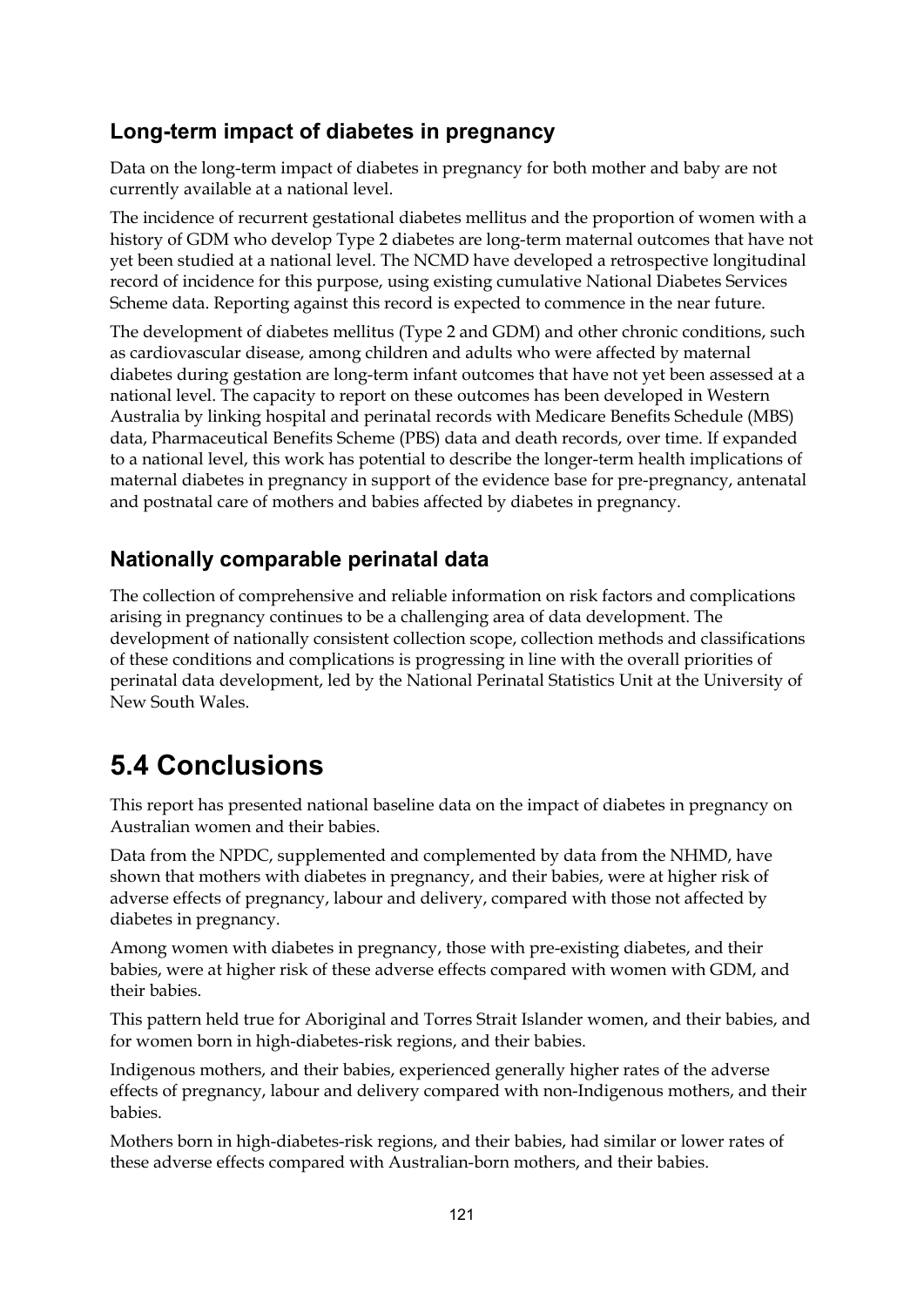### Long-term impact of diabetes in pregnancy

Data on the long-term impact of diabetes in pregnancy for both mother and baby are not currently available at a national level.

The incidence of recurrent gestational diabetes mellitus and the proportion of women with a history of GDM who develop Type 2 diabetes are long-term maternal outcomes that have not yet been studied at a national level. The NCMD have developed a retrospective longitudinal record of incidence for this purpose, using existing cumulative National Diabetes Services Scheme data. Reporting against this record is expected to commence in the near future.

The development of diabetes mellitus (Type 2 and GDM) and other chronic conditions, such as cardiovascular disease, among children and adults who were affected by maternal diabetes during gestation are long-term infant outcomes that have not yet been assessed at a national level. The capacity to report on these outcomes has been developed in Western Australia by linking hospital and perinatal records with Medicare Benefits Schedule (MBS) data, Pharmaceutical Benefits Scheme (PBS) data and death records, over time. If expanded to a national level, this work has potential to describe the longer-term health implications of maternal diabetes in pregnancy in support of the evidence base for pre-pregnancy, antenatal and postnatal care of mothers and babies affected by diabetes in pregnancy.

### Nationally comparable perinatal data

The collection of comprehensive and reliable information on risk factors and complications arising in pregnancy continues to be a challenging area of data development. The development of nationally consistent collection scope, collection methods and classifications of these conditions and complications is progressing in line with the overall priorities of perinatal data development, led by the National Perinatal Statistics Unit at the University of New South Wales.

## 5.4 Conclusions

This report has presented national baseline data on the impact of diabetes in pregnancy on Australian women and their babies.

Data from the NPDC, supplemented and complemented by data from the NHMD, have shown that mothers with diabetes in pregnancy, and their babies, were at higher risk of adverse effects of pregnancy, labour and delivery, compared with those not affected by diabetes in pregnancy.

Among women with diabetes in pregnancy, those with pre-existing diabetes, and their babies, were at higher risk of these adverse effects compared with women with GDM, and their babies.

This pattern held true for Aboriginal and Torres Strait Islander women, and their babies, and for women born in high-diabetes-risk regions, and their babies.

Indigenous mothers, and their babies, experienced generally higher rates of the adverse effects of pregnancy, labour and delivery compared with non-Indigenous mothers, and their babies.

Mothers born in high-diabetes-risk regions, and their babies, had similar or lower rates of these adverse effects compared with Australian-born mothers, and their babies.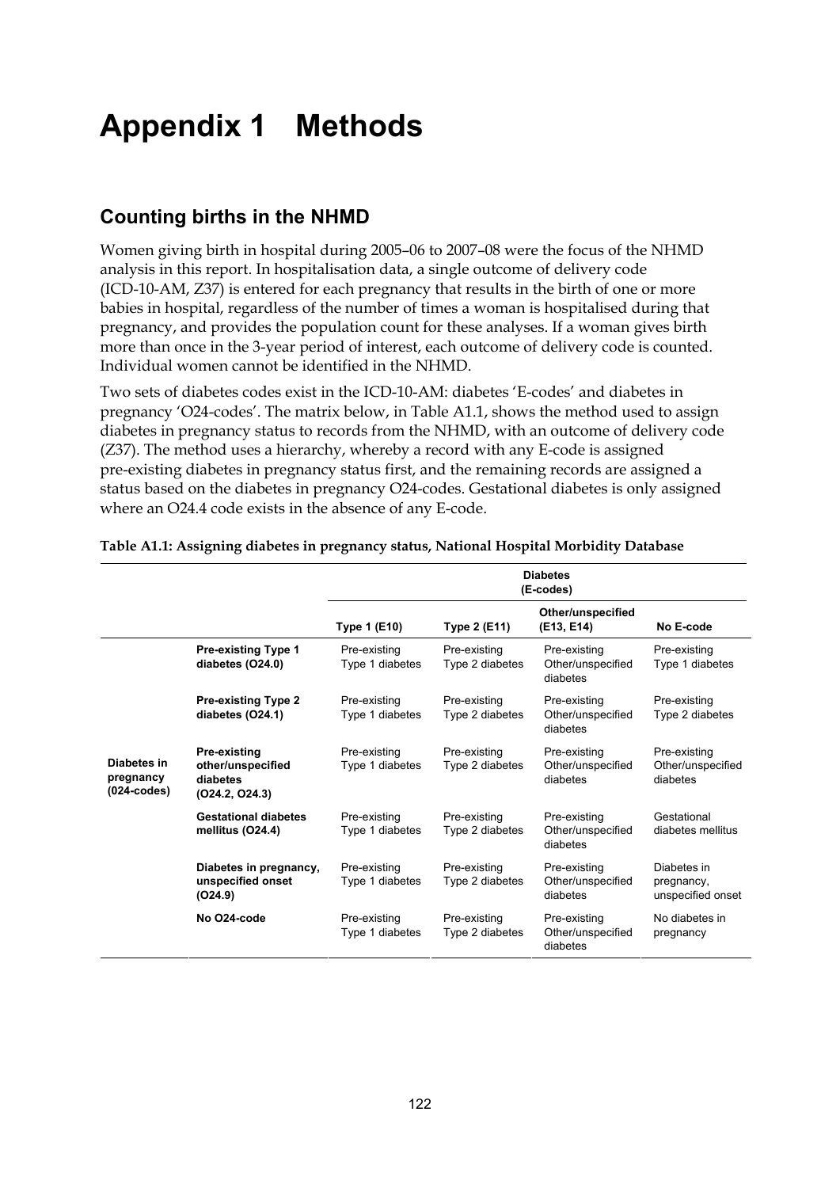# Appendix 1 Methods

## Counting births in the NHMD

Women giving birth in hospital during 2005–06 to 2007–08 were the focus of the NHMD analysis in this report. In hospitalisation data, a single outcome of delivery code (ICD-10-AM, Z37) is entered for each pregnancy that results in the birth of one or more babies in hospital, regardless of the number of times a woman is hospitalised during that pregnancy, and provides the population count for these analyses. If a woman gives birth more than once in the 3-year period of interest, each outcome of delivery code is counted. Individual women cannot be identified in the NHMD.

Two sets of diabetes codes exist in the ICD-10-AM: diabetes 'E-codes' and diabetes in pregnancy 'O24-codes'. The matrix below, in Table A1.1, shows the method used to assign diabetes in pregnancy status to records from the NHMD, with an outcome of delivery code (Z37). The method uses a hierarchy, whereby a record with any E-code is assigned pre-existing diabetes in pregnancy status first, and the remaining records are assigned a status based on the diabetes in pregnancy O24-codes. Gestational diabetes is only assigned where an O24.4 code exists in the absence of any E-code.

**Table A1.1: Assigning diabetes in pregnancy status, National Hospital Morbidity Database**

| | | Diabetes (E-codes) | | | |
|---|---|---|---|---|---|
| | | **Type 1 (E10)** | **Type 2 (E11)** | **Other/unspecified (E13, E14)** | **No E-code** |
| **Diabetes in pregnancy (O24-codes)** | **Pre-existing Type 1 diabetes (O24.0)** | Pre-existing Type 1 diabetes | Pre-existing Type 2 diabetes | Pre-existing Other/unspecified diabetes | Pre-existing Type 1 diabetes |
| | **Pre-existing Type 2 diabetes (O24.1)** | Pre-existing Type 1 diabetes | Pre-existing Type 2 diabetes | Pre-existing Other/unspecified diabetes | Pre-existing Type 2 diabetes |
| | **Pre-existing other/unspecified diabetes (O24.2, O24.3)** | Pre-existing Type 1 diabetes | Pre-existing Type 2 diabetes | Pre-existing Other/unspecified diabetes | Pre-existing Other/unspecified diabetes |
| | **Gestational diabetes mellitus (O24.4)** | Pre-existing Type 1 diabetes | Pre-existing Type 2 diabetes | Pre-existing Other/unspecified diabetes | Gestational diabetes mellitus |
| | **Diabetes in pregnancy, unspecified onset (O24.9)** | Pre-existing Type 1 diabetes | Pre-existing Type 2 diabetes | Pre-existing Other/unspecified diabetes | Diabetes in pregnancy, unspecified onset |
| | **No O24-code** | Pre-existing Type 1 diabetes | Pre-existing Type 2 diabetes | Pre-existing Other/unspecified diabetes | No diabetes in pregnancy |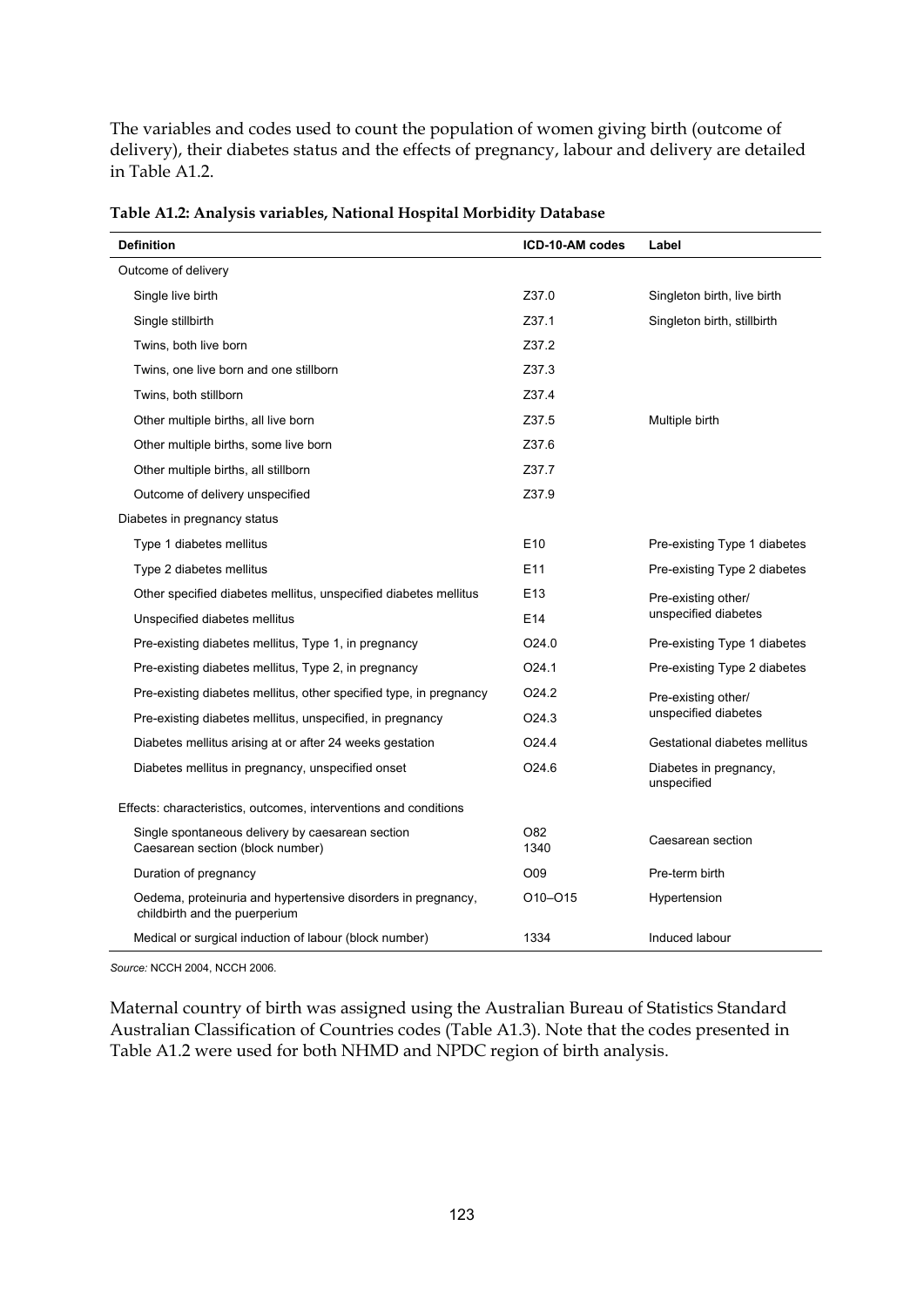The variables and codes used to count the population of women giving birth (outcome of delivery), their diabetes status and the effects of pregnancy, labour and delivery are detailed in Table A1.2.

**Table A1.2: Analysis variables, National Hospital Morbidity Database**

| Definition | ICD-10-AM codes | Label |
|---|---|---|
| Outcome of delivery | | |
| Single live birth | Z37.0 | Singleton birth, live birth |
| Single stillbirth | Z37.1 | Singleton birth, stillbirth |
| Twins, both live born | Z37.2 | Multiple birth |
| Twins, one live born and one stillborn | Z37.3 | |
| Twins, both stillborn | Z37.4 | |
| Other multiple births, all live born | Z37.5 | |
| Other multiple births, some live born | Z37.6 | |
| Other multiple births, all stillborn | Z37.7 | |
| Outcome of delivery unspecified | Z37.9 | |
| Diabetes in pregnancy status | | |
| Type 1 diabetes mellitus | E10 | Pre-existing Type 1 diabetes |
| Type 2 diabetes mellitus | E11 | Pre-existing Type 2 diabetes |
| Other specified diabetes mellitus, unspecified diabetes mellitus | E13 | Pre-existing other/ unspecified diabetes |
| Unspecified diabetes mellitus | E14 | |
| Pre-existing diabetes mellitus, Type 1, in pregnancy | O24.0 | Pre-existing Type 1 diabetes |
| Pre-existing diabetes mellitus, Type 2, in pregnancy | O24.1 | Pre-existing Type 2 diabetes |
| Pre-existing diabetes mellitus, other specified type, in pregnancy | O24.2 | Pre-existing other/ unspecified diabetes |
| Pre-existing diabetes mellitus, unspecified, in pregnancy | O24.3 | |
| Diabetes mellitus arising at or after 24 weeks gestation | O24.4 | Gestational diabetes mellitus |
| Diabetes mellitus in pregnancy, unspecified onset | O24.6 | Diabetes in pregnancy, unspecified |
| Effects: characteristics, outcomes, interventions and conditions | | |
| Single spontaneous delivery by caesarean section<br>Caesarean section (block number) | O82<br>1340 | Caesarean section |
| Duration of pregnancy | O09 | Pre-term birth |
| Oedema, proteinuria and hypertensive disorders in pregnancy, childbirth and the puerperium | O10–O15 | Hypertension |
| Medical or surgical induction of labour (block number) | 1334 | Induced labour |

*Source:* NCCH 2004, NCCH 2006.

Maternal country of birth was assigned using the Australian Bureau of Statistics Standard Australian Classification of Countries codes (Table A1.3). Note that the codes presented in Table A1.2 were used for both NHMD and NPDC region of birth analysis.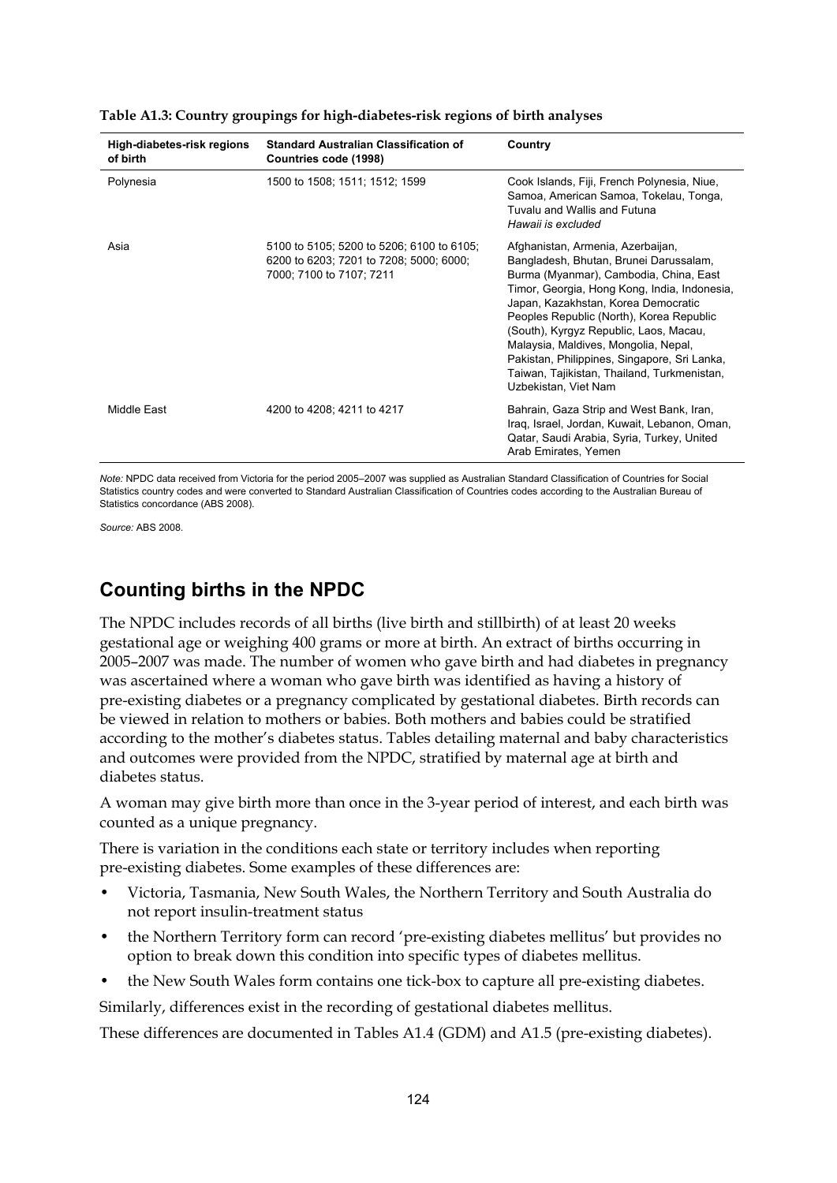**Table A1.3: Country groupings for high-diabetes-risk regions of birth analyses**

| High-diabetes-risk regions of birth | Standard Australian Classification of Countries code (1998) | Country |
|---|---|---|
| Polynesia | 1500 to 1508; 1511; 1512; 1599 | Cook Islands, Fiji, French Polynesia, Niue, Samoa, American Samoa, Tokelau, Tonga, Tuvalu and Wallis and Futuna *Hawaii is excluded* |
| Asia | 5100 to 5105; 5200 to 5206; 6100 to 6105; 6200 to 6203; 7201 to 7208; 5000; 6000; 7000; 7100 to 7107; 7211 | Afghanistan, Armenia, Azerbaijan, Bangladesh, Bhutan, Brunei Darussalam, Burma (Myanmar), Cambodia, China, East Timor, Georgia, Hong Kong, India, Indonesia, Japan, Kazakhstan, Korea Democratic Peoples Republic (North), Korea Republic (South), Kyrgyz Republic, Laos, Macau, Malaysia, Maldives, Mongolia, Nepal, Pakistan, Philippines, Singapore, Sri Lanka, Taiwan, Tajikistan, Thailand, Turkmenistan, Uzbekistan, Viet Nam |
| Middle East | 4200 to 4208; 4211 to 4217 | Bahrain, Gaza Strip and West Bank, Iran, Iraq, Israel, Jordan, Kuwait, Lebanon, Oman, Qatar, Saudi Arabia, Syria, Turkey, United Arab Emirates, Yemen |

*Note:* NPDC data received from Victoria for the period 2005–2007 was supplied as Australian Standard Classification of Countries for Social Statistics country codes and were converted to Standard Australian Classification of Countries codes according to the Australian Bureau of Statistics concordance (ABS 2008).

*Source:* ABS 2008.

## Counting births in the NPDC

The NPDC includes records of all births (live birth and stillbirth) of at least 20 weeks gestational age or weighing 400 grams or more at birth. An extract of births occurring in 2005–2007 was made. The number of women who gave birth and had diabetes in pregnancy was ascertained where a woman who gave birth was identified as having a history of pre-existing diabetes or a pregnancy complicated by gestational diabetes. Birth records can be viewed in relation to mothers or babies. Both mothers and babies could be stratified according to the mother's diabetes status. Tables detailing maternal and baby characteristics and outcomes were provided from the NPDC, stratified by maternal age at birth and diabetes status.

A woman may give birth more than once in the 3-year period of interest, and each birth was counted as a unique pregnancy.

There is variation in the conditions each state or territory includes when reporting pre-existing diabetes. Some examples of these differences are:

- Victoria, Tasmania, New South Wales, the Northern Territory and South Australia do not report insulin-treatment status
- the Northern Territory form can record 'pre-existing diabetes mellitus' but provides no option to break down this condition into specific types of diabetes mellitus.
- the New South Wales form contains one tick-box to capture all pre-existing diabetes.

Similarly, differences exist in the recording of gestational diabetes mellitus.

These differences are documented in Tables A1.4 (GDM) and A1.5 (pre-existing diabetes).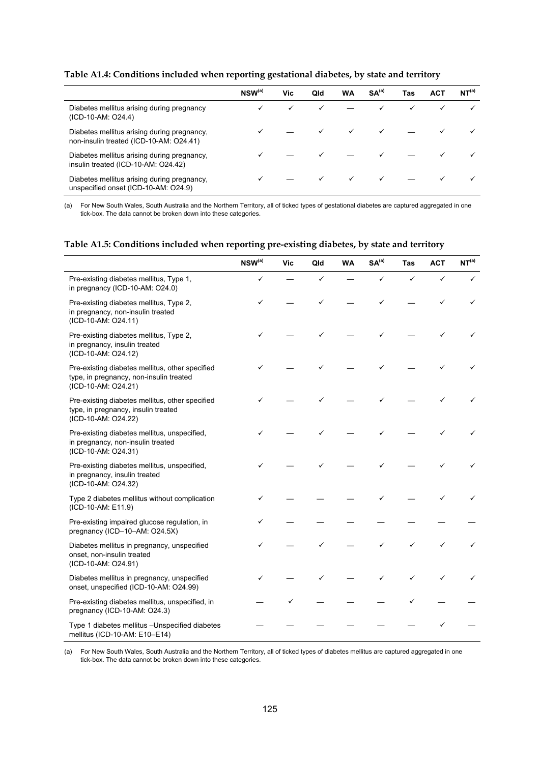**Table A1.4: Conditions included when reporting gestational diabetes, by state and territory**

| | NSW[(a)] | Vic | Qld | WA | SA[(a)] | Tas | ACT | NT[(a)] |
|---|---|---|---|---|---|---|---|---|
| Diabetes mellitus arising during pregnancy (ICD-10-AM: O24.4) | ✓ | ✓ | ✓ | — | ✓ | ✓ | ✓ | ✓ |
| Diabetes mellitus arising during pregnancy, non-insulin treated (ICD-10-AM: O24.41) | ✓ | — | ✓ | ✓ | ✓ | — | ✓ | ✓ |
| Diabetes mellitus arising during pregnancy, insulin treated (ICD-10-AM: O24.42) | ✓ | — | ✓ | — | ✓ | — | ✓ | ✓ |
| Diabetes mellitus arising during pregnancy, unspecified onset (ICD-10-AM: O24.9) | ✓ | — | ✓ | ✓ | ✓ | — | ✓ | ✓ |

(a) For New South Wales, South Australia and the Northern Territory, all of ticked types of gestational diabetes are captured aggregated in one tick-box. The data cannot be broken down into these categories.

**Table A1.5: Conditions included when reporting pre-existing diabetes, by state and territory**

| | NSW[(a)] | Vic | Qld | WA | SA[(a)] | Tas | ACT | NT[(a)] |
|---|---|---|---|---|---|---|---|---|
| Pre-existing diabetes mellitus, Type 1, in pregnancy (ICD-10-AM: O24.0) | ✓ | — | ✓ | — | ✓ | ✓ | ✓ | ✓ |
| Pre-existing diabetes mellitus, Type 2, in pregnancy, non-insulin treated (ICD-10-AM: O24.11) | ✓ | — | ✓ | — | ✓ | — | ✓ | ✓ |
| Pre-existing diabetes mellitus, Type 2, in pregnancy, insulin treated (ICD-10-AM: O24.12) | ✓ | — | ✓ | — | ✓ | — | ✓ | ✓ |
| Pre-existing diabetes mellitus, other specified type, in pregnancy, non-insulin treated (ICD-10-AM: O24.21) | ✓ | — | ✓ | — | ✓ | — | ✓ | ✓ |
| Pre-existing diabetes mellitus, other specified type, in pregnancy, insulin treated (ICD-10-AM: O24.22) | ✓ | — | ✓ | — | ✓ | — | ✓ | ✓ |
| Pre-existing diabetes mellitus, unspecified, in pregnancy, non-insulin treated (ICD-10-AM: O24.31) | ✓ | — | ✓ | — | ✓ | — | ✓ | ✓ |
| Pre-existing diabetes mellitus, unspecified, in pregnancy, insulin treated (ICD-10-AM: O24.32) | ✓ | — | ✓ | — | ✓ | — | ✓ | ✓ |
| Type 2 diabetes mellitus without complication (ICD-10-AM: E11.9) | ✓ | — | — | — | ✓ | — | ✓ | ✓ |
| Pre-existing impaired glucose regulation, in pregnancy (ICD–10–AM: O24.5X) | ✓ | — | — | — | — | — | — | — |
| Diabetes mellitus in pregnancy, unspecified onset, non-insulin treated (ICD-10-AM: O24.91) | ✓ | — | ✓ | — | ✓ | ✓ | ✓ | ✓ |
| Diabetes mellitus in pregnancy, unspecified onset, unspecified (ICD-10-AM: O24.99) | ✓ | — | ✓ | — | ✓ | ✓ | ✓ | ✓ |
| Pre-existing diabetes mellitus, unspecified, in pregnancy (ICD-10-AM: O24.3) | — | ✓ | — | — | — | ✓ | — | — |
| Type 1 diabetes mellitus –Unspecified diabetes mellitus (ICD-10-AM: E10–E14) | — | — | — | — | — | — | ✓ | — |

(a) For New South Wales, South Australia and the Northern Territory, all of ticked types of diabetes mellitus are captured aggregated in one tick-box. The data cannot be broken down into these categories.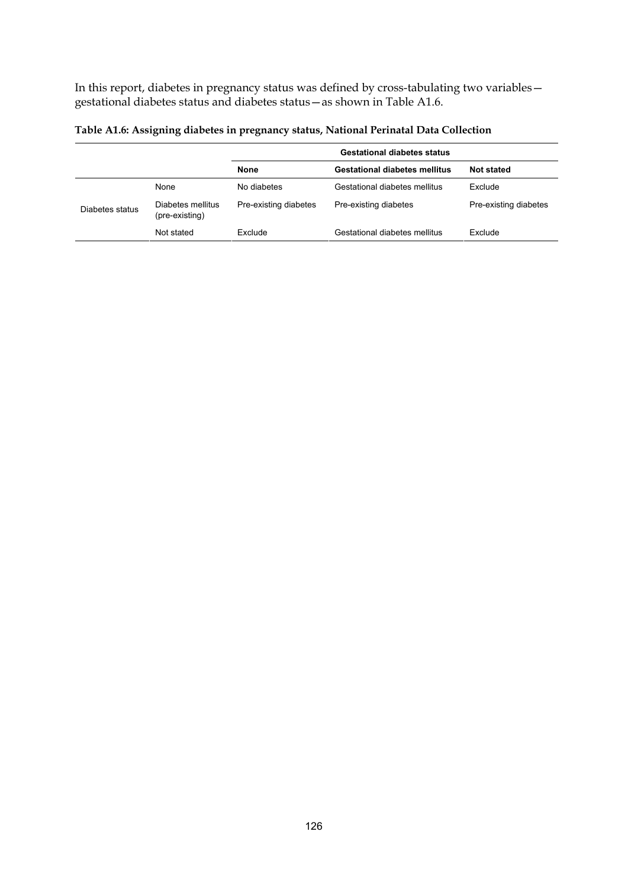In this report, diabetes in pregnancy status was defined by cross-tabulating two variables—gestational diabetes status and diabetes status—as shown in Table A1.6.

**Table A1.6: Assigning diabetes in pregnancy status, National Perinatal Data Collection**

| | | Gestational diabetes status | | |
|---|---|---|---|---|
| | | **None** | **Gestational diabetes mellitus** | **Not stated** |
| Diabetes status | None | No diabetes | Gestational diabetes mellitus | Exclude |
| | Diabetes mellitus (pre-existing) | Pre-existing diabetes | Pre-existing diabetes | Pre-existing diabetes |
| | Not stated | Exclude | Gestational diabetes mellitus | Exclude |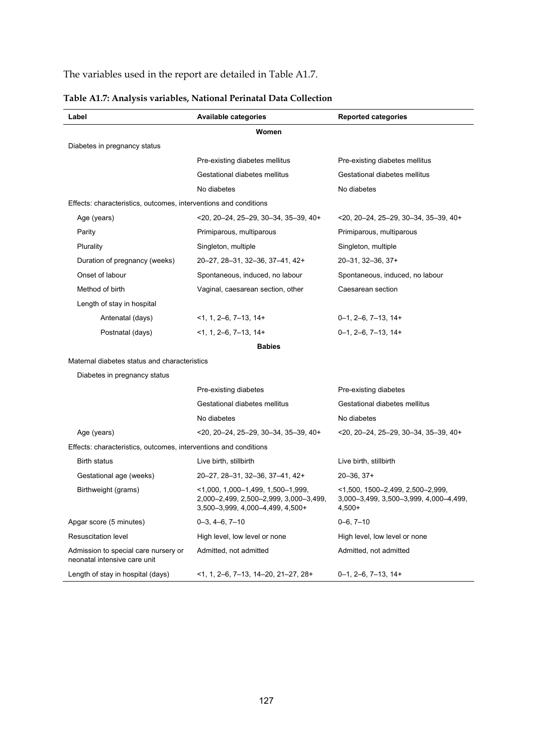The variables used in the report are detailed in Table A1.7.

**Table A1.7: Analysis variables, National Perinatal Data Collection**

| Label | Available categories | Reported categories |
|---|---|---|
| | **Women** | |
| Diabetes in pregnancy status | | |
| | Pre-existing diabetes mellitus | Pre-existing diabetes mellitus |
| | Gestational diabetes mellitus | Gestational diabetes mellitus |
| | No diabetes | No diabetes |
| Effects: characteristics, outcomes, interventions and conditions | | |
| Age (years) | <20, 20–24, 25–29, 30–34, 35–39, 40+ | <20, 20–24, 25–29, 30–34, 35–39, 40+ |
| Parity | Primiparous, multiparous | Primiparous, multiparous |
| Plurality | Singleton, multiple | Singleton, multiple |
| Duration of pregnancy (weeks) | 20–27, 28–31, 32–36, 37–41, 42+ | 20–31, 32–36, 37+ |
| Onset of labour | Spontaneous, induced, no labour | Spontaneous, induced, no labour |
| Method of birth | Vaginal, caesarean section, other | Caesarean section |
| Length of stay in hospital | | |
| Antenatal (days) | <1, 1, 2–6, 7–13, 14+ | 0–1, 2–6, 7–13, 14+ |
| Postnatal (days) | <1, 1, 2–6, 7–13, 14+ | 0–1, 2–6, 7–13, 14+ |
| | **Babies** | |
| Maternal diabetes status and characteristics | | |
| Diabetes in pregnancy status | | |
| | Pre-existing diabetes | Pre-existing diabetes |
| | Gestational diabetes mellitus | Gestational diabetes mellitus |
| | No diabetes | No diabetes |
| Age (years) | <20, 20–24, 25–29, 30–34, 35–39, 40+ | <20, 20–24, 25–29, 30–34, 35–39, 40+ |
| Effects: characteristics, outcomes, interventions and conditions | | |
| Birth status | Live birth, stillbirth | Live birth, stillbirth |
| Gestational age (weeks) | 20–27, 28–31, 32–36, 37–41, 42+ | 20–36, 37+ |
| Birthweight (grams) | <1,000, 1,000–1,499, 1,500–1,999, 2,000–2,499, 2,500–2,999, 3,000–3,499, 3,500–3,999, 4,000–4,499, 4,500+ | <1,500, 1500–2,499, 2,500–2,999, 3,000–3,499, 3,500–3,999, 4,000–4,499, 4,500+ |
| Apgar score (5 minutes) | 0–3, 4–6, 7–10 | 0–6, 7–10 |
| Resuscitation level | High level, low level or none | High level, low level or none |
| Admission to special care nursery or neonatal intensive care unit | Admitted, not admitted | Admitted, not admitted |
| Length of stay in hospital (days) | <1, 1, 2–6, 7–13, 14–20, 21–27, 28+ | 0–1, 2–6, 7–13, 14+ |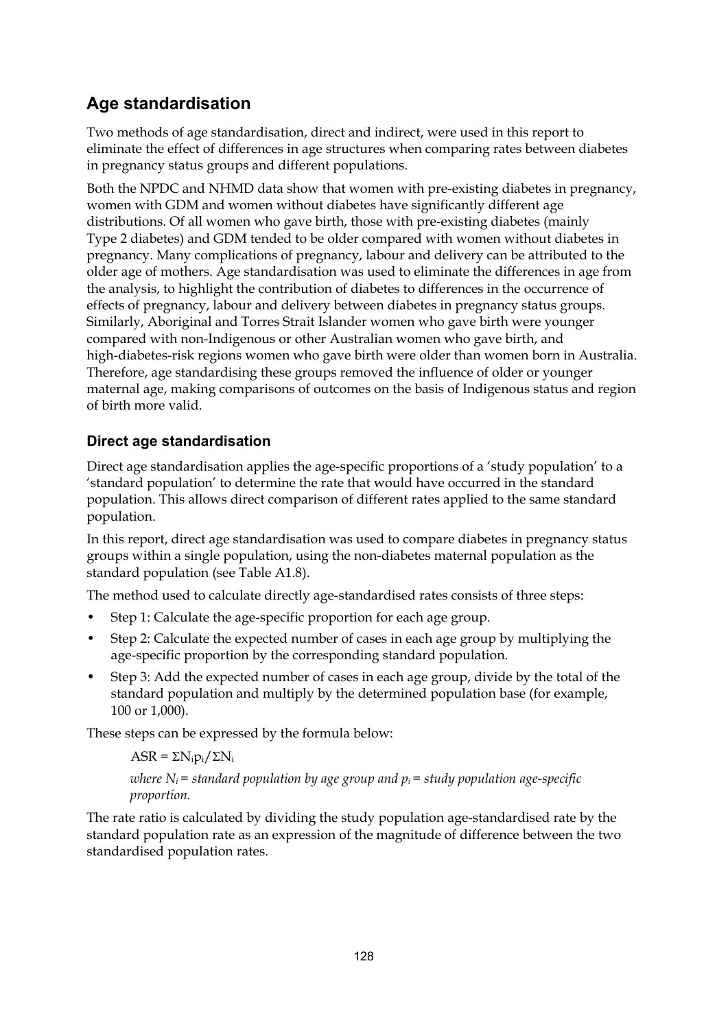## Age standardisation

Two methods of age standardisation, direct and indirect, were used in this report to eliminate the effect of differences in age structures when comparing rates between diabetes in pregnancy status groups and different populations.

Both the NPDC and NHMD data show that women with pre-existing diabetes in pregnancy, women with GDM and women without diabetes have significantly different age distributions. Of all women who gave birth, those with pre-existing diabetes (mainly Type 2 diabetes) and GDM tended to be older compared with women without diabetes in pregnancy. Many complications of pregnancy, labour and delivery can be attributed to the older age of mothers. Age standardisation was used to eliminate the differences in age from the analysis, to highlight the contribution of diabetes to differences in the occurrence of effects of pregnancy, labour and delivery between diabetes in pregnancy status groups. Similarly, Aboriginal and Torres Strait Islander women who gave birth were younger compared with non-Indigenous or other Australian women who gave birth, and high-diabetes-risk regions women who gave birth were older than women born in Australia. Therefore, age standardising these groups removed the influence of older or younger maternal age, making comparisons of outcomes on the basis of Indigenous status and region of birth more valid.

### Direct age standardisation

Direct age standardisation applies the age-specific proportions of a 'study population' to a 'standard population' to determine the rate that would have occurred in the standard population. This allows direct comparison of different rates applied to the same standard population.

In this report, direct age standardisation was used to compare diabetes in pregnancy status groups within a single population, using the non-diabetes maternal population as the standard population (see Table A1.8).

The method used to calculate directly age-standardised rates consists of three steps:

- Step 1: Calculate the age-specific proportion for each age group.
- Step 2: Calculate the expected number of cases in each age group by multiplying the age-specific proportion by the corresponding standard population.
- Step 3: Add the expected number of cases in each age group, divide by the total of the standard population and multiply by the determined population base (for example, 100 or 1,000).

These steps can be expressed by the formula below:

$$ASR = \Sigma N_i p_i / \Sigma N_i$$

*where $N_i$ = standard population by age group and $p_i$ = study population age-specific proportion.*

The rate ratio is calculated by dividing the study population age-standardised rate by the standard population rate as an expression of the magnitude of difference between the two standardised population rates.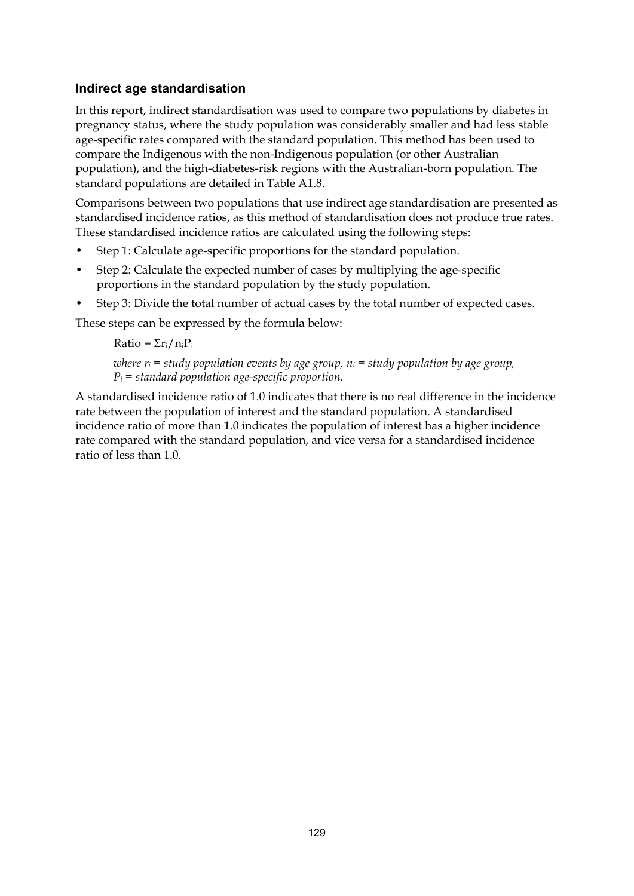### Indirect age standardisation

In this report, indirect standardisation was used to compare two populations by diabetes in pregnancy status, where the study population was considerably smaller and had less stable age-specific rates compared with the standard population. This method has been used to compare the Indigenous with the non-Indigenous population (or other Australian population), and the high-diabetes-risk regions with the Australian-born population. The standard populations are detailed in Table A1.8.

Comparisons between two populations that use indirect age standardisation are presented as standardised incidence ratios, as this method of standardisation does not produce true rates. These standardised incidence ratios are calculated using the following steps:

- Step 1: Calculate age-specific proportions for the standard population.
- Step 2: Calculate the expected number of cases by multiplying the age-specific proportions in the standard population by the study population.
- Step 3: Divide the total number of actual cases by the total number of expected cases.

These steps can be expressed by the formula below:

$$\text{Ratio} = \Sigma r_i / n_i P_i$$

*where* $r_i$ *= study population events by age group,* $n_i$ *= study population by age group,* $P_i$ *= standard population age-specific proportion.*

A standardised incidence ratio of 1.0 indicates that there is no real difference in the incidence rate between the population of interest and the standard population. A standardised incidence ratio of more than 1.0 indicates the population of interest has a higher incidence rate compared with the standard population, and vice versa for a standardised incidence ratio of less than 1.0.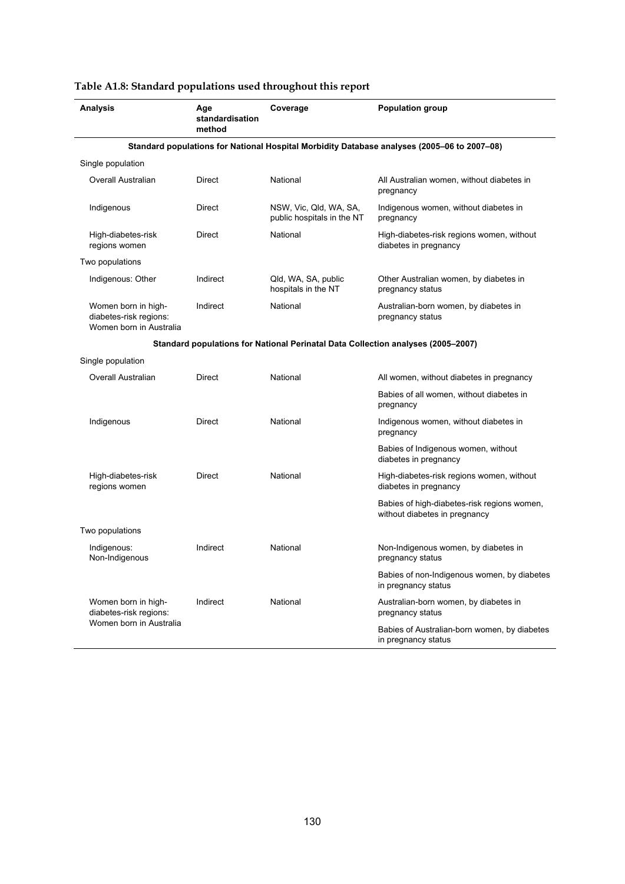**Table A1.8: Standard populations used throughout this report**

| Analysis | Age standardisation method | Coverage | Population group |
|---|---|---|---|
| **Standard populations for National Hospital Morbidity Database analyses (2005–06 to 2007–08)** | | | |
| Single population | | | |
| Overall Australian | Direct | National | All Australian women, without diabetes in pregnancy |
| Indigenous | Direct | NSW, Vic, Qld, WA, SA, public hospitals in the NT | Indigenous women, without diabetes in pregnancy |
| High-diabetes-risk regions women | Direct | National | High-diabetes-risk regions women, without diabetes in pregnancy |
| Two populations | | | |
| Indigenous: Other | Indirect | Qld, WA, SA, public hospitals in the NT | Other Australian women, by diabetes in pregnancy status |
| Women born in high-diabetes-risk regions: Women born in Australia | Indirect | National | Australian-born women, by diabetes in pregnancy status |
| **Standard populations for National Perinatal Data Collection analyses (2005–2007)** | | | |
| Single population | | | |
| Overall Australian | Direct | National | All women, without diabetes in pregnancy |
| | | | Babies of all women, without diabetes in pregnancy |
| Indigenous | Direct | National | Indigenous women, without diabetes in pregnancy |
| | | | Babies of Indigenous women, without diabetes in pregnancy |
| High-diabetes-risk regions women | Direct | National | High-diabetes-risk regions women, without diabetes in pregnancy |
| | | | Babies of high-diabetes-risk regions women, without diabetes in pregnancy |
| Two populations | | | |
| Indigenous: Non-Indigenous | Indirect | National | Non-Indigenous women, by diabetes in pregnancy status |
| | | | Babies of non-Indigenous women, by diabetes in pregnancy status |
| Women born in high-diabetes-risk regions: Women born in Australia | Indirect | National | Australian-born women, by diabetes in pregnancy status |
| | | | Babies of Australian-born women, by diabetes in pregnancy status |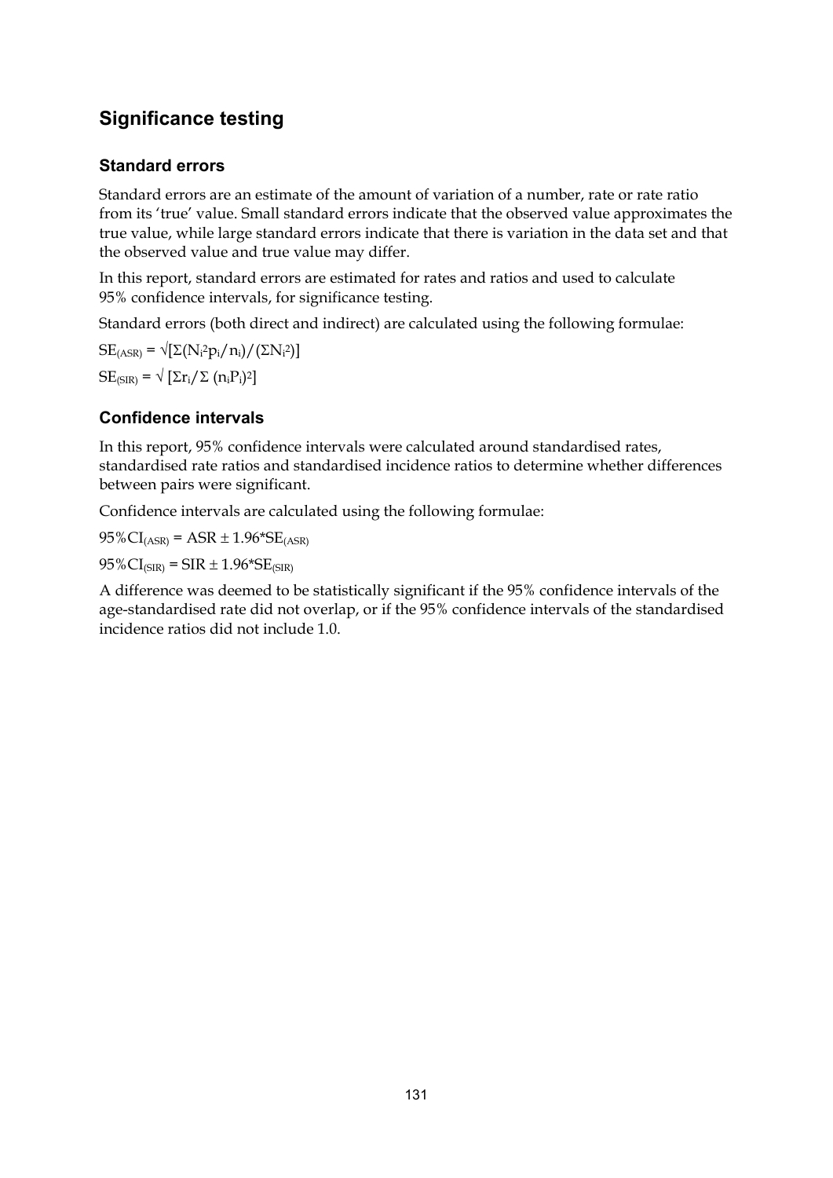## Significance testing

### Standard errors

Standard errors are an estimate of the amount of variation of a number, rate or rate ratio from its 'true' value. Small standard errors indicate that the observed value approximates the true value, while large standard errors indicate that there is variation in the data set and that the observed value and true value may differ.

In this report, standard errors are estimated for rates and ratios and used to calculate 95% confidence intervals, for significance testing.

Standard errors (both direct and indirect) are calculated using the following formulae:

$SE_{(ASR)} = \sqrt{[\Sigma(N_i^2 p_i / n_i)/(\Sigma N_i^2)]}$

$SE_{(SIR)} = \sqrt{[\Sigma r_i / \Sigma (n_i P_i)^2]}$

### Confidence intervals

In this report, 95% confidence intervals were calculated around standardised rates, standardised rate ratios and standardised incidence ratios to determine whether differences between pairs were significant.

Confidence intervals are calculated using the following formulae:

$95\%CI_{(ASR)} = ASR \pm 1.96{*}SE_{(ASR)}$

$95\%CI_{(SIR)} = SIR \pm 1.96{*}SE_{(SIR)}$

A difference was deemed to be statistically significant if the 95% confidence intervals of the age-standardised rate did not overlap, or if the 95% confidence intervals of the standardised incidence ratios did not include 1.0.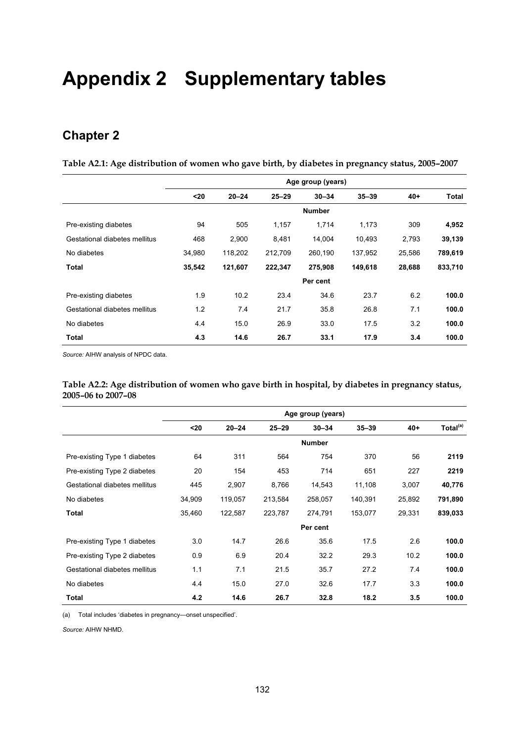# Appendix 2 Supplementary tables

## Chapter 2

**Table A2.1: Age distribution of women who gave birth, by diabetes in pregnancy status, 2005–2007**

| | Age group (years) | | | | | | |
|---|---|---|---|---|---|---|---|
| | <20 | 20–24 | 25–29 | 30–34 | 35–39 | 40+ | Total |
| | | | | Number | | | |
| Pre-existing diabetes | 94 | 505 | 1,157 | 1,714 | 1,173 | 309 | **4,952** |
| Gestational diabetes mellitus | 468 | 2,900 | 8,481 | 14,004 | 10,493 | 2,793 | **39,139** |
| No diabetes | 34,980 | 118,202 | 212,709 | 260,190 | 137,952 | 25,586 | **789,619** |
| **Total** | **35,542** | **121,607** | **222,347** | **275,908** | **149,618** | **28,688** | **833,710** |
| | | | | Per cent | | | |
| Pre-existing diabetes | 1.9 | 10.2 | 23.4 | 34.6 | 23.7 | 6.2 | **100.0** |
| Gestational diabetes mellitus | 1.2 | 7.4 | 21.7 | 35.8 | 26.8 | 7.1 | **100.0** |
| No diabetes | 4.4 | 15.0 | 26.9 | 33.0 | 17.5 | 3.2 | **100.0** |
| **Total** | **4.3** | **14.6** | **26.7** | **33.1** | **17.9** | **3.4** | **100.0** |

*Source:* AIHW analysis of NPDC data.

**Table A2.2: Age distribution of women who gave birth in hospital, by diabetes in pregnancy status, 2005–06 to 2007–08**

| | Age group (years) | | | | | | |
|---|---|---|---|---|---|---|---|
| | <20 | 20–24 | 25–29 | 30–34 | 35–39 | 40+ | Total[(a)] |
| | | | | Number | | | |
| Pre-existing Type 1 diabetes | 64 | 311 | 564 | 754 | 370 | 56 | **2119** |
| Pre-existing Type 2 diabetes | 20 | 154 | 453 | 714 | 651 | 227 | **2219** |
| Gestational diabetes mellitus | 445 | 2,907 | 8,766 | 14,543 | 11,108 | 3,007 | **40,776** |
| No diabetes | 34,909 | 119,057 | 213,584 | 258,057 | 140,391 | 25,892 | **791,890** |
| **Total** | 35,460 | 122,587 | 223,787 | 274,791 | 153,077 | 29,331 | **839,033** |
| | | | | Per cent | | | |
| Pre-existing Type 1 diabetes | 3.0 | 14.7 | 26.6 | 35.6 | 17.5 | 2.6 | **100.0** |
| Pre-existing Type 2 diabetes | 0.9 | 6.9 | 20.4 | 32.2 | 29.3 | 10.2 | **100.0** |
| Gestational diabetes mellitus | 1.1 | 7.1 | 21.5 | 35.7 | 27.2 | 7.4 | **100.0** |
| No diabetes | 4.4 | 15.0 | 27.0 | 32.6 | 17.7 | 3.3 | **100.0** |
| **Total** | **4.2** | **14.6** | **26.7** | **32.8** | **18.2** | **3.5** | **100.0** |

(a) Total includes 'diabetes in pregnancy—onset unspecified'.

*Source:* AIHW NHMD.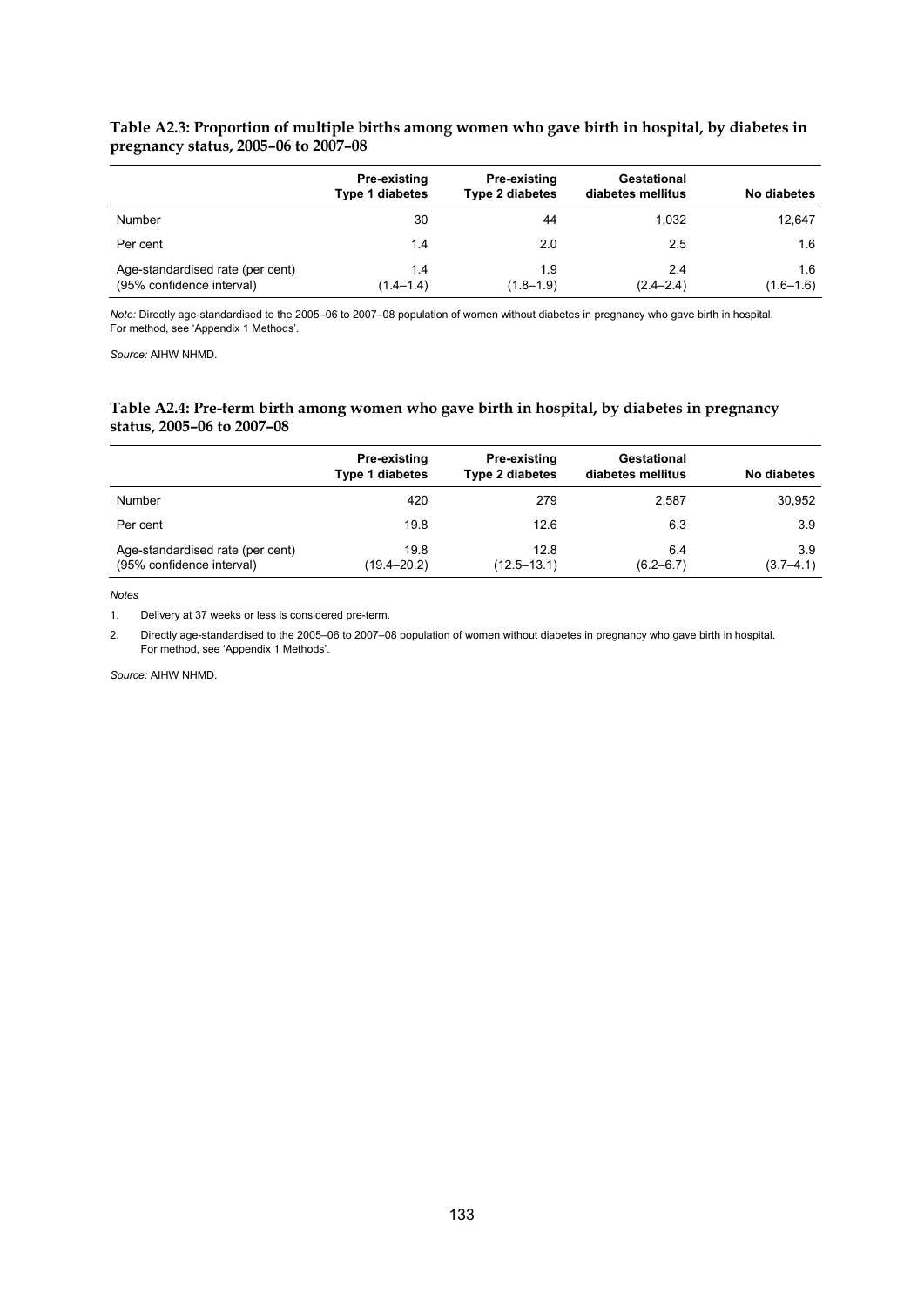**Table A2.3: Proportion of multiple births among women who gave birth in hospital, by diabetes in pregnancy status, 2005–06 to 2007–08**

| | Pre-existing Type 1 diabetes | Pre-existing Type 2 diabetes | Gestational diabetes mellitus | No diabetes |
|---|---|---|---|---|
| Number | 30 | 44 | 1,032 | 12,647 |
| Per cent | 1.4 | 2.0 | 2.5 | 1.6 |
| Age-standardised rate (per cent) (95% confidence interval) | 1.4 (1.4–1.4) | 1.9 (1.8–1.9) | 2.4 (2.4–2.4) | 1.6 (1.6–1.6) |

*Note:* Directly age-standardised to the 2005–06 to 2007–08 population of women without diabetes in pregnancy who gave birth in hospital. For method, see 'Appendix 1 Methods'.

*Source:* AIHW NHMD.

**Table A2.4: Pre-term birth among women who gave birth in hospital, by diabetes in pregnancy status, 2005–06 to 2007–08**

| | Pre-existing Type 1 diabetes | Pre-existing Type 2 diabetes | Gestational diabetes mellitus | No diabetes |
|---|---|---|---|---|
| Number | 420 | 279 | 2,587 | 30,952 |
| Per cent | 19.8 | 12.6 | 6.3 | 3.9 |
| Age-standardised rate (per cent) (95% confidence interval) | 19.8 (19.4–20.2) | 12.8 (12.5–13.1) | 6.4 (6.2–6.7) | 3.9 (3.7–4.1) |

*Notes*

1. Delivery at 37 weeks or less is considered pre-term.
2. Directly age-standardised to the 2005–06 to 2007–08 population of women without diabetes in pregnancy who gave birth in hospital. For method, see 'Appendix 1 Methods'.

*Source:* AIHW NHMD.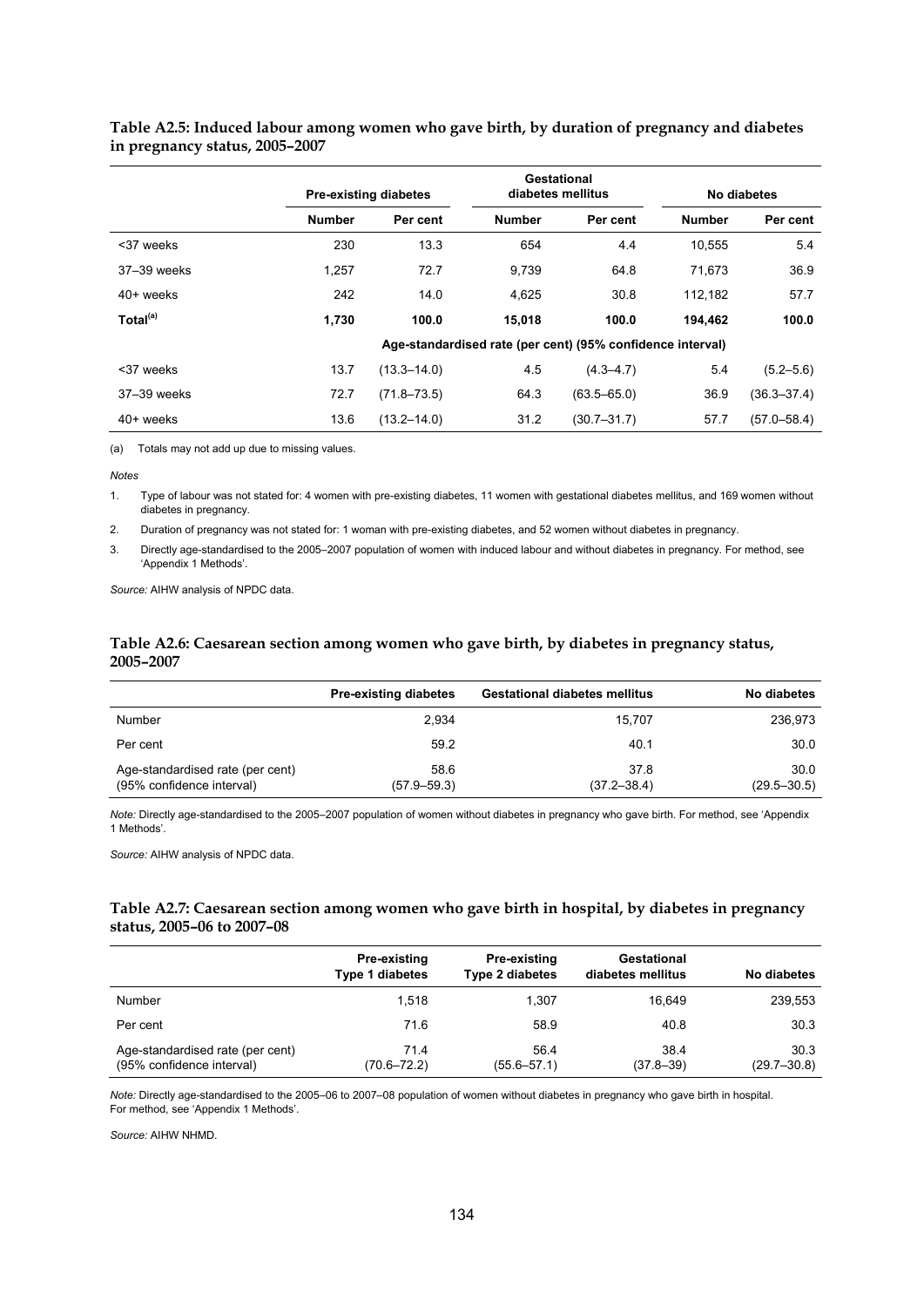**Table A2.5: Induced labour among women who gave birth, by duration of pregnancy and diabetes in pregnancy status, 2005–2007**

| | Pre-existing diabetes | | Gestational diabetes mellitus | | No diabetes | |
|---|---|---|---|---|---|---|
| | Number | Per cent | Number | Per cent | Number | Per cent |
| <37 weeks | 230 | 13.3 | 654 | 4.4 | 10,555 | 5.4 |
| 37–39 weeks | 1,257 | 72.7 | 9,739 | 64.8 | 71,673 | 36.9 |
| 40+ weeks | 242 | 14.0 | 4,625 | 30.8 | 112,182 | 57.7 |
| **Total[(a)]** | **1,730** | **100.0** | **15,018** | **100.0** | **194,462** | **100.0** |
| | Age-standardised rate (per cent) (95% confidence interval) | | | | | |
| <37 weeks | 13.7 | (13.3–14.0) | 4.5 | (4.3–4.7) | 5.4 | (5.2–5.6) |
| 37–39 weeks | 72.7 | (71.8–73.5) | 64.3 | (63.5–65.0) | 36.9 | (36.3–37.4) |
| 40+ weeks | 13.6 | (13.2–14.0) | 31.2 | (30.7–31.7) | 57.7 | (57.0–58.4) |

(a) Totals may not add up due to missing values.

*Notes*

1. Type of labour was not stated for: 4 women with pre-existing diabetes, 11 women with gestational diabetes mellitus, and 169 women without diabetes in pregnancy.
2. Duration of pregnancy was not stated for: 1 woman with pre-existing diabetes, and 52 women without diabetes in pregnancy.
3. Directly age-standardised to the 2005–2007 population of women with induced labour and without diabetes in pregnancy. For method, see 'Appendix 1 Methods'.

*Source:* AIHW analysis of NPDC data.

**Table A2.6: Caesarean section among women who gave birth, by diabetes in pregnancy status, 2005–2007**

| | Pre-existing diabetes | Gestational diabetes mellitus | No diabetes |
|---|---|---|---|
| Number | 2,934 | 15,707 | 236,973 |
| Per cent | 59.2 | 40.1 | 30.0 |
| Age-standardised rate (per cent) (95% confidence interval) | 58.6 (57.9–59.3) | 37.8 (37.2–38.4) | 30.0 (29.5–30.5) |

*Note:* Directly age-standardised to the 2005–2007 population of women without diabetes in pregnancy who gave birth. For method, see 'Appendix 1 Methods'.

*Source:* AIHW analysis of NPDC data.

**Table A2.7: Caesarean section among women who gave birth in hospital, by diabetes in pregnancy status, 2005–06 to 2007–08**

| | Pre-existing Type 1 diabetes | Pre-existing Type 2 diabetes | Gestational diabetes mellitus | No diabetes |
|---|---|---|---|---|
| Number | 1,518 | 1,307 | 16,649 | 239,553 |
| Per cent | 71.6 | 58.9 | 40.8 | 30.3 |
| Age-standardised rate (per cent) (95% confidence interval) | 71.4 (70.6–72.2) | 56.4 (55.6–57.1) | 38.4 (37.8–39) | 30.3 (29.7–30.8) |

*Note:* Directly age-standardised to the 2005–06 to 2007–08 population of women without diabetes in pregnancy who gave birth in hospital. For method, see 'Appendix 1 Methods'.

*Source:* AIHW NHMD.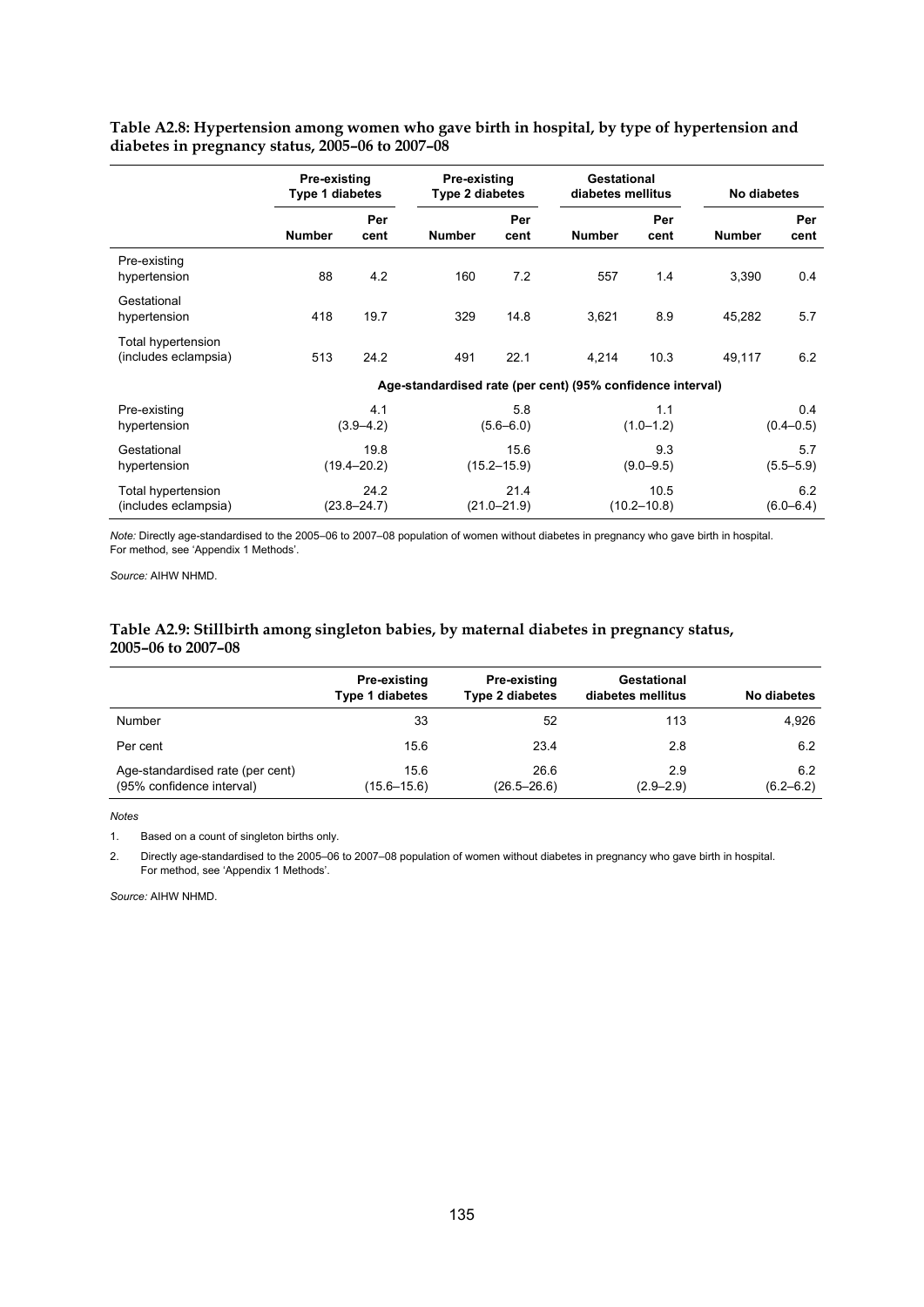**Table A2.8: Hypertension among women who gave birth in hospital, by type of hypertension and diabetes in pregnancy status, 2005–06 to 2007–08**

| | Pre-existing Type 1 diabetes | | Pre-existing Type 2 diabetes | | Gestational diabetes mellitus | | No diabetes | |
|---|---|---|---|---|---|---|---|---|
| | **Number** | **Per cent** | **Number** | **Per cent** | **Number** | **Per cent** | **Number** | **Per cent** |
| Pre-existing hypertension | 88 | 4.2 | 160 | 7.2 | 557 | 1.4 | 3,390 | 0.4 |
| Gestational hypertension | 418 | 19.7 | 329 | 14.8 | 3,621 | 8.9 | 45,282 | 5.7 |
| Total hypertension (includes eclampsia) | 513 | 24.2 | 491 | 22.1 | 4,214 | 10.3 | 49,117 | 6.2 |
| | **Age-standardised rate (per cent) (95% confidence interval)** | | | | | | | |
| Pre-existing hypertension | | 4.1 (3.9–4.2) | | 5.8 (5.6–6.0) | | 1.1 (1.0–1.2) | | 0.4 (0.4–0.5) |
| Gestational hypertension | | 19.8 (19.4–20.2) | | 15.6 (15.2–15.9) | | 9.3 (9.0–9.5) | | 5.7 (5.5–5.9) |
| Total hypertension (includes eclampsia) | | 24.2 (23.8–24.7) | | 21.4 (21.0–21.9) | | 10.5 (10.2–10.8) | | 6.2 (6.0–6.4) |

*Note:* Directly age-standardised to the 2005–06 to 2007–08 population of women without diabetes in pregnancy who gave birth in hospital. For method, see 'Appendix 1 Methods'.

*Source:* AIHW NHMD.

**Table A2.9: Stillbirth among singleton babies, by maternal diabetes in pregnancy status, 2005–06 to 2007–08**

| | Pre-existing Type 1 diabetes | Pre-existing Type 2 diabetes | Gestational diabetes mellitus | No diabetes |
|---|---|---|---|---|
| Number | 33 | 52 | 113 | 4,926 |
| Per cent | 15.6 | 23.4 | 2.8 | 6.2 |
| Age-standardised rate (per cent) (95% confidence interval) | 15.6 (15.6–15.6) | 26.6 (26.5–26.6) | 2.9 (2.9–2.9) | 6.2 (6.2–6.2) |

*Notes*

1. Based on a count of singleton births only.
2. Directly age-standardised to the 2005–06 to 2007–08 population of women without diabetes in pregnancy who gave birth in hospital. For method, see 'Appendix 1 Methods'.

*Source:* AIHW NHMD.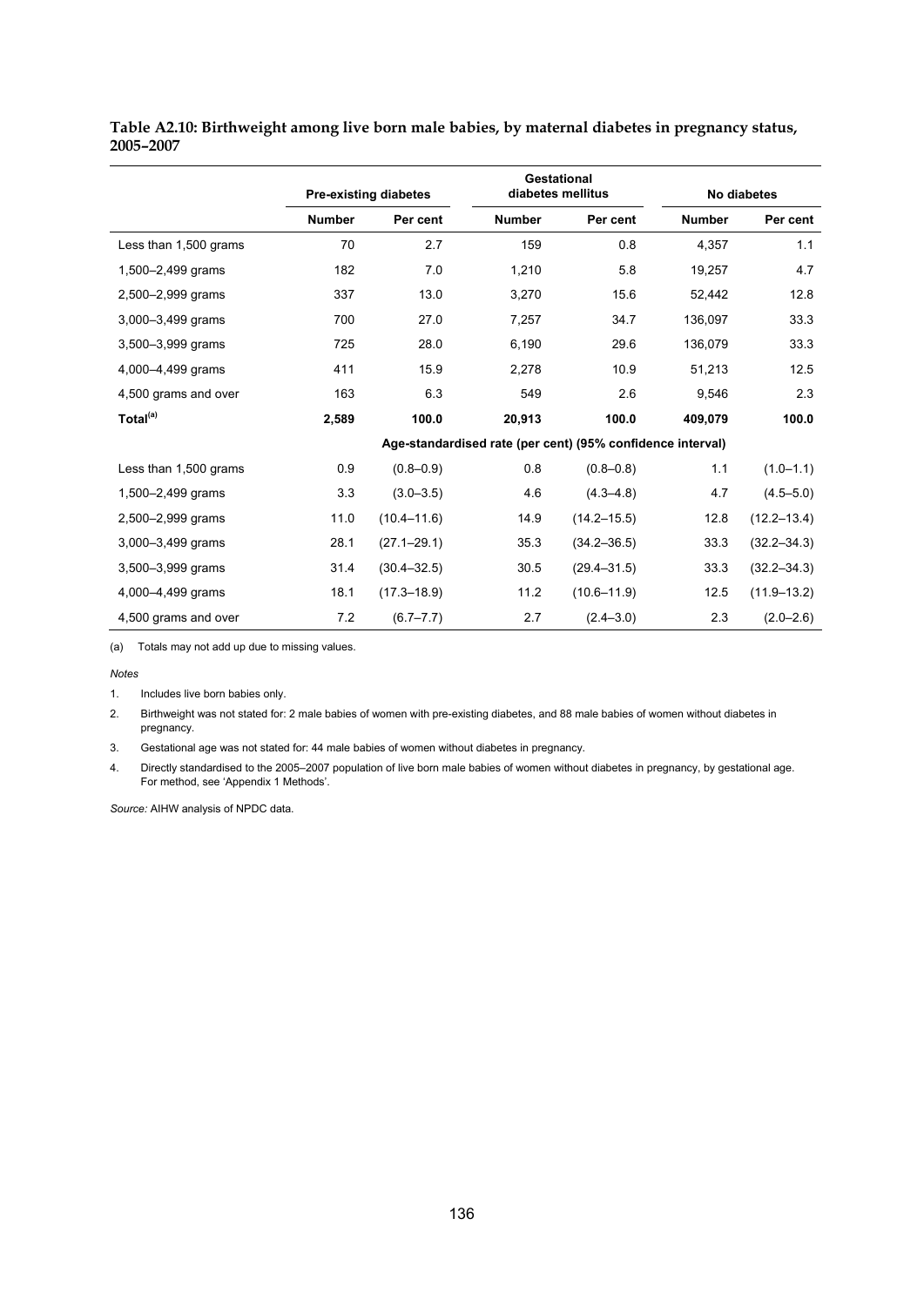**Table A2.10: Birthweight among live born male babies, by maternal diabetes in pregnancy status, 2005–2007**

| | Pre-existing diabetes | | Gestational diabetes mellitus | | No diabetes | |
|---|---|---|---|---|---|---|
| | **Number** | **Per cent** | **Number** | **Per cent** | **Number** | **Per cent** |
| Less than 1,500 grams | 70 | 2.7 | 159 | 0.8 | 4,357 | 1.1 |
| 1,500–2,499 grams | 182 | 7.0 | 1,210 | 5.8 | 19,257 | 4.7 |
| 2,500–2,999 grams | 337 | 13.0 | 3,270 | 15.6 | 52,442 | 12.8 |
| 3,000–3,499 grams | 700 | 27.0 | 7,257 | 34.7 | 136,097 | 33.3 |
| 3,500–3,999 grams | 725 | 28.0 | 6,190 | 29.6 | 136,079 | 33.3 |
| 4,000–4,499 grams | 411 | 15.9 | 2,278 | 10.9 | 51,213 | 12.5 |
| 4,500 grams and over | 163 | 6.3 | 549 | 2.6 | 9,546 | 2.3 |
| **Total[(a)]** | **2,589** | **100.0** | **20,913** | **100.0** | **409,079** | **100.0** |
| | **Age-standardised rate (per cent) (95% confidence interval)** | | | | | |
| Less than 1,500 grams | 0.9 | (0.8–0.9) | 0.8 | (0.8–0.8) | 1.1 | (1.0–1.1) |
| 1,500–2,499 grams | 3.3 | (3.0–3.5) | 4.6 | (4.3–4.8) | 4.7 | (4.5–5.0) |
| 2,500–2,999 grams | 11.0 | (10.4–11.6) | 14.9 | (14.2–15.5) | 12.8 | (12.2–13.4) |
| 3,000–3,499 grams | 28.1 | (27.1–29.1) | 35.3 | (34.2–36.5) | 33.3 | (32.2–34.3) |
| 3,500–3,999 grams | 31.4 | (30.4–32.5) | 30.5 | (29.4–31.5) | 33.3 | (32.2–34.3) |
| 4,000–4,499 grams | 18.1 | (17.3–18.9) | 11.2 | (10.6–11.9) | 12.5 | (11.9–13.2) |
| 4,500 grams and over | 7.2 | (6.7–7.7) | 2.7 | (2.4–3.0) | 2.3 | (2.0–2.6) |

(a) Totals may not add up due to missing values.

*Notes*

1. Includes live born babies only.
2. Birthweight was not stated for: 2 male babies of women with pre-existing diabetes, and 88 male babies of women without diabetes in pregnancy.
3. Gestational age was not stated for: 44 male babies of women without diabetes in pregnancy.
4. Directly standardised to the 2005–2007 population of live born male babies of women without diabetes in pregnancy, by gestational age. For method, see 'Appendix 1 Methods'.

*Source:* AIHW analysis of NPDC data.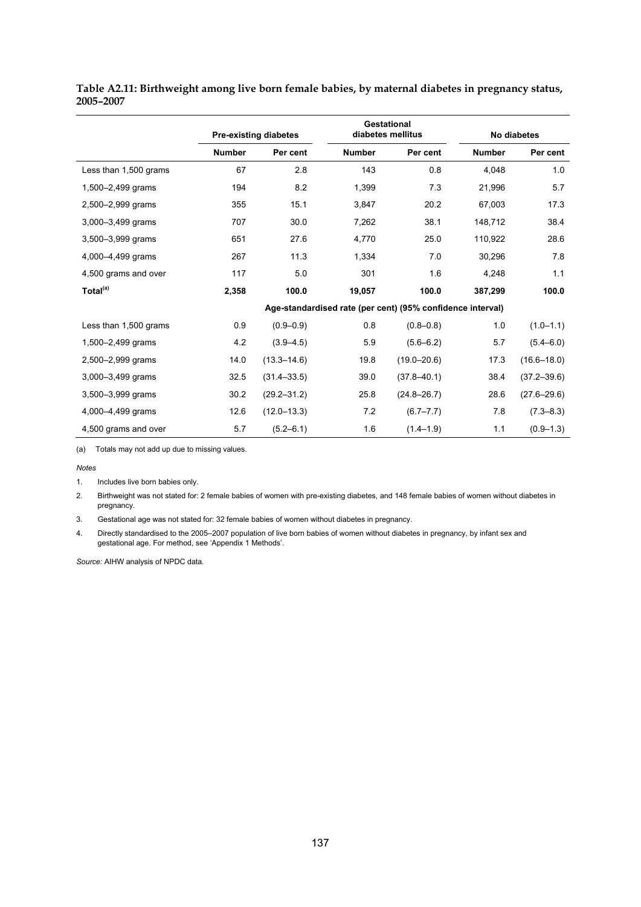**Table A2.11: Birthweight among live born female babies, by maternal diabetes in pregnancy status, 2005–2007**

| | Pre-existing diabetes | | Gestational diabetes mellitus | | No diabetes | |
|---|---|---|---|---|---|---|
| | Number | Per cent | Number | Per cent | Number | Per cent |
| Less than 1,500 grams | 67 | 2.8 | 143 | 0.8 | 4,048 | 1.0 |
| 1,500–2,499 grams | 194 | 8.2 | 1,399 | 7.3 | 21,996 | 5.7 |
| 2,500–2,999 grams | 355 | 15.1 | 3,847 | 20.2 | 67,003 | 17.3 |
| 3,000–3,499 grams | 707 | 30.0 | 7,262 | 38.1 | 148,712 | 38.4 |
| 3,500–3,999 grams | 651 | 27.6 | 4,770 | 25.0 | 110,922 | 28.6 |
| 4,000–4,499 grams | 267 | 11.3 | 1,334 | 7.0 | 30,296 | 7.8 |
| 4,500 grams and over | 117 | 5.0 | 301 | 1.6 | 4,248 | 1.1 |
| **Total[(a)]** | **2,358** | **100.0** | **19,057** | **100.0** | **387,299** | **100.0** |
| | Age-standardised rate (per cent) (95% confidence interval) | | | | | |
| Less than 1,500 grams | 0.9 | (0.9–0.9) | 0.8 | (0.8–0.8) | 1.0 | (1.0–1.1) |
| 1,500–2,499 grams | 4.2 | (3.9–4.5) | 5.9 | (5.6–6.2) | 5.7 | (5.4–6.0) |
| 2,500–2,999 grams | 14.0 | (13.3–14.6) | 19.8 | (19.0–20.6) | 17.3 | (16.6–18.0) |
| 3,000–3,499 grams | 32.5 | (31.4–33.5) | 39.0 | (37.8–40.1) | 38.4 | (37.2–39.6) |
| 3,500–3,999 grams | 30.2 | (29.2–31.2) | 25.8 | (24.8–26.7) | 28.6 | (27.6–29.6) |
| 4,000–4,499 grams | 12.6 | (12.0–13.3) | 7.2 | (6.7–7.7) | 7.8 | (7.3–8.3) |
| 4,500 grams and over | 5.7 | (5.2–6.1) | 1.6 | (1.4–1.9) | 1.1 | (0.9–1.3) |

(a) Totals may not add up due to missing values.

*Notes*

1. Includes live born babies only.
2. Birthweight was not stated for: 2 female babies of women with pre-existing diabetes, and 148 female babies of women without diabetes in pregnancy.
3. Gestational age was not stated for: 32 female babies of women without diabetes in pregnancy.
4. Directly standardised to the 2005–2007 population of live born babies of women without diabetes in pregnancy, by infant sex and gestational age. For method, see 'Appendix 1 Methods'.

*Source:* AIHW analysis of NPDC data.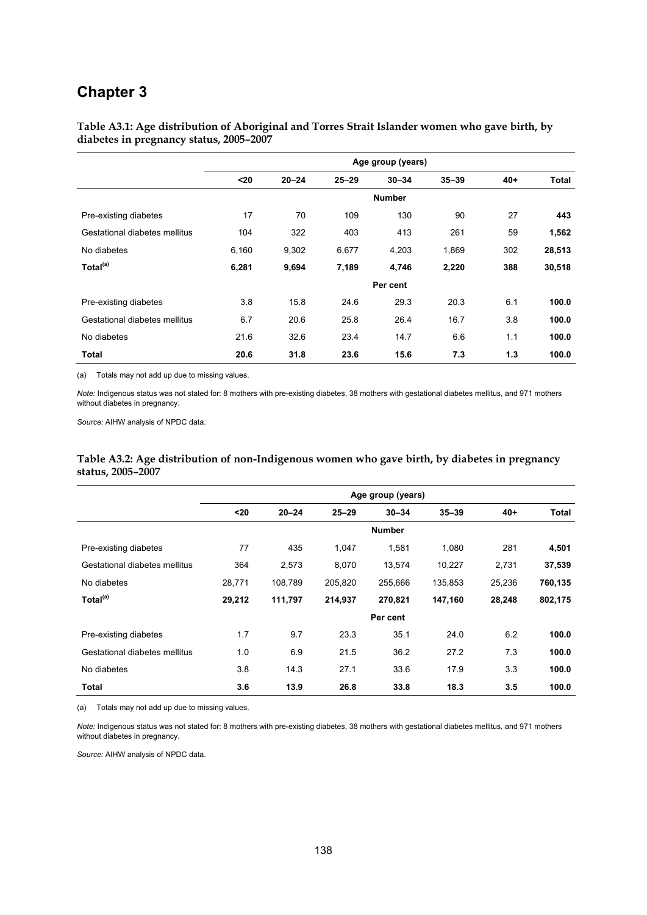# Chapter 3

**Table A3.1: Age distribution of Aboriginal and Torres Strait Islander women who gave birth, by diabetes in pregnancy status, 2005–2007**

| | Age group (years) | | | | | | |
|---|---|---|---|---|---|---|---|
| | <20 | 20–24 | 25–29 | 30–34 | 35–39 | 40+ | Total |
| | | | | Number | | | |
| Pre-existing diabetes | 17 | 70 | 109 | 130 | 90 | 27 | **443** |
| Gestational diabetes mellitus | 104 | 322 | 403 | 413 | 261 | 59 | **1,562** |
| No diabetes | 6,160 | 9,302 | 6,677 | 4,203 | 1,869 | 302 | **28,513** |
| **Total[(a)]** | **6,281** | **9,694** | **7,189** | **4,746** | **2,220** | **388** | **30,518** |
| | | | | Per cent | | | |
| Pre-existing diabetes | 3.8 | 15.8 | 24.6 | 29.3 | 20.3 | 6.1 | **100.0** |
| Gestational diabetes mellitus | 6.7 | 20.6 | 25.8 | 26.4 | 16.7 | 3.8 | **100.0** |
| No diabetes | 21.6 | 32.6 | 23.4 | 14.7 | 6.6 | 1.1 | **100.0** |
| **Total** | **20.6** | **31.8** | **23.6** | **15.6** | **7.3** | **1.3** | **100.0** |

(a) Totals may not add up due to missing values.

*Note:* Indigenous status was not stated for: 8 mothers with pre-existing diabetes, 38 mothers with gestational diabetes mellitus, and 971 mothers without diabetes in pregnancy.

*Source:* AIHW analysis of NPDC data.

**Table A3.2: Age distribution of non-Indigenous women who gave birth, by diabetes in pregnancy status, 2005–2007**

| | Age group (years) | | | | | | |
|---|---|---|---|---|---|---|---|
| | <20 | 20–24 | 25–29 | 30–34 | 35–39 | 40+ | Total |
| | | | | Number | | | |
| Pre-existing diabetes | 77 | 435 | 1,047 | 1,581 | 1,080 | 281 | **4,501** |
| Gestational diabetes mellitus | 364 | 2,573 | 8,070 | 13,574 | 10,227 | 2,731 | **37,539** |
| No diabetes | 28,771 | 108,789 | 205,820 | 255,666 | 135,853 | 25,236 | **760,135** |
| **Total[(a)]** | **29,212** | **111,797** | **214,937** | **270,821** | **147,160** | **28,248** | **802,175** |
| | | | | Per cent | | | |
| Pre-existing diabetes | 1.7 | 9.7 | 23.3 | 35.1 | 24.0 | 6.2 | **100.0** |
| Gestational diabetes mellitus | 1.0 | 6.9 | 21.5 | 36.2 | 27.2 | 7.3 | **100.0** |
| No diabetes | 3.8 | 14.3 | 27.1 | 33.6 | 17.9 | 3.3 | **100.0** |
| **Total** | **3.6** | **13.9** | **26.8** | **33.8** | **18.3** | **3.5** | **100.0** |

(a) Totals may not add up due to missing values.

*Note:* Indigenous status was not stated for: 8 mothers with pre-existing diabetes, 38 mothers with gestational diabetes mellitus, and 971 mothers without diabetes in pregnancy.

*Source:* AIHW analysis of NPDC data.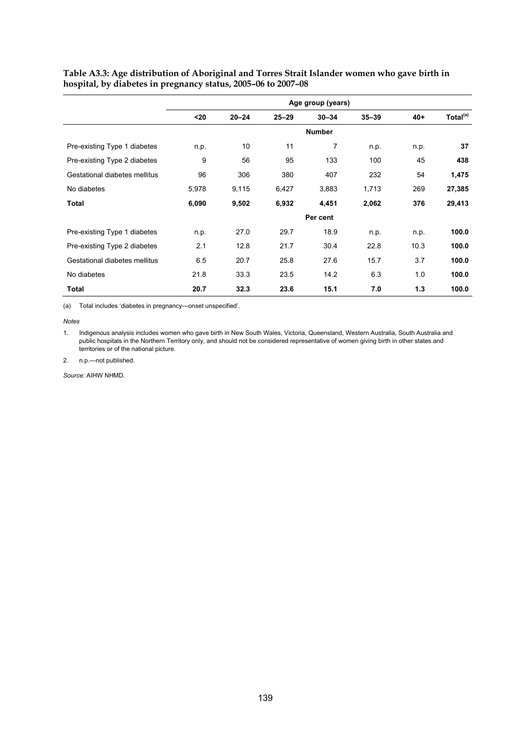**Table A3.3: Age distribution of Aboriginal and Torres Strait Islander women who gave birth in hospital, by diabetes in pregnancy status, 2005–06 to 2007–08**

| | Age group (years) | | | | | | |
|---|---|---|---|---|---|---|---|
| | <20 | 20–24 | 25–29 | 30–34 | 35–39 | 40+ | Total[(a)] |
| | | | | **Number** | | | |
| Pre-existing Type 1 diabetes | n.p. | 10 | 11 | 7 | n.p. | n.p. | **37** |
| Pre-existing Type 2 diabetes | 9 | 56 | 95 | 133 | 100 | 45 | **438** |
| Gestational diabetes mellitus | 96 | 306 | 380 | 407 | 232 | 54 | **1,475** |
| No diabetes | 5,978 | 9,115 | 6,427 | 3,883 | 1,713 | 269 | **27,385** |
| **Total** | **6,090** | **9,502** | **6,932** | **4,451** | **2,062** | **376** | **29,413** |
| | | | | **Per cent** | | | |
| Pre-existing Type 1 diabetes | n.p. | 27.0 | 29.7 | 18.9 | n.p. | n.p. | **100.0** |
| Pre-existing Type 2 diabetes | 2.1 | 12.8 | 21.7 | 30.4 | 22.8 | 10.3 | **100.0** |
| Gestational diabetes mellitus | 6.5 | 20.7 | 25.8 | 27.6 | 15.7 | 3.7 | **100.0** |
| No diabetes | 21.8 | 33.3 | 23.5 | 14.2 | 6.3 | 1.0 | **100.0** |
| **Total** | **20.7** | **32.3** | **23.6** | **15.1** | **7.0** | **1.3** | **100.0** |

(a) Total includes 'diabetes in pregnancy—onset unspecified'.

*Notes*

1. Indigenous analysis includes women who gave birth in New South Wales, Victoria, Queensland, Western Australia, South Australia and public hospitals in the Northern Territory only, and should not be considered representative of women giving birth in other states and territories or of the national picture.

2. n.p.—not published.

*Source:* AIHW NHMD.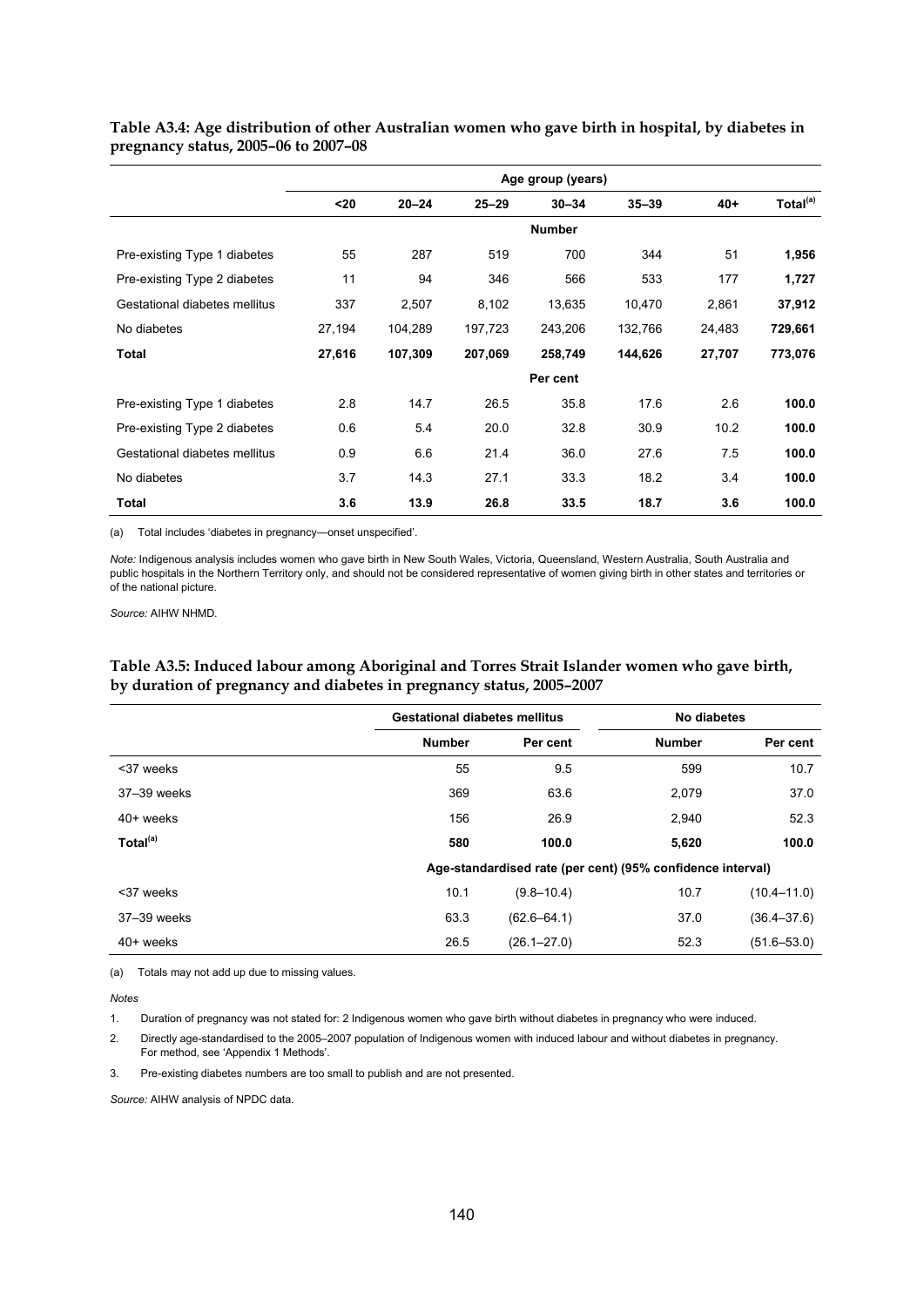**Table A3.4: Age distribution of other Australian women who gave birth in hospital, by diabetes in pregnancy status, 2005–06 to 2007–08**

| | Age group (years) | | | | | | |
|---|---|---|---|---|---|---|---|
| | <20 | 20–24 | 25–29 | 30–34 | 35–39 | 40+ | Total[(a)] |
| | | | | Number | | | |
| Pre-existing Type 1 diabetes | 55 | 287 | 519 | 700 | 344 | 51 | **1,956** |
| Pre-existing Type 2 diabetes | 11 | 94 | 346 | 566 | 533 | 177 | **1,727** |
| Gestational diabetes mellitus | 337 | 2,507 | 8,102 | 13,635 | 10,470 | 2,861 | **37,912** |
| No diabetes | 27,194 | 104,289 | 197,723 | 243,206 | 132,766 | 24,483 | **729,661** |
| **Total** | **27,616** | **107,309** | **207,069** | **258,749** | **144,626** | **27,707** | **773,076** |
| | | | | Per cent | | | |
| Pre-existing Type 1 diabetes | 2.8 | 14.7 | 26.5 | 35.8 | 17.6 | 2.6 | **100.0** |
| Pre-existing Type 2 diabetes | 0.6 | 5.4 | 20.0 | 32.8 | 30.9 | 10.2 | **100.0** |
| Gestational diabetes mellitus | 0.9 | 6.6 | 21.4 | 36.0 | 27.6 | 7.5 | **100.0** |
| No diabetes | 3.7 | 14.3 | 27.1 | 33.3 | 18.2 | 3.4 | **100.0** |
| **Total** | **3.6** | **13.9** | **26.8** | **33.5** | **18.7** | **3.6** | **100.0** |

(a) Total includes 'diabetes in pregnancy—onset unspecified'.

*Note:* Indigenous analysis includes women who gave birth in New South Wales, Victoria, Queensland, Western Australia, South Australia and public hospitals in the Northern Territory only, and should not be considered representative of women giving birth in other states and territories or of the national picture.

*Source:* AIHW NHMD.

**Table A3.5: Induced labour among Aboriginal and Torres Strait Islander women who gave birth, by duration of pregnancy and diabetes in pregnancy status, 2005–2007**

| | Gestational diabetes mellitus | | No diabetes | |
|---|---|---|---|---|
| | Number | Per cent | Number | Per cent |
| <37 weeks | 55 | 9.5 | 599 | 10.7 |
| 37–39 weeks | 369 | 63.6 | 2,079 | 37.0 |
| 40+ weeks | 156 | 26.9 | 2,940 | 52.3 |
| **Total[(a)]** | **580** | **100.0** | **5,620** | **100.0** |
| | Age-standardised rate (per cent) (95% confidence interval) | | | |
| <37 weeks | 10.1 | (9.8–10.4) | 10.7 | (10.4–11.0) |
| 37–39 weeks | 63.3 | (62.6–64.1) | 37.0 | (36.4–37.6) |
| 40+ weeks | 26.5 | (26.1–27.0) | 52.3 | (51.6–53.0) |

(a) Totals may not add up due to missing values.

*Notes*

1. Duration of pregnancy was not stated for: 2 Indigenous women who gave birth without diabetes in pregnancy who were induced.
2. Directly age-standardised to the 2005–2007 population of Indigenous women with induced labour and without diabetes in pregnancy. For method, see 'Appendix 1 Methods'.
3. Pre-existing diabetes numbers are too small to publish and are not presented.

*Source:* AIHW analysis of NPDC data.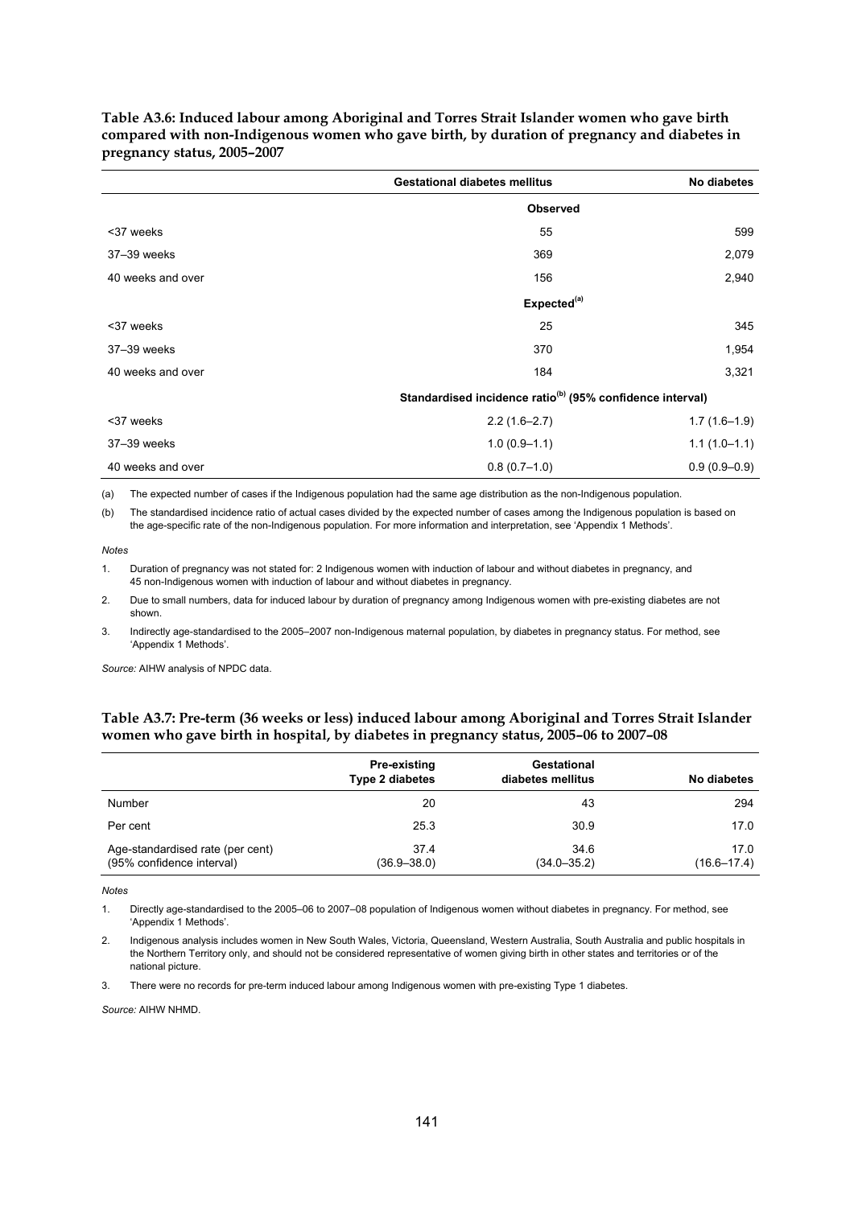**Table A3.6: Induced labour among Aboriginal and Torres Strait Islander women who gave birth compared with non-Indigenous women who gave birth, by duration of pregnancy and diabetes in pregnancy status, 2005–2007**

| | Gestational diabetes mellitus | No diabetes |
|---|---|---|
| | **Observed** | |
| <37 weeks | 55 | 599 |
| 37–39 weeks | 369 | 2,079 |
| 40 weeks and over | 156 | 2,940 |
| | **Expected[(a)]** | |
| <37 weeks | 25 | 345 |
| 37–39 weeks | 370 | 1,954 |
| 40 weeks and over | 184 | 3,321 |
| | **Standardised incidence ratio[(b)] (95% confidence interval)** | |
| <37 weeks | 2.2 (1.6–2.7) | 1.7 (1.6–1.9) |
| 37–39 weeks | 1.0 (0.9–1.1) | 1.1 (1.0–1.1) |
| 40 weeks and over | 0.8 (0.7–1.0) | 0.9 (0.9–0.9) |

(a) The expected number of cases if the Indigenous population had the same age distribution as the non-Indigenous population.

(b) The standardised incidence ratio of actual cases divided by the expected number of cases among the Indigenous population is based on the age-specific rate of the non-Indigenous population. For more information and interpretation, see 'Appendix 1 Methods'.

*Notes*

1. Duration of pregnancy was not stated for: 2 Indigenous women with induction of labour and without diabetes in pregnancy, and 45 non-Indigenous women with induction of labour and without diabetes in pregnancy.
2. Due to small numbers, data for induced labour by duration of pregnancy among Indigenous women with pre-existing diabetes are not shown.
3. Indirectly age-standardised to the 2005–2007 non-Indigenous maternal population, by diabetes in pregnancy status. For method, see 'Appendix 1 Methods'.

*Source:* AIHW analysis of NPDC data.

**Table A3.7: Pre-term (36 weeks or less) induced labour among Aboriginal and Torres Strait Islander women who gave birth in hospital, by diabetes in pregnancy status, 2005–06 to 2007–08**

| | Pre-existing Type 2 diabetes | Gestational diabetes mellitus | No diabetes |
|---|---|---|---|
| Number | 20 | 43 | 294 |
| Per cent | 25.3 | 30.9 | 17.0 |
| Age-standardised rate (per cent) (95% confidence interval) | 37.4 (36.9–38.0) | 34.6 (34.0–35.2) | 17.0 (16.6–17.4) |

*Notes*

1. Directly age-standardised to the 2005–06 to 2007–08 population of Indigenous women without diabetes in pregnancy. For method, see 'Appendix 1 Methods'.
2. Indigenous analysis includes women in New South Wales, Victoria, Queensland, Western Australia, South Australia and public hospitals in the Northern Territory only, and should not be considered representative of women giving birth in other states and territories or of the national picture.
3. There were no records for pre-term induced labour among Indigenous women with pre-existing Type 1 diabetes.

*Source:* AIHW NHMD.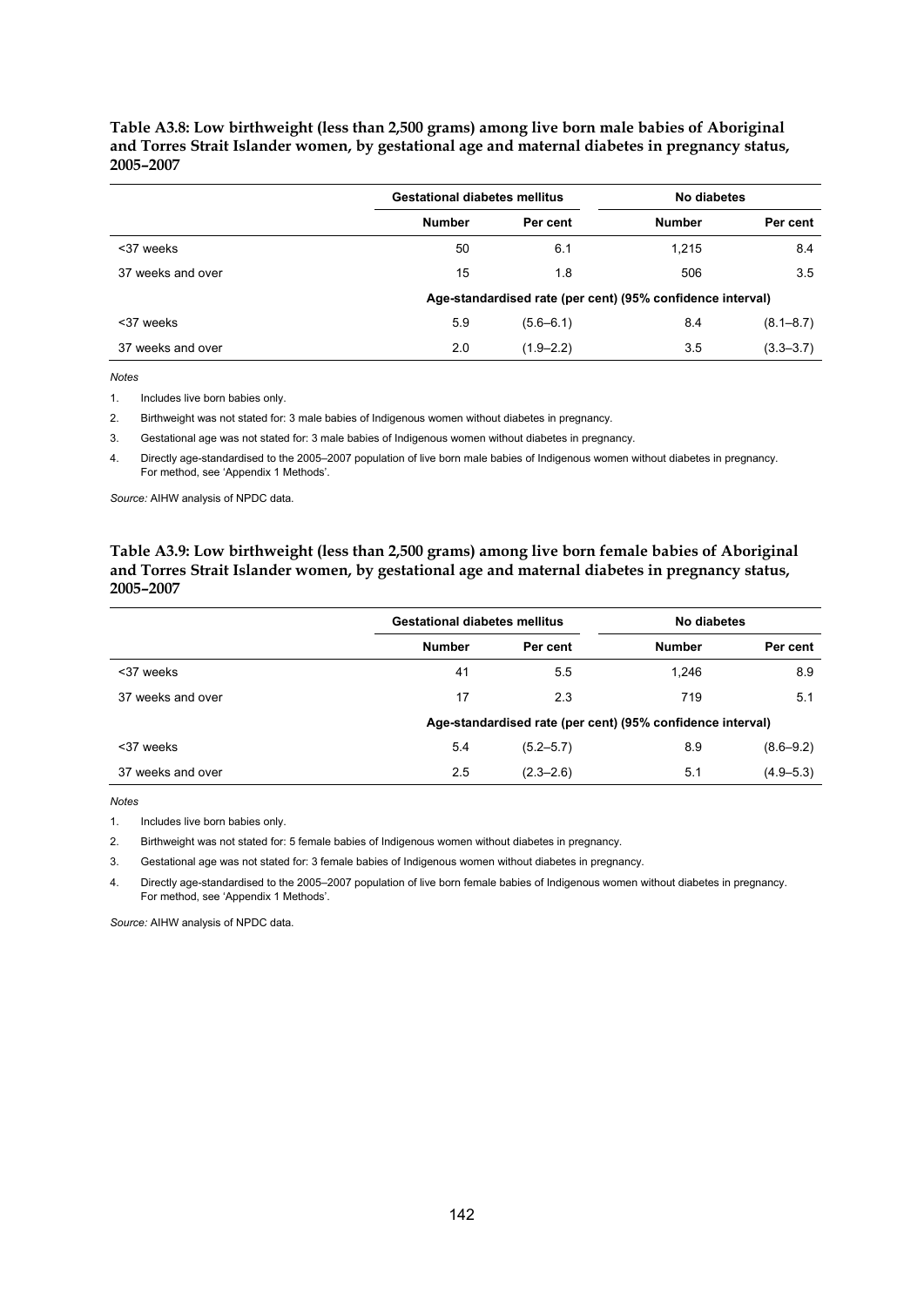**Table A3.8: Low birthweight (less than 2,500 grams) among live born male babies of Aboriginal and Torres Strait Islander women, by gestational age and maternal diabetes in pregnancy status, 2005–2007**

| | Gestational diabetes mellitus | | No diabetes | |
|---|---|---|---|---|
| | Number | Per cent | Number | Per cent |
| <37 weeks | 50 | 6.1 | 1,215 | 8.4 |
| 37 weeks and over | 15 | 1.8 | 506 | 3.5 |
| | Age-standardised rate (per cent) (95% confidence interval) | | | |
| <37 weeks | 5.9 | (5.6–6.1) | 8.4 | (8.1–8.7) |
| 37 weeks and over | 2.0 | (1.9–2.2) | 3.5 | (3.3–3.7) |

*Notes*

1. Includes live born babies only.
2. Birthweight was not stated for: 3 male babies of Indigenous women without diabetes in pregnancy.
3. Gestational age was not stated for: 3 male babies of Indigenous women without diabetes in pregnancy.
4. Directly age-standardised to the 2005–2007 population of live born male babies of Indigenous women without diabetes in pregnancy. For method, see 'Appendix 1 Methods'.

*Source:* AIHW analysis of NPDC data.

**Table A3.9: Low birthweight (less than 2,500 grams) among live born female babies of Aboriginal and Torres Strait Islander women, by gestational age and maternal diabetes in pregnancy status, 2005–2007**

| | Gestational diabetes mellitus | | No diabetes | |
|---|---|---|---|---|
| | Number | Per cent | Number | Per cent |
| <37 weeks | 41 | 5.5 | 1,246 | 8.9 |
| 37 weeks and over | 17 | 2.3 | 719 | 5.1 |
| | Age-standardised rate (per cent) (95% confidence interval) | | | |
| <37 weeks | 5.4 | (5.2–5.7) | 8.9 | (8.6–9.2) |
| 37 weeks and over | 2.5 | (2.3–2.6) | 5.1 | (4.9–5.3) |

*Notes*

1. Includes live born babies only.
2. Birthweight was not stated for: 5 female babies of Indigenous women without diabetes in pregnancy.
3. Gestational age was not stated for: 3 female babies of Indigenous women without diabetes in pregnancy.
4. Directly age-standardised to the 2005–2007 population of live born female babies of Indigenous women without diabetes in pregnancy. For method, see 'Appendix 1 Methods'.

*Source:* AIHW analysis of NPDC data.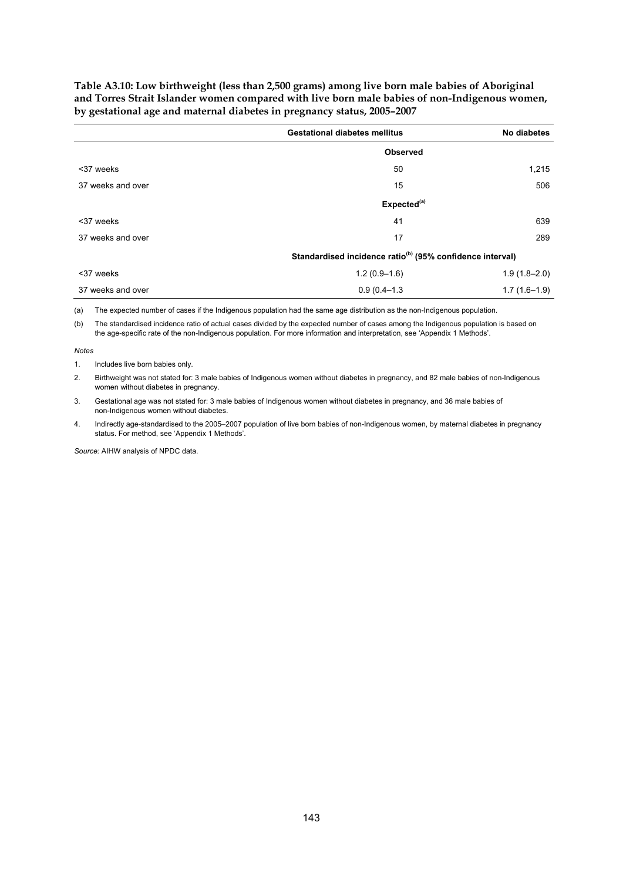**Table A3.10: Low birthweight (less than 2,500 grams) among live born male babies of Aboriginal and Torres Strait Islander women compared with live born male babies of non-Indigenous women, by gestational age and maternal diabetes in pregnancy status, 2005–2007**

| | Gestational diabetes mellitus | No diabetes |
|---|---|---|
| | **Observed** | |
| <37 weeks | 50 | 1,215 |
| 37 weeks and over | 15 | 506 |
| | **Expected(a)** | |
| <37 weeks | 41 | 639 |
| 37 weeks and over | 17 | 289 |
| | **Standardised incidence ratio(b) (95% confidence interval)** | |
| <37 weeks | 1.2 (0.9–1.6) | 1.9 (1.8–2.0) |
| 37 weeks and over | 0.9 (0.4–1.3 | 1.7 (1.6–1.9) |

(a) The expected number of cases if the Indigenous population had the same age distribution as the non-Indigenous population.

(b) The standardised incidence ratio of actual cases divided by the expected number of cases among the Indigenous population is based on the age-specific rate of the non-Indigenous population. For more information and interpretation, see 'Appendix 1 Methods'.

*Notes*

1. Includes live born babies only.
2. Birthweight was not stated for: 3 male babies of Indigenous women without diabetes in pregnancy, and 82 male babies of non-Indigenous women without diabetes in pregnancy.
3. Gestational age was not stated for: 3 male babies of Indigenous women without diabetes in pregnancy, and 36 male babies of non-Indigenous women without diabetes.
4. Indirectly age-standardised to the 2005–2007 population of live born babies of non-Indigenous women, by maternal diabetes in pregnancy status. For method, see 'Appendix 1 Methods'.

*Source:* AIHW analysis of NPDC data.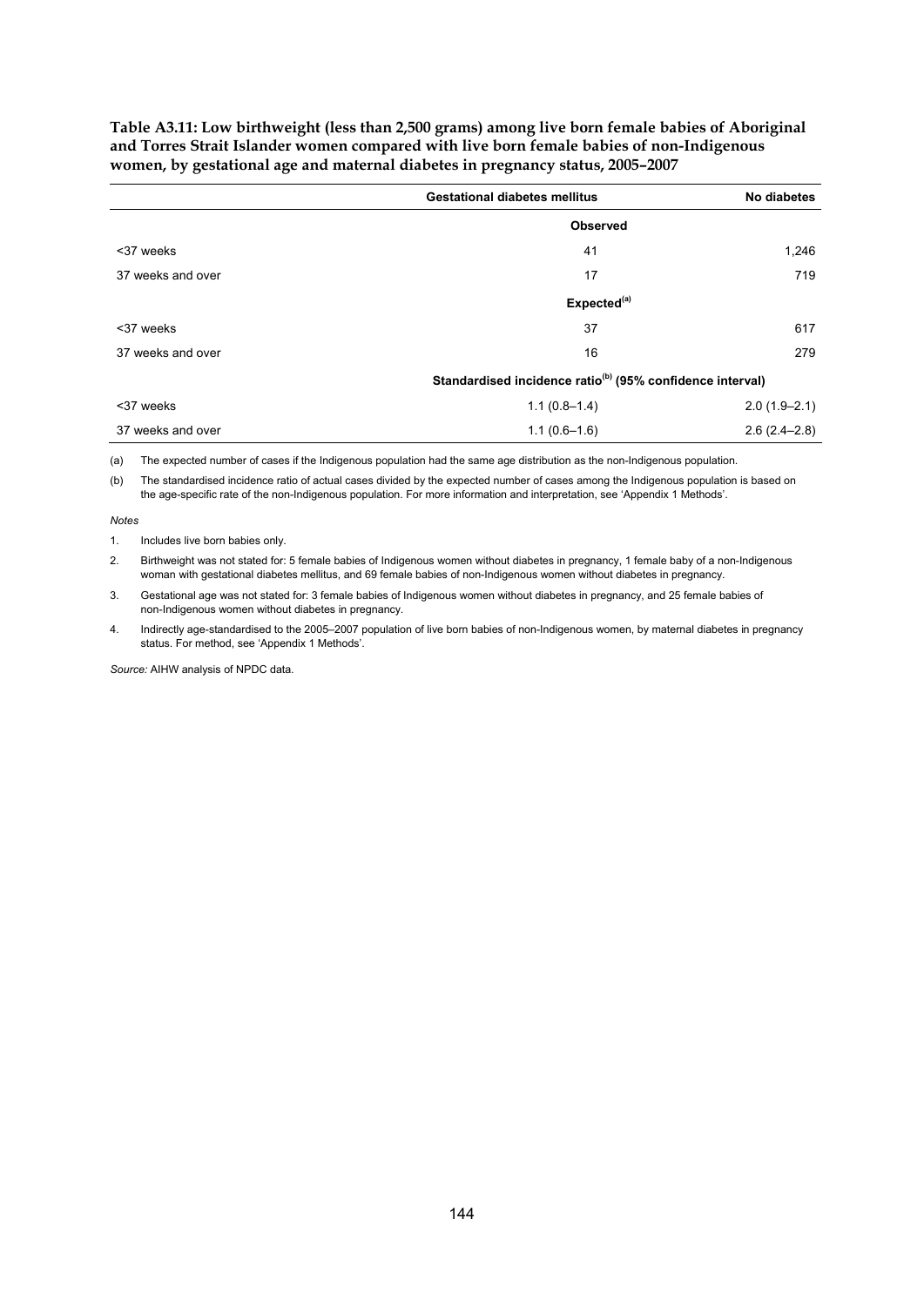**Table A3.11: Low birthweight (less than 2,500 grams) among live born female babies of Aboriginal and Torres Strait Islander women compared with live born female babies of non-Indigenous women, by gestational age and maternal diabetes in pregnancy status, 2005–2007**

| | Gestational diabetes mellitus | No diabetes |
|---|---|---|
| | **Observed** | |
| <37 weeks | 41 | 1,246 |
| 37 weeks and over | 17 | 719 |
| | **Expected[(a)]** | |
| <37 weeks | 37 | 617 |
| 37 weeks and over | 16 | 279 |
| | **Standardised incidence ratio[(b)] (95% confidence interval)** | |
| <37 weeks | 1.1 (0.8–1.4) | 2.0 (1.9–2.1) |
| 37 weeks and over | 1.1 (0.6–1.6) | 2.6 (2.4–2.8) |

(a) The expected number of cases if the Indigenous population had the same age distribution as the non-Indigenous population.

(b) The standardised incidence ratio of actual cases divided by the expected number of cases among the Indigenous population is based on the age-specific rate of the non-Indigenous population. For more information and interpretation, see 'Appendix 1 Methods'.

*Notes*

1. Includes live born babies only.
2. Birthweight was not stated for: 5 female babies of Indigenous women without diabetes in pregnancy, 1 female baby of a non-Indigenous woman with gestational diabetes mellitus, and 69 female babies of non-Indigenous women without diabetes in pregnancy.
3. Gestational age was not stated for: 3 female babies of Indigenous women without diabetes in pregnancy, and 25 female babies of non-Indigenous women without diabetes in pregnancy.
4. Indirectly age-standardised to the 2005–2007 population of live born babies of non-Indigenous women, by maternal diabetes in pregnancy status. For method, see 'Appendix 1 Methods'.

*Source:* AIHW analysis of NPDC data.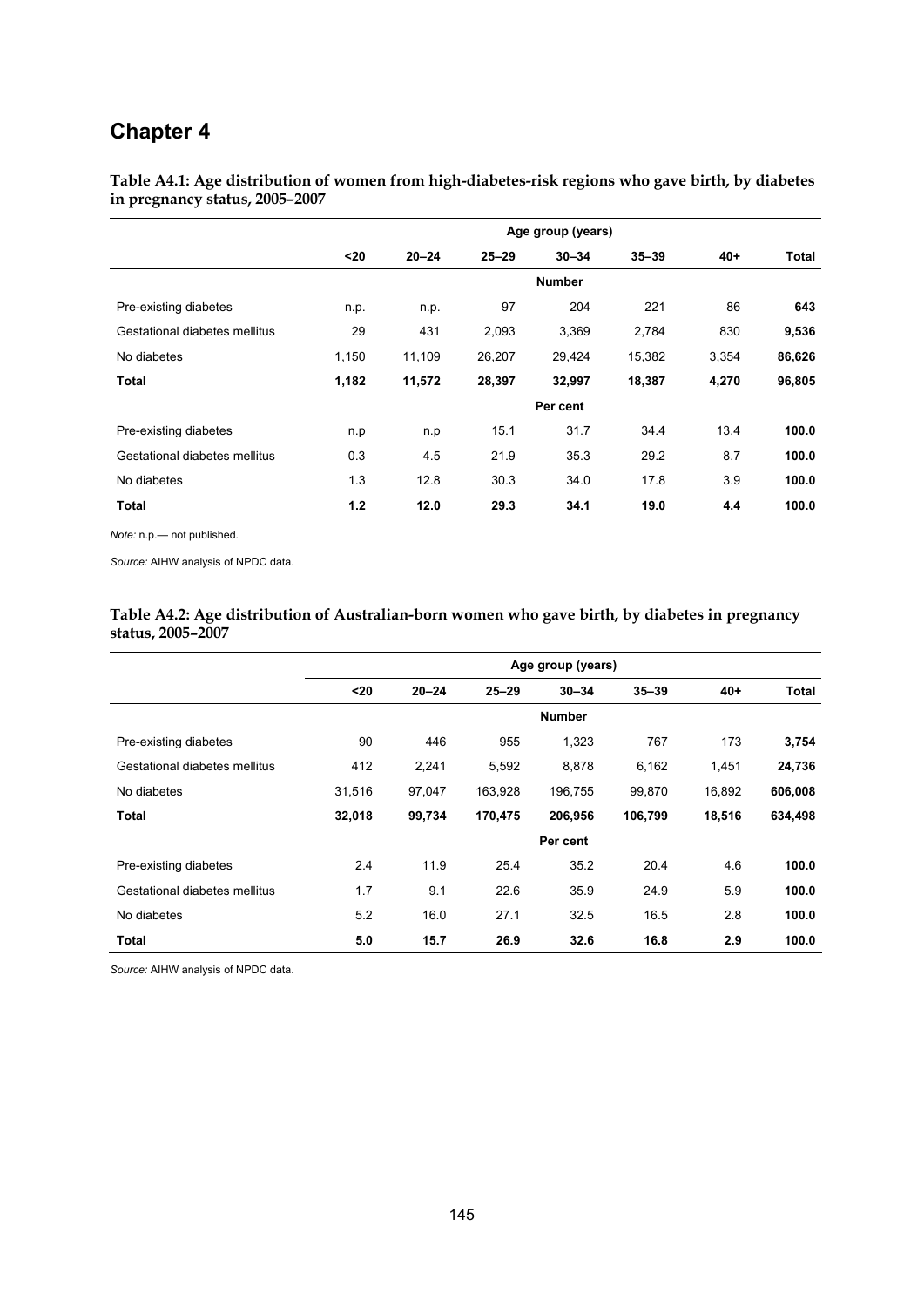# Chapter 4

**Table A4.1: Age distribution of women from high-diabetes-risk regions who gave birth, by diabetes in pregnancy status, 2005–2007**

| | Age group (years) | | | | | | |
|---|---|---|---|---|---|---|---|
| | <20 | 20–24 | 25–29 | 30–34 | 35–39 | 40+ | Total |
| | | | | Number | | | |
| Pre-existing diabetes | n.p. | n.p. | 97 | 204 | 221 | 86 | **643** |
| Gestational diabetes mellitus | 29 | 431 | 2,093 | 3,369 | 2,784 | 830 | **9,536** |
| No diabetes | 1,150 | 11,109 | 26,207 | 29,424 | 15,382 | 3,354 | **86,626** |
| **Total** | **1,182** | **11,572** | **28,397** | **32,997** | **18,387** | **4,270** | **96,805** |
| | | | | Per cent | | | |
| Pre-existing diabetes | n.p | n.p | 15.1 | 31.7 | 34.4 | 13.4 | **100.0** |
| Gestational diabetes mellitus | 0.3 | 4.5 | 21.9 | 35.3 | 29.2 | 8.7 | **100.0** |
| No diabetes | 1.3 | 12.8 | 30.3 | 34.0 | 17.8 | 3.9 | **100.0** |
| **Total** | **1.2** | **12.0** | **29.3** | **34.1** | **19.0** | **4.4** | **100.0** |

*Note:* n.p.— not published.

*Source:* AIHW analysis of NPDC data.

**Table A4.2: Age distribution of Australian-born women who gave birth, by diabetes in pregnancy status, 2005–2007**

| | Age group (years) | | | | | | |
|---|---|---|---|---|---|---|---|
| | <20 | 20–24 | 25–29 | 30–34 | 35–39 | 40+ | Total |
| | | | | Number | | | |
| Pre-existing diabetes | 90 | 446 | 955 | 1,323 | 767 | 173 | **3,754** |
| Gestational diabetes mellitus | 412 | 2,241 | 5,592 | 8,878 | 6,162 | 1,451 | **24,736** |
| No diabetes | 31,516 | 97,047 | 163,928 | 196,755 | 99,870 | 16,892 | **606,008** |
| **Total** | **32,018** | **99,734** | **170,475** | **206,956** | **106,799** | **18,516** | **634,498** |
| | | | | Per cent | | | |
| Pre-existing diabetes | 2.4 | 11.9 | 25.4 | 35.2 | 20.4 | 4.6 | **100.0** |
| Gestational diabetes mellitus | 1.7 | 9.1 | 22.6 | 35.9 | 24.9 | 5.9 | **100.0** |
| No diabetes | 5.2 | 16.0 | 27.1 | 32.5 | 16.5 | 2.8 | **100.0** |
| **Total** | **5.0** | **15.7** | **26.9** | **32.6** | **16.8** | **2.9** | **100.0** |

*Source:* AIHW analysis of NPDC data.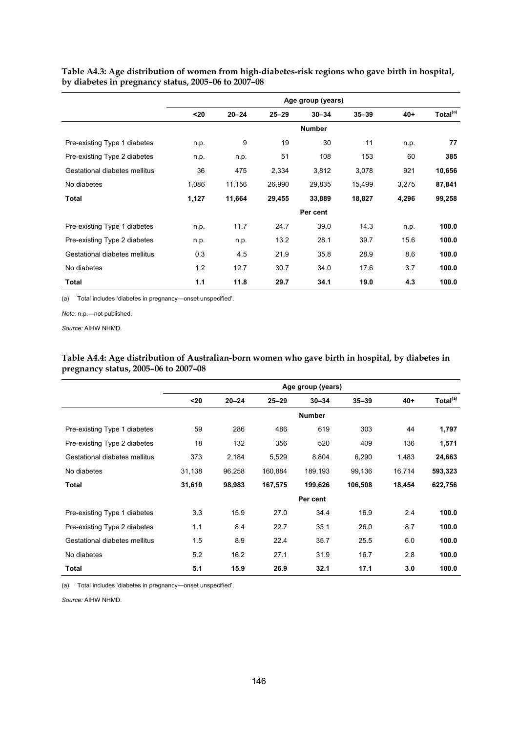**Table A4.3: Age distribution of women from high-diabetes-risk regions who gave birth in hospital, by diabetes in pregnancy status, 2005–06 to 2007–08**

| | Age group (years) | | | | | | |
|---|---|---|---|---|---|---|---|
| | <20 | 20–24 | 25–29 | 30–34 | 35–39 | 40+ | Total[(a)] |
| | | | | **Number** | | | |
| Pre-existing Type 1 diabetes | n.p. | 9 | 19 | 30 | 11 | n.p. | **77** |
| Pre-existing Type 2 diabetes | n.p. | n.p. | 51 | 108 | 153 | 60 | **385** |
| Gestational diabetes mellitus | 36 | 475 | 2,334 | 3,812 | 3,078 | 921 | **10,656** |
| No diabetes | 1,086 | 11,156 | 26,990 | 29,835 | 15,499 | 3,275 | **87,841** |
| **Total** | **1,127** | **11,664** | **29,455** | **33,889** | **18,827** | **4,296** | **99,258** |
| | | | | **Per cent** | | | |
| Pre-existing Type 1 diabetes | n.p. | 11.7 | 24.7 | 39.0 | 14.3 | n.p. | **100.0** |
| Pre-existing Type 2 diabetes | n.p. | n.p. | 13.2 | 28.1 | 39.7 | 15.6 | **100.0** |
| Gestational diabetes mellitus | 0.3 | 4.5 | 21.9 | 35.8 | 28.9 | 8.6 | **100.0** |
| No diabetes | 1.2 | 12.7 | 30.7 | 34.0 | 17.6 | 3.7 | **100.0** |
| **Total** | **1.1** | **11.8** | **29.7** | **34.1** | **19.0** | **4.3** | **100.0** |

(a) Total includes 'diabetes in pregnancy—onset unspecified'.

*Note:* n.p.—not published.

*Source:* AIHW NHMD.

**Table A4.4: Age distribution of Australian-born women who gave birth in hospital, by diabetes in pregnancy status, 2005–06 to 2007–08**

| | Age group (years) | | | | | | |
|---|---|---|---|---|---|---|---|
| | <20 | 20–24 | 25–29 | 30–34 | 35–39 | 40+ | Total[(a)] |
| | | | | **Number** | | | |
| Pre-existing Type 1 diabetes | 59 | 286 | 486 | 619 | 303 | 44 | **1,797** |
| Pre-existing Type 2 diabetes | 18 | 132 | 356 | 520 | 409 | 136 | **1,571** |
| Gestational diabetes mellitus | 373 | 2,184 | 5,529 | 8,804 | 6,290 | 1,483 | **24,663** |
| No diabetes | 31,138 | 96,258 | 160,884 | 189,193 | 99,136 | 16,714 | **593,323** |
| **Total** | **31,610** | **98,983** | **167,575** | **199,626** | **106,508** | **18,454** | **622,756** |
| | | | | **Per cent** | | | |
| Pre-existing Type 1 diabetes | 3.3 | 15.9 | 27.0 | 34.4 | 16.9 | 2.4 | **100.0** |
| Pre-existing Type 2 diabetes | 1.1 | 8.4 | 22.7 | 33.1 | 26.0 | 8.7 | **100.0** |
| Gestational diabetes mellitus | 1.5 | 8.9 | 22.4 | 35.7 | 25.5 | 6.0 | **100.0** |
| No diabetes | 5.2 | 16.2 | 27.1 | 31.9 | 16.7 | 2.8 | **100.0** |
| **Total** | **5.1** | **15.9** | **26.9** | **32.1** | **17.1** | **3.0** | **100.0** |

(a) Total includes 'diabetes in pregnancy—onset unspecified'.

*Source:* AIHW NHMD.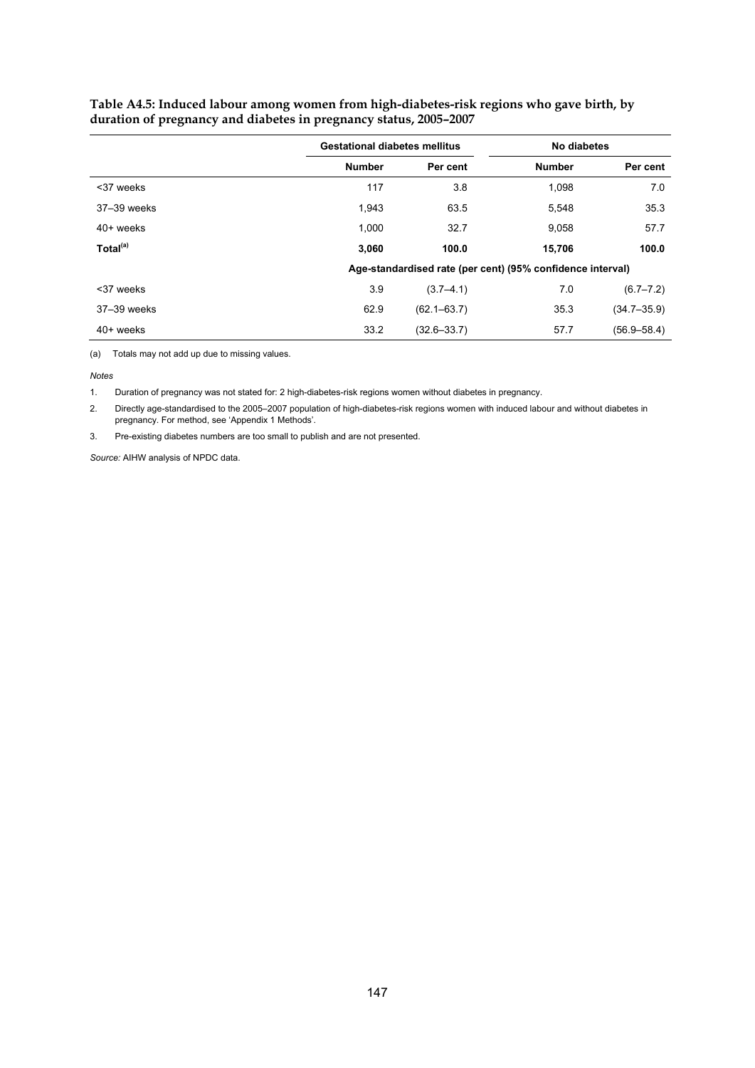**Table A4.5: Induced labour among women from high-diabetes-risk regions who gave birth, by duration of pregnancy and diabetes in pregnancy status, 2005–2007**

| | Gestational diabetes mellitus | | No diabetes | |
|---|---|---|---|---|
| | Number | Per cent | Number | Per cent |
| <37 weeks | 117 | 3.8 | 1,098 | 7.0 |
| 37–39 weeks | 1,943 | 63.5 | 5,548 | 35.3 |
| 40+ weeks | 1,000 | 32.7 | 9,058 | 57.7 |
| **Total[(a)]** | **3,060** | **100.0** | **15,706** | **100.0** |
| | Age-standardised rate (per cent) (95% confidence interval) | | | |
| <37 weeks | 3.9 | (3.7–4.1) | 7.0 | (6.7–7.2) |
| 37–39 weeks | 62.9 | (62.1–63.7) | 35.3 | (34.7–35.9) |
| 40+ weeks | 33.2 | (32.6–33.7) | 57.7 | (56.9–58.4) |

(a) Totals may not add up due to missing values.

*Notes*

1. Duration of pregnancy was not stated for: 2 high-diabetes-risk regions women without diabetes in pregnancy.
2. Directly age-standardised to the 2005–2007 population of high-diabetes-risk regions women with induced labour and without diabetes in pregnancy. For method, see 'Appendix 1 Methods'.
3. Pre-existing diabetes numbers are too small to publish and are not presented.

*Source:* AIHW analysis of NPDC data.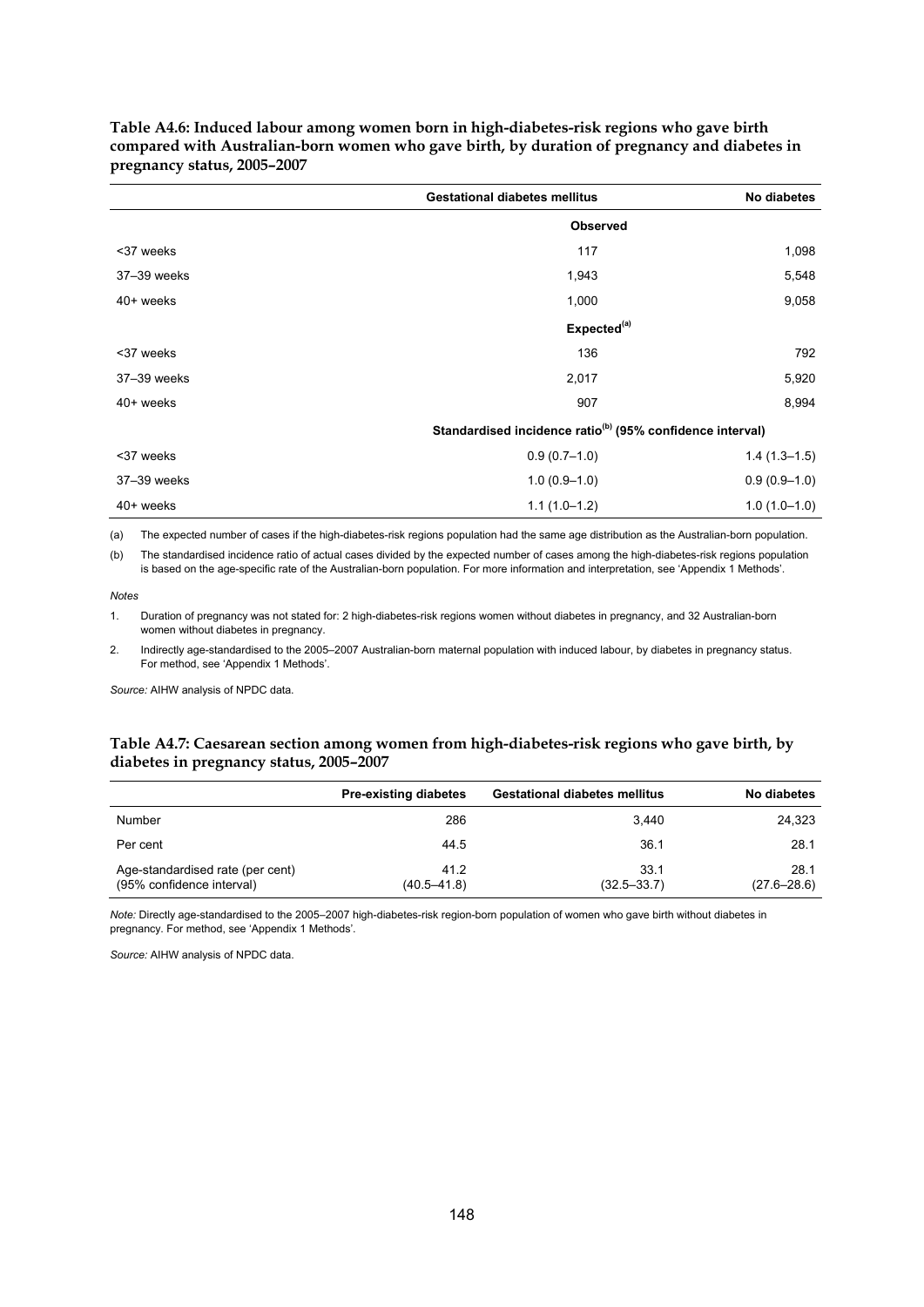**Table A4.6: Induced labour among women born in high-diabetes-risk regions who gave birth compared with Australian-born women who gave birth, by duration of pregnancy and diabetes in pregnancy status, 2005–2007**

| | Gestational diabetes mellitus | No diabetes |
|---|---|---|
| | **Observed** | |
| <37 weeks | 117 | 1,098 |
| 37–39 weeks | 1,943 | 5,548 |
| 40+ weeks | 1,000 | 9,058 |
| | **Expected[(a)]** | |
| <37 weeks | 136 | 792 |
| 37–39 weeks | 2,017 | 5,920 |
| 40+ weeks | 907 | 8,994 |
| | **Standardised incidence ratio[(b)] (95% confidence interval)** | |
| <37 weeks | 0.9 (0.7–1.0) | 1.4 (1.3–1.5) |
| 37–39 weeks | 1.0 (0.9–1.0) | 0.9 (0.9–1.0) |
| 40+ weeks | 1.1 (1.0–1.2) | 1.0 (1.0–1.0) |

(a) The expected number of cases if the high-diabetes-risk regions population had the same age distribution as the Australian-born population.

(b) The standardised incidence ratio of actual cases divided by the expected number of cases among the high-diabetes-risk regions population is based on the age-specific rate of the Australian-born population. For more information and interpretation, see 'Appendix 1 Methods'.

*Notes*

1. Duration of pregnancy was not stated for: 2 high-diabetes-risk regions women without diabetes in pregnancy, and 32 Australian-born women without diabetes in pregnancy.
2. Indirectly age-standardised to the 2005–2007 Australian-born maternal population with induced labour, by diabetes in pregnancy status. For method, see 'Appendix 1 Methods'.

*Source:* AIHW analysis of NPDC data.

**Table A4.7: Caesarean section among women from high-diabetes-risk regions who gave birth, by diabetes in pregnancy status, 2005–2007**

| | Pre-existing diabetes | Gestational diabetes mellitus | No diabetes |
|---|---|---|---|
| Number | 286 | 3,440 | 24,323 |
| Per cent | 44.5 | 36.1 | 28.1 |
| Age-standardised rate (per cent) (95% confidence interval) | 41.2 (40.5–41.8) | 33.1 (32.5–33.7) | 28.1 (27.6–28.6) |

*Note:* Directly age-standardised to the 2005–2007 high-diabetes-risk region-born population of women who gave birth without diabetes in pregnancy. For method, see 'Appendix 1 Methods'.

*Source:* AIHW analysis of NPDC data.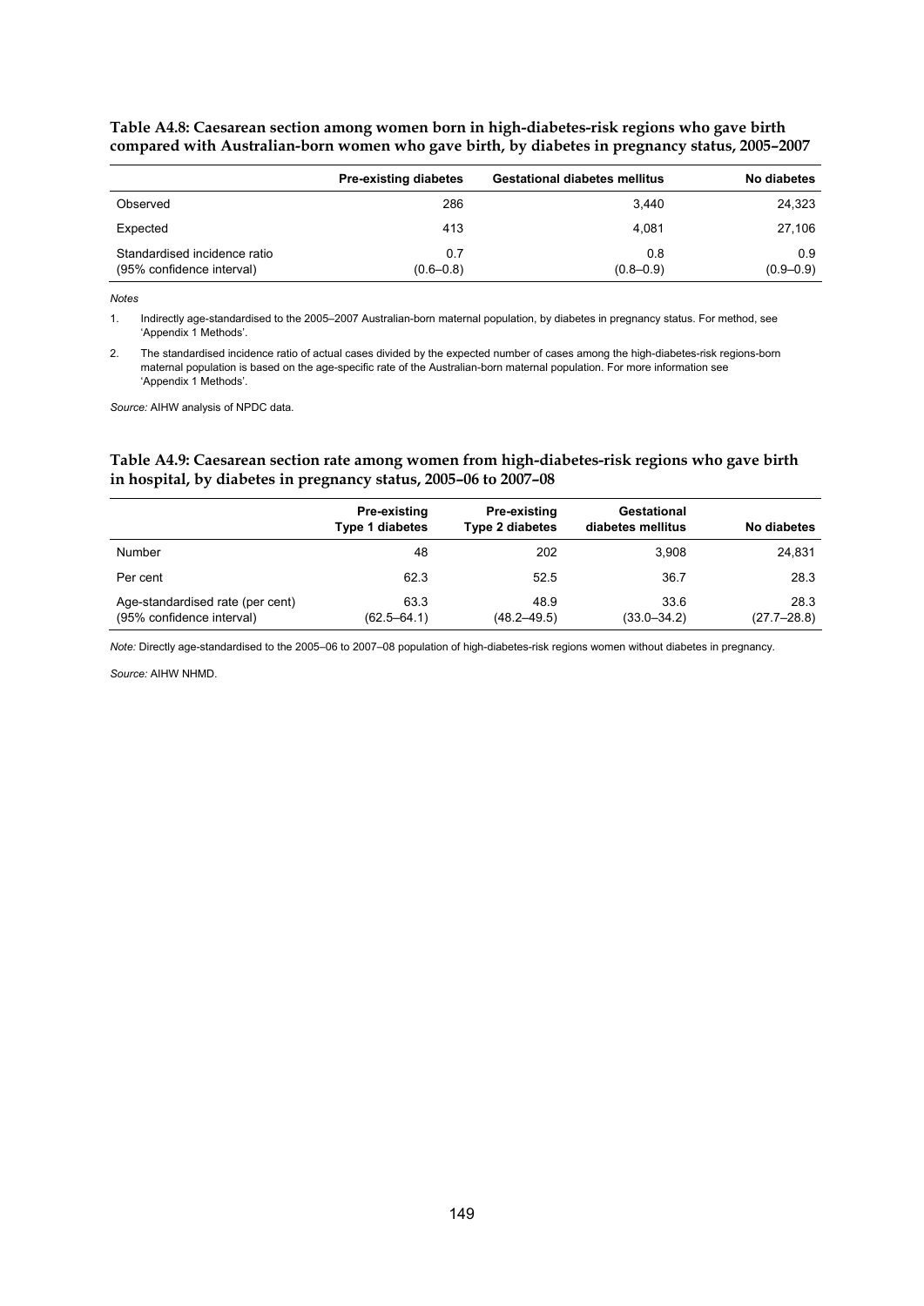**Table A4.8: Caesarean section among women born in high-diabetes-risk regions who gave birth compared with Australian-born women who gave birth, by diabetes in pregnancy status, 2005–2007**

| | Pre-existing diabetes | Gestational diabetes mellitus | No diabetes |
|---|---|---|---|
| Observed | 286 | 3,440 | 24,323 |
| Expected | 413 | 4,081 | 27,106 |
| Standardised incidence ratio (95% confidence interval) | 0.7 (0.6–0.8) | 0.8 (0.8–0.9) | 0.9 (0.9–0.9) |

*Notes*

1. Indirectly age-standardised to the 2005–2007 Australian-born maternal population, by diabetes in pregnancy status. For method, see 'Appendix 1 Methods'.
2. The standardised incidence ratio of actual cases divided by the expected number of cases among the high-diabetes-risk regions-born maternal population is based on the age-specific rate of the Australian-born maternal population. For more information see 'Appendix 1 Methods'.

*Source:* AIHW analysis of NPDC data.

**Table A4.9: Caesarean section rate among women from high-diabetes-risk regions who gave birth in hospital, by diabetes in pregnancy status, 2005–06 to 2007–08**

| | Pre-existing Type 1 diabetes | Pre-existing Type 2 diabetes | Gestational diabetes mellitus | No diabetes |
|---|---|---|---|---|
| Number | 48 | 202 | 3,908 | 24,831 |
| Per cent | 62.3 | 52.5 | 36.7 | 28.3 |
| Age-standardised rate (per cent) (95% confidence interval) | 63.3 (62.5–64.1) | 48.9 (48.2–49.5) | 33.6 (33.0–34.2) | 28.3 (27.7–28.8) |

*Note:* Directly age-standardised to the 2005–06 to 2007–08 population of high-diabetes-risk regions women without diabetes in pregnancy.

*Source:* AIHW NHMD.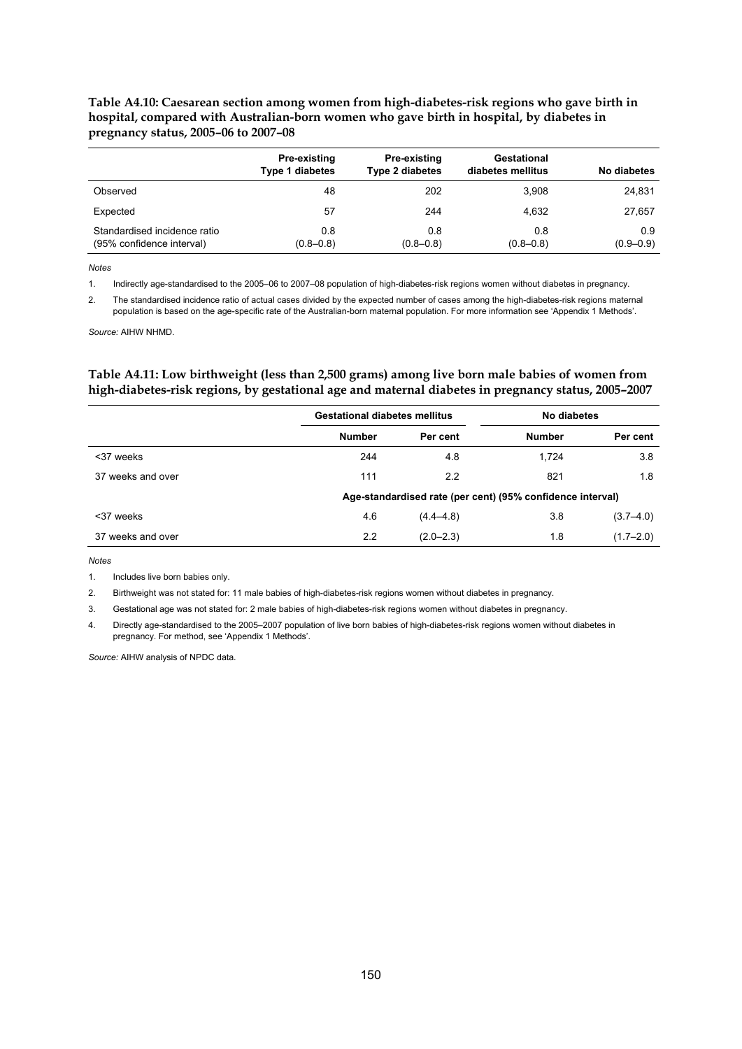**Table A4.10: Caesarean section among women from high-diabetes-risk regions who gave birth in hospital, compared with Australian-born women who gave birth in hospital, by diabetes in pregnancy status, 2005–06 to 2007–08**

| | Pre-existing Type 1 diabetes | Pre-existing Type 2 diabetes | Gestational diabetes mellitus | No diabetes |
|---|---|---|---|---|
| Observed | 48 | 202 | 3,908 | 24,831 |
| Expected | 57 | 244 | 4,632 | 27,657 |
| Standardised incidence ratio (95% confidence interval) | 0.8 (0.8–0.8) | 0.8 (0.8–0.8) | 0.8 (0.8–0.8) | 0.9 (0.9–0.9) |

*Notes*

1. Indirectly age-standardised to the 2005–06 to 2007–08 population of high-diabetes-risk regions women without diabetes in pregnancy.
2. The standardised incidence ratio of actual cases divided by the expected number of cases among the high-diabetes-risk regions maternal population is based on the age-specific rate of the Australian-born maternal population. For more information see 'Appendix 1 Methods'.

*Source:* AIHW NHMD.

**Table A4.11: Low birthweight (less than 2,500 grams) among live born male babies of women from high-diabetes-risk regions, by gestational age and maternal diabetes in pregnancy status, 2005–2007**

| | Gestational diabetes mellitus | | No diabetes | |
|---|---|---|---|---|
| | Number | Per cent | Number | Per cent |
| <37 weeks | 244 | 4.8 | 1,724 | 3.8 |
| 37 weeks and over | 111 | 2.2 | 821 | 1.8 |
| | Age-standardised rate (per cent) (95% confidence interval) | | | |
| <37 weeks | 4.6 | (4.4–4.8) | 3.8 | (3.7–4.0) |
| 37 weeks and over | 2.2 | (2.0–2.3) | 1.8 | (1.7–2.0) |

*Notes*

1. Includes live born babies only.
2. Birthweight was not stated for: 11 male babies of high-diabetes-risk regions women without diabetes in pregnancy.
3. Gestational age was not stated for: 2 male babies of high-diabetes-risk regions women without diabetes in pregnancy.
4. Directly age-standardised to the 2005–2007 population of live born babies of high-diabetes-risk regions women without diabetes in pregnancy. For method, see 'Appendix 1 Methods'.

*Source:* AIHW analysis of NPDC data.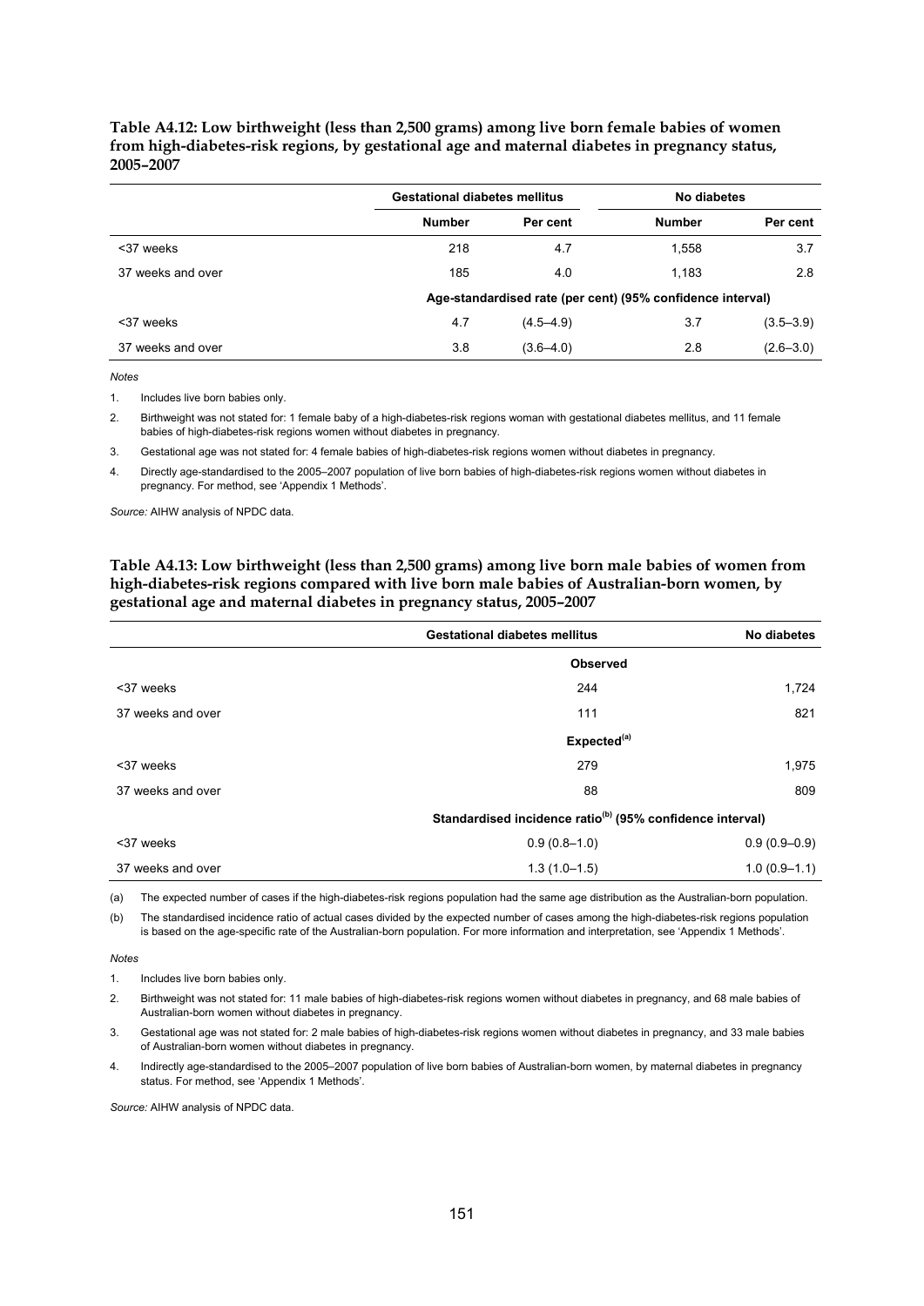**Table A4.12: Low birthweight (less than 2,500 grams) among live born female babies of women from high-diabetes-risk regions, by gestational age and maternal diabetes in pregnancy status, 2005–2007**

| | Gestational diabetes mellitus | | No diabetes | |
|---|---|---|---|---|
| | Number | Per cent | Number | Per cent |
| <37 weeks | 218 | 4.7 | 1,558 | 3.7 |
| 37 weeks and over | 185 | 4.0 | 1,183 | 2.8 |
| | Age-standardised rate (per cent) (95% confidence interval) | | | |
| <37 weeks | 4.7 | (4.5–4.9) | 3.7 | (3.5–3.9) |
| 37 weeks and over | 3.8 | (3.6–4.0) | 2.8 | (2.6–3.0) |

*Notes*

1. Includes live born babies only.
2. Birthweight was not stated for: 1 female baby of a high-diabetes-risk regions woman with gestational diabetes mellitus, and 11 female babies of high-diabetes-risk regions women without diabetes in pregnancy.
3. Gestational age was not stated for: 4 female babies of high-diabetes-risk regions women without diabetes in pregnancy.
4. Directly age-standardised to the 2005–2007 population of live born babies of high-diabetes-risk regions women without diabetes in pregnancy. For method, see 'Appendix 1 Methods'.

*Source:* AIHW analysis of NPDC data.

**Table A4.13: Low birthweight (less than 2,500 grams) among live born male babies of women from high-diabetes-risk regions compared with live born male babies of Australian-born women, by gestational age and maternal diabetes in pregnancy status, 2005–2007**

| | Gestational diabetes mellitus | No diabetes |
|---|---|---|
| | Observed | |
| <37 weeks | 244 | 1,724 |
| 37 weeks and over | 111 | 821 |
| | Expected[(a)] | |
| <37 weeks | 279 | 1,975 |
| 37 weeks and over | 88 | 809 |
| | Standardised incidence ratio[(b)] (95% confidence interval) | |
| <37 weeks | 0.9 (0.8–1.0) | 0.9 (0.9–0.9) |
| 37 weeks and over | 1.3 (1.0–1.5) | 1.0 (0.9–1.1) |

(a) The expected number of cases if the high-diabetes-risk regions population had the same age distribution as the Australian-born population.

(b) The standardised incidence ratio of actual cases divided by the expected number of cases among the high-diabetes-risk regions population is based on the age-specific rate of the Australian-born population. For more information and interpretation, see 'Appendix 1 Methods'.

*Notes*

1. Includes live born babies only.
2. Birthweight was not stated for: 11 male babies of high-diabetes-risk regions women without diabetes in pregnancy, and 68 male babies of Australian-born women without diabetes in pregnancy.
3. Gestational age was not stated for: 2 male babies of high-diabetes-risk regions women without diabetes in pregnancy, and 33 male babies of Australian-born women without diabetes in pregnancy.
4. Indirectly age-standardised to the 2005–2007 population of live born babies of Australian-born women, by maternal diabetes in pregnancy status. For method, see 'Appendix 1 Methods'.

*Source:* AIHW analysis of NPDC data.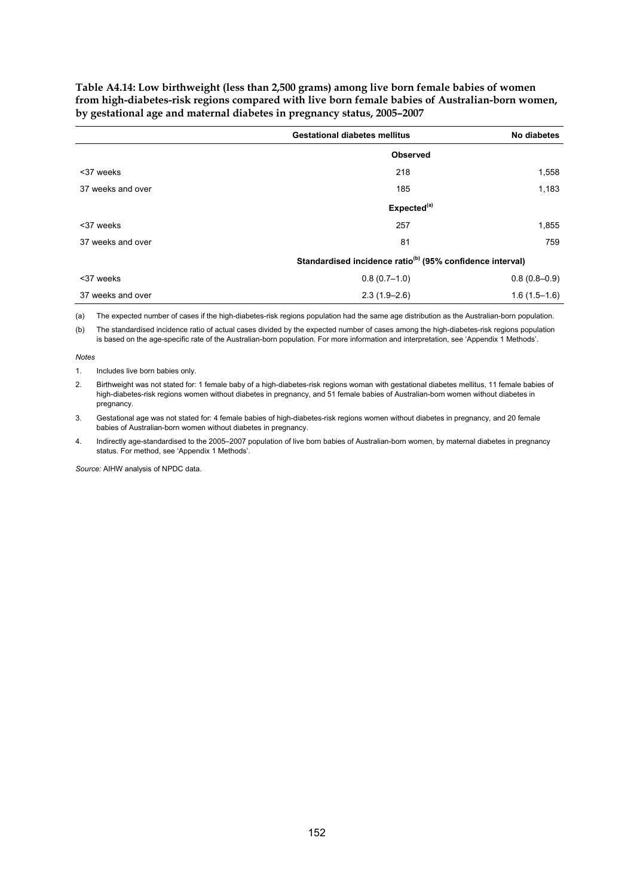**Table A4.14: Low birthweight (less than 2,500 grams) among live born female babies of women from high-diabetes-risk regions compared with live born female babies of Australian-born women, by gestational age and maternal diabetes in pregnancy status, 2005–2007**

| | Gestational diabetes mellitus | No diabetes |
|---|---|---|
| | **Observed** | |
| <37 weeks | 218 | 1,558 |
| 37 weeks and over | 185 | 1,183 |
| | **Expected[(a)]** | |
| <37 weeks | 257 | 1,855 |
| 37 weeks and over | 81 | 759 |
| | **Standardised incidence ratio[(b)] (95% confidence interval)** | |
| <37 weeks | 0.8 (0.7–1.0) | 0.8 (0.8–0.9) |
| 37 weeks and over | 2.3 (1.9–2.6) | 1.6 (1.5–1.6) |

(a) The expected number of cases if the high-diabetes-risk regions population had the same age distribution as the Australian-born population.

(b) The standardised incidence ratio of actual cases divided by the expected number of cases among the high-diabetes-risk regions population is based on the age-specific rate of the Australian-born population. For more information and interpretation, see 'Appendix 1 Methods'.

*Notes*

1. Includes live born babies only.
2. Birthweight was not stated for: 1 female baby of a high-diabetes-risk regions woman with gestational diabetes mellitus, 11 female babies of high-diabetes-risk regions women without diabetes in pregnancy, and 51 female babies of Australian-born women without diabetes in pregnancy.
3. Gestational age was not stated for: 4 female babies of high-diabetes-risk regions women without diabetes in pregnancy, and 20 female babies of Australian-born women without diabetes in pregnancy.
4. Indirectly age-standardised to the 2005–2007 population of live born babies of Australian-born women, by maternal diabetes in pregnancy status. For method, see 'Appendix 1 Methods'.

*Source:* AIHW analysis of NPDC data.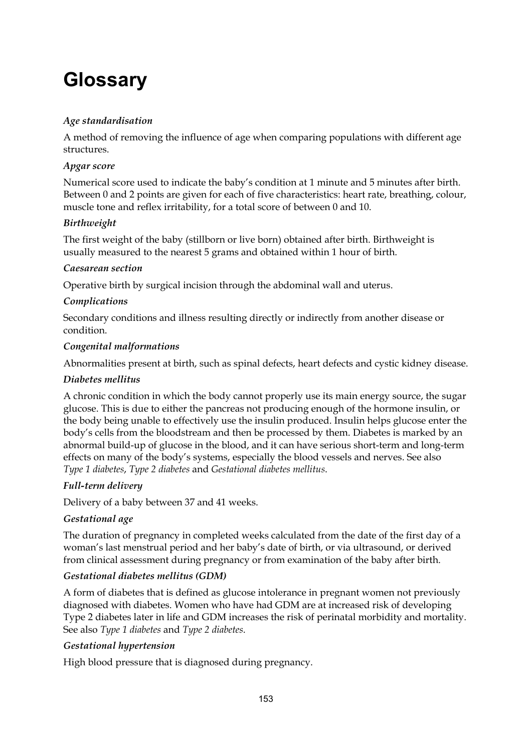# Glossary

*Age standardisation*

A method of removing the influence of age when comparing populations with different age structures.

*Apgar score*

Numerical score used to indicate the baby's condition at 1 minute and 5 minutes after birth. Between 0 and 2 points are given for each of five characteristics: heart rate, breathing, colour, muscle tone and reflex irritability, for a total score of between 0 and 10.

*Birthweight*

The first weight of the baby (stillborn or live born) obtained after birth. Birthweight is usually measured to the nearest 5 grams and obtained within 1 hour of birth.

*Caesarean section*

Operative birth by surgical incision through the abdominal wall and uterus.

*Complications*

Secondary conditions and illness resulting directly or indirectly from another disease or condition.

*Congenital malformations*

Abnormalities present at birth, such as spinal defects, heart defects and cystic kidney disease.

*Diabetes mellitus*

A chronic condition in which the body cannot properly use its main energy source, the sugar glucose. This is due to either the pancreas not producing enough of the hormone insulin, or the body being unable to effectively use the insulin produced. Insulin helps glucose enter the body's cells from the bloodstream and then be processed by them. Diabetes is marked by an abnormal build-up of glucose in the blood, and it can have serious short-term and long-term effects on many of the body's systems, especially the blood vessels and nerves. See also *Type 1 diabetes*, *Type 2 diabetes* and *Gestational diabetes mellitus*.

*Full-term delivery*

Delivery of a baby between 37 and 41 weeks.

*Gestational age*

The duration of pregnancy in completed weeks calculated from the date of the first day of a woman's last menstrual period and her baby's date of birth, or via ultrasound, or derived from clinical assessment during pregnancy or from examination of the baby after birth.

*Gestational diabetes mellitus (GDM)*

A form of diabetes that is defined as glucose intolerance in pregnant women not previously diagnosed with diabetes. Women who have had GDM are at increased risk of developing Type 2 diabetes later in life and GDM increases the risk of perinatal morbidity and mortality. See also *Type 1 diabetes* and *Type 2 diabetes*.

*Gestational hypertension*

High blood pressure that is diagnosed during pregnancy.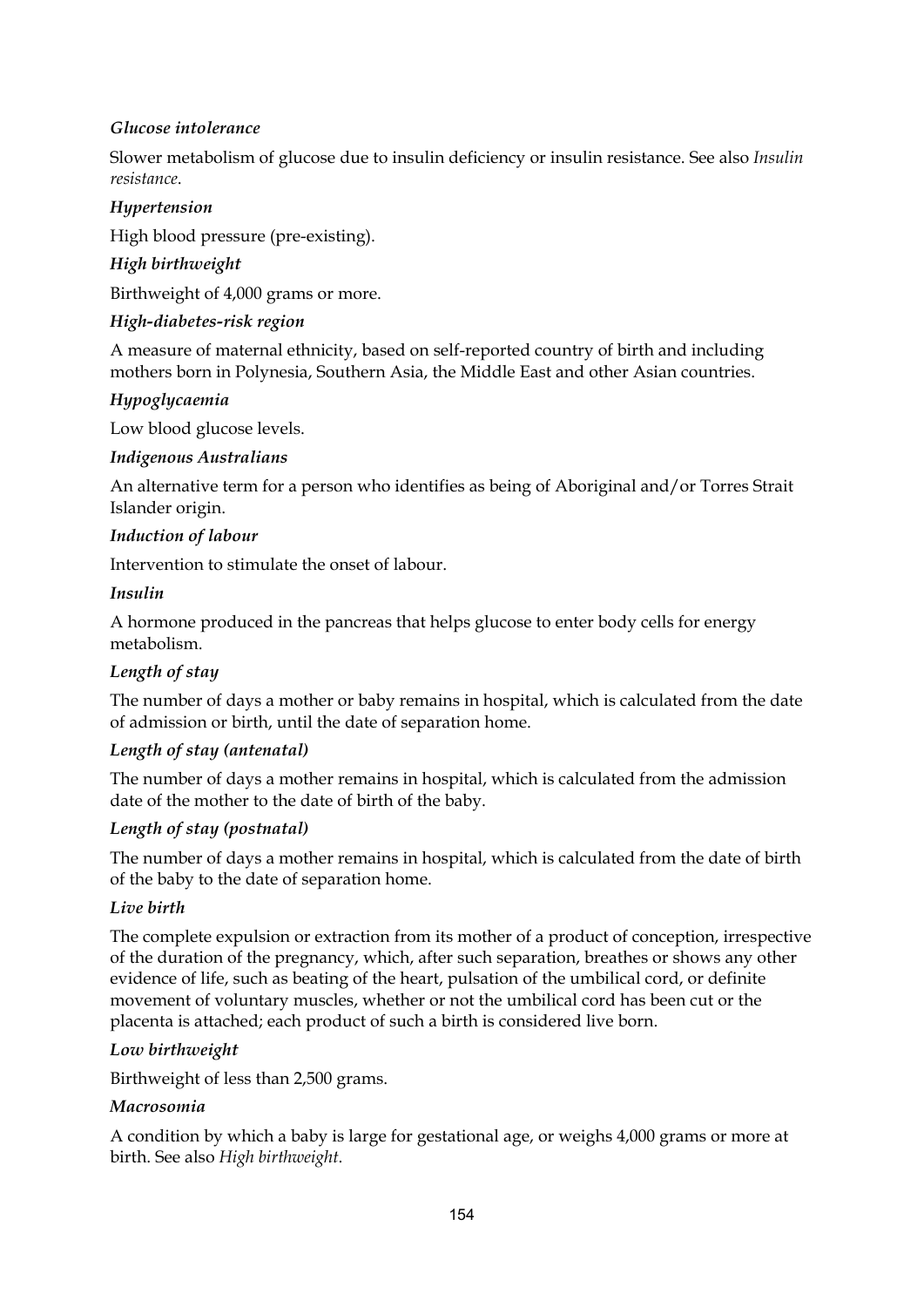***Glucose intolerance***

Slower metabolism of glucose due to insulin deficiency or insulin resistance. See also *Insulin resistance*.

***Hypertension***

High blood pressure (pre-existing).

***High birthweight***

Birthweight of 4,000 grams or more.

***High-diabetes-risk region***

A measure of maternal ethnicity, based on self-reported country of birth and including mothers born in Polynesia, Southern Asia, the Middle East and other Asian countries.

***Hypoglycaemia***

Low blood glucose levels.

***Indigenous Australians***

An alternative term for a person who identifies as being of Aboriginal and/or Torres Strait Islander origin.

***Induction of labour***

Intervention to stimulate the onset of labour.

***Insulin***

A hormone produced in the pancreas that helps glucose to enter body cells for energy metabolism.

***Length of stay***

The number of days a mother or baby remains in hospital, which is calculated from the date of admission or birth, until the date of separation home.

***Length of stay (antenatal)***

The number of days a mother remains in hospital, which is calculated from the admission date of the mother to the date of birth of the baby.

***Length of stay (postnatal)***

The number of days a mother remains in hospital, which is calculated from the date of birth of the baby to the date of separation home.

***Live birth***

The complete expulsion or extraction from its mother of a product of conception, irrespective of the duration of the pregnancy, which, after such separation, breathes or shows any other evidence of life, such as beating of the heart, pulsation of the umbilical cord, or definite movement of voluntary muscles, whether or not the umbilical cord has been cut or the placenta is attached; each product of such a birth is considered live born.

***Low birthweight***

Birthweight of less than 2,500 grams.

***Macrosomia***

A condition by which a baby is large for gestational age, or weighs 4,000 grams or more at birth. See also *High birthweight*.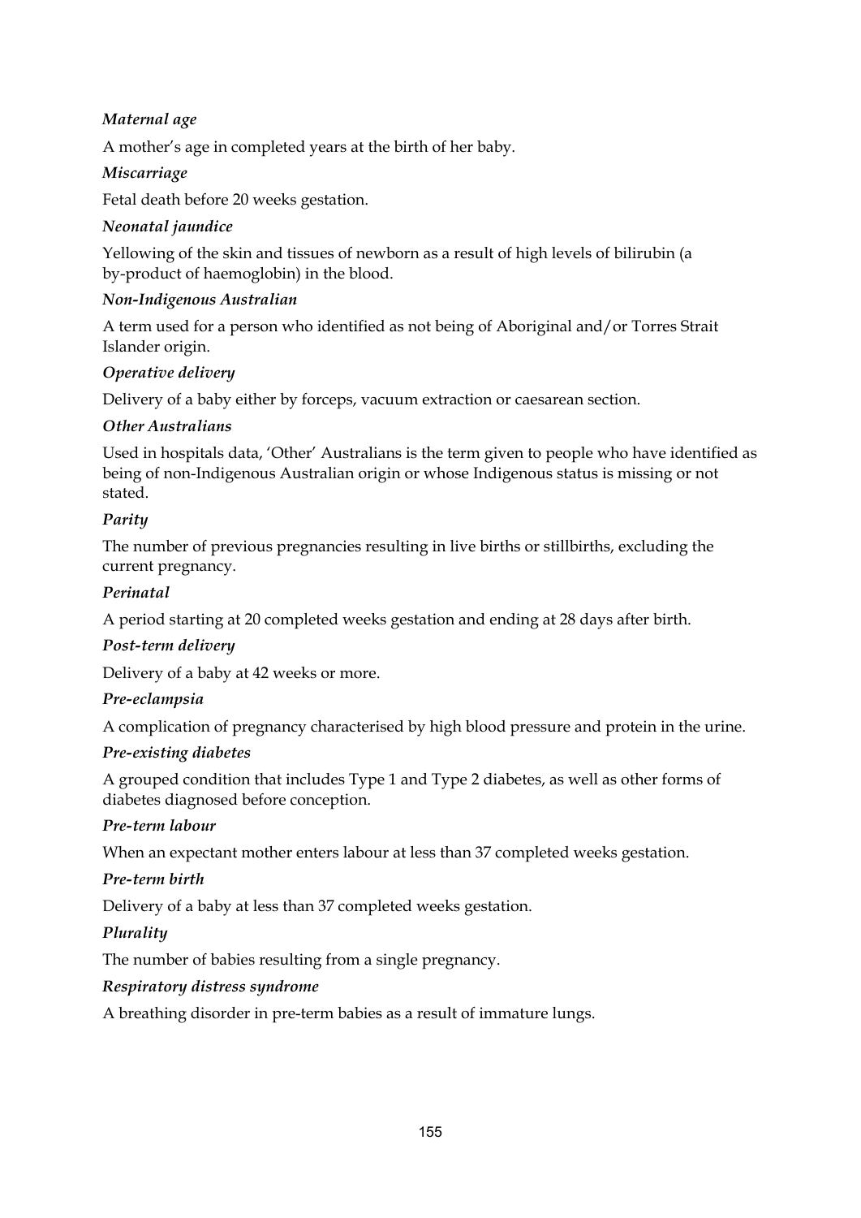*Maternal age*

A mother's age in completed years at the birth of her baby.

*Miscarriage*

Fetal death before 20 weeks gestation.

*Neonatal jaundice*

Yellowing of the skin and tissues of newborn as a result of high levels of bilirubin (a by-product of haemoglobin) in the blood.

*Non-Indigenous Australian*

A term used for a person who identified as not being of Aboriginal and/or Torres Strait Islander origin.

*Operative delivery*

Delivery of a baby either by forceps, vacuum extraction or caesarean section.

*Other Australians*

Used in hospitals data, 'Other' Australians is the term given to people who have identified as being of non-Indigenous Australian origin or whose Indigenous status is missing or not stated.

*Parity*

The number of previous pregnancies resulting in live births or stillbirths, excluding the current pregnancy.

*Perinatal*

A period starting at 20 completed weeks gestation and ending at 28 days after birth.

*Post-term delivery*

Delivery of a baby at 42 weeks or more.

*Pre-eclampsia*

A complication of pregnancy characterised by high blood pressure and protein in the urine.

*Pre-existing diabetes*

A grouped condition that includes Type 1 and Type 2 diabetes, as well as other forms of diabetes diagnosed before conception.

*Pre-term labour*

When an expectant mother enters labour at less than 37 completed weeks gestation.

*Pre-term birth*

Delivery of a baby at less than 37 completed weeks gestation.

*Plurality*

The number of babies resulting from a single pregnancy.

*Respiratory distress syndrome*

A breathing disorder in pre-term babies as a result of immature lungs.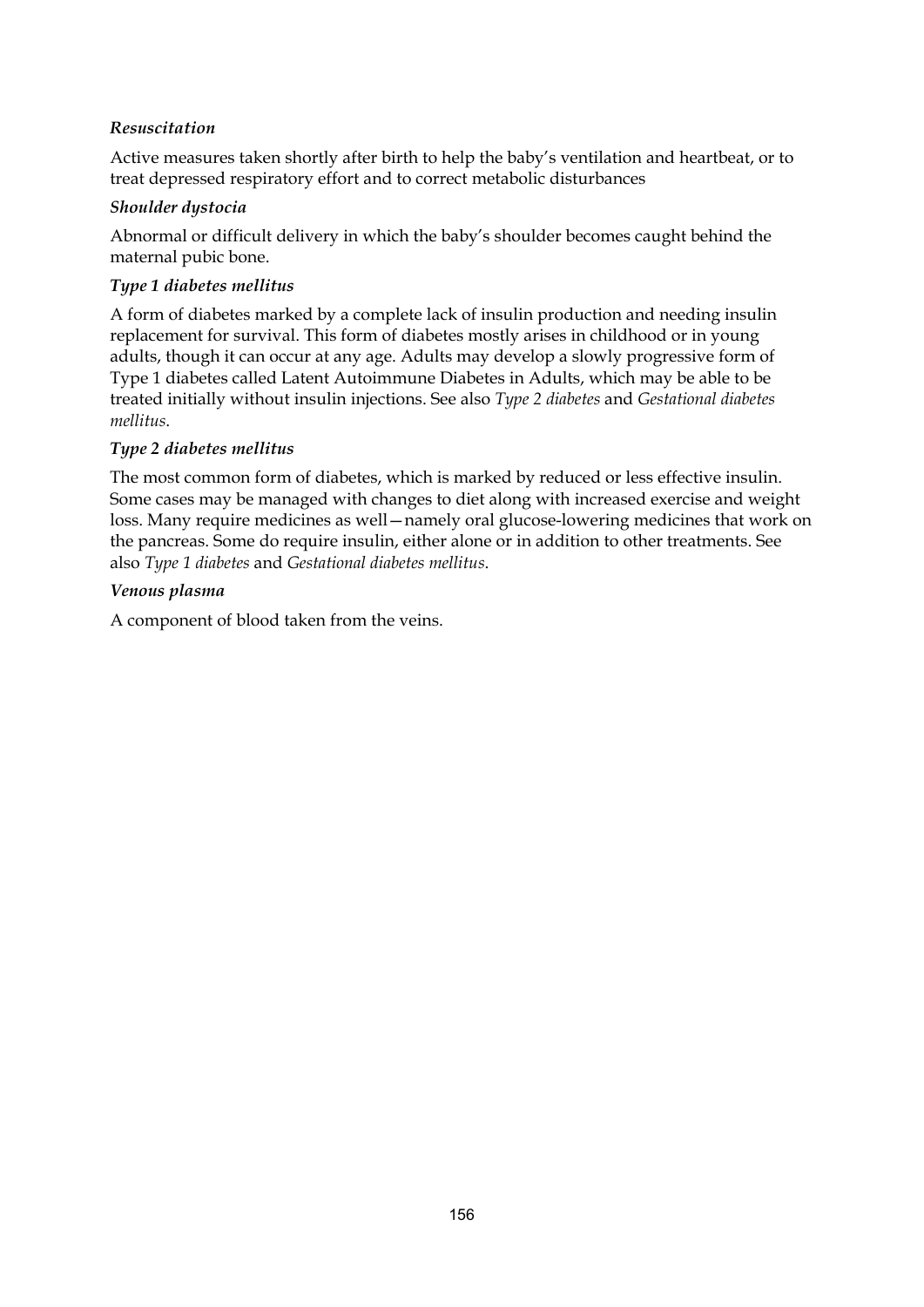***Resuscitation***

Active measures taken shortly after birth to help the baby's ventilation and heartbeat, or to treat depressed respiratory effort and to correct metabolic disturbances

***Shoulder dystocia***

Abnormal or difficult delivery in which the baby's shoulder becomes caught behind the maternal pubic bone.

***Type 1 diabetes mellitus***

A form of diabetes marked by a complete lack of insulin production and needing insulin replacement for survival. This form of diabetes mostly arises in childhood or in young adults, though it can occur at any age. Adults may develop a slowly progressive form of Type 1 diabetes called Latent Autoimmune Diabetes in Adults, which may be able to be treated initially without insulin injections. See also *Type 2 diabetes* and *Gestational diabetes mellitus*.

***Type 2 diabetes mellitus***

The most common form of diabetes, which is marked by reduced or less effective insulin. Some cases may be managed with changes to diet along with increased exercise and weight loss. Many require medicines as well—namely oral glucose-lowering medicines that work on the pancreas. Some do require insulin, either alone or in addition to other treatments. See also *Type 1 diabetes* and *Gestational diabetes mellitus*.

***Venous plasma***

A component of blood taken from the veins.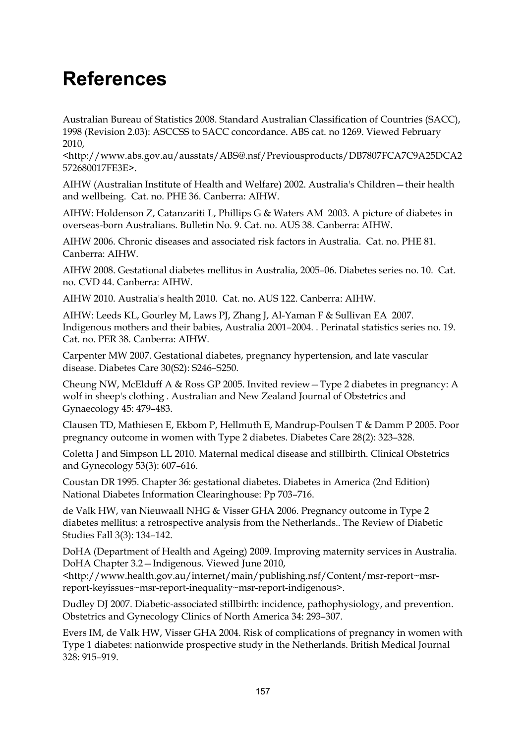# References

Australian Bureau of Statistics 2008. Standard Australian Classification of Countries (SACC), 1998 (Revision 2.03): ASCCSS to SACC concordance. ABS cat. no 1269. Viewed February 2010, <http://www.abs.gov.au/ausstats/ABS@.nsf/Previousproducts/DB7807FCA7C9A25DCA2572680017FE3E>.

AIHW (Australian Institute of Health and Welfare) 2002. Australia's Children—their health and wellbeing. Cat. no. PHE 36. Canberra: AIHW.

AIHW: Holdenson Z, Catanzariti L, Phillips G & Waters AM 2003. A picture of diabetes in overseas-born Australians. Bulletin No. 9. Cat. no. AUS 38. Canberra: AIHW.

AIHW 2006. Chronic diseases and associated risk factors in Australia. Cat. no. PHE 81. Canberra: AIHW.

AIHW 2008. Gestational diabetes mellitus in Australia, 2005–06. Diabetes series no. 10. Cat. no. CVD 44. Canberra: AIHW.

AIHW 2010. Australia's health 2010. Cat. no. AUS 122. Canberra: AIHW.

AIHW: Leeds KL, Gourley M, Laws PJ, Zhang J, Al-Yaman F & Sullivan EA 2007. Indigenous mothers and their babies, Australia 2001–2004. . Perinatal statistics series no. 19. Cat. no. PER 38. Canberra: AIHW.

Carpenter MW 2007. Gestational diabetes, pregnancy hypertension, and late vascular disease. Diabetes Care 30(S2): S246–S250.

Cheung NW, McElduff A & Ross GP 2005. Invited review—Type 2 diabetes in pregnancy: A wolf in sheep's clothing . Australian and New Zealand Journal of Obstetrics and Gynaecology 45: 479–483.

Clausen TD, Mathiesen E, Ekbom P, Hellmuth E, Mandrup-Poulsen T & Damm P 2005. Poor pregnancy outcome in women with Type 2 diabetes. Diabetes Care 28(2): 323–328.

Coletta J and Simpson LL 2010. Maternal medical disease and stillbirth. Clinical Obstetrics and Gynecology 53(3): 607–616.

Coustan DR 1995. Chapter 36: gestational diabetes. Diabetes in America (2nd Edition) National Diabetes Information Clearinghouse: Pp 703–716.

de Valk HW, van Nieuwaall NHG & Visser GHA 2006. Pregnancy outcome in Type 2 diabetes mellitus: a retrospective analysis from the Netherlands.. The Review of Diabetic Studies Fall 3(3): 134–142.

DoHA (Department of Health and Ageing) 2009. Improving maternity services in Australia. DoHA Chapter 3.2—Indigenous. Viewed June 2010, <http://www.health.gov.au/internet/main/publishing.nsf/Content/msr-report~msr-report-keyissues~msr-report-inequality~msr-report-indigenous>.

Dudley DJ 2007. Diabetic-associated stillbirth: incidence, pathophysiology, and prevention. Obstetrics and Gynecology Clinics of North America 34: 293–307.

Evers IM, de Valk HW, Visser GHA 2004. Risk of complications of pregnancy in women with Type 1 diabetes: nationwide prospective study in the Netherlands. British Medical Journal 328: 915–919.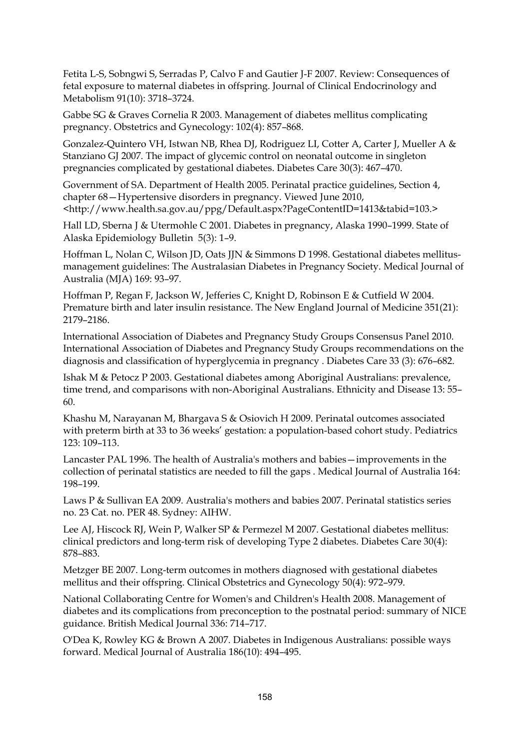Fetita L-S, Sobngwi S, Serradas P, Calvo F and Gautier J-F 2007. Review: Consequences of fetal exposure to maternal diabetes in offspring. Journal of Clinical Endocrinology and Metabolism 91(10): 3718–3724.

Gabbe SG & Graves Cornelia R 2003. Management of diabetes mellitus complicating pregnancy. Obstetrics and Gynecology: 102(4): 857–868.

Gonzalez-Quintero VH, Istwan NB, Rhea DJ, Rodriguez LI, Cotter A, Carter J, Mueller A & Stanziano GJ 2007. The impact of glycemic control on neonatal outcome in singleton pregnancies complicated by gestational diabetes. Diabetes Care 30(3): 467–470.

Government of SA. Department of Health 2005. Perinatal practice guidelines, Section 4, chapter 68—Hypertensive disorders in pregnancy. Viewed June 2010, <http://www.health.sa.gov.au/ppg/Default.aspx?PageContentID=1413&tabid=103.>

Hall LD, Sberna J & Utermohle C 2001. Diabetes in pregnancy, Alaska 1990–1999. State of Alaska Epidemiology Bulletin 5(3): 1–9.

Hoffman L, Nolan C, Wilson JD, Oats JJN & Simmons D 1998. Gestational diabetes mellitus-management guidelines: The Australasian Diabetes in Pregnancy Society. Medical Journal of Australia (MJA) 169: 93–97.

Hoffman P, Regan F, Jackson W, Jefferies C, Knight D, Robinson E & Cutfield W 2004. Premature birth and later insulin resistance. The New England Journal of Medicine 351(21): 2179–2186.

International Association of Diabetes and Pregnancy Study Groups Consensus Panel 2010. International Association of Diabetes and Pregnancy Study Groups recommendations on the diagnosis and classification of hyperglycemia in pregnancy . Diabetes Care 33 (3): 676–682.

Ishak M & Petocz P 2003. Gestational diabetes among Aboriginal Australians: prevalence, time trend, and comparisons with non-Aboriginal Australians. Ethnicity and Disease 13: 55–60.

Khashu M, Narayanan M, Bhargava S & Osiovich H 2009. Perinatal outcomes associated with preterm birth at 33 to 36 weeks' gestation: a population-based cohort study. Pediatrics 123: 109–113.

Lancaster PAL 1996. The health of Australia's mothers and babies—improvements in the collection of perinatal statistics are needed to fill the gaps . Medical Journal of Australia 164: 198–199.

Laws P & Sullivan EA 2009. Australia's mothers and babies 2007. Perinatal statistics series no. 23 Cat. no. PER 48. Sydney: AIHW.

Lee AJ, Hiscock RJ, Wein P, Walker SP & Permezel M 2007. Gestational diabetes mellitus: clinical predictors and long-term risk of developing Type 2 diabetes. Diabetes Care 30(4): 878–883.

Metzger BE 2007. Long-term outcomes in mothers diagnosed with gestational diabetes mellitus and their offspring. Clinical Obstetrics and Gynecology 50(4): 972–979.

National Collaborating Centre for Women's and Children's Health 2008. Management of diabetes and its complications from preconception to the postnatal period: summary of NICE guidance. British Medical Journal 336: 714–717.

O'Dea K, Rowley KG & Brown A 2007. Diabetes in Indigenous Australians: possible ways forward. Medical Journal of Australia 186(10): 494–495.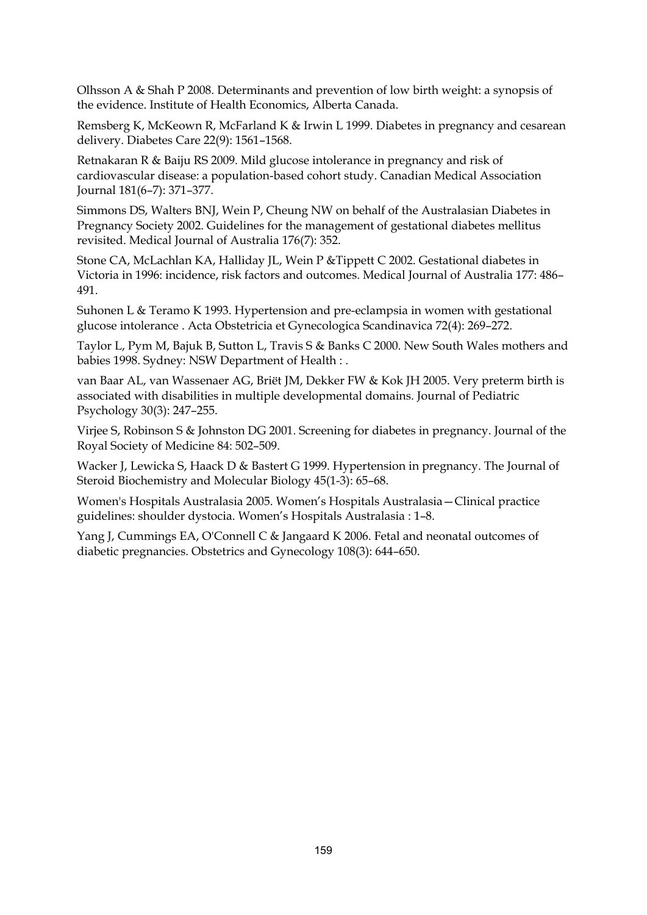Olhsson A & Shah P 2008. Determinants and prevention of low birth weight: a synopsis of the evidence. Institute of Health Economics, Alberta Canada.

Remsberg K, McKeown R, McFarland K & Irwin L 1999. Diabetes in pregnancy and cesarean delivery. Diabetes Care 22(9): 1561–1568.

Retnakaran R & Baiju RS 2009. Mild glucose intolerance in pregnancy and risk of cardiovascular disease: a population-based cohort study. Canadian Medical Association Journal 181(6–7): 371–377.

Simmons DS, Walters BNJ, Wein P, Cheung NW on behalf of the Australasian Diabetes in Pregnancy Society 2002. Guidelines for the management of gestational diabetes mellitus revisited. Medical Journal of Australia 176(7): 352.

Stone CA, McLachlan KA, Halliday JL, Wein P &Tippett C 2002. Gestational diabetes in Victoria in 1996: incidence, risk factors and outcomes. Medical Journal of Australia 177: 486–491.

Suhonen L & Teramo K 1993. Hypertension and pre-eclampsia in women with gestational glucose intolerance . Acta Obstetricia et Gynecologica Scandinavica 72(4): 269–272.

Taylor L, Pym M, Bajuk B, Sutton L, Travis S & Banks C 2000. New South Wales mothers and babies 1998. Sydney: NSW Department of Health : .

van Baar AL, van Wassenaer AG, Briët JM, Dekker FW & Kok JH 2005. Very preterm birth is associated with disabilities in multiple developmental domains. Journal of Pediatric Psychology 30(3): 247–255.

Virjee S, Robinson S & Johnston DG 2001. Screening for diabetes in pregnancy. Journal of the Royal Society of Medicine 84: 502–509.

Wacker J, Lewicka S, Haack D & Bastert G 1999. Hypertension in pregnancy. The Journal of Steroid Biochemistry and Molecular Biology 45(1-3): 65–68.

Women's Hospitals Australasia 2005. Women's Hospitals Australasia—Clinical practice guidelines: shoulder dystocia. Women's Hospitals Australasia : 1–8.

Yang J, Cummings EA, O'Connell C & Jangaard K 2006. Fetal and neonatal outcomes of diabetic pregnancies. Obstetrics and Gynecology 108(3): 644–650.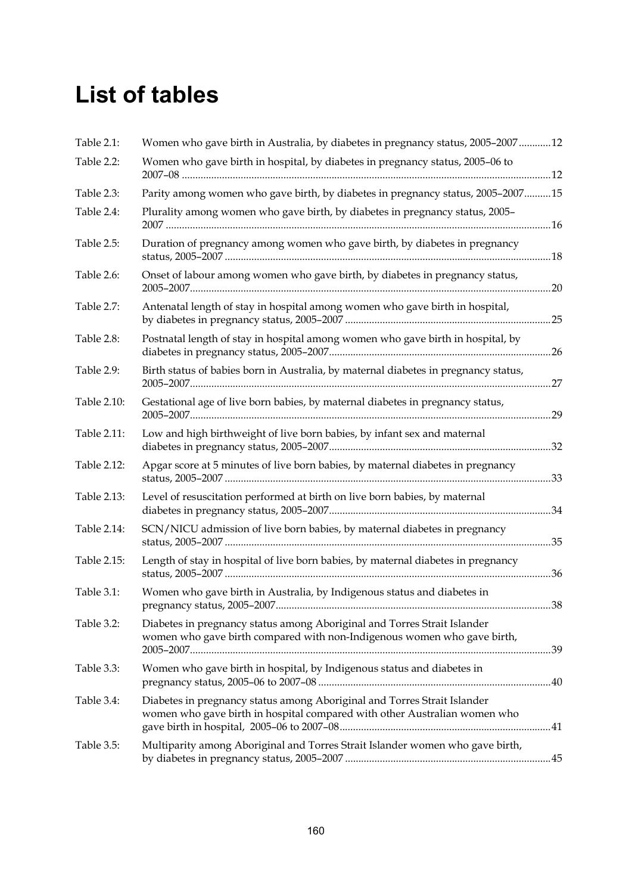# List of tables

| | | |
|---|---|---|
| Table 2.1: | Women who gave birth in Australia, by diabetes in pregnancy status, 2005–2007 | 12 |
| Table 2.2: | Women who gave birth in hospital, by diabetes in pregnancy status, 2005–06 to 2007–08 | 12 |
| Table 2.3: | Parity among women who gave birth, by diabetes in pregnancy status, 2005–2007 | 15 |
| Table 2.4: | Plurality among women who gave birth, by diabetes in pregnancy status, 2005–2007 | 16 |
| Table 2.5: | Duration of pregnancy among women who gave birth, by diabetes in pregnancy status, 2005–2007 | 18 |
| Table 2.6: | Onset of labour among women who gave birth, by diabetes in pregnancy status, 2005–2007 | 20 |
| Table 2.7: | Antenatal length of stay in hospital among women who gave birth in hospital, by diabetes in pregnancy status, 2005–2007 | 25 |
| Table 2.8: | Postnatal length of stay in hospital among women who gave birth in hospital, by diabetes in pregnancy status, 2005–2007 | 26 |
| Table 2.9: | Birth status of babies born in Australia, by maternal diabetes in pregnancy status, 2005–2007 | 27 |
| Table 2.10: | Gestational age of live born babies, by maternal diabetes in pregnancy status, 2005–2007 | 29 |
| Table 2.11: | Low and high birthweight of live born babies, by infant sex and maternal diabetes in pregnancy status, 2005–2007 | 32 |
| Table 2.12: | Apgar score at 5 minutes of live born babies, by maternal diabetes in pregnancy status, 2005–2007 | 33 |
| Table 2.13: | Level of resuscitation performed at birth on live born babies, by maternal diabetes in pregnancy status, 2005–2007 | 34 |
| Table 2.14: | SCN/NICU admission of live born babies, by maternal diabetes in pregnancy status, 2005–2007 | 35 |
| Table 2.15: | Length of stay in hospital of live born babies, by maternal diabetes in pregnancy status, 2005–2007 | 36 |
| Table 3.1: | Women who gave birth in Australia, by Indigenous status and diabetes in pregnancy status, 2005–2007 | 38 |
| Table 3.2: | Diabetes in pregnancy status among Aboriginal and Torres Strait Islander women who gave birth compared with non-Indigenous women who gave birth, 2005–2007 | 39 |
| Table 3.3: | Women who gave birth in hospital, by Indigenous status and diabetes in pregnancy status, 2005–06 to 2007–08 | 40 |
| Table 3.4: | Diabetes in pregnancy status among Aboriginal and Torres Strait Islander women who gave birth in hospital compared with other Australian women who gave birth in hospital, 2005–06 to 2007–08 | 41 |
| Table 3.5: | Multiparity among Aboriginal and Torres Strait Islander women who gave birth, by diabetes in pregnancy status, 2005–2007 | 45 |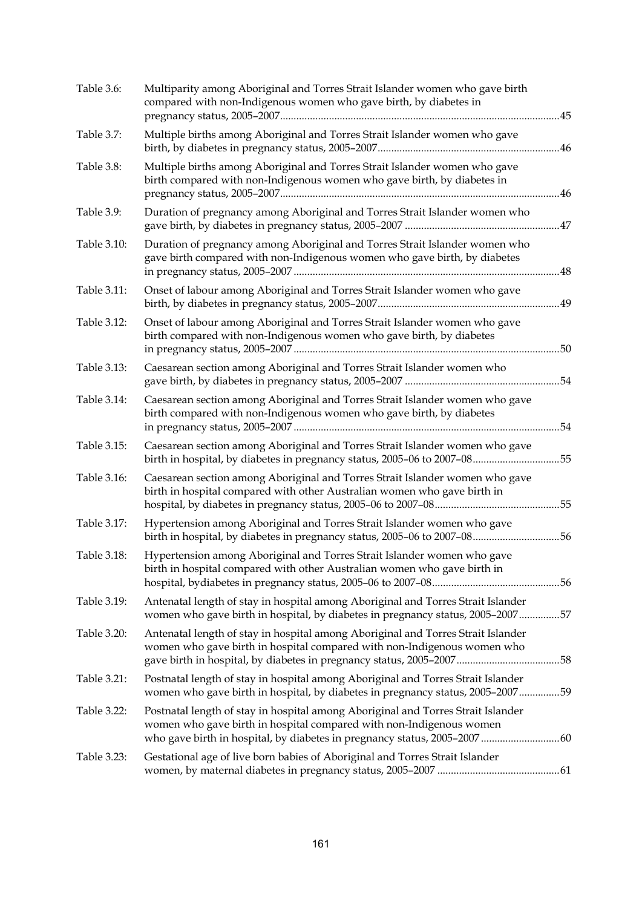| | | |
|---|---|---|
| Table 3.6: | Multiparity among Aboriginal and Torres Strait Islander women who gave birth compared with non-Indigenous women who gave birth, by diabetes in pregnancy status, 2005–2007 | 45 |
| Table 3.7: | Multiple births among Aboriginal and Torres Strait Islander women who gave birth, by diabetes in pregnancy status, 2005–2007 | 46 |
| Table 3.8: | Multiple births among Aboriginal and Torres Strait Islander women who gave birth compared with non-Indigenous women who gave birth, by diabetes in pregnancy status, 2005–2007 | 46 |
| Table 3.9: | Duration of pregnancy among Aboriginal and Torres Strait Islander women who gave birth, by diabetes in pregnancy status, 2005–2007 | 47 |
| Table 3.10: | Duration of pregnancy among Aboriginal and Torres Strait Islander women who gave birth compared with non-Indigenous women who gave birth, by diabetes in pregnancy status, 2005–2007 | 48 |
| Table 3.11: | Onset of labour among Aboriginal and Torres Strait Islander women who gave birth, by diabetes in pregnancy status, 2005–2007 | 49 |
| Table 3.12: | Onset of labour among Aboriginal and Torres Strait Islander women who gave birth compared with non-Indigenous women who gave birth, by diabetes in pregnancy status, 2005–2007 | 50 |
| Table 3.13: | Caesarean section among Aboriginal and Torres Strait Islander women who gave birth, by diabetes in pregnancy status, 2005–2007 | 54 |
| Table 3.14: | Caesarean section among Aboriginal and Torres Strait Islander women who gave birth compared with non-Indigenous women who gave birth, by diabetes in pregnancy status, 2005–2007 | 54 |
| Table 3.15: | Caesarean section among Aboriginal and Torres Strait Islander women who gave birth in hospital, by diabetes in pregnancy status, 2005–06 to 2007–08 | 55 |
| Table 3.16: | Caesarean section among Aboriginal and Torres Strait Islander women who gave birth in hospital compared with other Australian women who gave birth in hospital, by diabetes in pregnancy status, 2005–06 to 2007–08 | 55 |
| Table 3.17: | Hypertension among Aboriginal and Torres Strait Islander women who gave birth in hospital, by diabetes in pregnancy status, 2005–06 to 2007–08 | 56 |
| Table 3.18: | Hypertension among Aboriginal and Torres Strait Islander women who gave birth in hospital compared with other Australian women who gave birth in hospital, bydiabetes in pregnancy status, 2005–06 to 2007–08 | 56 |
| Table 3.19: | Antenatal length of stay in hospital among Aboriginal and Torres Strait Islander women who gave birth in hospital, by diabetes in pregnancy status, 2005–2007 | 57 |
| Table 3.20: | Antenatal length of stay in hospital among Aboriginal and Torres Strait Islander women who gave birth in hospital compared with non-Indigenous women who gave birth in hospital, by diabetes in pregnancy status, 2005–2007 | 58 |
| Table 3.21: | Postnatal length of stay in hospital among Aboriginal and Torres Strait Islander women who gave birth in hospital, by diabetes in pregnancy status, 2005–2007 | 59 |
| Table 3.22: | Postnatal length of stay in hospital among Aboriginal and Torres Strait Islander women who gave birth in hospital compared with non-Indigenous women who gave birth in hospital, by diabetes in pregnancy status, 2005–2007 | 60 |
| Table 3.23: | Gestational age of live born babies of Aboriginal and Torres Strait Islander women, by maternal diabetes in pregnancy status, 2005–2007 | 61 |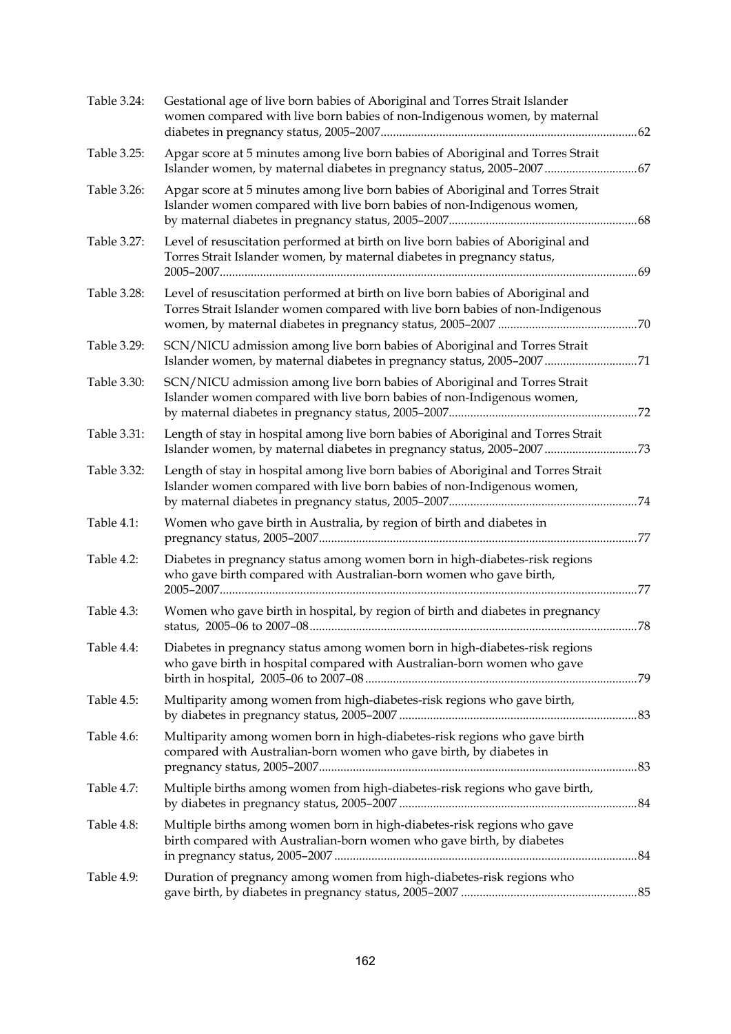| | | |
|---|---|---|
| Table 3.24: | Gestational age of live born babies of Aboriginal and Torres Strait Islander women compared with live born babies of non-Indigenous women, by maternal diabetes in pregnancy status, 2005–2007 | 62 |
| Table 3.25: | Apgar score at 5 minutes among live born babies of Aboriginal and Torres Strait Islander women, by maternal diabetes in pregnancy status, 2005–2007 | 67 |
| Table 3.26: | Apgar score at 5 minutes among live born babies of Aboriginal and Torres Strait Islander women compared with live born babies of non-Indigenous women, by maternal diabetes in pregnancy status, 2005–2007 | 68 |
| Table 3.27: | Level of resuscitation performed at birth on live born babies of Aboriginal and Torres Strait Islander women, by maternal diabetes in pregnancy status, 2005–2007 | 69 |
| Table 3.28: | Level of resuscitation performed at birth on live born babies of Aboriginal and Torres Strait Islander women compared with live born babies of non-Indigenous women, by maternal diabetes in pregnancy status, 2005–2007 | 70 |
| Table 3.29: | SCN/NICU admission among live born babies of Aboriginal and Torres Strait Islander women, by maternal diabetes in pregnancy status, 2005–2007 | 71 |
| Table 3.30: | SCN/NICU admission among live born babies of Aboriginal and Torres Strait Islander women compared with live born babies of non-Indigenous women, by maternal diabetes in pregnancy status, 2005–2007 | 72 |
| Table 3.31: | Length of stay in hospital among live born babies of Aboriginal and Torres Strait Islander women, by maternal diabetes in pregnancy status, 2005–2007 | 73 |
| Table 3.32: | Length of stay in hospital among live born babies of Aboriginal and Torres Strait Islander women compared with live born babies of non-Indigenous women, by maternal diabetes in pregnancy status, 2005–2007 | 74 |
| Table 4.1: | Women who gave birth in Australia, by region of birth and diabetes in pregnancy status, 2005–2007 | 77 |
| Table 4.2: | Diabetes in pregnancy status among women born in high-diabetes-risk regions who gave birth compared with Australian-born women who gave birth, 2005–2007 | 77 |
| Table 4.3: | Women who gave birth in hospital, by region of birth and diabetes in pregnancy status, 2005–06 to 2007–08 | 78 |
| Table 4.4: | Diabetes in pregnancy status among women born in high-diabetes-risk regions who gave birth in hospital compared with Australian-born women who gave birth in hospital, 2005–06 to 2007–08 | 79 |
| Table 4.5: | Multiparity among women from high-diabetes-risk regions who gave birth, by diabetes in pregnancy status, 2005–2007 | 83 |
| Table 4.6: | Multiparity among women born in high-diabetes-risk regions who gave birth compared with Australian-born women who gave birth, by diabetes in pregnancy status, 2005–2007 | 83 |
| Table 4.7: | Multiple births among women from high-diabetes-risk regions who gave birth, by diabetes in pregnancy status, 2005–2007 | 84 |
| Table 4.8: | Multiple births among women born in high-diabetes-risk regions who gave birth compared with Australian-born women who gave birth, by diabetes in pregnancy status, 2005–2007 | 84 |
| Table 4.9: | Duration of pregnancy among women from high-diabetes-risk regions who gave birth, by diabetes in pregnancy status, 2005–2007 | 85 |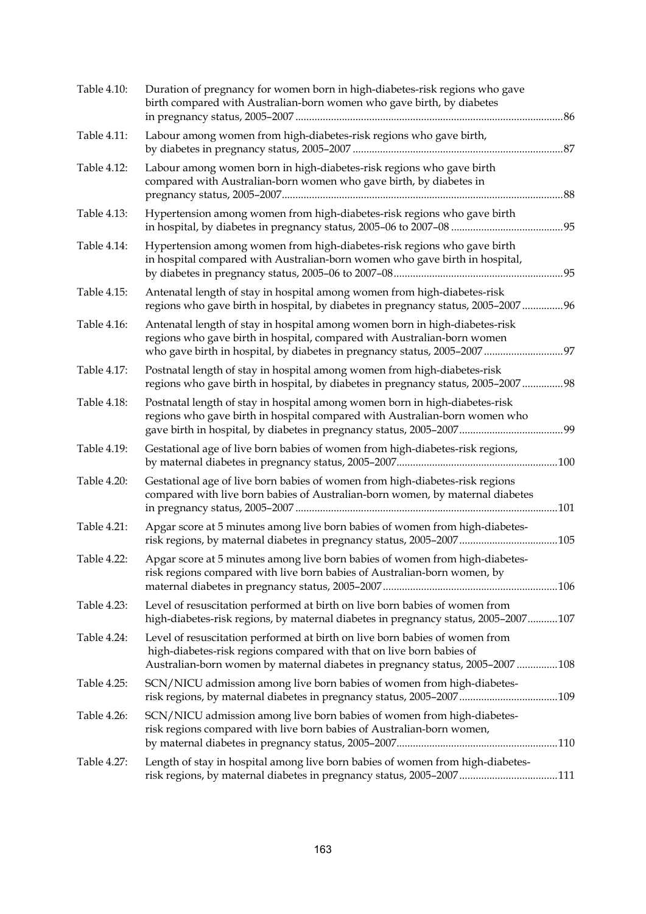| | | |
|---|---|---|
| Table 4.10: | Duration of pregnancy for women born in high-diabetes-risk regions who gave birth compared with Australian-born women who gave birth, by diabetes in pregnancy status, 2005–2007 | 86 |
| Table 4.11: | Labour among women from high-diabetes-risk regions who gave birth, by diabetes in pregnancy status, 2005–2007 | 87 |
| Table 4.12: | Labour among women born in high-diabetes-risk regions who gave birth compared with Australian-born women who gave birth, by diabetes in pregnancy status, 2005–2007 | 88 |
| Table 4.13: | Hypertension among women from high-diabetes-risk regions who gave birth in hospital, by diabetes in pregnancy status, 2005–06 to 2007–08 | 95 |
| Table 4.14: | Hypertension among women from high-diabetes-risk regions who gave birth in hospital compared with Australian-born women who gave birth in hospital, by diabetes in pregnancy status, 2005–06 to 2007–08 | 95 |
| Table 4.15: | Antenatal length of stay in hospital among women from high-diabetes-risk regions who gave birth in hospital, by diabetes in pregnancy status, 2005–2007 | 96 |
| Table 4.16: | Antenatal length of stay in hospital among women born in high-diabetes-risk regions who gave birth in hospital, compared with Australian-born women who gave birth in hospital, by diabetes in pregnancy status, 2005–2007 | 97 |
| Table 4.17: | Postnatal length of stay in hospital among women from high-diabetes-risk regions who gave birth in hospital, by diabetes in pregnancy status, 2005–2007 | 98 |
| Table 4.18: | Postnatal length of stay in hospital among women born in high-diabetes-risk regions who gave birth in hospital compared with Australian-born women who gave birth in hospital, by diabetes in pregnancy status, 2005–2007 | 99 |
| Table 4.19: | Gestational age of live born babies of women from high-diabetes-risk regions, by maternal diabetes in pregnancy status, 2005–2007 | 100 |
| Table 4.20: | Gestational age of live born babies of women from high-diabetes-risk regions compared with live born babies of Australian-born women, by maternal diabetes in pregnancy status, 2005–2007 | 101 |
| Table 4.21: | Apgar score at 5 minutes among live born babies of women from high-diabetes-risk regions, by maternal diabetes in pregnancy status, 2005–2007 | 105 |
| Table 4.22: | Apgar score at 5 minutes among live born babies of women from high-diabetes-risk regions compared with live born babies of Australian-born women, by maternal diabetes in pregnancy status, 2005–2007 | 106 |
| Table 4.23: | Level of resuscitation performed at birth on live born babies of women from high-diabetes-risk regions, by maternal diabetes in pregnancy status, 2005–2007 | 107 |
| Table 4.24: | Level of resuscitation performed at birth on live born babies of women from high-diabetes-risk regions compared with that on live born babies of Australian-born women by maternal diabetes in pregnancy status, 2005–2007 | 108 |
| Table 4.25: | SCN/NICU admission among live born babies of women from high-diabetes-risk regions, by maternal diabetes in pregnancy status, 2005–2007 | 109 |
| Table 4.26: | SCN/NICU admission among live born babies of women from high-diabetes-risk regions compared with live born babies of Australian-born women, by maternal diabetes in pregnancy status, 2005–2007 | 110 |
| Table 4.27: | Length of stay in hospital among live born babies of women from high-diabetes-risk regions, by maternal diabetes in pregnancy status, 2005–2007 | 111 |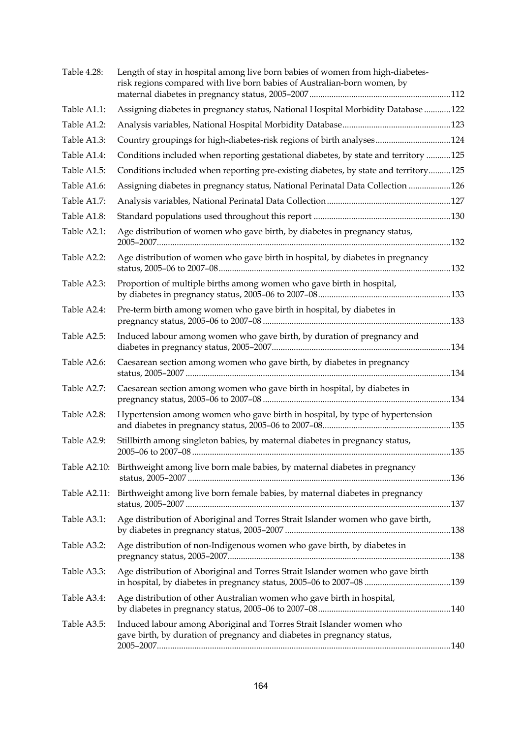| | | |
|---|---|---|
| Table 4.28: | Length of stay in hospital among live born babies of women from high-diabetes-risk regions compared with live born babies of Australian-born women, by maternal diabetes in pregnancy status, 2005–2007 | 112 |
| Table A1.1: | Assigning diabetes in pregnancy status, National Hospital Morbidity Database | 122 |
| Table A1.2: | Analysis variables, National Hospital Morbidity Database | 123 |
| Table A1.3: | Country groupings for high-diabetes-risk regions of birth analyses | 124 |
| Table A1.4: | Conditions included when reporting gestational diabetes, by state and territory | 125 |
| Table A1.5: | Conditions included when reporting pre-existing diabetes, by state and territory | 125 |
| Table A1.6: | Assigning diabetes in pregnancy status, National Perinatal Data Collection | 126 |
| Table A1.7: | Analysis variables, National Perinatal Data Collection | 127 |
| Table A1.8: | Standard populations used throughout this report | 130 |
| Table A2.1: | Age distribution of women who gave birth, by diabetes in pregnancy status, 2005–2007 | 132 |
| Table A2.2: | Age distribution of women who gave birth in hospital, by diabetes in pregnancy status, 2005–06 to 2007–08 | 132 |
| Table A2.3: | Proportion of multiple births among women who gave birth in hospital, by diabetes in pregnancy status, 2005–06 to 2007–08 | 133 |
| Table A2.4: | Pre-term birth among women who gave birth in hospital, by diabetes in pregnancy status, 2005–06 to 2007–08 | 133 |
| Table A2.5: | Induced labour among women who gave birth, by duration of pregnancy and diabetes in pregnancy status, 2005–2007 | 134 |
| Table A2.6: | Caesarean section among women who gave birth, by diabetes in pregnancy status, 2005–2007 | 134 |
| Table A2.7: | Caesarean section among women who gave birth in hospital, by diabetes in pregnancy status, 2005–06 to 2007–08 | 134 |
| Table A2.8: | Hypertension among women who gave birth in hospital, by type of hypertension and diabetes in pregnancy status, 2005–06 to 2007–08 | 135 |
| Table A2.9: | Stillbirth among singleton babies, by maternal diabetes in pregnancy status, 2005–06 to 2007–08 | 135 |
| Table A2.10: | Birthweight among live born male babies, by maternal diabetes in pregnancy status, 2005–2007 | 136 |
| Table A2.11: | Birthweight among live born female babies, by maternal diabetes in pregnancy status, 2005–2007 | 137 |
| Table A3.1: | Age distribution of Aboriginal and Torres Strait Islander women who gave birth, by diabetes in pregnancy status, 2005–2007 | 138 |
| Table A3.2: | Age distribution of non-Indigenous women who gave birth, by diabetes in pregnancy status, 2005–2007 | 138 |
| Table A3.3: | Age distribution of Aboriginal and Torres Strait Islander women who gave birth in hospital, by diabetes in pregnancy status, 2005–06 to 2007–08 | 139 |
| Table A3.4: | Age distribution of other Australian women who gave birth in hospital, by diabetes in pregnancy status, 2005–06 to 2007–08 | 140 |
| Table A3.5: | Induced labour among Aboriginal and Torres Strait Islander women who gave birth, by duration of pregnancy and diabetes in pregnancy status, 2005–2007 | 140 |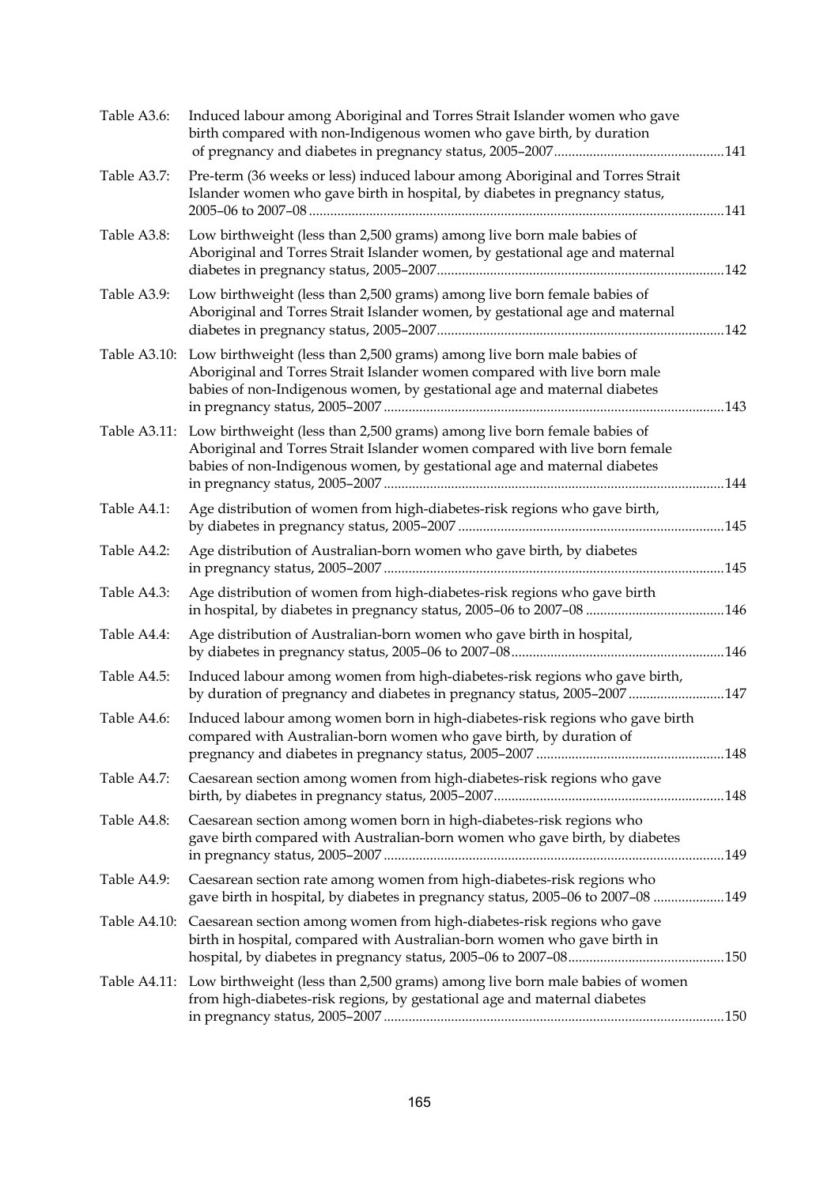Table A3.6: Induced labour among Aboriginal and Torres Strait Islander women who gave birth compared with non-Indigenous women who gave birth, by duration of pregnancy and diabetes in pregnancy status, 2005–2007 ....................................... 141

Table A3.7: Pre-term (36 weeks or less) induced labour among Aboriginal and Torres Strait Islander women who gave birth in hospital, by diabetes in pregnancy status, 2005–06 to 2007–08 ....................................... 141

Table A3.8: Low birthweight (less than 2,500 grams) among live born male babies of Aboriginal and Torres Strait Islander women, by gestational age and maternal diabetes in pregnancy status, 2005–2007 ....................................... 142

Table A3.9: Low birthweight (less than 2,500 grams) among live born female babies of Aboriginal and Torres Strait Islander women, by gestational age and maternal diabetes in pregnancy status, 2005–2007 ....................................... 142

Table A3.10: Low birthweight (less than 2,500 grams) among live born male babies of Aboriginal and Torres Strait Islander women compared with live born male babies of non-Indigenous women, by gestational age and maternal diabetes in pregnancy status, 2005–2007 ....................................... 143

Table A3.11: Low birthweight (less than 2,500 grams) among live born female babies of Aboriginal and Torres Strait Islander women compared with live born female babies of non-Indigenous women, by gestational age and maternal diabetes in pregnancy status, 2005–2007 ....................................... 144

Table A4.1: Age distribution of women from high-diabetes-risk regions who gave birth, by diabetes in pregnancy status, 2005–2007 ....................................... 145

Table A4.2: Age distribution of Australian-born women who gave birth, by diabetes in pregnancy status, 2005–2007 ....................................... 145

Table A4.3: Age distribution of women from high-diabetes-risk regions who gave birth in hospital, by diabetes in pregnancy status, 2005–06 to 2007–08 ....................................... 146

Table A4.4: Age distribution of Australian-born women who gave birth in hospital, by diabetes in pregnancy status, 2005–06 to 2007–08 ....................................... 146

Table A4.5: Induced labour among women from high-diabetes-risk regions who gave birth, by duration of pregnancy and diabetes in pregnancy status, 2005–2007 ....................................... 147

Table A4.6: Induced labour among women born in high-diabetes-risk regions who gave birth compared with Australian-born women who gave birth, by duration of pregnancy and diabetes in pregnancy status, 2005–2007 ....................................... 148

Table A4.7: Caesarean section among women from high-diabetes-risk regions who gave birth, by diabetes in pregnancy status, 2005–2007 ....................................... 148

Table A4.8: Caesarean section among women born in high-diabetes-risk regions who gave birth compared with Australian-born women who gave birth, by diabetes in pregnancy status, 2005–2007 ....................................... 149

Table A4.9: Caesarean section rate among women from high-diabetes-risk regions who gave birth in hospital, by diabetes in pregnancy status, 2005–06 to 2007–08 ....................................... 149

Table A4.10: Caesarean section among women from high-diabetes-risk regions who gave birth in hospital, compared with Australian-born women who gave birth in hospital, by diabetes in pregnancy status, 2005–06 to 2007–08 ....................................... 150

Table A4.11: Low birthweight (less than 2,500 grams) among live born male babies of women from high-diabetes-risk regions, by gestational age and maternal diabetes in pregnancy status, 2005–2007 ....................................... 150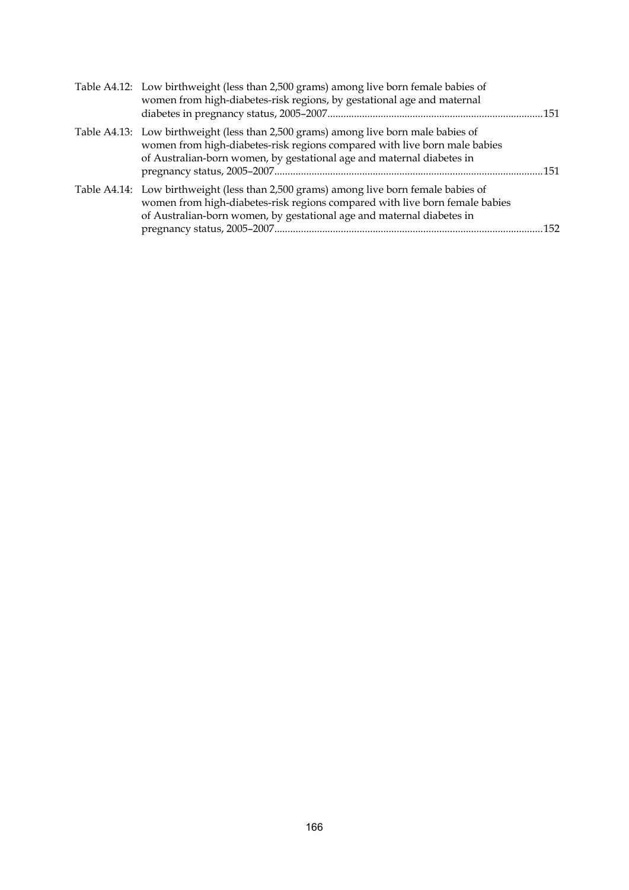Table A4.12: Low birthweight (less than 2,500 grams) among live born female babies of women from high-diabetes-risk regions, by gestational age and maternal diabetes in pregnancy status, 2005–2007.....151

Table A4.13: Low birthweight (less than 2,500 grams) among live born male babies of women from high-diabetes-risk regions compared with live born male babies of Australian-born women, by gestational age and maternal diabetes in pregnancy status, 2005–2007.....151

Table A4.14: Low birthweight (less than 2,500 grams) among live born female babies of women from high-diabetes-risk regions compared with live born female babies of Australian-born women, by gestational age and maternal diabetes in pregnancy status, 2005–2007.....152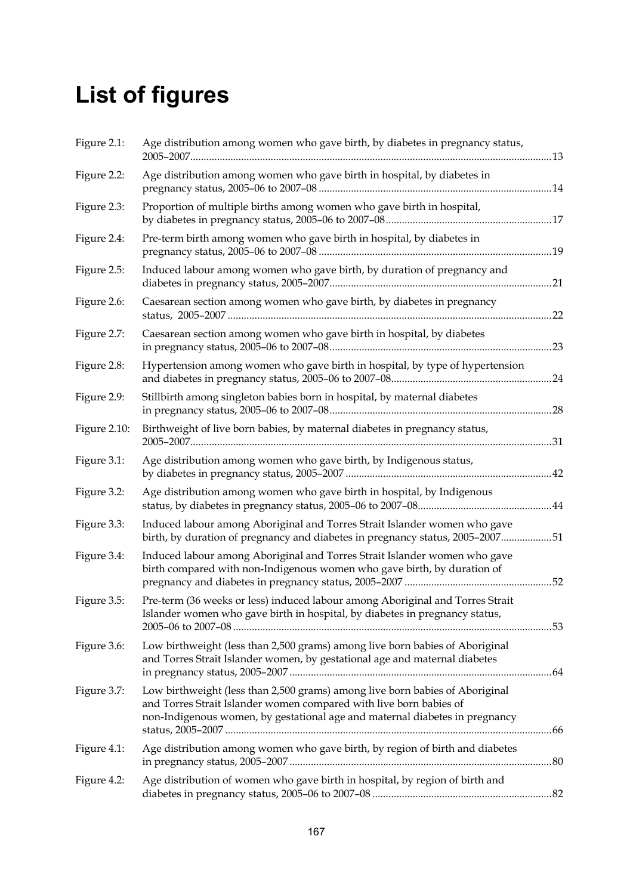# List of figures

| | | |
|---|---|---|
| Figure 2.1: | Age distribution among women who gave birth, by diabetes in pregnancy status, 2005–2007 | 13 |
| Figure 2.2: | Age distribution among women who gave birth in hospital, by diabetes in pregnancy status, 2005–06 to 2007–08 | 14 |
| Figure 2.3: | Proportion of multiple births among women who gave birth in hospital, by diabetes in pregnancy status, 2005–06 to 2007–08 | 17 |
| Figure 2.4: | Pre-term birth among women who gave birth in hospital, by diabetes in pregnancy status, 2005–06 to 2007–08 | 19 |
| Figure 2.5: | Induced labour among women who gave birth, by duration of pregnancy and diabetes in pregnancy status, 2005–2007 | 21 |
| Figure 2.6: | Caesarean section among women who gave birth, by diabetes in pregnancy status, 2005–2007 | 22 |
| Figure 2.7: | Caesarean section among women who gave birth in hospital, by diabetes in pregnancy status, 2005–06 to 2007–08 | 23 |
| Figure 2.8: | Hypertension among women who gave birth in hospital, by type of hypertension and diabetes in pregnancy status, 2005–06 to 2007–08 | 24 |
| Figure 2.9: | Stillbirth among singleton babies born in hospital, by maternal diabetes in pregnancy status, 2005–06 to 2007–08 | 28 |
| Figure 2.10: | Birthweight of live born babies, by maternal diabetes in pregnancy status, 2005–2007 | 31 |
| Figure 3.1: | Age distribution among women who gave birth, by Indigenous status, by diabetes in pregnancy status, 2005–2007 | 42 |
| Figure 3.2: | Age distribution among women who gave birth in hospital, by Indigenous status, by diabetes in pregnancy status, 2005–06 to 2007–08 | 44 |
| Figure 3.3: | Induced labour among Aboriginal and Torres Strait Islander women who gave birth, by duration of pregnancy and diabetes in pregnancy status, 2005–2007 | 51 |
| Figure 3.4: | Induced labour among Aboriginal and Torres Strait Islander women who gave birth compared with non-Indigenous women who gave birth, by duration of pregnancy and diabetes in pregnancy status, 2005–2007 | 52 |
| Figure 3.5: | Pre-term (36 weeks or less) induced labour among Aboriginal and Torres Strait Islander women who gave birth in hospital, by diabetes in pregnancy status, 2005–06 to 2007–08 | 53 |
| Figure 3.6: | Low birthweight (less than 2,500 grams) among live born babies of Aboriginal and Torres Strait Islander women, by gestational age and maternal diabetes in pregnancy status, 2005–2007 | 64 |
| Figure 3.7: | Low birthweight (less than 2,500 grams) among live born babies of Aboriginal and Torres Strait Islander women compared with live born babies of non-Indigenous women, by gestational age and maternal diabetes in pregnancy status, 2005–2007 | 66 |
| Figure 4.1: | Age distribution among women who gave birth, by region of birth and diabetes in pregnancy status, 2005–2007 | 80 |
| Figure 4.2: | Age distribution of women who gave birth in hospital, by region of birth and diabetes in pregnancy status, 2005–06 to 2007–08 | 82 |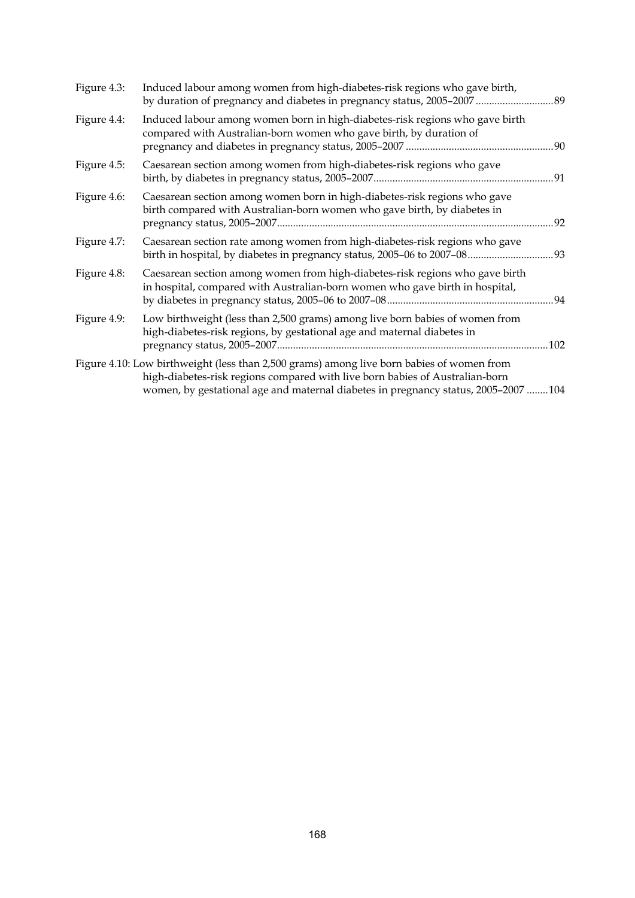Figure 4.3: Induced labour among women from high-diabetes-risk regions who gave birth, by duration of pregnancy and diabetes in pregnancy status, 2005–2007 ............................89

Figure 4.4: Induced labour among women born in high-diabetes-risk regions who gave birth compared with Australian-born women who gave birth, by duration of pregnancy and diabetes in pregnancy status, 2005–2007 .......................................................90

Figure 4.5: Caesarean section among women from high-diabetes-risk regions who gave birth, by diabetes in pregnancy status, 2005–2007..................................................................91

Figure 4.6: Caesarean section among women born in high-diabetes-risk regions who gave birth compared with Australian-born women who gave birth, by diabetes in pregnancy status, 2005–2007.....................................................................................................92

Figure 4.7: Caesarean section rate among women from high-diabetes-risk regions who gave birth in hospital, by diabetes in pregnancy status, 2005–06 to 2007–08...............................93

Figure 4.8: Caesarean section among women from high-diabetes-risk regions who gave birth in hospital, compared with Australian-born women who gave birth in hospital, by diabetes in pregnancy status, 2005–06 to 2007–08.............................................................94

Figure 4.9: Low birthweight (less than 2,500 grams) among live born babies of women from high-diabetes-risk regions, by gestational age and maternal diabetes in pregnancy status, 2005–2007..................................................................................................102

Figure 4.10: Low birthweight (less than 2,500 grams) among live born babies of women from high-diabetes-risk regions compared with live born babies of Australian-born women, by gestational age and maternal diabetes in pregnancy status, 2005–2007 ........104